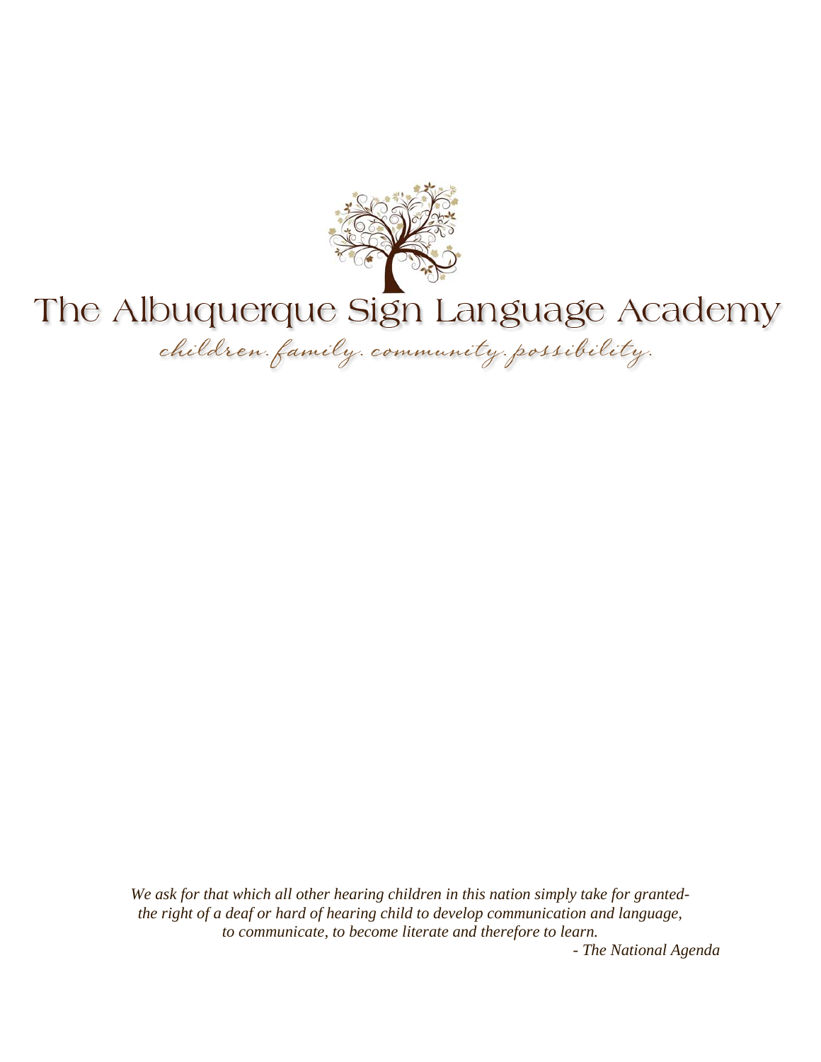# The Albuquerque Sign Language Academy

*children. family. community. possibility.*

*We ask for that which all other hearing children in this nation simply take for granted- the right of a deaf or hard of hearing child to develop communication and language, to communicate, to become literate and therefore to learn.*

*- The National Agenda*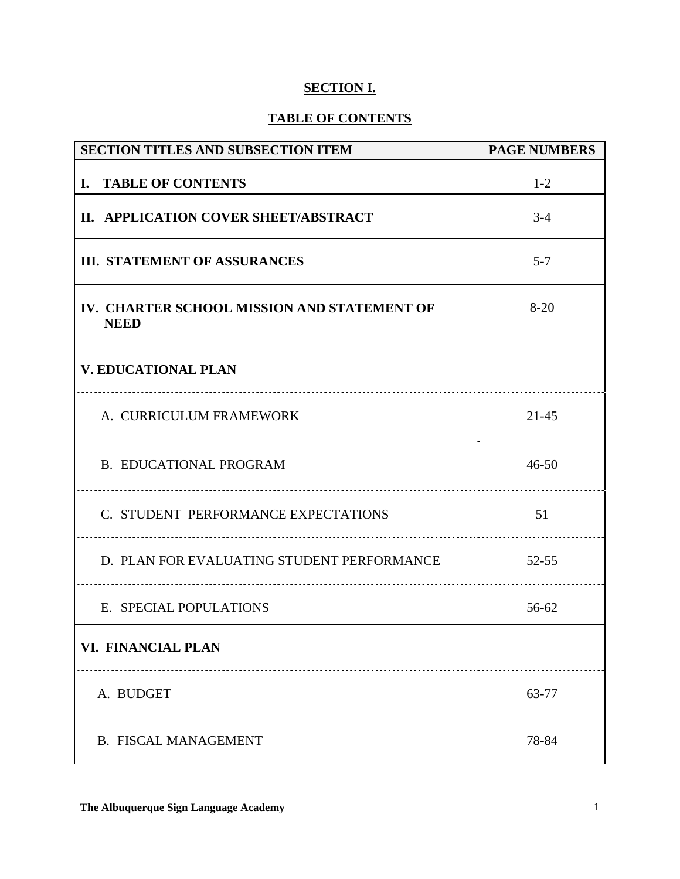**SECTION I.**

**TABLE OF CONTENTS**

| SECTION TITLES AND SUBSECTION ITEM | PAGE NUMBERS |
|---|---|
| **I. TABLE OF CONTENTS** | 1-2 |
| **II. APPLICATION COVER SHEET/ABSTRACT** | 3-4 |
| **III. STATEMENT OF ASSURANCES** | 5-7 |
| **IV. CHARTER SCHOOL MISSION AND STATEMENT OF NEED** | 8-20 |
| **V. EDUCATIONAL PLAN** | |
| A. CURRICULUM FRAMEWORK | 21-45 |
| B. EDUCATIONAL PROGRAM | 46-50 |
| C. STUDENT PERFORMANCE EXPECTATIONS | 51 |
| D. PLAN FOR EVALUATING STUDENT PERFORMANCE | 52-55 |
| E. SPECIAL POPULATIONS | 56-62 |
| **VI. FINANCIAL PLAN** | |
| A. BUDGET | 63-77 |
| B. FISCAL MANAGEMENT | 78-84 |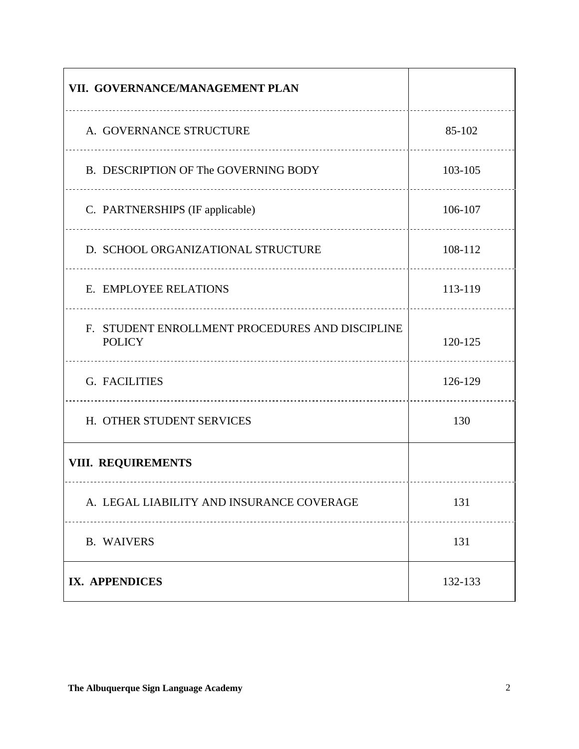| | |
|---|---|
| **VII. GOVERNANCE/MANAGEMENT PLAN** | |
| A. GOVERNANCE STRUCTURE | 85-102 |
| B. DESCRIPTION OF The GOVERNING BODY | 103-105 |
| C. PARTNERSHIPS (IF applicable) | 106-107 |
| D. SCHOOL ORGANIZATIONAL STRUCTURE | 108-112 |
| E. EMPLOYEE RELATIONS | 113-119 |
| F. STUDENT ENROLLMENT PROCEDURES AND DISCIPLINE POLICY | 120-125 |
| G. FACILITIES | 126-129 |
| H. OTHER STUDENT SERVICES | 130 |
| **VIII. REQUIREMENTS** | |
| A. LEGAL LIABILITY AND INSURANCE COVERAGE | 131 |
| B. WAIVERS | 131 |
| **IX. APPENDICES** | 132-133 |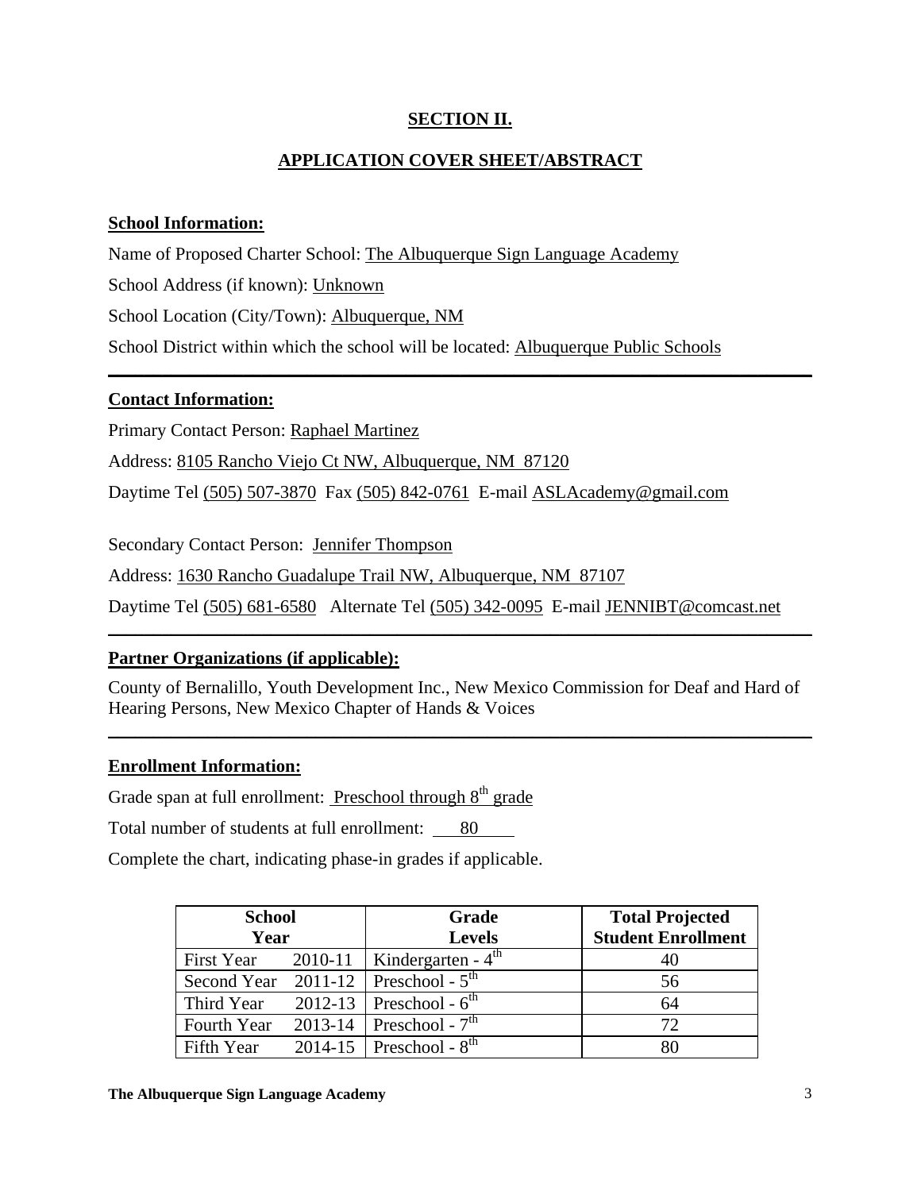## SECTION II.

## APPLICATION COVER SHEET/ABSTRACT

**School Information:**

Name of Proposed Charter School: The Albuquerque Sign Language Academy

School Address (if known): Unknown

School Location (City/Town): Albuquerque, NM

School District within which the school will be located: Albuquerque Public Schools

---

**Contact Information:**

Primary Contact Person: Raphael Martinez

Address: 8105 Rancho Viejo Ct NW, Albuquerque, NM 87120

Daytime Tel (505) 507-3870 Fax (505) 842-0761 E-mail ASLAcademy@gmail.com

Secondary Contact Person: Jennifer Thompson

Address: 1630 Rancho Guadalupe Trail NW, Albuquerque, NM 87107

Daytime Tel (505) 681-6580 Alternate Tel (505) 342-0095 E-mail JENNIBT@comcast.net

---

**Partner Organizations (if applicable):**

County of Bernalillo, Youth Development Inc., New Mexico Commission for Deaf and Hard of Hearing Persons, New Mexico Chapter of Hands & Voices

---

**Enrollment Information:**

Grade span at full enrollment: Preschool through 8th grade

Total number of students at full enrollment: 80

Complete the chart, indicating phase-in grades if applicable.

| School Year | | Grade Levels | Total Projected Student Enrollment |
|---|---|---|---|
| First Year | 2010-11 | Kindergarten - 4th | 40 |
| Second Year | 2011-12 | Preschool - 5th | 56 |
| Third Year | 2012-13 | Preschool - 6th | 64 |
| Fourth Year | 2013-14 | Preschool - 7th | 72 |
| Fifth Year | 2014-15 | Preschool - 8th | 80 |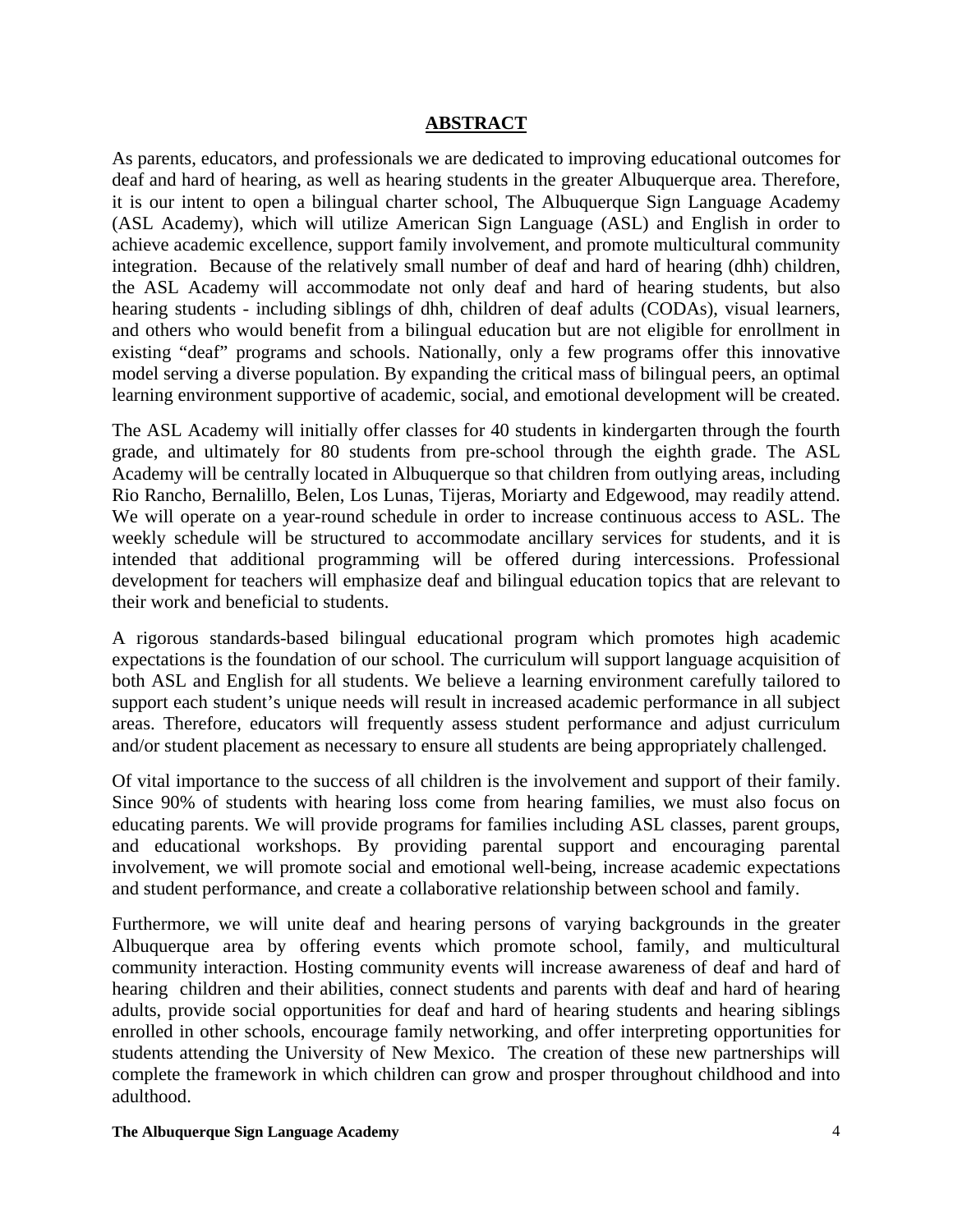## ABSTRACT

As parents, educators, and professionals we are dedicated to improving educational outcomes for deaf and hard of hearing, as well as hearing students in the greater Albuquerque area. Therefore, it is our intent to open a bilingual charter school, The Albuquerque Sign Language Academy (ASL Academy), which will utilize American Sign Language (ASL) and English in order to achieve academic excellence, support family involvement, and promote multicultural community integration. Because of the relatively small number of deaf and hard of hearing (dhh) children, the ASL Academy will accommodate not only deaf and hard of hearing students, but also hearing students - including siblings of dhh, children of deaf adults (CODAs), visual learners, and others who would benefit from a bilingual education but are not eligible for enrollment in existing "deaf" programs and schools. Nationally, only a few programs offer this innovative model serving a diverse population. By expanding the critical mass of bilingual peers, an optimal learning environment supportive of academic, social, and emotional development will be created.

The ASL Academy will initially offer classes for 40 students in kindergarten through the fourth grade, and ultimately for 80 students from pre-school through the eighth grade. The ASL Academy will be centrally located in Albuquerque so that children from outlying areas, including Rio Rancho, Bernalillo, Belen, Los Lunas, Tijeras, Moriarty and Edgewood, may readily attend. We will operate on a year-round schedule in order to increase continuous access to ASL. The weekly schedule will be structured to accommodate ancillary services for students, and it is intended that additional programming will be offered during intercessions. Professional development for teachers will emphasize deaf and bilingual education topics that are relevant to their work and beneficial to students.

A rigorous standards-based bilingual educational program which promotes high academic expectations is the foundation of our school. The curriculum will support language acquisition of both ASL and English for all students. We believe a learning environment carefully tailored to support each student's unique needs will result in increased academic performance in all subject areas. Therefore, educators will frequently assess student performance and adjust curriculum and/or student placement as necessary to ensure all students are being appropriately challenged.

Of vital importance to the success of all children is the involvement and support of their family. Since 90% of students with hearing loss come from hearing families, we must also focus on educating parents. We will provide programs for families including ASL classes, parent groups, and educational workshops. By providing parental support and encouraging parental involvement, we will promote social and emotional well-being, increase academic expectations and student performance, and create a collaborative relationship between school and family.

Furthermore, we will unite deaf and hearing persons of varying backgrounds in the greater Albuquerque area by offering events which promote school, family, and multicultural community interaction. Hosting community events will increase awareness of deaf and hard of hearing children and their abilities, connect students and parents with deaf and hard of hearing adults, provide social opportunities for deaf and hard of hearing students and hearing siblings enrolled in other schools, encourage family networking, and offer interpreting opportunities for students attending the University of New Mexico. The creation of these new partnerships will complete the framework in which children can grow and prosper throughout childhood and into adulthood.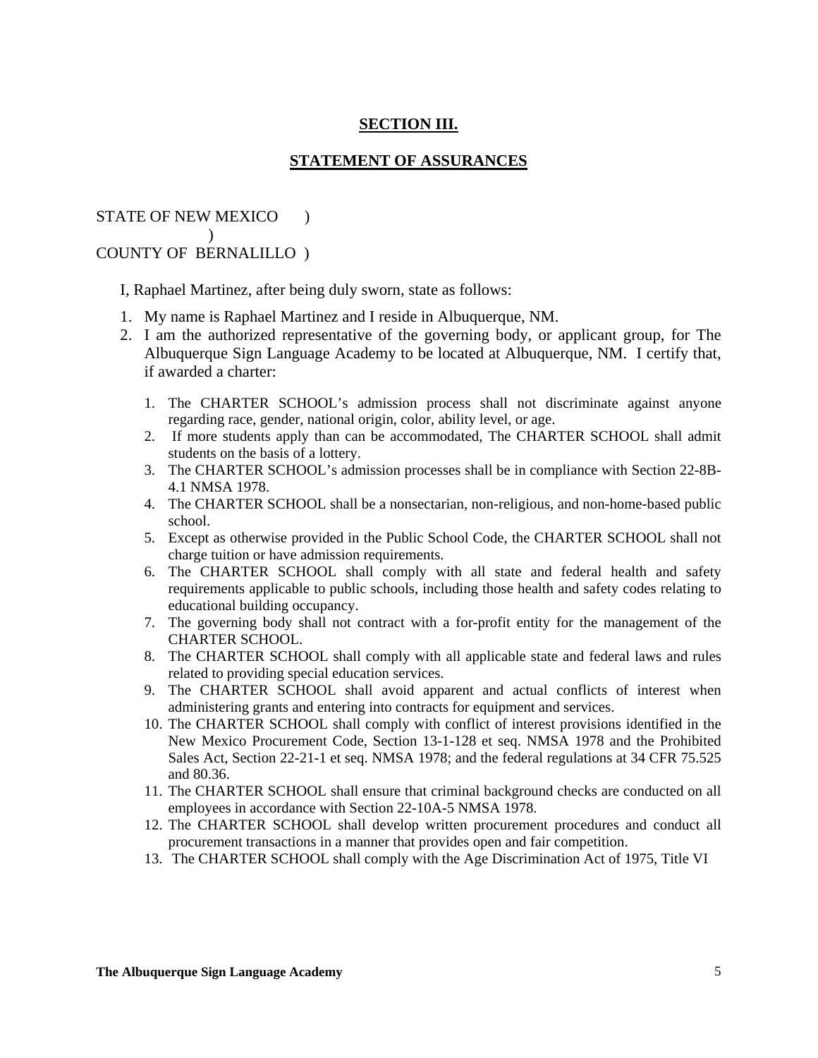## SECTION III.

## STATEMENT OF ASSURANCES

STATE OF NEW MEXICO )
)
COUNTY OF BERNALILLO )

I, Raphael Martinez, after being duly sworn, state as follows:

1. My name is Raphael Martinez and I reside in Albuquerque, NM.
2. I am the authorized representative of the governing body, or applicant group, for The Albuquerque Sign Language Academy to be located at Albuquerque, NM. I certify that, if awarded a charter:

   1. The CHARTER SCHOOL's admission process shall not discriminate against anyone regarding race, gender, national origin, color, ability level, or age.
   2. If more students apply than can be accommodated, The CHARTER SCHOOL shall admit students on the basis of a lottery.
   3. The CHARTER SCHOOL's admission processes shall be in compliance with Section 22-8B-4.1 NMSA 1978.
   4. The CHARTER SCHOOL shall be a nonsectarian, non-religious, and non-home-based public school.
   5. Except as otherwise provided in the Public School Code, the CHARTER SCHOOL shall not charge tuition or have admission requirements.
   6. The CHARTER SCHOOL shall comply with all state and federal health and safety requirements applicable to public schools, including those health and safety codes relating to educational building occupancy.
   7. The governing body shall not contract with a for-profit entity for the management of the CHARTER SCHOOL.
   8. The CHARTER SCHOOL shall comply with all applicable state and federal laws and rules related to providing special education services.
   9. The CHARTER SCHOOL shall avoid apparent and actual conflicts of interest when administering grants and entering into contracts for equipment and services.
   10. The CHARTER SCHOOL shall comply with conflict of interest provisions identified in the New Mexico Procurement Code, Section 13-1-128 et seq. NMSA 1978 and the Prohibited Sales Act, Section 22-21-1 et seq. NMSA 1978; and the federal regulations at 34 CFR 75.525 and 80.36.
   11. The CHARTER SCHOOL shall ensure that criminal background checks are conducted on all employees in accordance with Section 22-10A-5 NMSA 1978.
   12. The CHARTER SCHOOL shall develop written procurement procedures and conduct all procurement transactions in a manner that provides open and fair competition.
   13. The CHARTER SCHOOL shall comply with the Age Discrimination Act of 1975, Title VI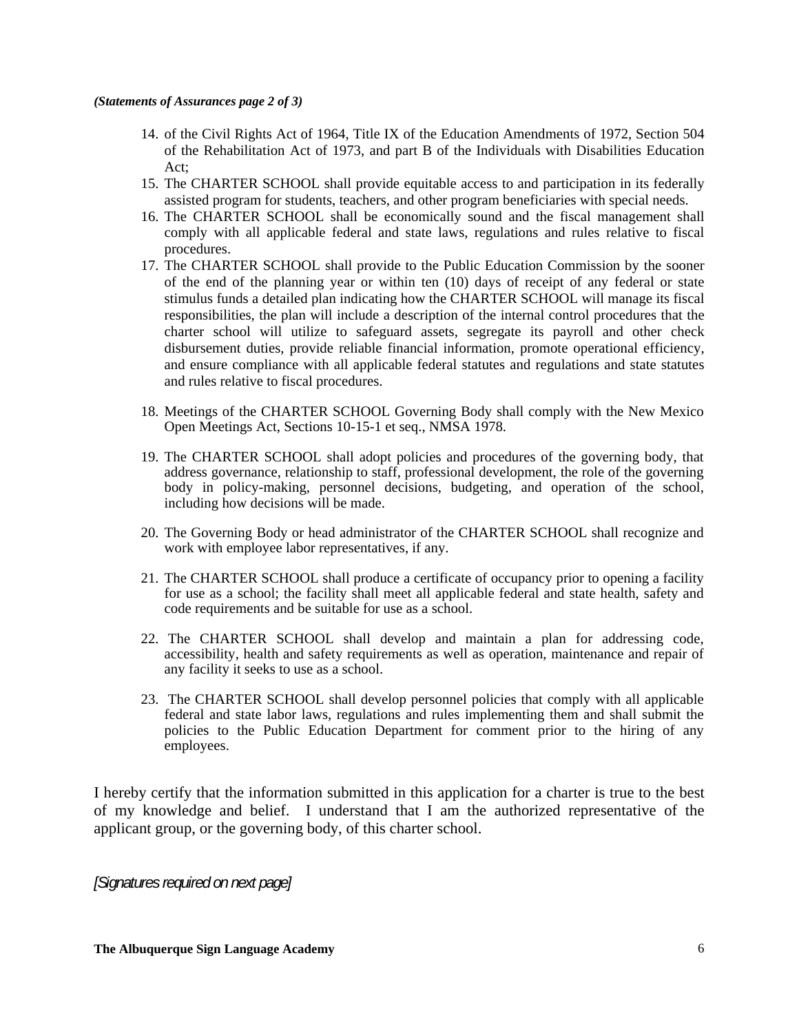*(Statements of Assurances page 2 of 3)*

14. of the Civil Rights Act of 1964, Title IX of the Education Amendments of 1972, Section 504 of the Rehabilitation Act of 1973, and part B of the Individuals with Disabilities Education Act;
15. The CHARTER SCHOOL shall provide equitable access to and participation in its federally assisted program for students, teachers, and other program beneficiaries with special needs.
16. The CHARTER SCHOOL shall be economically sound and the fiscal management shall comply with all applicable federal and state laws, regulations and rules relative to fiscal procedures.
17. The CHARTER SCHOOL shall provide to the Public Education Commission by the sooner of the end of the planning year or within ten (10) days of receipt of any federal or state stimulus funds a detailed plan indicating how the CHARTER SCHOOL will manage its fiscal responsibilities, the plan will include a description of the internal control procedures that the charter school will utilize to safeguard assets, segregate its payroll and other check disbursement duties, provide reliable financial information, promote operational efficiency, and ensure compliance with all applicable federal statutes and regulations and state statutes and rules relative to fiscal procedures.
18. Meetings of the CHARTER SCHOOL Governing Body shall comply with the New Mexico Open Meetings Act, Sections 10-15-1 et seq., NMSA 1978.
19. The CHARTER SCHOOL shall adopt policies and procedures of the governing body, that address governance, relationship to staff, professional development, the role of the governing body in policy-making, personnel decisions, budgeting, and operation of the school, including how decisions will be made.
20. The Governing Body or head administrator of the CHARTER SCHOOL shall recognize and work with employee labor representatives, if any.
21. The CHARTER SCHOOL shall produce a certificate of occupancy prior to opening a facility for use as a school; the facility shall meet all applicable federal and state health, safety and code requirements and be suitable for use as a school.
22. The CHARTER SCHOOL shall develop and maintain a plan for addressing code, accessibility, health and safety requirements as well as operation, maintenance and repair of any facility it seeks to use as a school.
23. The CHARTER SCHOOL shall develop personnel policies that comply with all applicable federal and state labor laws, regulations and rules implementing them and shall submit the policies to the Public Education Department for comment prior to the hiring of any employees.

I hereby certify that the information submitted in this application for a charter is true to the best of my knowledge and belief. I understand that I am the authorized representative of the applicant group, or the governing body, of this charter school.

*[Signatures required on next page]*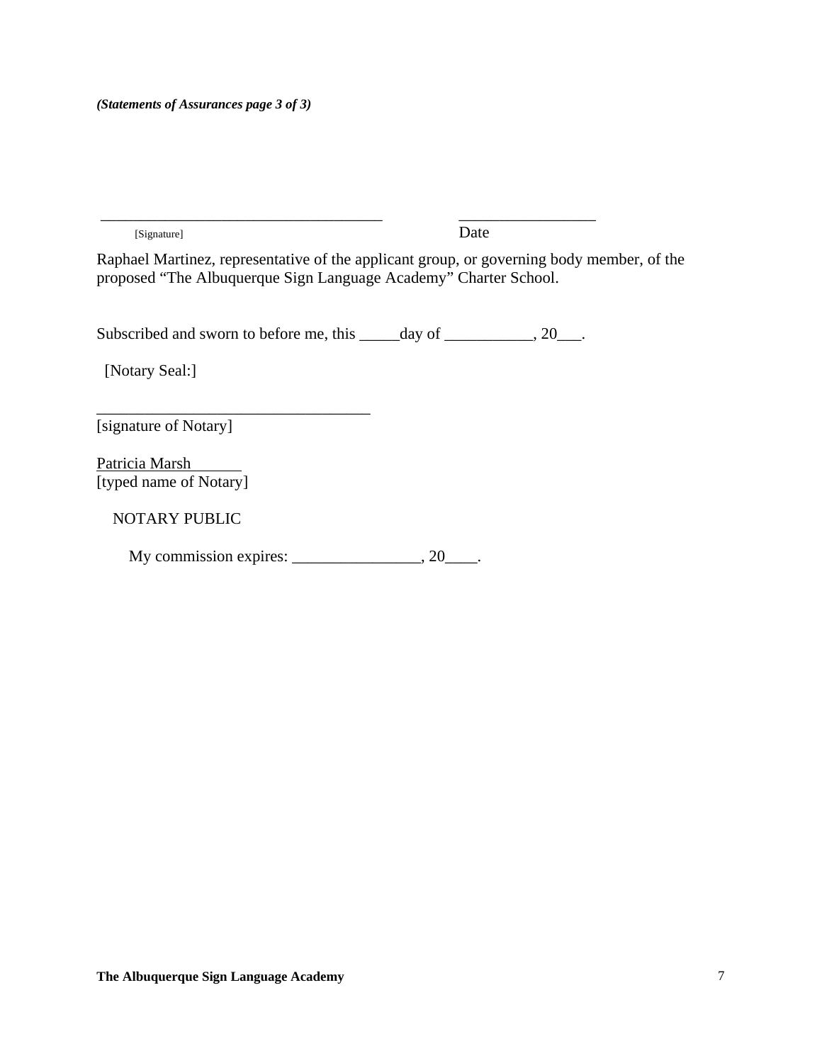*(Statements of Assurances page 3 of 3)*

___________________________________ _________________

[Signature] Date

Raphael Martinez, representative of the applicant group, or governing body member, of the proposed "The Albuquerque Sign Language Academy" Charter School.

Subscribed and sworn to before me, this _____day of ___________, 20___.

[Notary Seal:]

__________________________________

[signature of Notary]

Patricia Marsh

[typed name of Notary]

NOTARY PUBLIC

My commission expires: ________________, 20____.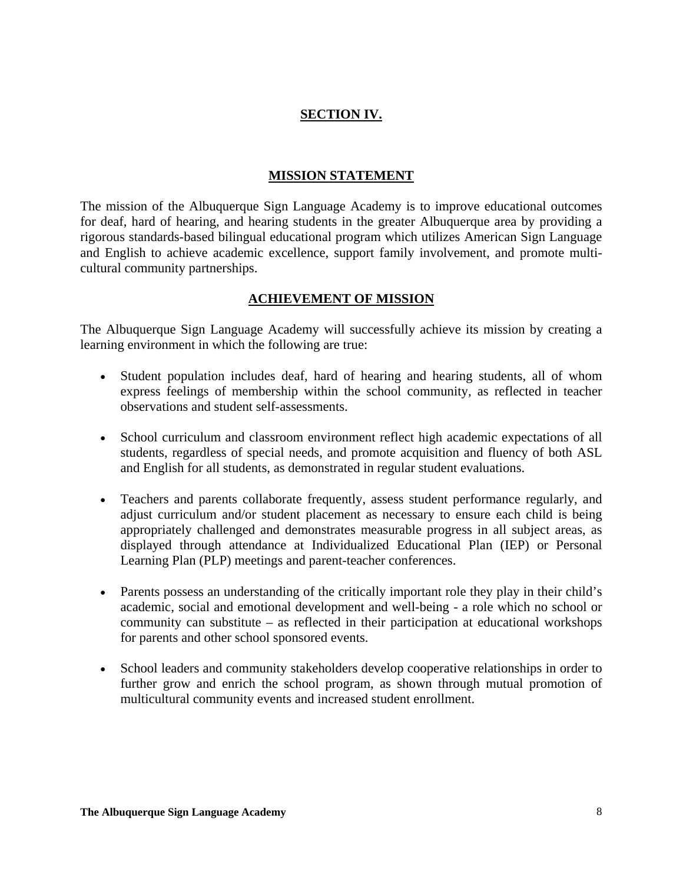# SECTION IV.

## MISSION STATEMENT

The mission of the Albuquerque Sign Language Academy is to improve educational outcomes for deaf, hard of hearing, and hearing students in the greater Albuquerque area by providing a rigorous standards-based bilingual educational program which utilizes American Sign Language and English to achieve academic excellence, support family involvement, and promote multi-cultural community partnerships.

## ACHIEVEMENT OF MISSION

The Albuquerque Sign Language Academy will successfully achieve its mission by creating a learning environment in which the following are true:

- Student population includes deaf, hard of hearing and hearing students, all of whom express feelings of membership within the school community, as reflected in teacher observations and student self-assessments.

- School curriculum and classroom environment reflect high academic expectations of all students, regardless of special needs, and promote acquisition and fluency of both ASL and English for all students, as demonstrated in regular student evaluations.

- Teachers and parents collaborate frequently, assess student performance regularly, and adjust curriculum and/or student placement as necessary to ensure each child is being appropriately challenged and demonstrates measurable progress in all subject areas, as displayed through attendance at Individualized Educational Plan (IEP) or Personal Learning Plan (PLP) meetings and parent-teacher conferences.

- Parents possess an understanding of the critically important role they play in their child's academic, social and emotional development and well-being - a role which no school or community can substitute – as reflected in their participation at educational workshops for parents and other school sponsored events.

- School leaders and community stakeholders develop cooperative relationships in order to further grow and enrich the school program, as shown through mutual promotion of multicultural community events and increased student enrollment.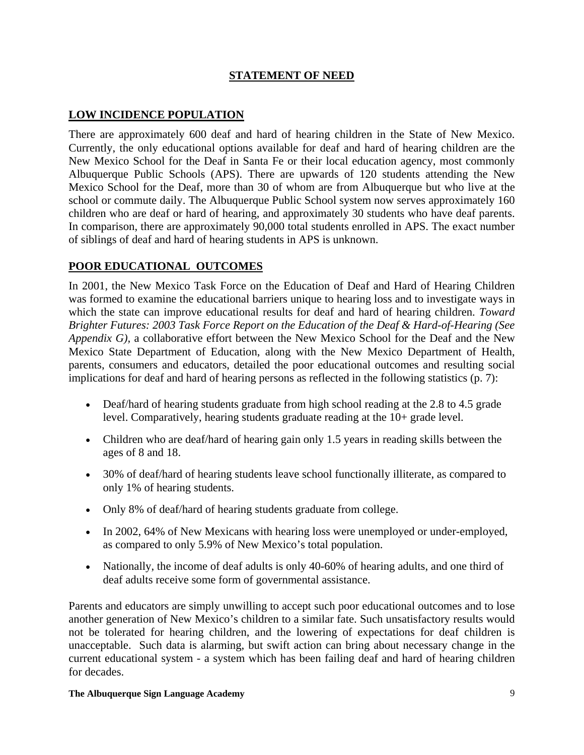## STATEMENT OF NEED

### LOW INCIDENCE POPULATION

There are approximately 600 deaf and hard of hearing children in the State of New Mexico. Currently, the only educational options available for deaf and hard of hearing children are the New Mexico School for the Deaf in Santa Fe or their local education agency, most commonly Albuquerque Public Schools (APS). There are upwards of 120 students attending the New Mexico School for the Deaf, more than 30 of whom are from Albuquerque but who live at the school or commute daily. The Albuquerque Public School system now serves approximately 160 children who are deaf or hard of hearing, and approximately 30 students who have deaf parents. In comparison, there are approximately 90,000 total students enrolled in APS. The exact number of siblings of deaf and hard of hearing students in APS is unknown.

### POOR EDUCATIONAL OUTCOMES

In 2001, the New Mexico Task Force on the Education of Deaf and Hard of Hearing Children was formed to examine the educational barriers unique to hearing loss and to investigate ways in which the state can improve educational results for deaf and hard of hearing children. *Toward Brighter Futures: 2003 Task Force Report on the Education of the Deaf & Hard-of-Hearing (See Appendix G),* a collaborative effort between the New Mexico School for the Deaf and the New Mexico State Department of Education, along with the New Mexico Department of Health, parents, consumers and educators, detailed the poor educational outcomes and resulting social implications for deaf and hard of hearing persons as reflected in the following statistics (p. 7):

- Deaf/hard of hearing students graduate from high school reading at the 2.8 to 4.5 grade level. Comparatively, hearing students graduate reading at the 10+ grade level.
- Children who are deaf/hard of hearing gain only 1.5 years in reading skills between the ages of 8 and 18.
- 30% of deaf/hard of hearing students leave school functionally illiterate, as compared to only 1% of hearing students.
- Only 8% of deaf/hard of hearing students graduate from college.
- In 2002, 64% of New Mexicans with hearing loss were unemployed or under-employed, as compared to only 5.9% of New Mexico's total population.
- Nationally, the income of deaf adults is only 40-60% of hearing adults, and one third of deaf adults receive some form of governmental assistance.

Parents and educators are simply unwilling to accept such poor educational outcomes and to lose another generation of New Mexico's children to a similar fate. Such unsatisfactory results would not be tolerated for hearing children, and the lowering of expectations for deaf children is unacceptable. Such data is alarming, but swift action can bring about necessary change in the current educational system - a system which has been failing deaf and hard of hearing children for decades.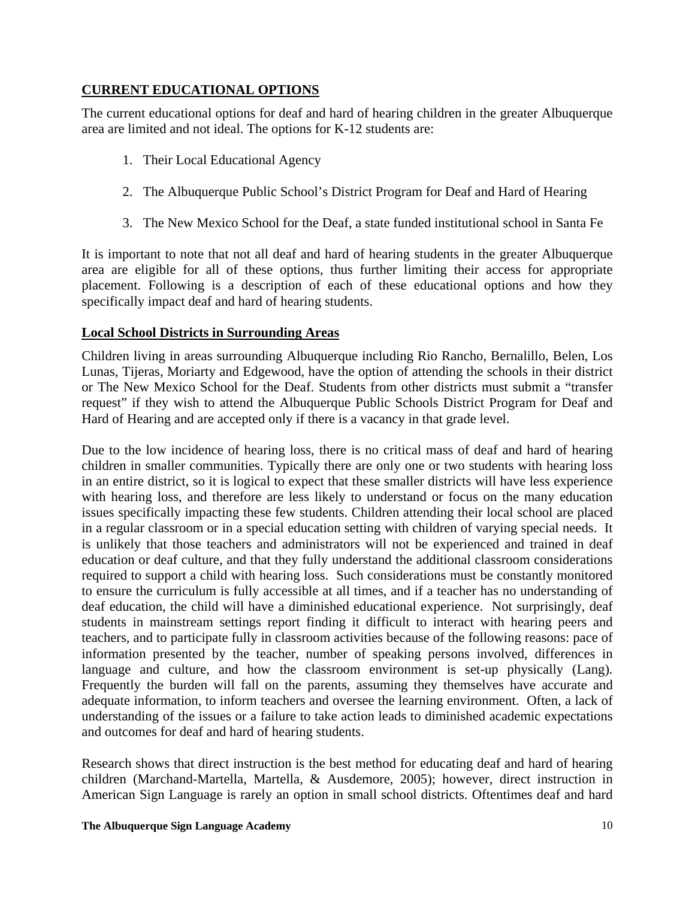## CURRENT EDUCATIONAL OPTIONS

The current educational options for deaf and hard of hearing children in the greater Albuquerque area are limited and not ideal. The options for K-12 students are:

1. Their Local Educational Agency

2. The Albuquerque Public School's District Program for Deaf and Hard of Hearing

3. The New Mexico School for the Deaf, a state funded institutional school in Santa Fe

It is important to note that not all deaf and hard of hearing students in the greater Albuquerque area are eligible for all of these options, thus further limiting their access for appropriate placement. Following is a description of each of these educational options and how they specifically impact deaf and hard of hearing students.

### Local School Districts in Surrounding Areas

Children living in areas surrounding Albuquerque including Rio Rancho, Bernalillo, Belen, Los Lunas, Tijeras, Moriarty and Edgewood, have the option of attending the schools in their district or The New Mexico School for the Deaf. Students from other districts must submit a "transfer request" if they wish to attend the Albuquerque Public Schools District Program for Deaf and Hard of Hearing and are accepted only if there is a vacancy in that grade level.

Due to the low incidence of hearing loss, there is no critical mass of deaf and hard of hearing children in smaller communities. Typically there are only one or two students with hearing loss in an entire district, so it is logical to expect that these smaller districts will have less experience with hearing loss, and therefore are less likely to understand or focus on the many education issues specifically impacting these few students. Children attending their local school are placed in a regular classroom or in a special education setting with children of varying special needs. It is unlikely that those teachers and administrators will not be experienced and trained in deaf education or deaf culture, and that they fully understand the additional classroom considerations required to support a child with hearing loss. Such considerations must be constantly monitored to ensure the curriculum is fully accessible at all times, and if a teacher has no understanding of deaf education, the child will have a diminished educational experience. Not surprisingly, deaf students in mainstream settings report finding it difficult to interact with hearing peers and teachers, and to participate fully in classroom activities because of the following reasons: pace of information presented by the teacher, number of speaking persons involved, differences in language and culture, and how the classroom environment is set-up physically (Lang). Frequently the burden will fall on the parents, assuming they themselves have accurate and adequate information, to inform teachers and oversee the learning environment. Often, a lack of understanding of the issues or a failure to take action leads to diminished academic expectations and outcomes for deaf and hard of hearing students.

Research shows that direct instruction is the best method for educating deaf and hard of hearing children (Marchand-Martella, Martella, & Ausdemore, 2005); however, direct instruction in American Sign Language is rarely an option in small school districts. Oftentimes deaf and hard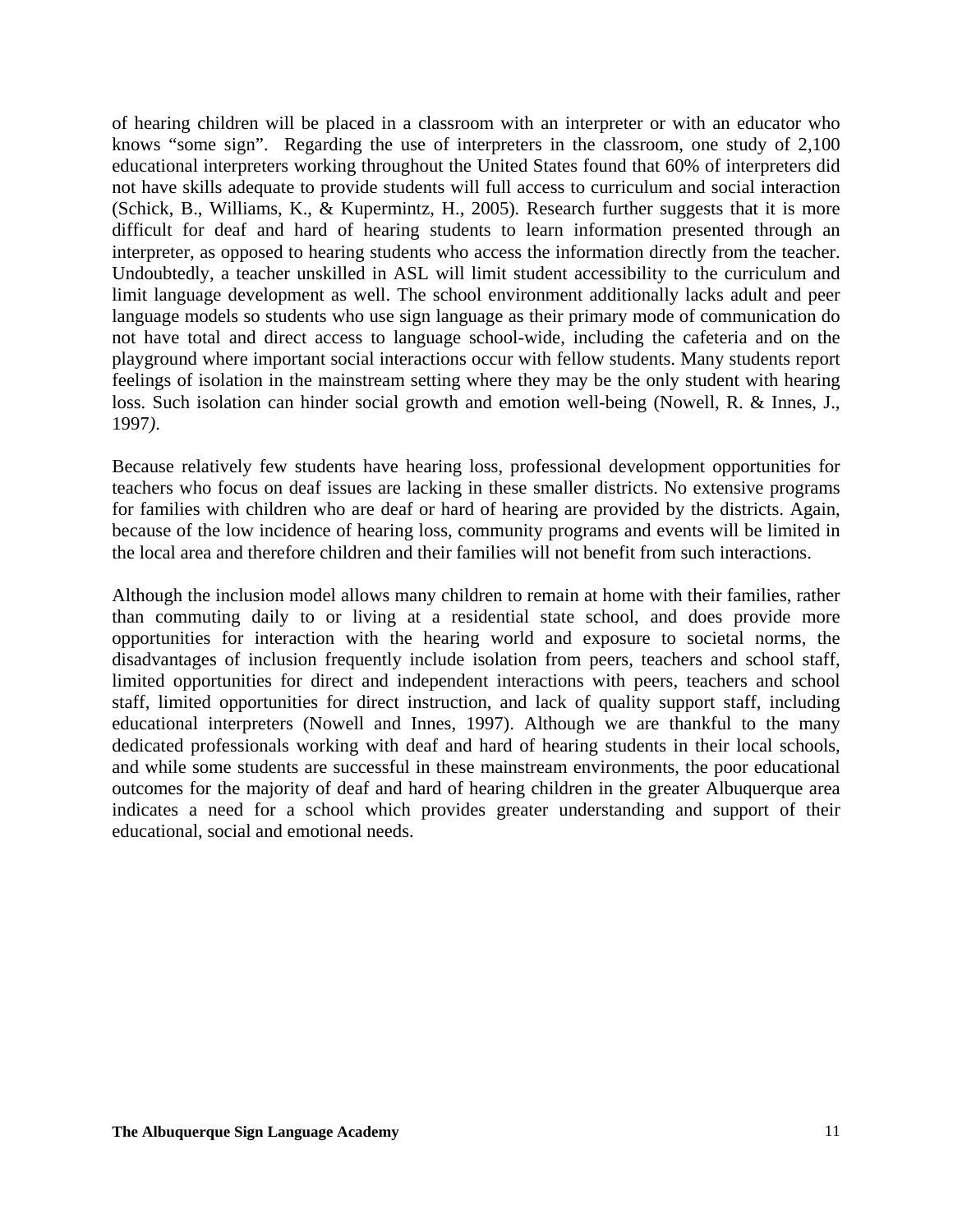of hearing children will be placed in a classroom with an interpreter or with an educator who knows "some sign". Regarding the use of interpreters in the classroom, one study of 2,100 educational interpreters working throughout the United States found that 60% of interpreters did not have skills adequate to provide students will full access to curriculum and social interaction (Schick, B., Williams, K., & Kupermintz, H., 2005). Research further suggests that it is more difficult for deaf and hard of hearing students to learn information presented through an interpreter, as opposed to hearing students who access the information directly from the teacher. Undoubtedly, a teacher unskilled in ASL will limit student accessibility to the curriculum and limit language development as well. The school environment additionally lacks adult and peer language models so students who use sign language as their primary mode of communication do not have total and direct access to language school-wide, including the cafeteria and on the playground where important social interactions occur with fellow students. Many students report feelings of isolation in the mainstream setting where they may be the only student with hearing loss. Such isolation can hinder social growth and emotion well-being (Nowell, R. & Innes, J., 1997*)*.

Because relatively few students have hearing loss, professional development opportunities for teachers who focus on deaf issues are lacking in these smaller districts. No extensive programs for families with children who are deaf or hard of hearing are provided by the districts. Again, because of the low incidence of hearing loss, community programs and events will be limited in the local area and therefore children and their families will not benefit from such interactions.

Although the inclusion model allows many children to remain at home with their families, rather than commuting daily to or living at a residential state school, and does provide more opportunities for interaction with the hearing world and exposure to societal norms, the disadvantages of inclusion frequently include isolation from peers, teachers and school staff, limited opportunities for direct and independent interactions with peers, teachers and school staff, limited opportunities for direct instruction, and lack of quality support staff, including educational interpreters (Nowell and Innes, 1997). Although we are thankful to the many dedicated professionals working with deaf and hard of hearing students in their local schools, and while some students are successful in these mainstream environments, the poor educational outcomes for the majority of deaf and hard of hearing children in the greater Albuquerque area indicates a need for a school which provides greater understanding and support of their educational, social and emotional needs.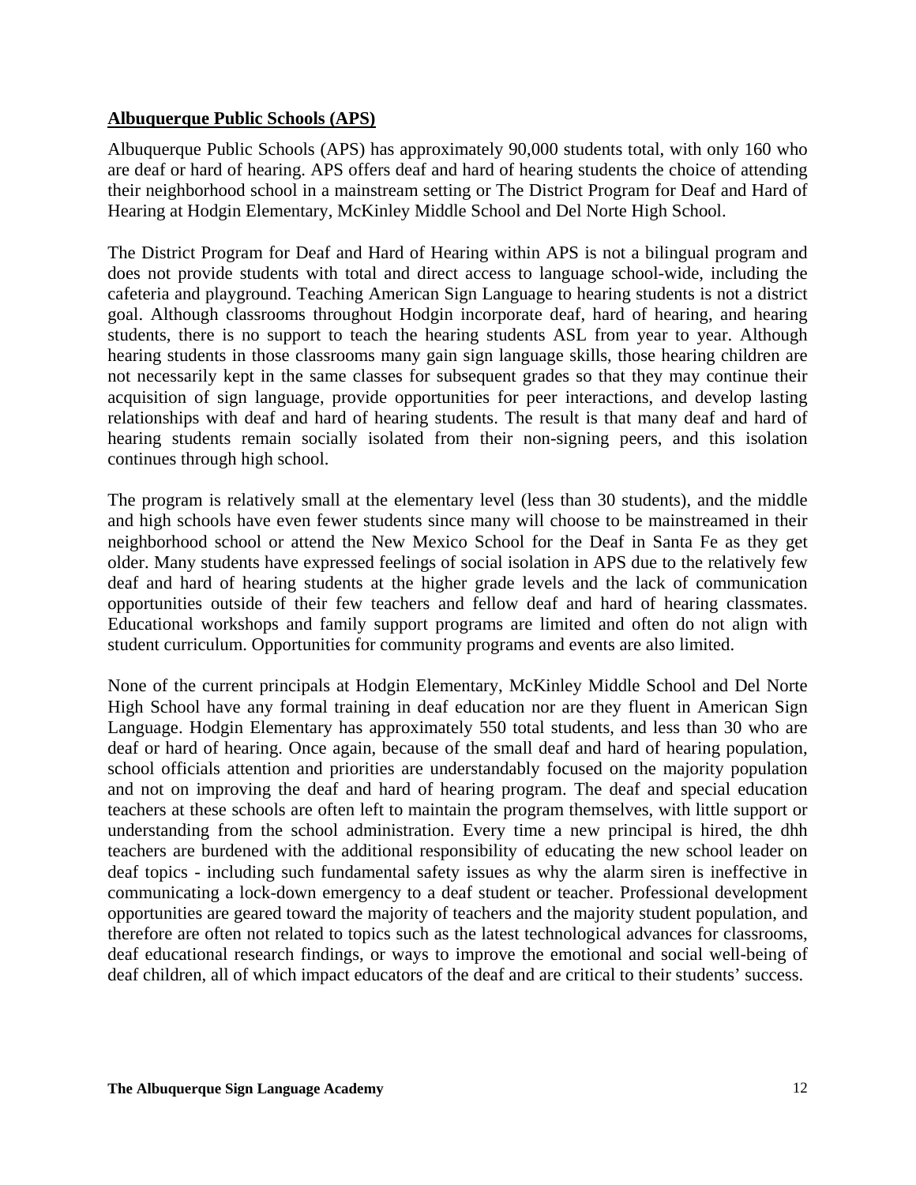## Albuquerque Public Schools (APS)

Albuquerque Public Schools (APS) has approximately 90,000 students total, with only 160 who are deaf or hard of hearing. APS offers deaf and hard of hearing students the choice of attending their neighborhood school in a mainstream setting or The District Program for Deaf and Hard of Hearing at Hodgin Elementary, McKinley Middle School and Del Norte High School.

The District Program for Deaf and Hard of Hearing within APS is not a bilingual program and does not provide students with total and direct access to language school-wide, including the cafeteria and playground. Teaching American Sign Language to hearing students is not a district goal. Although classrooms throughout Hodgin incorporate deaf, hard of hearing, and hearing students, there is no support to teach the hearing students ASL from year to year. Although hearing students in those classrooms many gain sign language skills, those hearing children are not necessarily kept in the same classes for subsequent grades so that they may continue their acquisition of sign language, provide opportunities for peer interactions, and develop lasting relationships with deaf and hard of hearing students. The result is that many deaf and hard of hearing students remain socially isolated from their non-signing peers, and this isolation continues through high school.

The program is relatively small at the elementary level (less than 30 students), and the middle and high schools have even fewer students since many will choose to be mainstreamed in their neighborhood school or attend the New Mexico School for the Deaf in Santa Fe as they get older. Many students have expressed feelings of social isolation in APS due to the relatively few deaf and hard of hearing students at the higher grade levels and the lack of communication opportunities outside of their few teachers and fellow deaf and hard of hearing classmates. Educational workshops and family support programs are limited and often do not align with student curriculum. Opportunities for community programs and events are also limited.

None of the current principals at Hodgin Elementary, McKinley Middle School and Del Norte High School have any formal training in deaf education nor are they fluent in American Sign Language. Hodgin Elementary has approximately 550 total students, and less than 30 who are deaf or hard of hearing. Once again, because of the small deaf and hard of hearing population, school officials attention and priorities are understandably focused on the majority population and not on improving the deaf and hard of hearing program. The deaf and special education teachers at these schools are often left to maintain the program themselves, with little support or understanding from the school administration. Every time a new principal is hired, the dhh teachers are burdened with the additional responsibility of educating the new school leader on deaf topics - including such fundamental safety issues as why the alarm siren is ineffective in communicating a lock-down emergency to a deaf student or teacher. Professional development opportunities are geared toward the majority of teachers and the majority student population, and therefore are often not related to topics such as the latest technological advances for classrooms, deaf educational research findings, or ways to improve the emotional and social well-being of deaf children, all of which impact educators of the deaf and are critical to their students' success.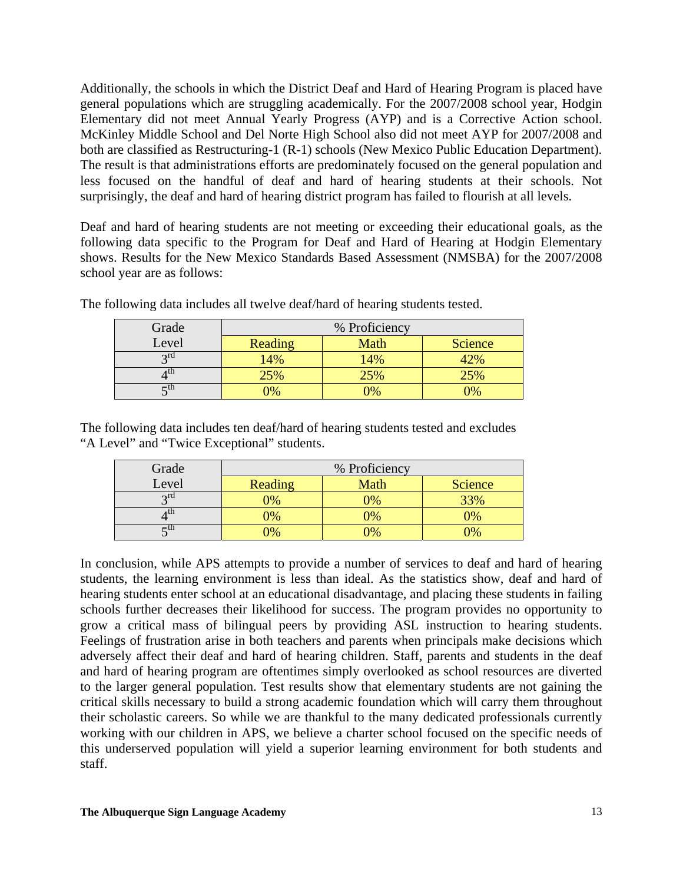Additionally, the schools in which the District Deaf and Hard of Hearing Program is placed have general populations which are struggling academically. For the 2007/2008 school year, Hodgin Elementary did not meet Annual Yearly Progress (AYP) and is a Corrective Action school. McKinley Middle School and Del Norte High School also did not meet AYP for 2007/2008 and both are classified as Restructuring-1 (R-1) schools (New Mexico Public Education Department). The result is that administrations efforts are predominately focused on the general population and less focused on the handful of deaf and hard of hearing students at their schools. Not surprisingly, the deaf and hard of hearing district program has failed to flourish at all levels.

Deaf and hard of hearing students are not meeting or exceeding their educational goals, as the following data specific to the Program for Deaf and Hard of Hearing at Hodgin Elementary shows. Results for the New Mexico Standards Based Assessment (NMSBA) for the 2007/2008 school year are as follows:

The following data includes all twelve deaf/hard of hearing students tested.

| Grade Level | % Proficiency | | |
|---|---|---|---|
| | Reading | Math | Science |
| 3rd | 14% | 14% | 42% |
| 4th | 25% | 25% | 25% |
| 5th | 0% | 0% | 0% |

The following data includes ten deaf/hard of hearing students tested and excludes "A Level" and "Twice Exceptional" students.

| Grade Level | % Proficiency | | |
|---|---|---|---|
| | Reading | Math | Science |
| 3rd | 0% | 0% | 33% |
| 4th | 0% | 0% | 0% |
| 5th | 0% | 0% | 0% |

In conclusion, while APS attempts to provide a number of services to deaf and hard of hearing students, the learning environment is less than ideal. As the statistics show, deaf and hard of hearing students enter school at an educational disadvantage, and placing these students in failing schools further decreases their likelihood for success. The program provides no opportunity to grow a critical mass of bilingual peers by providing ASL instruction to hearing students. Feelings of frustration arise in both teachers and parents when principals make decisions which adversely affect their deaf and hard of hearing children. Staff, parents and students in the deaf and hard of hearing program are oftentimes simply overlooked as school resources are diverted to the larger general population. Test results show that elementary students are not gaining the critical skills necessary to build a strong academic foundation which will carry them throughout their scholastic careers. So while we are thankful to the many dedicated professionals currently working with our children in APS, we believe a charter school focused on the specific needs of this underserved population will yield a superior learning environment for both students and staff.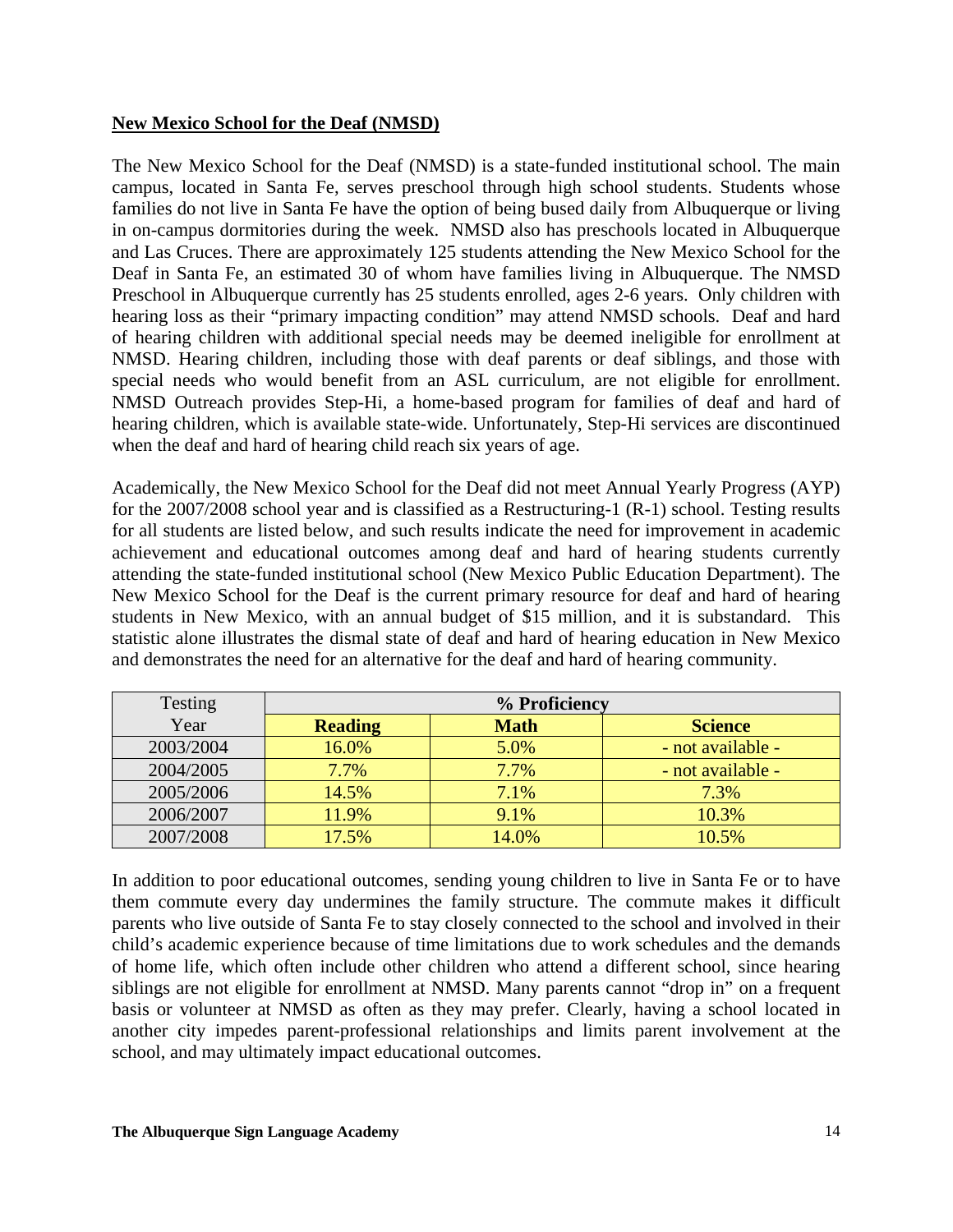## New Mexico School for the Deaf (NMSD)

The New Mexico School for the Deaf (NMSD) is a state-funded institutional school. The main campus, located in Santa Fe, serves preschool through high school students. Students whose families do not live in Santa Fe have the option of being bused daily from Albuquerque or living in on-campus dormitories during the week. NMSD also has preschools located in Albuquerque and Las Cruces. There are approximately 125 students attending the New Mexico School for the Deaf in Santa Fe, an estimated 30 of whom have families living in Albuquerque. The NMSD Preschool in Albuquerque currently has 25 students enrolled, ages 2-6 years. Only children with hearing loss as their "primary impacting condition" may attend NMSD schools. Deaf and hard of hearing children with additional special needs may be deemed ineligible for enrollment at NMSD. Hearing children, including those with deaf parents or deaf siblings, and those with special needs who would benefit from an ASL curriculum, are not eligible for enrollment. NMSD Outreach provides Step-Hi, a home-based program for families of deaf and hard of hearing children, which is available state-wide. Unfortunately, Step-Hi services are discontinued when the deaf and hard of hearing child reach six years of age.

Academically, the New Mexico School for the Deaf did not meet Annual Yearly Progress (AYP) for the 2007/2008 school year and is classified as a Restructuring-1 (R-1) school. Testing results for all students are listed below, and such results indicate the need for improvement in academic achievement and educational outcomes among deaf and hard of hearing students currently attending the state-funded institutional school (New Mexico Public Education Department). The New Mexico School for the Deaf is the current primary resource for deaf and hard of hearing students in New Mexico, with an annual budget of $15 million, and it is substandard. This statistic alone illustrates the dismal state of deaf and hard of hearing education in New Mexico and demonstrates the need for an alternative for the deaf and hard of hearing community.

| Testing Year | % Proficiency | | |
|---|---|---|---|
| | **Reading** | **Math** | **Science** |
| 2003/2004 | 16.0% | 5.0% | - not available - |
| 2004/2005 | 7.7% | 7.7% | - not available - |
| 2005/2006 | 14.5% | 7.1% | 7.3% |
| 2006/2007 | 11.9% | 9.1% | 10.3% |
| 2007/2008 | 17.5% | 14.0% | 10.5% |

In addition to poor educational outcomes, sending young children to live in Santa Fe or to have them commute every day undermines the family structure. The commute makes it difficult parents who live outside of Santa Fe to stay closely connected to the school and involved in their child's academic experience because of time limitations due to work schedules and the demands of home life, which often include other children who attend a different school, since hearing siblings are not eligible for enrollment at NMSD. Many parents cannot "drop in" on a frequent basis or volunteer at NMSD as often as they may prefer. Clearly, having a school located in another city impedes parent-professional relationships and limits parent involvement at the school, and may ultimately impact educational outcomes.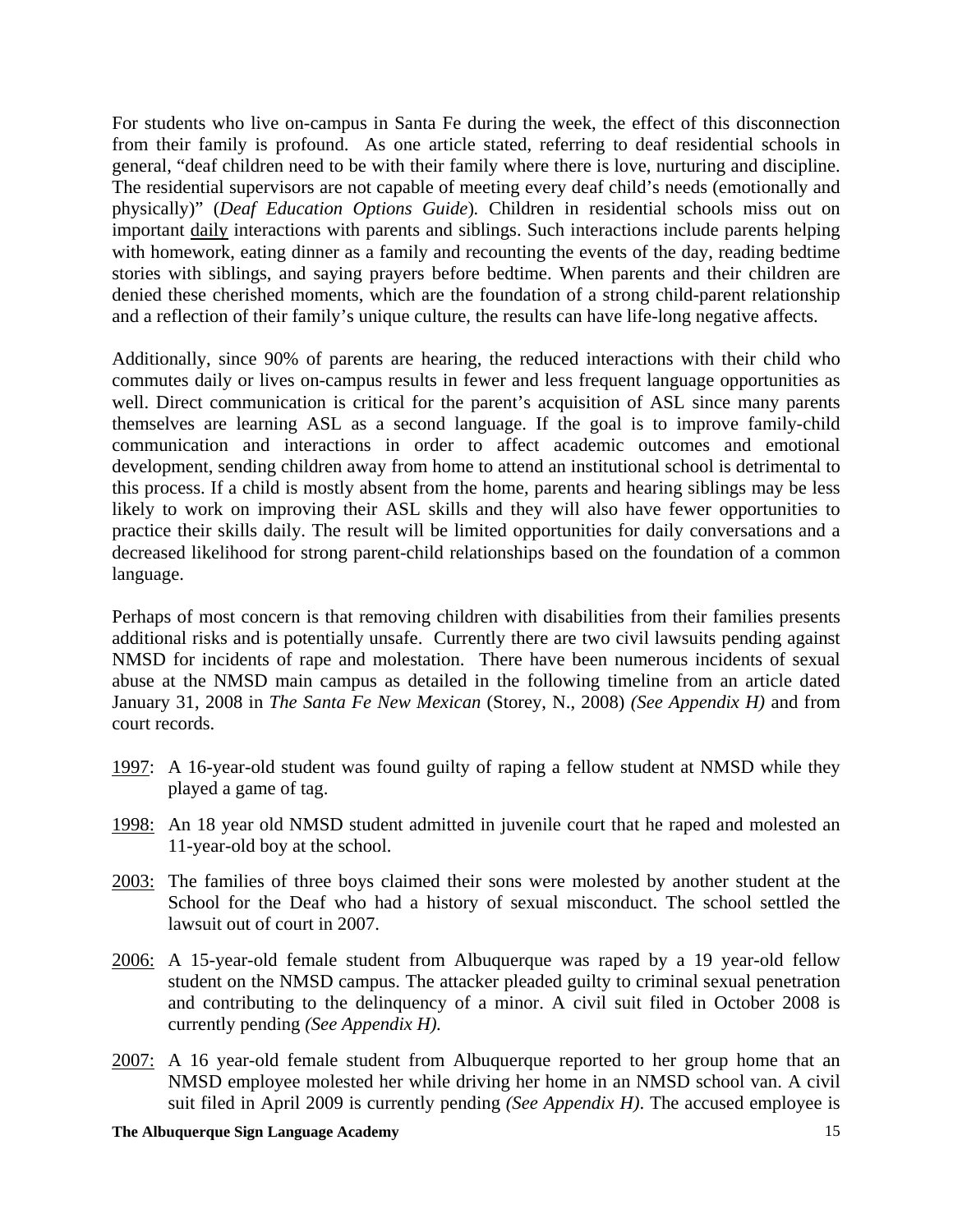For students who live on-campus in Santa Fe during the week, the effect of this disconnection from their family is profound. As one article stated, referring to deaf residential schools in general, "deaf children need to be with their family where there is love, nurturing and discipline. The residential supervisors are not capable of meeting every deaf child's needs (emotionally and physically)" (*Deaf Education Options Guide*). Children in residential schools miss out on important daily interactions with parents and siblings. Such interactions include parents helping with homework, eating dinner as a family and recounting the events of the day, reading bedtime stories with siblings, and saying prayers before bedtime. When parents and their children are denied these cherished moments, which are the foundation of a strong child-parent relationship and a reflection of their family's unique culture, the results can have life-long negative affects.

Additionally, since 90% of parents are hearing, the reduced interactions with their child who commutes daily or lives on-campus results in fewer and less frequent language opportunities as well. Direct communication is critical for the parent's acquisition of ASL since many parents themselves are learning ASL as a second language. If the goal is to improve family-child communication and interactions in order to affect academic outcomes and emotional development, sending children away from home to attend an institutional school is detrimental to this process. If a child is mostly absent from the home, parents and hearing siblings may be less likely to work on improving their ASL skills and they will also have fewer opportunities to practice their skills daily. The result will be limited opportunities for daily conversations and a decreased likelihood for strong parent-child relationships based on the foundation of a common language.

Perhaps of most concern is that removing children with disabilities from their families presents additional risks and is potentially unsafe. Currently there are two civil lawsuits pending against NMSD for incidents of rape and molestation. There have been numerous incidents of sexual abuse at the NMSD main campus as detailed in the following timeline from an article dated January 31, 2008 in *The Santa Fe New Mexican* (Storey, N., 2008) *(See Appendix H)* and from court records.

1997: A 16-year-old student was found guilty of raping a fellow student at NMSD while they played a game of tag.

1998: An 18 year old NMSD student admitted in juvenile court that he raped and molested an 11-year-old boy at the school.

2003: The families of three boys claimed their sons were molested by another student at the School for the Deaf who had a history of sexual misconduct. The school settled the lawsuit out of court in 2007.

2006: A 15-year-old female student from Albuquerque was raped by a 19 year-old fellow student on the NMSD campus. The attacker pleaded guilty to criminal sexual penetration and contributing to the delinquency of a minor. A civil suit filed in October 2008 is currently pending *(See Appendix H).*

2007: A 16 year-old female student from Albuquerque reported to her group home that an NMSD employee molested her while driving her home in an NMSD school van. A civil suit filed in April 2009 is currently pending *(See Appendix H)*. The accused employee is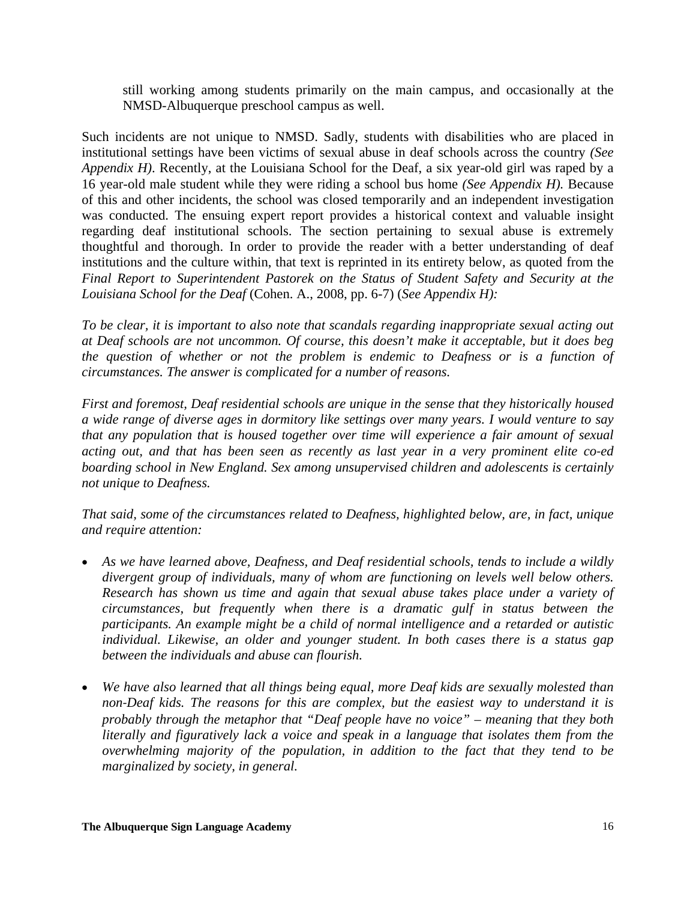still working among students primarily on the main campus, and occasionally at the NMSD-Albuquerque preschool campus as well.

Such incidents are not unique to NMSD. Sadly, students with disabilities who are placed in institutional settings have been victims of sexual abuse in deaf schools across the country *(See Appendix H)*. Recently, at the Louisiana School for the Deaf, a six year-old girl was raped by a 16 year-old male student while they were riding a school bus home *(See Appendix H).* Because of this and other incidents, the school was closed temporarily and an independent investigation was conducted. The ensuing expert report provides a historical context and valuable insight regarding deaf institutional schools. The section pertaining to sexual abuse is extremely thoughtful and thorough. In order to provide the reader with a better understanding of deaf institutions and the culture within, that text is reprinted in its entirety below, as quoted from the *Final Report to Superintendent Pastorek on the Status of Student Safety and Security at the Louisiana School for the Deaf* (Cohen. A., 2008, pp. 6-7) (*See Appendix H):*

*To be clear, it is important to also note that scandals regarding inappropriate sexual acting out at Deaf schools are not uncommon. Of course, this doesn't make it acceptable, but it does beg the question of whether or not the problem is endemic to Deafness or is a function of circumstances. The answer is complicated for a number of reasons.*

*First and foremost, Deaf residential schools are unique in the sense that they historically housed a wide range of diverse ages in dormitory like settings over many years. I would venture to say that any population that is housed together over time will experience a fair amount of sexual acting out, and that has been seen as recently as last year in a very prominent elite co-ed boarding school in New England. Sex among unsupervised children and adolescents is certainly not unique to Deafness.*

*That said, some of the circumstances related to Deafness, highlighted below, are, in fact, unique and require attention:*

- *As we have learned above, Deafness, and Deaf residential schools, tends to include a wildly divergent group of individuals, many of whom are functioning on levels well below others. Research has shown us time and again that sexual abuse takes place under a variety of circumstances, but frequently when there is a dramatic gulf in status between the participants. An example might be a child of normal intelligence and a retarded or autistic individual. Likewise, an older and younger student. In both cases there is a status gap between the individuals and abuse can flourish.*
- *We have also learned that all things being equal, more Deaf kids are sexually molested than non-Deaf kids. The reasons for this are complex, but the easiest way to understand it is probably through the metaphor that "Deaf people have no voice" – meaning that they both literally and figuratively lack a voice and speak in a language that isolates them from the overwhelming majority of the population, in addition to the fact that they tend to be marginalized by society, in general.*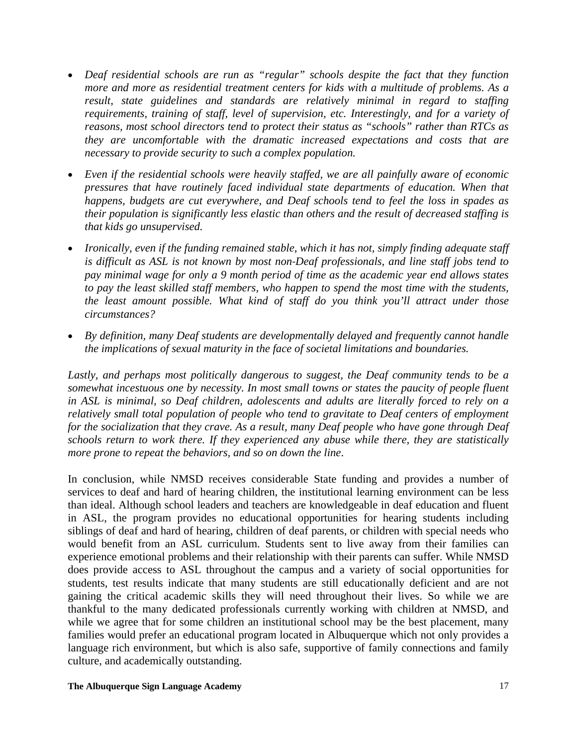- *Deaf residential schools are run as "regular" schools despite the fact that they function more and more as residential treatment centers for kids with a multitude of problems. As a result, state guidelines and standards are relatively minimal in regard to staffing requirements, training of staff, level of supervision, etc. Interestingly, and for a variety of reasons, most school directors tend to protect their status as "schools" rather than RTCs as they are uncomfortable with the dramatic increased expectations and costs that are necessary to provide security to such a complex population.*

- *Even if the residential schools were heavily staffed, we are all painfully aware of economic pressures that have routinely faced individual state departments of education. When that happens, budgets are cut everywhere, and Deaf schools tend to feel the loss in spades as their population is significantly less elastic than others and the result of decreased staffing is that kids go unsupervised.*

- *Ironically, even if the funding remained stable, which it has not, simply finding adequate staff is difficult as ASL is not known by most non-Deaf professionals, and line staff jobs tend to pay minimal wage for only a 9 month period of time as the academic year end allows states to pay the least skilled staff members, who happen to spend the most time with the students, the least amount possible. What kind of staff do you think you'll attract under those circumstances?*

- *By definition, many Deaf students are developmentally delayed and frequently cannot handle the implications of sexual maturity in the face of societal limitations and boundaries.*

*Lastly, and perhaps most politically dangerous to suggest, the Deaf community tends to be a somewhat incestuous one by necessity. In most small towns or states the paucity of people fluent in ASL is minimal, so Deaf children, adolescents and adults are literally forced to rely on a relatively small total population of people who tend to gravitate to Deaf centers of employment for the socialization that they crave. As a result, many Deaf people who have gone through Deaf schools return to work there. If they experienced any abuse while there, they are statistically more prone to repeat the behaviors, and so on down the line.*

In conclusion, while NMSD receives considerable State funding and provides a number of services to deaf and hard of hearing children, the institutional learning environment can be less than ideal. Although school leaders and teachers are knowledgeable in deaf education and fluent in ASL, the program provides no educational opportunities for hearing students including siblings of deaf and hard of hearing, children of deaf parents, or children with special needs who would benefit from an ASL curriculum. Students sent to live away from their families can experience emotional problems and their relationship with their parents can suffer. While NMSD does provide access to ASL throughout the campus and a variety of social opportunities for students, test results indicate that many students are still educationally deficient and are not gaining the critical academic skills they will need throughout their lives. So while we are thankful to the many dedicated professionals currently working with children at NMSD, and while we agree that for some children an institutional school may be the best placement, many families would prefer an educational program located in Albuquerque which not only provides a language rich environment, but which is also safe, supportive of family connections and family culture, and academically outstanding.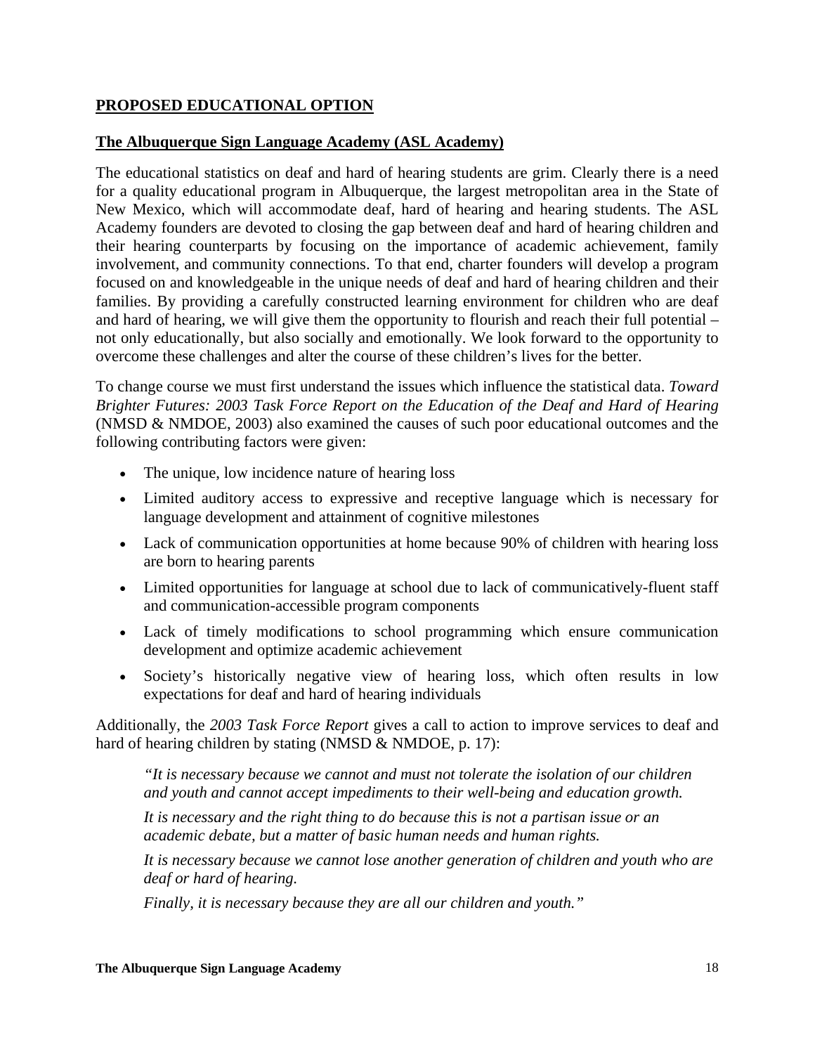## PROPOSED EDUCATIONAL OPTION

### The Albuquerque Sign Language Academy (ASL Academy)

The educational statistics on deaf and hard of hearing students are grim. Clearly there is a need for a quality educational program in Albuquerque, the largest metropolitan area in the State of New Mexico, which will accommodate deaf, hard of hearing and hearing students. The ASL Academy founders are devoted to closing the gap between deaf and hard of hearing children and their hearing counterparts by focusing on the importance of academic achievement, family involvement, and community connections. To that end, charter founders will develop a program focused on and knowledgeable in the unique needs of deaf and hard of hearing children and their families. By providing a carefully constructed learning environment for children who are deaf and hard of hearing, we will give them the opportunity to flourish and reach their full potential – not only educationally, but also socially and emotionally. We look forward to the opportunity to overcome these challenges and alter the course of these children's lives for the better.

To change course we must first understand the issues which influence the statistical data. *Toward Brighter Futures: 2003 Task Force Report on the Education of the Deaf and Hard of Hearing* (NMSD & NMDOE, 2003) also examined the causes of such poor educational outcomes and the following contributing factors were given:

- The unique, low incidence nature of hearing loss
- Limited auditory access to expressive and receptive language which is necessary for language development and attainment of cognitive milestones
- Lack of communication opportunities at home because 90% of children with hearing loss are born to hearing parents
- Limited opportunities for language at school due to lack of communicatively-fluent staff and communication-accessible program components
- Lack of timely modifications to school programming which ensure communication development and optimize academic achievement
- Society's historically negative view of hearing loss, which often results in low expectations for deaf and hard of hearing individuals

Additionally, the *2003 Task Force Report* gives a call to action to improve services to deaf and hard of hearing children by stating (NMSD & NMDOE, p. 17):

> *"It is necessary because we cannot and must not tolerate the isolation of our children and youth and cannot accept impediments to their well-being and education growth.*
>
> *It is necessary and the right thing to do because this is not a partisan issue or an academic debate, but a matter of basic human needs and human rights.*
>
> *It is necessary because we cannot lose another generation of children and youth who are deaf or hard of hearing.*
>
> *Finally, it is necessary because they are all our children and youth."*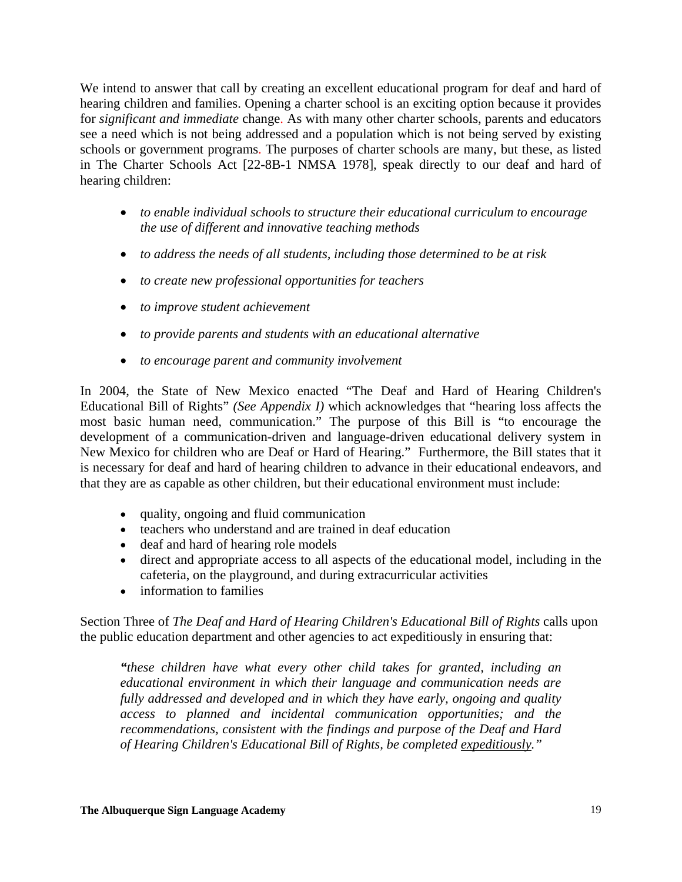We intend to answer that call by creating an excellent educational program for deaf and hard of hearing children and families. Opening a charter school is an exciting option because it provides for *significant and immediate* change. As with many other charter schools, parents and educators see a need which is not being addressed and a population which is not being served by existing schools or government programs. The purposes of charter schools are many, but these, as listed in The Charter Schools Act [22-8B-1 NMSA 1978], speak directly to our deaf and hard of hearing children:

- *to enable individual schools to structure their educational curriculum to encourage the use of different and innovative teaching methods*
- *to address the needs of all students, including those determined to be at risk*
- *to create new professional opportunities for teachers*
- *to improve student achievement*
- *to provide parents and students with an educational alternative*
- *to encourage parent and community involvement*

In 2004, the State of New Mexico enacted "The Deaf and Hard of Hearing Children's Educational Bill of Rights" *(See Appendix I)* which acknowledges that "hearing loss affects the most basic human need, communication." The purpose of this Bill is "to encourage the development of a communication-driven and language-driven educational delivery system in New Mexico for children who are Deaf or Hard of Hearing." Furthermore, the Bill states that it is necessary for deaf and hard of hearing children to advance in their educational endeavors, and that they are as capable as other children, but their educational environment must include:

- quality, ongoing and fluid communication
- teachers who understand and are trained in deaf education
- deaf and hard of hearing role models
- direct and appropriate access to all aspects of the educational model, including in the cafeteria, on the playground, and during extracurricular activities
- information to families

Section Three of *The Deaf and Hard of Hearing Children's Educational Bill of Rights* calls upon the public education department and other agencies to act expeditiously in ensuring that:

> *"these children have what every other child takes for granted, including an educational environment in which their language and communication needs are fully addressed and developed and in which they have early, ongoing and quality access to planned and incidental communication opportunities; and the recommendations, consistent with the findings and purpose of the Deaf and Hard of Hearing Children's Educational Bill of Rights, be completed <u>expeditiously</u>."*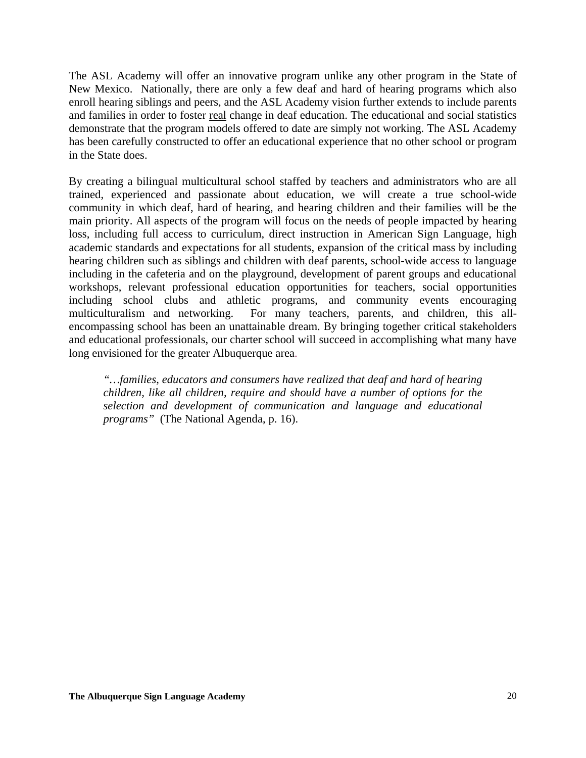The ASL Academy will offer an innovative program unlike any other program in the State of New Mexico. Nationally, there are only a few deaf and hard of hearing programs which also enroll hearing siblings and peers, and the ASL Academy vision further extends to include parents and families in order to foster <u>real</u> change in deaf education. The educational and social statistics demonstrate that the program models offered to date are simply not working. The ASL Academy has been carefully constructed to offer an educational experience that no other school or program in the State does.

By creating a bilingual multicultural school staffed by teachers and administrators who are all trained, experienced and passionate about education, we will create a true school-wide community in which deaf, hard of hearing, and hearing children and their families will be the main priority. All aspects of the program will focus on the needs of people impacted by hearing loss, including full access to curriculum, direct instruction in American Sign Language, high academic standards and expectations for all students, expansion of the critical mass by including hearing children such as siblings and children with deaf parents, school-wide access to language including in the cafeteria and on the playground, development of parent groups and educational workshops, relevant professional education opportunities for teachers, social opportunities including school clubs and athletic programs, and community events encouraging multiculturalism and networking. For many teachers, parents, and children, this all-encompassing school has been an unattainable dream. By bringing together critical stakeholders and educational professionals, our charter school will succeed in accomplishing what many have long envisioned for the greater Albuquerque area.

> *"…families, educators and consumers have realized that deaf and hard of hearing children, like all children, require and should have a number of options for the selection and development of communication and language and educational programs"* (The National Agenda, p. 16).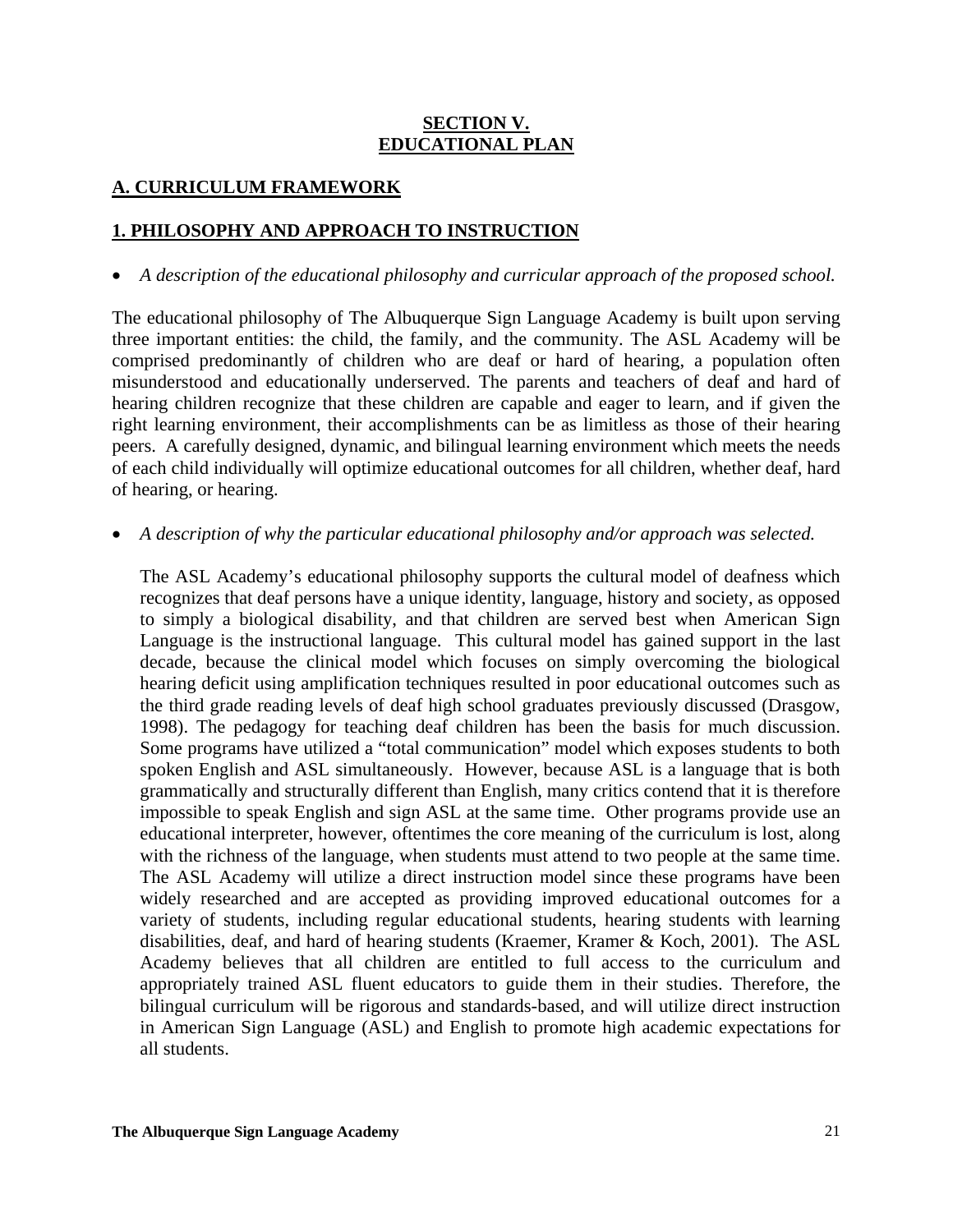# SECTION V.
# EDUCATIONAL PLAN

## A. CURRICULUM FRAMEWORK

### 1. PHILOSOPHY AND APPROACH TO INSTRUCTION

- *A description of the educational philosophy and curricular approach of the proposed school.*

The educational philosophy of The Albuquerque Sign Language Academy is built upon serving three important entities: the child, the family, and the community. The ASL Academy will be comprised predominantly of children who are deaf or hard of hearing, a population often misunderstood and educationally underserved. The parents and teachers of deaf and hard of hearing children recognize that these children are capable and eager to learn, and if given the right learning environment, their accomplishments can be as limitless as those of their hearing peers. A carefully designed, dynamic, and bilingual learning environment which meets the needs of each child individually will optimize educational outcomes for all children, whether deaf, hard of hearing, or hearing.

- *A description of why the particular educational philosophy and/or approach was selected.*

  The ASL Academy's educational philosophy supports the cultural model of deafness which recognizes that deaf persons have a unique identity, language, history and society, as opposed to simply a biological disability, and that children are served best when American Sign Language is the instructional language. This cultural model has gained support in the last decade, because the clinical model which focuses on simply overcoming the biological hearing deficit using amplification techniques resulted in poor educational outcomes such as the third grade reading levels of deaf high school graduates previously discussed (Drasgow, 1998). The pedagogy for teaching deaf children has been the basis for much discussion. Some programs have utilized a "total communication" model which exposes students to both spoken English and ASL simultaneously. However, because ASL is a language that is both grammatically and structurally different than English, many critics contend that it is therefore impossible to speak English and sign ASL at the same time. Other programs provide use an educational interpreter, however, oftentimes the core meaning of the curriculum is lost, along with the richness of the language, when students must attend to two people at the same time. The ASL Academy will utilize a direct instruction model since these programs have been widely researched and are accepted as providing improved educational outcomes for a variety of students, including regular educational students, hearing students with learning disabilities, deaf, and hard of hearing students (Kraemer, Kramer & Koch, 2001). The ASL Academy believes that all children are entitled to full access to the curriculum and appropriately trained ASL fluent educators to guide them in their studies. Therefore, the bilingual curriculum will be rigorous and standards-based, and will utilize direct instruction in American Sign Language (ASL) and English to promote high academic expectations for all students.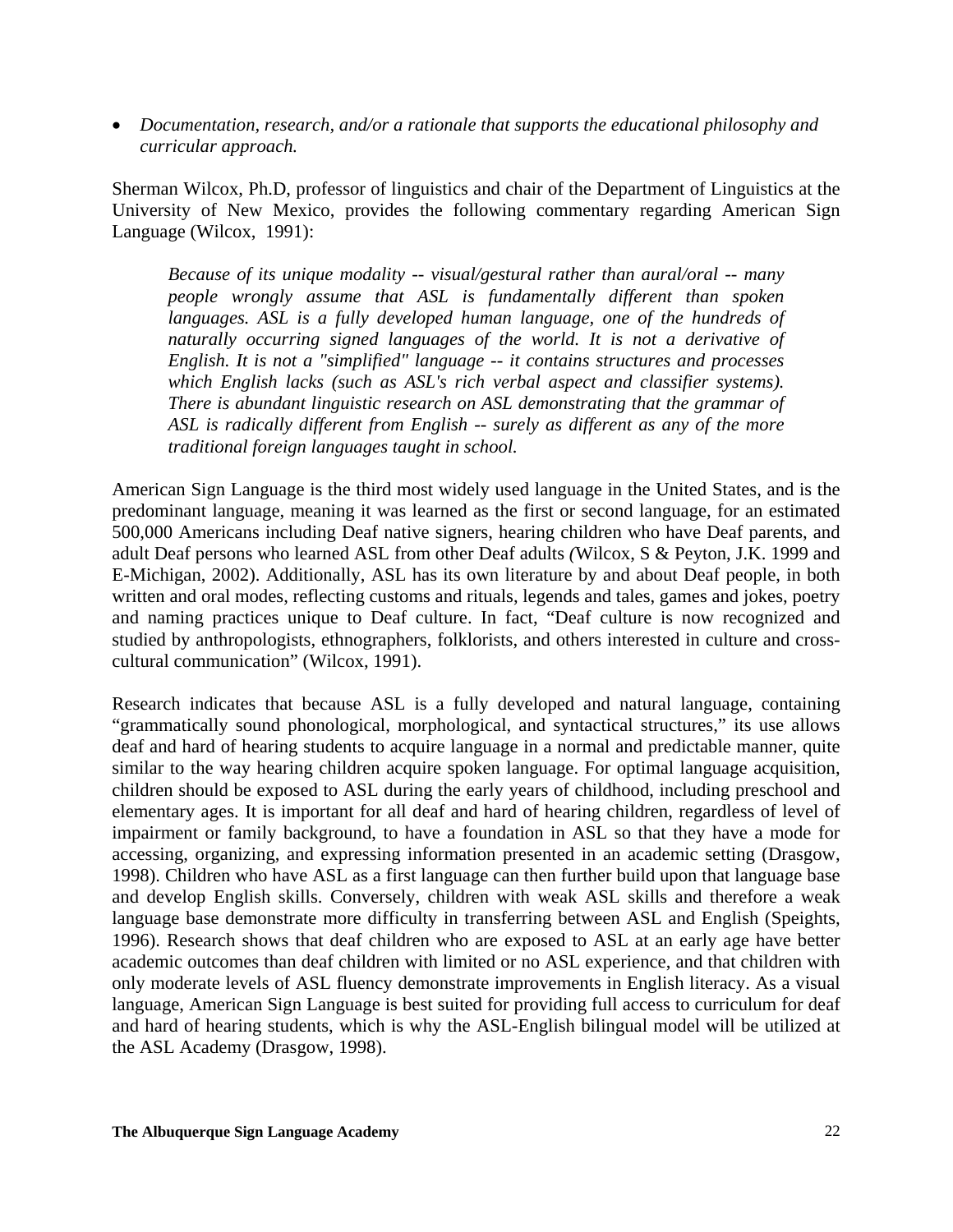- *Documentation, research, and/or a rationale that supports the educational philosophy and curricular approach.*

Sherman Wilcox, Ph.D, professor of linguistics and chair of the Department of Linguistics at the University of New Mexico, provides the following commentary regarding American Sign Language (Wilcox, 1991):

> *Because of its unique modality -- visual/gestural rather than aural/oral -- many people wrongly assume that ASL is fundamentally different than spoken languages. ASL is a fully developed human language, one of the hundreds of naturally occurring signed languages of the world. It is not a derivative of English. It is not a "simplified" language -- it contains structures and processes which English lacks (such as ASL's rich verbal aspect and classifier systems). There is abundant linguistic research on ASL demonstrating that the grammar of ASL is radically different from English -- surely as different as any of the more traditional foreign languages taught in school.*

American Sign Language is the third most widely used language in the United States, and is the predominant language, meaning it was learned as the first or second language, for an estimated 500,000 Americans including Deaf native signers, hearing children who have Deaf parents, and adult Deaf persons who learned ASL from other Deaf adults *(*Wilcox, S & Peyton, J.K. 1999 and E-Michigan, 2002). Additionally, ASL has its own literature by and about Deaf people, in both written and oral modes, reflecting customs and rituals, legends and tales, games and jokes, poetry and naming practices unique to Deaf culture. In fact, "Deaf culture is now recognized and studied by anthropologists, ethnographers, folklorists, and others interested in culture and cross-cultural communication" (Wilcox, 1991).

Research indicates that because ASL is a fully developed and natural language, containing "grammatically sound phonological, morphological, and syntactical structures," its use allows deaf and hard of hearing students to acquire language in a normal and predictable manner, quite similar to the way hearing children acquire spoken language. For optimal language acquisition, children should be exposed to ASL during the early years of childhood, including preschool and elementary ages. It is important for all deaf and hard of hearing children, regardless of level of impairment or family background, to have a foundation in ASL so that they have a mode for accessing, organizing, and expressing information presented in an academic setting (Drasgow, 1998). Children who have ASL as a first language can then further build upon that language base and develop English skills. Conversely, children with weak ASL skills and therefore a weak language base demonstrate more difficulty in transferring between ASL and English (Speights, 1996). Research shows that deaf children who are exposed to ASL at an early age have better academic outcomes than deaf children with limited or no ASL experience, and that children with only moderate levels of ASL fluency demonstrate improvements in English literacy. As a visual language, American Sign Language is best suited for providing full access to curriculum for deaf and hard of hearing students, which is why the ASL-English bilingual model will be utilized at the ASL Academy (Drasgow, 1998).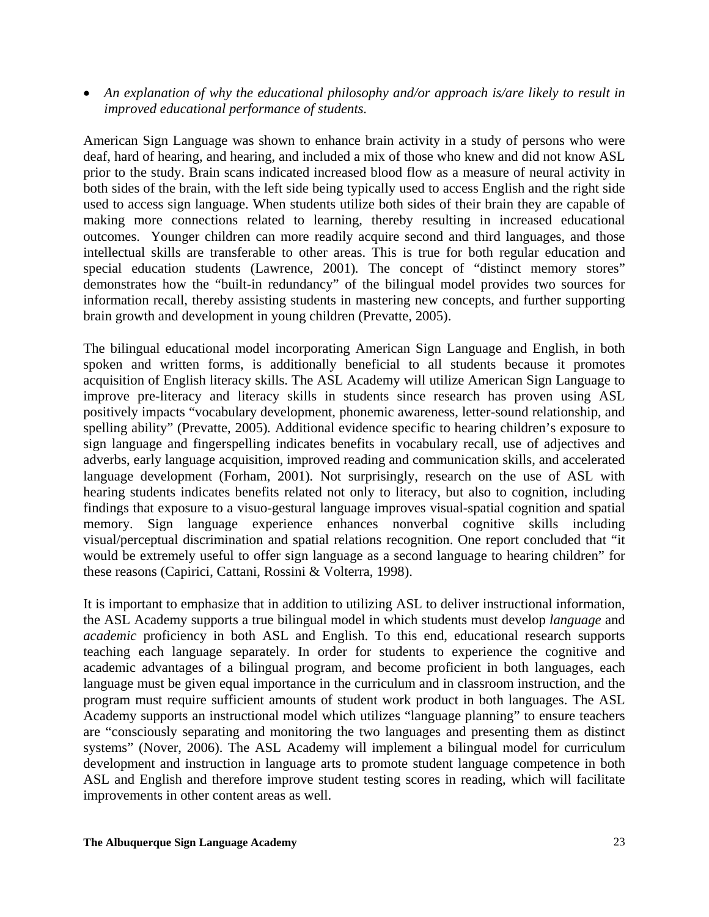- *An explanation of why the educational philosophy and/or approach is/are likely to result in improved educational performance of students.*

American Sign Language was shown to enhance brain activity in a study of persons who were deaf, hard of hearing, and hearing, and included a mix of those who knew and did not know ASL prior to the study. Brain scans indicated increased blood flow as a measure of neural activity in both sides of the brain, with the left side being typically used to access English and the right side used to access sign language. When students utilize both sides of their brain they are capable of making more connections related to learning, thereby resulting in increased educational outcomes. Younger children can more readily acquire second and third languages, and those intellectual skills are transferable to other areas. This is true for both regular education and special education students (Lawrence, 2001). The concept of "distinct memory stores" demonstrates how the "built-in redundancy" of the bilingual model provides two sources for information recall, thereby assisting students in mastering new concepts, and further supporting brain growth and development in young children (Prevatte, 2005).

The bilingual educational model incorporating American Sign Language and English, in both spoken and written forms, is additionally beneficial to all students because it promotes acquisition of English literacy skills. The ASL Academy will utilize American Sign Language to improve pre-literacy and literacy skills in students since research has proven using ASL positively impacts "vocabulary development, phonemic awareness, letter-sound relationship, and spelling ability" (Prevatte, 2005). Additional evidence specific to hearing children's exposure to sign language and fingerspelling indicates benefits in vocabulary recall, use of adjectives and adverbs, early language acquisition, improved reading and communication skills, and accelerated language development (Forham, 2001). Not surprisingly, research on the use of ASL with hearing students indicates benefits related not only to literacy, but also to cognition, including findings that exposure to a visuo-gestural language improves visual-spatial cognition and spatial memory. Sign language experience enhances nonverbal cognitive skills including visual/perceptual discrimination and spatial relations recognition. One report concluded that "it would be extremely useful to offer sign language as a second language to hearing children" for these reasons (Capirici, Cattani, Rossini & Volterra, 1998).

It is important to emphasize that in addition to utilizing ASL to deliver instructional information, the ASL Academy supports a true bilingual model in which students must develop *language* and *academic* proficiency in both ASL and English. To this end, educational research supports teaching each language separately. In order for students to experience the cognitive and academic advantages of a bilingual program, and become proficient in both languages, each language must be given equal importance in the curriculum and in classroom instruction, and the program must require sufficient amounts of student work product in both languages. The ASL Academy supports an instructional model which utilizes "language planning" to ensure teachers are "consciously separating and monitoring the two languages and presenting them as distinct systems" (Nover, 2006). The ASL Academy will implement a bilingual model for curriculum development and instruction in language arts to promote student language competence in both ASL and English and therefore improve student testing scores in reading, which will facilitate improvements in other content areas as well.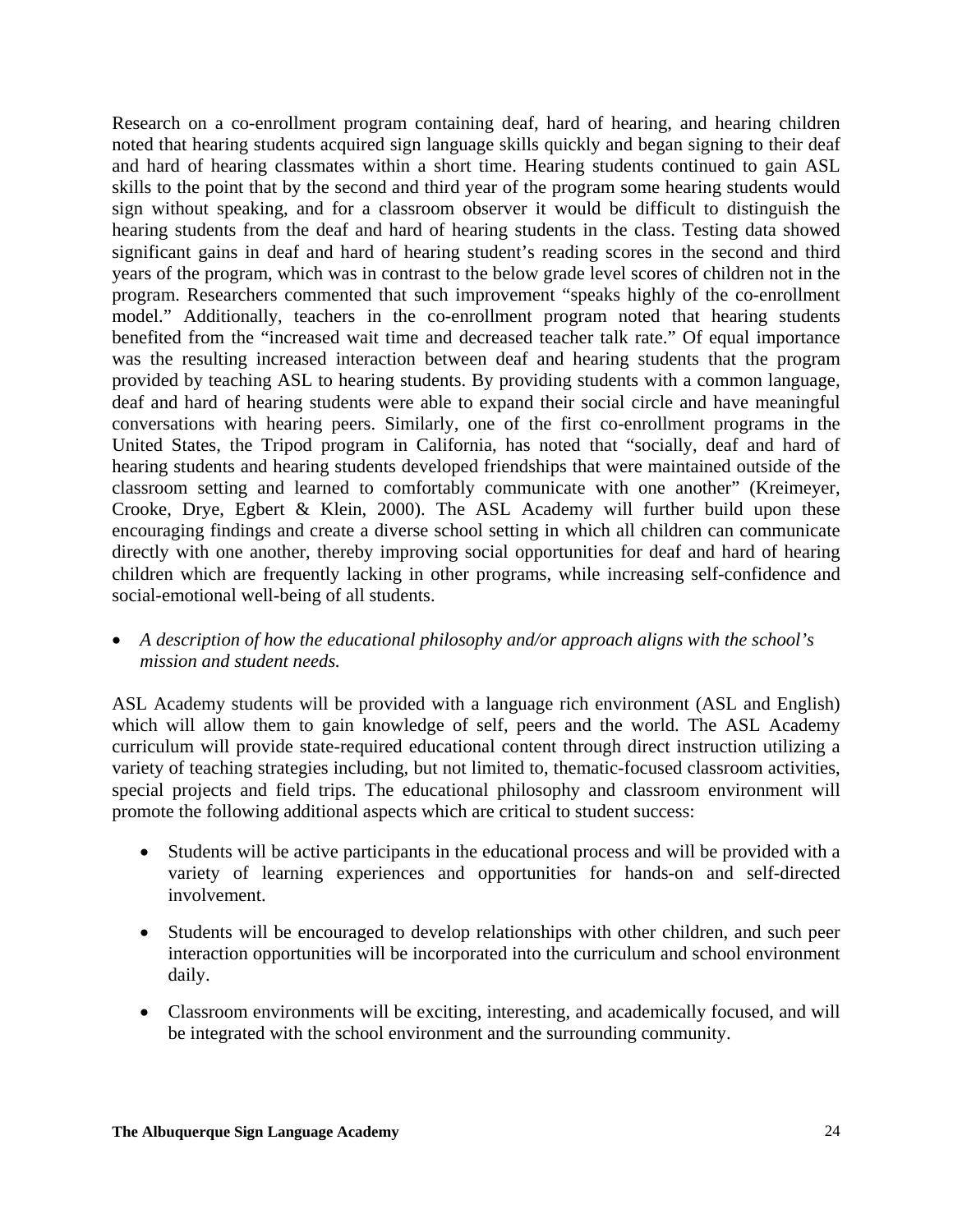Research on a co-enrollment program containing deaf, hard of hearing, and hearing children noted that hearing students acquired sign language skills quickly and began signing to their deaf and hard of hearing classmates within a short time. Hearing students continued to gain ASL skills to the point that by the second and third year of the program some hearing students would sign without speaking, and for a classroom observer it would be difficult to distinguish the hearing students from the deaf and hard of hearing students in the class. Testing data showed significant gains in deaf and hard of hearing student's reading scores in the second and third years of the program, which was in contrast to the below grade level scores of children not in the program. Researchers commented that such improvement "speaks highly of the co-enrollment model." Additionally, teachers in the co-enrollment program noted that hearing students benefited from the "increased wait time and decreased teacher talk rate." Of equal importance was the resulting increased interaction between deaf and hearing students that the program provided by teaching ASL to hearing students. By providing students with a common language, deaf and hard of hearing students were able to expand their social circle and have meaningful conversations with hearing peers. Similarly, one of the first co-enrollment programs in the United States, the Tripod program in California, has noted that "socially, deaf and hard of hearing students and hearing students developed friendships that were maintained outside of the classroom setting and learned to comfortably communicate with one another" (Kreimeyer, Crooke, Drye, Egbert & Klein, 2000). The ASL Academy will further build upon these encouraging findings and create a diverse school setting in which all children can communicate directly with one another, thereby improving social opportunities for deaf and hard of hearing children which are frequently lacking in other programs, while increasing self-confidence and social-emotional well-being of all students.

- *A description of how the educational philosophy and/or approach aligns with the school's mission and student needs.*

ASL Academy students will be provided with a language rich environment (ASL and English) which will allow them to gain knowledge of self, peers and the world. The ASL Academy curriculum will provide state-required educational content through direct instruction utilizing a variety of teaching strategies including, but not limited to, thematic-focused classroom activities, special projects and field trips. The educational philosophy and classroom environment will promote the following additional aspects which are critical to student success:

- Students will be active participants in the educational process and will be provided with a variety of learning experiences and opportunities for hands-on and self-directed involvement.
- Students will be encouraged to develop relationships with other children, and such peer interaction opportunities will be incorporated into the curriculum and school environment daily.
- Classroom environments will be exciting, interesting, and academically focused, and will be integrated with the school environment and the surrounding community.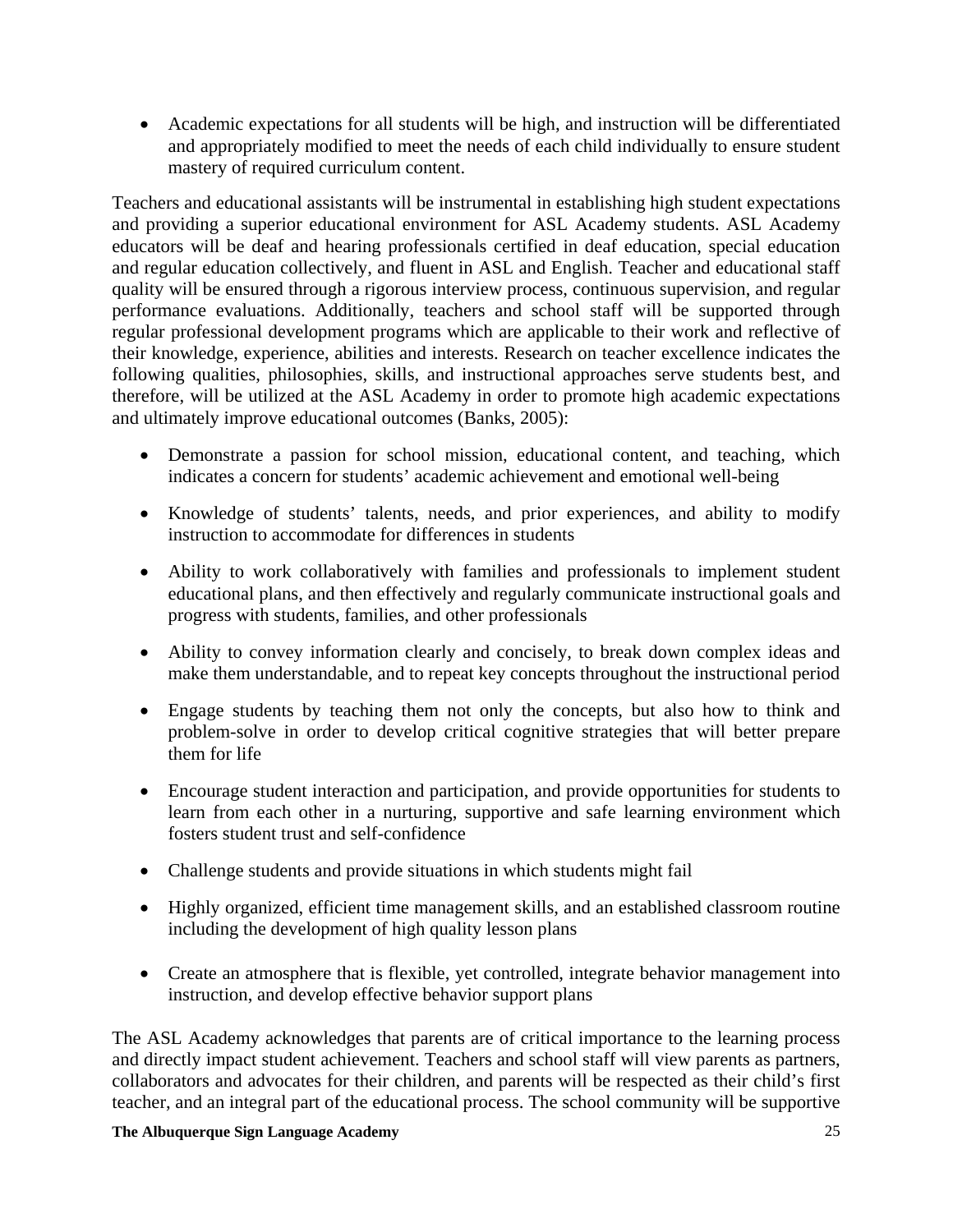- Academic expectations for all students will be high, and instruction will be differentiated and appropriately modified to meet the needs of each child individually to ensure student mastery of required curriculum content.

Teachers and educational assistants will be instrumental in establishing high student expectations and providing a superior educational environment for ASL Academy students. ASL Academy educators will be deaf and hearing professionals certified in deaf education, special education and regular education collectively, and fluent in ASL and English. Teacher and educational staff quality will be ensured through a rigorous interview process, continuous supervision, and regular performance evaluations. Additionally, teachers and school staff will be supported through regular professional development programs which are applicable to their work and reflective of their knowledge, experience, abilities and interests. Research on teacher excellence indicates the following qualities, philosophies, skills, and instructional approaches serve students best, and therefore, will be utilized at the ASL Academy in order to promote high academic expectations and ultimately improve educational outcomes (Banks, 2005):

- Demonstrate a passion for school mission, educational content, and teaching, which indicates a concern for students' academic achievement and emotional well-being
- Knowledge of students' talents, needs, and prior experiences, and ability to modify instruction to accommodate for differences in students
- Ability to work collaboratively with families and professionals to implement student educational plans, and then effectively and regularly communicate instructional goals and progress with students, families, and other professionals
- Ability to convey information clearly and concisely, to break down complex ideas and make them understandable, and to repeat key concepts throughout the instructional period
- Engage students by teaching them not only the concepts, but also how to think and problem-solve in order to develop critical cognitive strategies that will better prepare them for life
- Encourage student interaction and participation, and provide opportunities for students to learn from each other in a nurturing, supportive and safe learning environment which fosters student trust and self-confidence
- Challenge students and provide situations in which students might fail
- Highly organized, efficient time management skills, and an established classroom routine including the development of high quality lesson plans
- Create an atmosphere that is flexible, yet controlled, integrate behavior management into instruction, and develop effective behavior support plans

The ASL Academy acknowledges that parents are of critical importance to the learning process and directly impact student achievement. Teachers and school staff will view parents as partners, collaborators and advocates for their children, and parents will be respected as their child's first teacher, and an integral part of the educational process. The school community will be supportive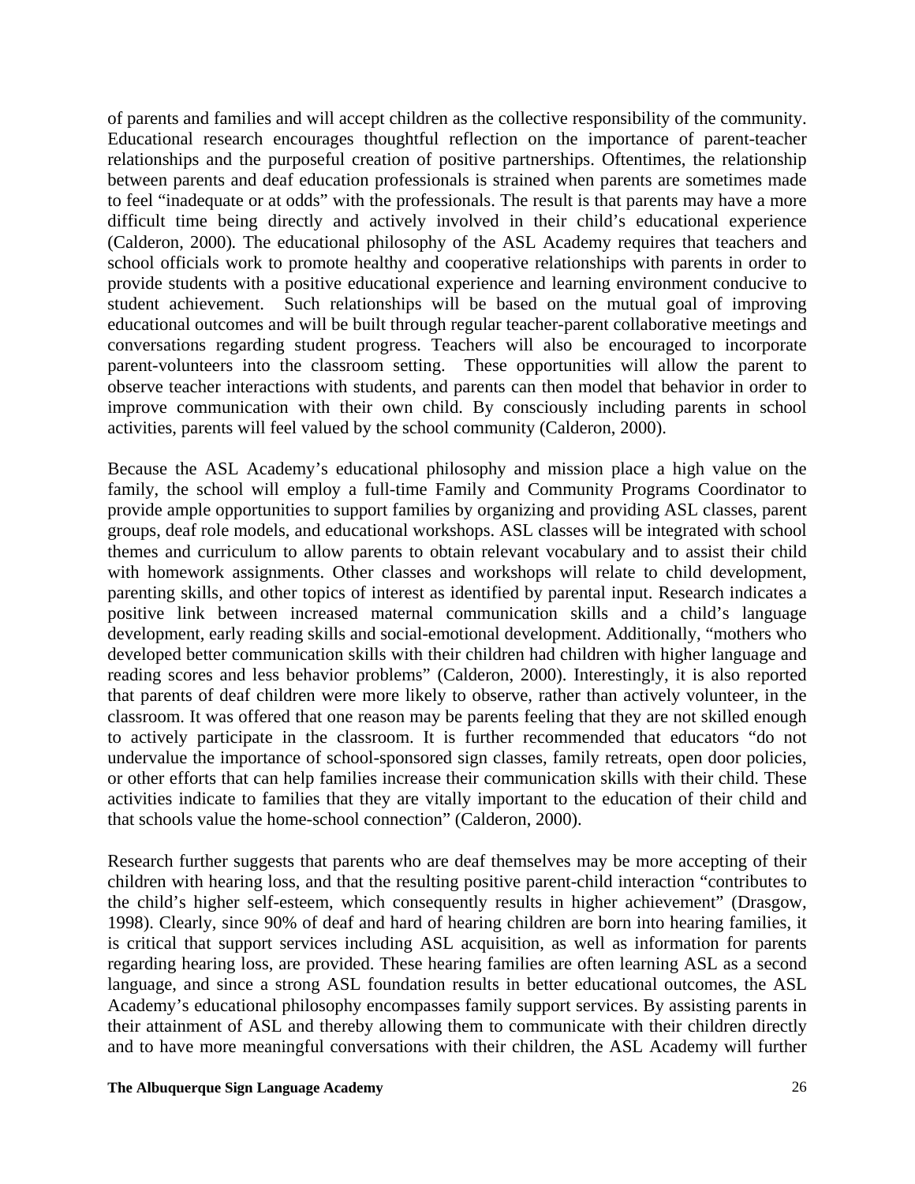of parents and families and will accept children as the collective responsibility of the community. Educational research encourages thoughtful reflection on the importance of parent-teacher relationships and the purposeful creation of positive partnerships. Oftentimes, the relationship between parents and deaf education professionals is strained when parents are sometimes made to feel "inadequate or at odds" with the professionals. The result is that parents may have a more difficult time being directly and actively involved in their child's educational experience (Calderon, 2000). The educational philosophy of the ASL Academy requires that teachers and school officials work to promote healthy and cooperative relationships with parents in order to provide students with a positive educational experience and learning environment conducive to student achievement. Such relationships will be based on the mutual goal of improving educational outcomes and will be built through regular teacher-parent collaborative meetings and conversations regarding student progress. Teachers will also be encouraged to incorporate parent-volunteers into the classroom setting. These opportunities will allow the parent to observe teacher interactions with students, and parents can then model that behavior in order to improve communication with their own child. By consciously including parents in school activities, parents will feel valued by the school community (Calderon, 2000).

Because the ASL Academy's educational philosophy and mission place a high value on the family, the school will employ a full-time Family and Community Programs Coordinator to provide ample opportunities to support families by organizing and providing ASL classes, parent groups, deaf role models, and educational workshops. ASL classes will be integrated with school themes and curriculum to allow parents to obtain relevant vocabulary and to assist their child with homework assignments. Other classes and workshops will relate to child development, parenting skills, and other topics of interest as identified by parental input. Research indicates a positive link between increased maternal communication skills and a child's language development, early reading skills and social-emotional development. Additionally, "mothers who developed better communication skills with their children had children with higher language and reading scores and less behavior problems" (Calderon, 2000). Interestingly, it is also reported that parents of deaf children were more likely to observe, rather than actively volunteer, in the classroom. It was offered that one reason may be parents feeling that they are not skilled enough to actively participate in the classroom. It is further recommended that educators "do not undervalue the importance of school-sponsored sign classes, family retreats, open door policies, or other efforts that can help families increase their communication skills with their child. These activities indicate to families that they are vitally important to the education of their child and that schools value the home-school connection" (Calderon, 2000).

Research further suggests that parents who are deaf themselves may be more accepting of their children with hearing loss, and that the resulting positive parent-child interaction "contributes to the child's higher self-esteem, which consequently results in higher achievement" (Drasgow, 1998). Clearly, since 90% of deaf and hard of hearing children are born into hearing families, it is critical that support services including ASL acquisition, as well as information for parents regarding hearing loss, are provided. These hearing families are often learning ASL as a second language, and since a strong ASL foundation results in better educational outcomes, the ASL Academy's educational philosophy encompasses family support services. By assisting parents in their attainment of ASL and thereby allowing them to communicate with their children directly and to have more meaningful conversations with their children, the ASL Academy will further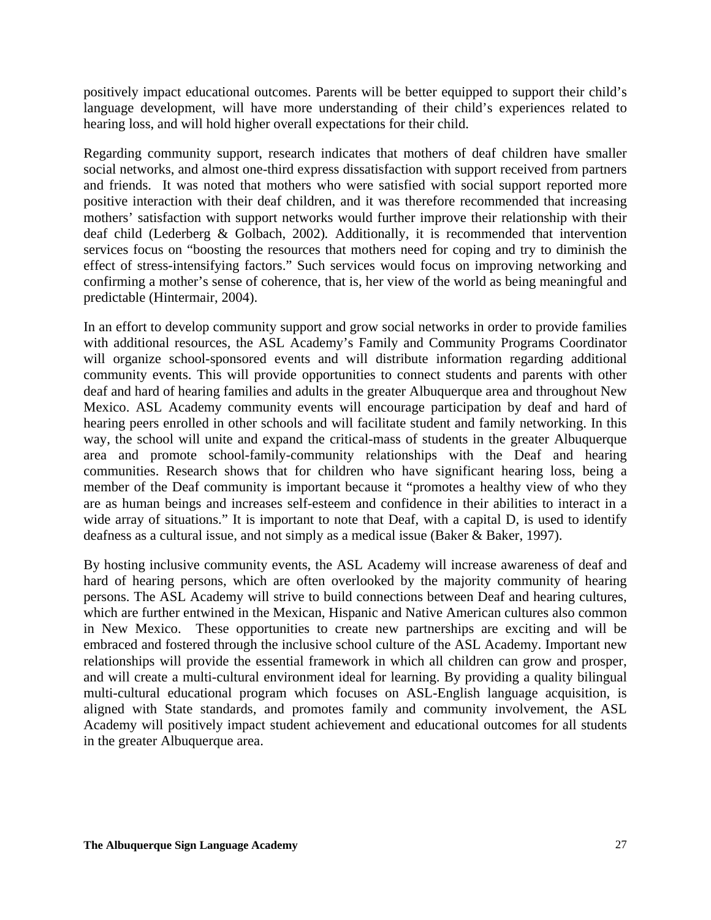positively impact educational outcomes. Parents will be better equipped to support their child's language development, will have more understanding of their child's experiences related to hearing loss, and will hold higher overall expectations for their child.

Regarding community support, research indicates that mothers of deaf children have smaller social networks, and almost one-third express dissatisfaction with support received from partners and friends. It was noted that mothers who were satisfied with social support reported more positive interaction with their deaf children, and it was therefore recommended that increasing mothers' satisfaction with support networks would further improve their relationship with their deaf child (Lederberg & Golbach, 2002). Additionally, it is recommended that intervention services focus on "boosting the resources that mothers need for coping and try to diminish the effect of stress-intensifying factors." Such services would focus on improving networking and confirming a mother's sense of coherence, that is, her view of the world as being meaningful and predictable (Hintermair, 2004).

In an effort to develop community support and grow social networks in order to provide families with additional resources, the ASL Academy's Family and Community Programs Coordinator will organize school-sponsored events and will distribute information regarding additional community events. This will provide opportunities to connect students and parents with other deaf and hard of hearing families and adults in the greater Albuquerque area and throughout New Mexico. ASL Academy community events will encourage participation by deaf and hard of hearing peers enrolled in other schools and will facilitate student and family networking. In this way, the school will unite and expand the critical-mass of students in the greater Albuquerque area and promote school-family-community relationships with the Deaf and hearing communities. Research shows that for children who have significant hearing loss, being a member of the Deaf community is important because it "promotes a healthy view of who they are as human beings and increases self-esteem and confidence in their abilities to interact in a wide array of situations." It is important to note that Deaf, with a capital D, is used to identify deafness as a cultural issue, and not simply as a medical issue (Baker & Baker, 1997).

By hosting inclusive community events, the ASL Academy will increase awareness of deaf and hard of hearing persons, which are often overlooked by the majority community of hearing persons. The ASL Academy will strive to build connections between Deaf and hearing cultures, which are further entwined in the Mexican, Hispanic and Native American cultures also common in New Mexico. These opportunities to create new partnerships are exciting and will be embraced and fostered through the inclusive school culture of the ASL Academy. Important new relationships will provide the essential framework in which all children can grow and prosper, and will create a multi-cultural environment ideal for learning. By providing a quality bilingual multi-cultural educational program which focuses on ASL-English language acquisition, is aligned with State standards, and promotes family and community involvement, the ASL Academy will positively impact student achievement and educational outcomes for all students in the greater Albuquerque area.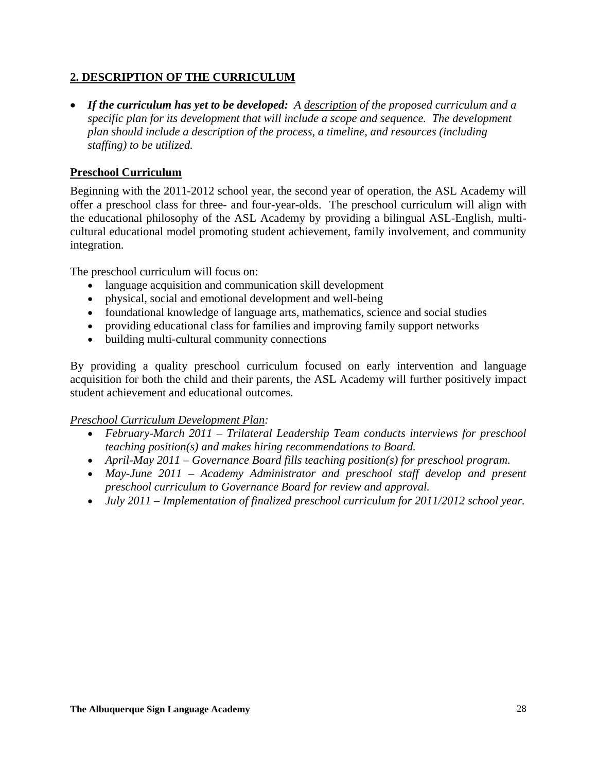## 2. DESCRIPTION OF THE CURRICULUM

- ***If the curriculum has yet to be developed:*** *A <u>description</u> of the proposed curriculum and a specific plan for its development that will include a scope and sequence. The development plan should include a description of the process, a timeline, and resources (including staffing) to be utilized.*

### Preschool Curriculum

Beginning with the 2011-2012 school year, the second year of operation, the ASL Academy will offer a preschool class for three- and four-year-olds. The preschool curriculum will align with the educational philosophy of the ASL Academy by providing a bilingual ASL-English, multi-cultural educational model promoting student achievement, family involvement, and community integration.

The preschool curriculum will focus on:

- language acquisition and communication skill development
- physical, social and emotional development and well-being
- foundational knowledge of language arts, mathematics, science and social studies
- providing educational class for families and improving family support networks
- building multi-cultural community connections

By providing a quality preschool curriculum focused on early intervention and language acquisition for both the child and their parents, the ASL Academy will further positively impact student achievement and educational outcomes.

*<u>Preschool Curriculum Development Plan</u>:*

- *February-March 2011 – Trilateral Leadership Team conducts interviews for preschool teaching position(s) and makes hiring recommendations to Board.*
- *April-May 2011 – Governance Board fills teaching position(s) for preschool program.*
- *May-June 2011 – Academy Administrator and preschool staff develop and present preschool curriculum to Governance Board for review and approval.*
- *July 2011 – Implementation of finalized preschool curriculum for 2011/2012 school year.*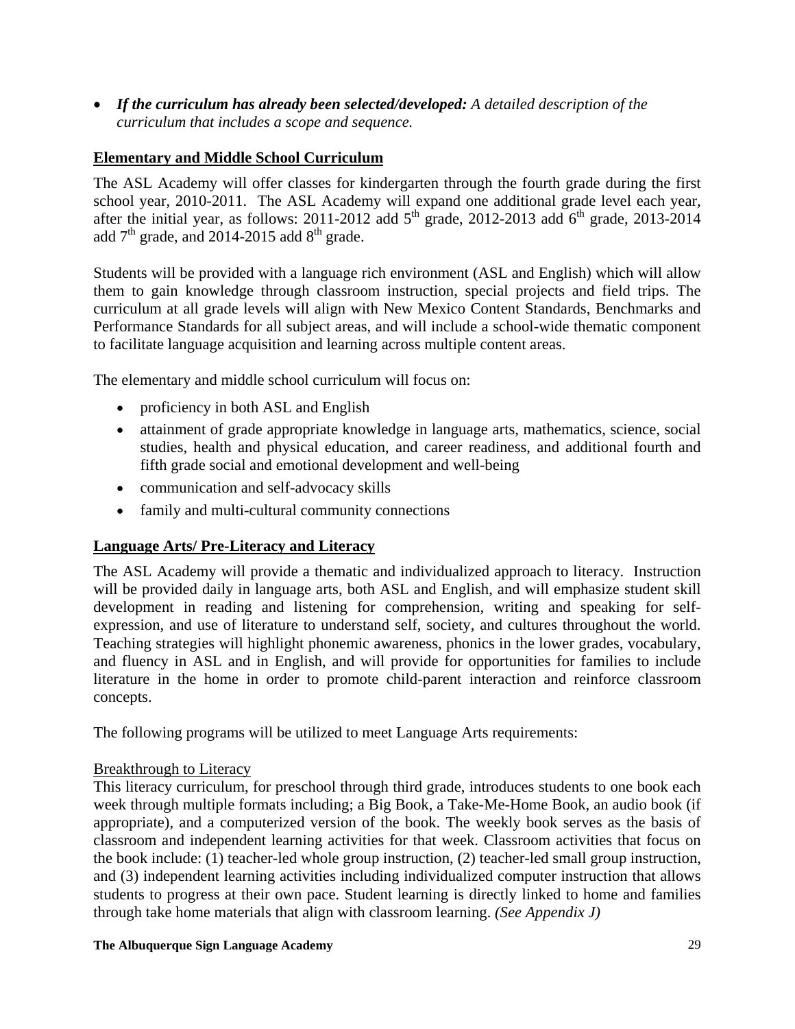- ***If the curriculum has already been selected/developed:*** *A detailed description of the curriculum that includes a scope and sequence.*

## Elementary and Middle School Curriculum

The ASL Academy will offer classes for kindergarten through the fourth grade during the first school year, 2010-2011. The ASL Academy will expand one additional grade level each year, after the initial year, as follows: 2011-2012 add 5th grade, 2012-2013 add 6th grade, 2013-2014 add 7th grade, and 2014-2015 add 8th grade.

Students will be provided with a language rich environment (ASL and English) which will allow them to gain knowledge through classroom instruction, special projects and field trips. The curriculum at all grade levels will align with New Mexico Content Standards, Benchmarks and Performance Standards for all subject areas, and will include a school-wide thematic component to facilitate language acquisition and learning across multiple content areas.

The elementary and middle school curriculum will focus on:

- proficiency in both ASL and English
- attainment of grade appropriate knowledge in language arts, mathematics, science, social studies, health and physical education, and career readiness, and additional fourth and fifth grade social and emotional development and well-being
- communication and self-advocacy skills
- family and multi-cultural community connections

## Language Arts/ Pre-Literacy and Literacy

The ASL Academy will provide a thematic and individualized approach to literacy. Instruction will be provided daily in language arts, both ASL and English, and will emphasize student skill development in reading and listening for comprehension, writing and speaking for self-expression, and use of literature to understand self, society, and cultures throughout the world. Teaching strategies will highlight phonemic awareness, phonics in the lower grades, vocabulary, and fluency in ASL and in English, and will provide for opportunities for families to include literature in the home in order to promote child-parent interaction and reinforce classroom concepts.

The following programs will be utilized to meet Language Arts requirements:

### Breakthrough to Literacy

This literacy curriculum, for preschool through third grade, introduces students to one book each week through multiple formats including; a Big Book, a Take-Me-Home Book, an audio book (if appropriate), and a computerized version of the book. The weekly book serves as the basis of classroom and independent learning activities for that week. Classroom activities that focus on the book include: (1) teacher-led whole group instruction, (2) teacher-led small group instruction, and (3) independent learning activities including individualized computer instruction that allows students to progress at their own pace. Student learning is directly linked to home and families through take home materials that align with classroom learning. *(See Appendix J)*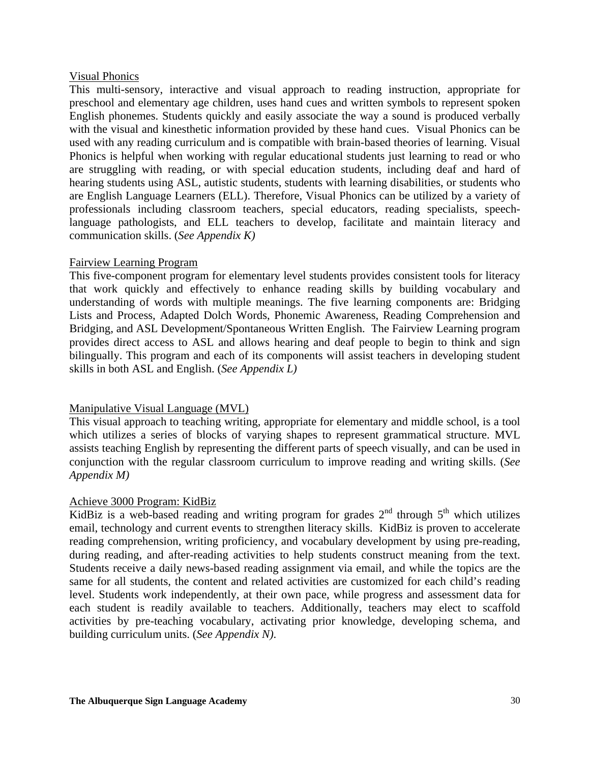Visual Phonics

This multi-sensory, interactive and visual approach to reading instruction, appropriate for preschool and elementary age children, uses hand cues and written symbols to represent spoken English phonemes. Students quickly and easily associate the way a sound is produced verbally with the visual and kinesthetic information provided by these hand cues. Visual Phonics can be used with any reading curriculum and is compatible with brain-based theories of learning. Visual Phonics is helpful when working with regular educational students just learning to read or who are struggling with reading, or with special education students, including deaf and hard of hearing students using ASL, autistic students, students with learning disabilities, or students who are English Language Learners (ELL). Therefore, Visual Phonics can be utilized by a variety of professionals including classroom teachers, special educators, reading specialists, speech-language pathologists, and ELL teachers to develop, facilitate and maintain literacy and communication skills. (*See Appendix K)*

Fairview Learning Program

This five-component program for elementary level students provides consistent tools for literacy that work quickly and effectively to enhance reading skills by building vocabulary and understanding of words with multiple meanings. The five learning components are: Bridging Lists and Process, Adapted Dolch Words, Phonemic Awareness, Reading Comprehension and Bridging, and ASL Development/Spontaneous Written English. The Fairview Learning program provides direct access to ASL and allows hearing and deaf people to begin to think and sign bilingually. This program and each of its components will assist teachers in developing student skills in both ASL and English. (*See Appendix L)*

Manipulative Visual Language (MVL)

This visual approach to teaching writing, appropriate for elementary and middle school, is a tool which utilizes a series of blocks of varying shapes to represent grammatical structure. MVL assists teaching English by representing the different parts of speech visually, and can be used in conjunction with the regular classroom curriculum to improve reading and writing skills. (*See Appendix M)*

Achieve 3000 Program: KidBiz

KidBiz is a web-based reading and writing program for grades 2nd through 5th which utilizes email, technology and current events to strengthen literacy skills. KidBiz is proven to accelerate reading comprehension, writing proficiency, and vocabulary development by using pre-reading, during reading, and after-reading activities to help students construct meaning from the text. Students receive a daily news-based reading assignment via email, and while the topics are the same for all students, the content and related activities are customized for each child's reading level. Students work independently, at their own pace, while progress and assessment data for each student is readily available to teachers. Additionally, teachers may elect to scaffold activities by pre-teaching vocabulary, activating prior knowledge, developing schema, and building curriculum units. (*See Appendix N)*.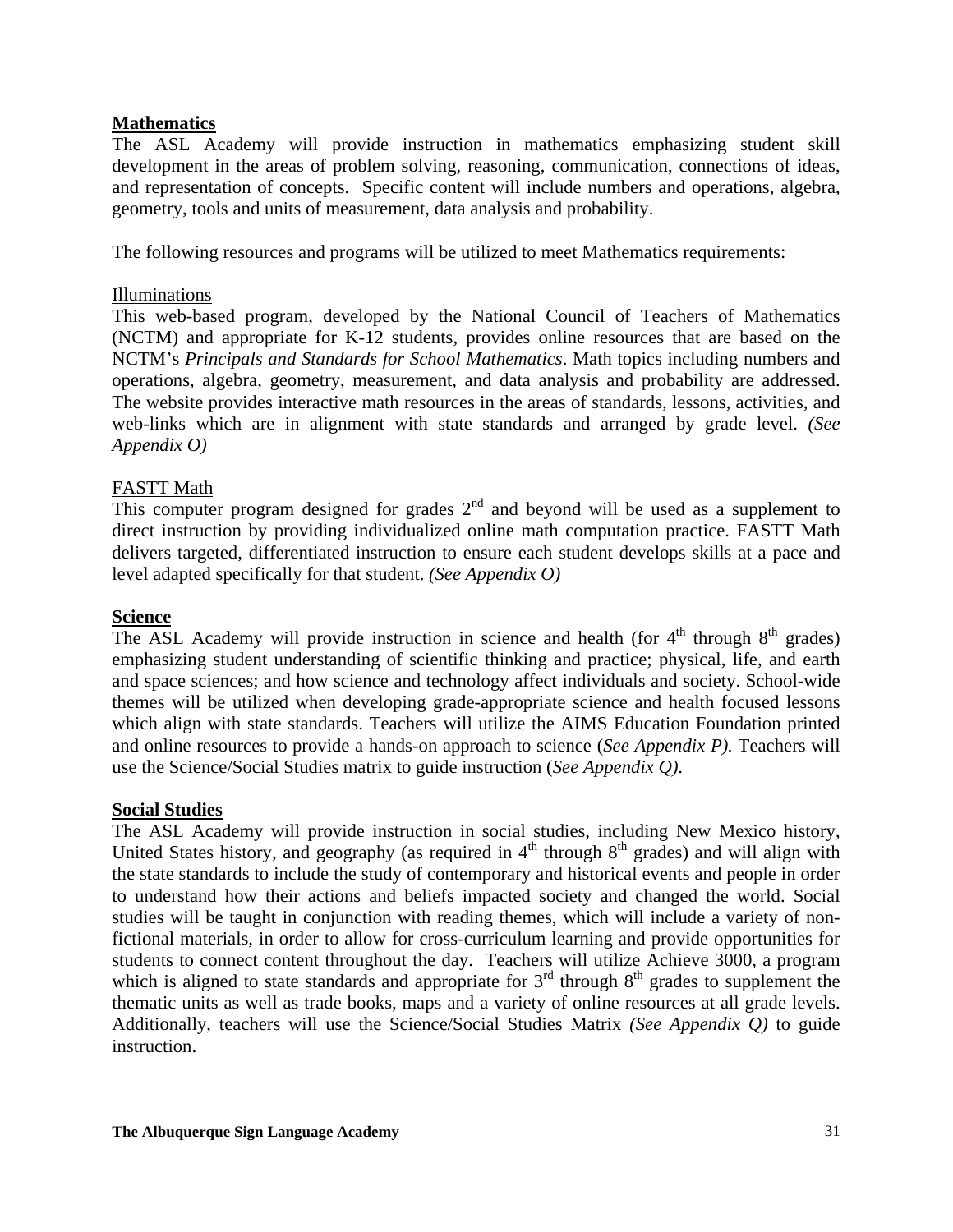**Mathematics**

The ASL Academy will provide instruction in mathematics emphasizing student skill development in the areas of problem solving, reasoning, communication, connections of ideas, and representation of concepts. Specific content will include numbers and operations, algebra, geometry, tools and units of measurement, data analysis and probability.

The following resources and programs will be utilized to meet Mathematics requirements:

Illuminations

This web-based program, developed by the National Council of Teachers of Mathematics (NCTM) and appropriate for K-12 students, provides online resources that are based on the NCTM's *Principals and Standards for School Mathematics*. Math topics including numbers and operations, algebra, geometry, measurement, and data analysis and probability are addressed. The website provides interactive math resources in the areas of standards, lessons, activities, and web-links which are in alignment with state standards and arranged by grade level. *(See Appendix O)*

FASTT Math

This computer program designed for grades 2nd and beyond will be used as a supplement to direct instruction by providing individualized online math computation practice. FASTT Math delivers targeted, differentiated instruction to ensure each student develops skills at a pace and level adapted specifically for that student. *(See Appendix O)*

**Science**

The ASL Academy will provide instruction in science and health (for 4th through 8th grades) emphasizing student understanding of scientific thinking and practice; physical, life, and earth and space sciences; and how science and technology affect individuals and society. School-wide themes will be utilized when developing grade-appropriate science and health focused lessons which align with state standards. Teachers will utilize the AIMS Education Foundation printed and online resources to provide a hands-on approach to science (*See Appendix P).* Teachers will use the Science/Social Studies matrix to guide instruction (*See Appendix Q).*

**Social Studies**

The ASL Academy will provide instruction in social studies, including New Mexico history, United States history, and geography (as required in 4th through 8th grades) and will align with the state standards to include the study of contemporary and historical events and people in order to understand how their actions and beliefs impacted society and changed the world. Social studies will be taught in conjunction with reading themes, which will include a variety of non-fictional materials, in order to allow for cross-curriculum learning and provide opportunities for students to connect content throughout the day. Teachers will utilize Achieve 3000, a program which is aligned to state standards and appropriate for 3rd through 8th grades to supplement the thematic units as well as trade books, maps and a variety of online resources at all grade levels. Additionally, teachers will use the Science/Social Studies Matrix *(See Appendix Q)* to guide instruction.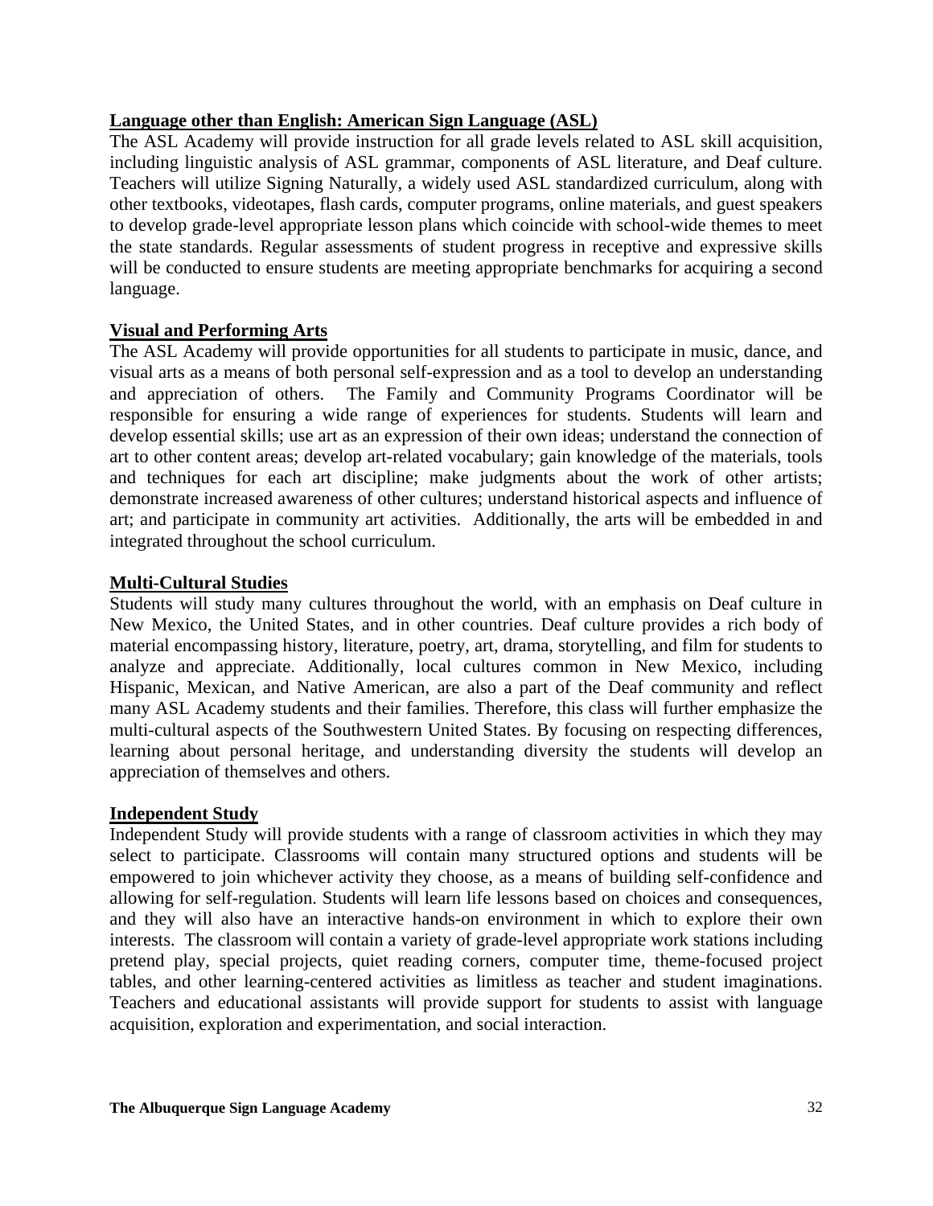**Language other than English: American Sign Language (ASL)**

The ASL Academy will provide instruction for all grade levels related to ASL skill acquisition, including linguistic analysis of ASL grammar, components of ASL literature, and Deaf culture. Teachers will utilize Signing Naturally, a widely used ASL standardized curriculum, along with other textbooks, videotapes, flash cards, computer programs, online materials, and guest speakers to develop grade-level appropriate lesson plans which coincide with school-wide themes to meet the state standards. Regular assessments of student progress in receptive and expressive skills will be conducted to ensure students are meeting appropriate benchmarks for acquiring a second language.

**Visual and Performing Arts**

The ASL Academy will provide opportunities for all students to participate in music, dance, and visual arts as a means of both personal self-expression and as a tool to develop an understanding and appreciation of others. The Family and Community Programs Coordinator will be responsible for ensuring a wide range of experiences for students. Students will learn and develop essential skills; use art as an expression of their own ideas; understand the connection of art to other content areas; develop art-related vocabulary; gain knowledge of the materials, tools and techniques for each art discipline; make judgments about the work of other artists; demonstrate increased awareness of other cultures; understand historical aspects and influence of art; and participate in community art activities. Additionally, the arts will be embedded in and integrated throughout the school curriculum.

**Multi-Cultural Studies**

Students will study many cultures throughout the world, with an emphasis on Deaf culture in New Mexico, the United States, and in other countries. Deaf culture provides a rich body of material encompassing history, literature, poetry, art, drama, storytelling, and film for students to analyze and appreciate. Additionally, local cultures common in New Mexico, including Hispanic, Mexican, and Native American, are also a part of the Deaf community and reflect many ASL Academy students and their families. Therefore, this class will further emphasize the multi-cultural aspects of the Southwestern United States. By focusing on respecting differences, learning about personal heritage, and understanding diversity the students will develop an appreciation of themselves and others.

**Independent Study**

Independent Study will provide students with a range of classroom activities in which they may select to participate. Classrooms will contain many structured options and students will be empowered to join whichever activity they choose, as a means of building self-confidence and allowing for self-regulation. Students will learn life lessons based on choices and consequences, and they will also have an interactive hands-on environment in which to explore their own interests. The classroom will contain a variety of grade-level appropriate work stations including pretend play, special projects, quiet reading corners, computer time, theme-focused project tables, and other learning-centered activities as limitless as teacher and student imaginations. Teachers and educational assistants will provide support for students to assist with language acquisition, exploration and experimentation, and social interaction.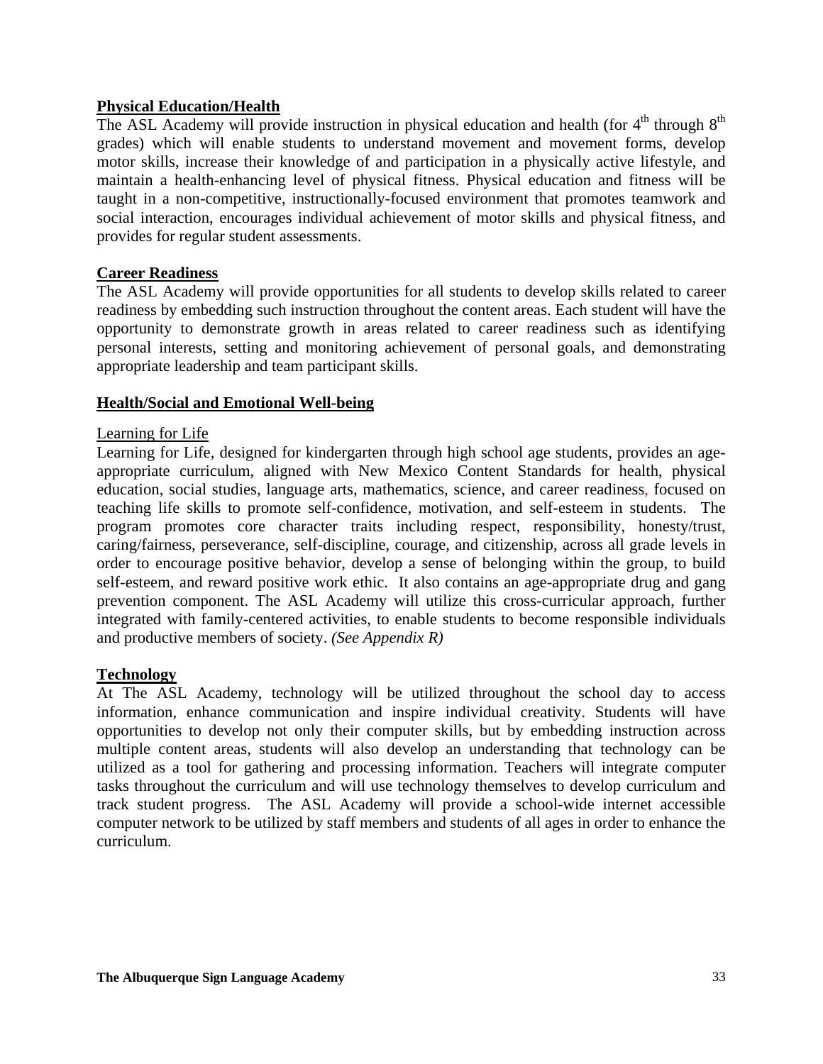**Physical Education/Health**

The ASL Academy will provide instruction in physical education and health (for 4th through 8th grades) which will enable students to understand movement and movement forms, develop motor skills, increase their knowledge of and participation in a physically active lifestyle, and maintain a health-enhancing level of physical fitness. Physical education and fitness will be taught in a non-competitive, instructionally-focused environment that promotes teamwork and social interaction, encourages individual achievement of motor skills and physical fitness, and provides for regular student assessments.

**Career Readiness**

The ASL Academy will provide opportunities for all students to develop skills related to career readiness by embedding such instruction throughout the content areas. Each student will have the opportunity to demonstrate growth in areas related to career readiness such as identifying personal interests, setting and monitoring achievement of personal goals, and demonstrating appropriate leadership and team participant skills.

**Health/Social and Emotional Well-being**

Learning for Life

Learning for Life, designed for kindergarten through high school age students, provides an age-appropriate curriculum, aligned with New Mexico Content Standards for health, physical education, social studies, language arts, mathematics, science, and career readiness, focused on teaching life skills to promote self-confidence, motivation, and self-esteem in students. The program promotes core character traits including respect, responsibility, honesty/trust, caring/fairness, perseverance, self-discipline, courage, and citizenship, across all grade levels in order to encourage positive behavior, develop a sense of belonging within the group, to build self-esteem, and reward positive work ethic. It also contains an age-appropriate drug and gang prevention component. The ASL Academy will utilize this cross-curricular approach, further integrated with family-centered activities, to enable students to become responsible individuals and productive members of society. *(See Appendix R)*

**Technology**

At The ASL Academy, technology will be utilized throughout the school day to access information, enhance communication and inspire individual creativity. Students will have opportunities to develop not only their computer skills, but by embedding instruction across multiple content areas, students will also develop an understanding that technology can be utilized as a tool for gathering and processing information. Teachers will integrate computer tasks throughout the curriculum and will use technology themselves to develop curriculum and track student progress. The ASL Academy will provide a school-wide internet accessible computer network to be utilized by staff members and students of all ages in order to enhance the curriculum.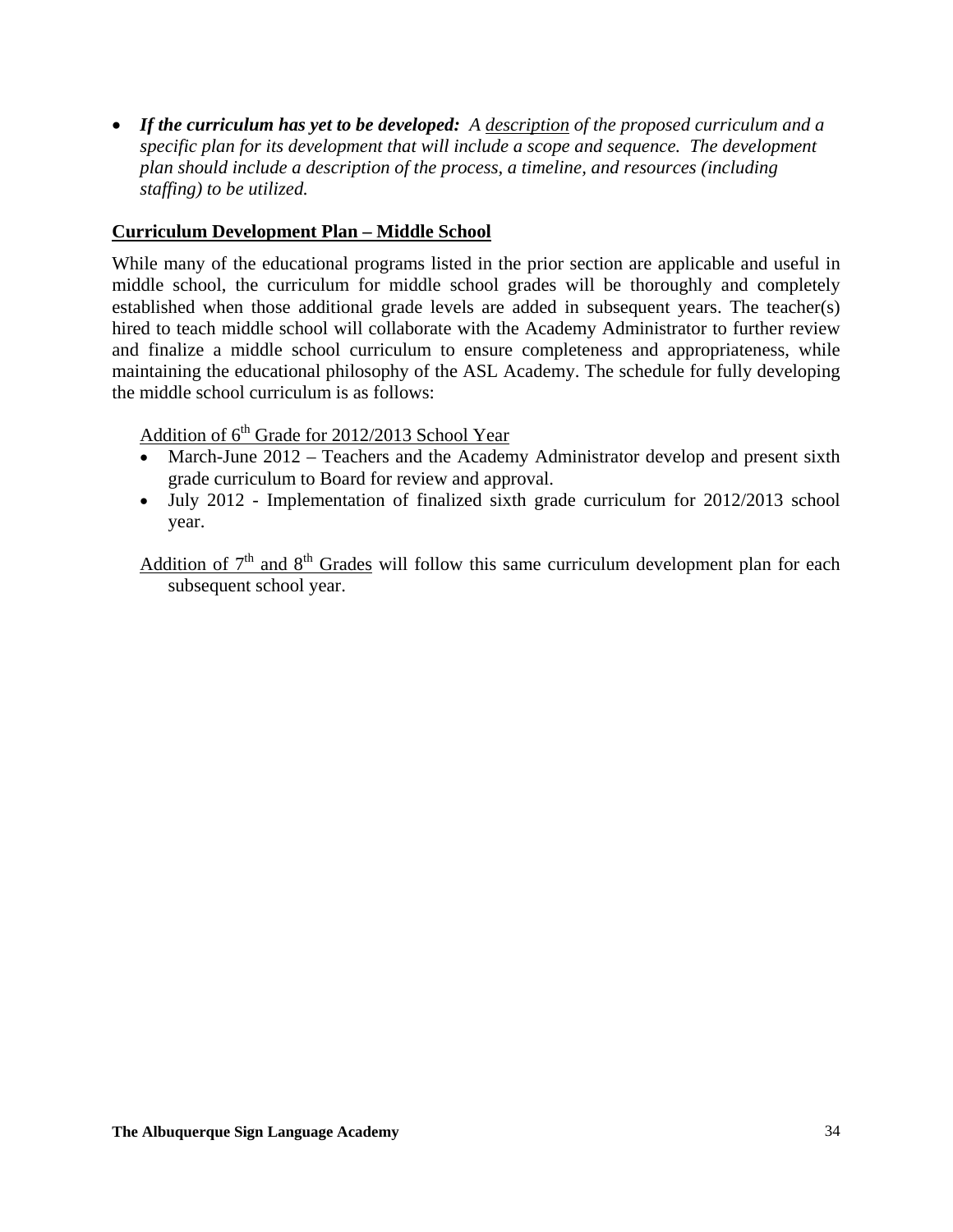- ***If the curriculum has yet to be developed:*** *A* _description_ *of the proposed curriculum and a specific plan for its development that will include a scope and sequence. The development plan should include a description of the process, a timeline, and resources (including staffing) to be utilized.*

## Curriculum Development Plan – Middle School

While many of the educational programs listed in the prior section are applicable and useful in middle school, the curriculum for middle school grades will be thoroughly and completely established when those additional grade levels are added in subsequent years. The teacher(s) hired to teach middle school will collaborate with the Academy Administrator to further review and finalize a middle school curriculum to ensure completeness and appropriateness, while maintaining the educational philosophy of the ASL Academy. The schedule for fully developing the middle school curriculum is as follows:

Addition of 6th Grade for 2012/2013 School Year

- March-June 2012 – Teachers and the Academy Administrator develop and present sixth grade curriculum to Board for review and approval.
- July 2012 - Implementation of finalized sixth grade curriculum for 2012/2013 school year.

Addition of 7th and 8th Grades will follow this same curriculum development plan for each subsequent school year.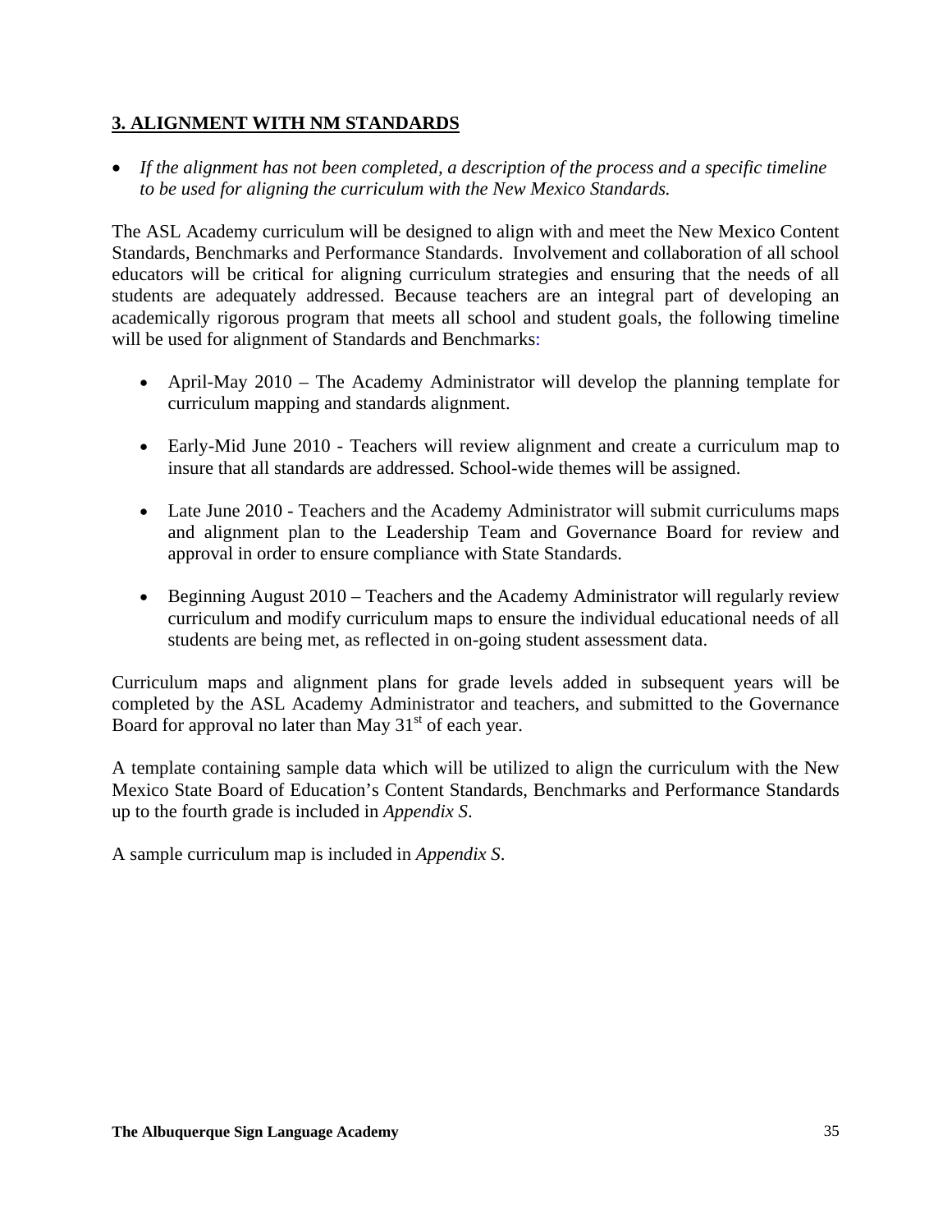## 3. ALIGNMENT WITH NM STANDARDS

- *If the alignment has not been completed, a description of the process and a specific timeline to be used for aligning the curriculum with the New Mexico Standards.*

The ASL Academy curriculum will be designed to align with and meet the New Mexico Content Standards, Benchmarks and Performance Standards. Involvement and collaboration of all school educators will be critical for aligning curriculum strategies and ensuring that the needs of all students are adequately addressed. Because teachers are an integral part of developing an academically rigorous program that meets all school and student goals, the following timeline will be used for alignment of Standards and Benchmarks:

- April-May 2010 – The Academy Administrator will develop the planning template for curriculum mapping and standards alignment.

- Early-Mid June 2010 - Teachers will review alignment and create a curriculum map to insure that all standards are addressed. School-wide themes will be assigned.

- Late June 2010 - Teachers and the Academy Administrator will submit curriculums maps and alignment plan to the Leadership Team and Governance Board for review and approval in order to ensure compliance with State Standards.

- Beginning August 2010 – Teachers and the Academy Administrator will regularly review curriculum and modify curriculum maps to ensure the individual educational needs of all students are being met, as reflected in on-going student assessment data.

Curriculum maps and alignment plans for grade levels added in subsequent years will be completed by the ASL Academy Administrator and teachers, and submitted to the Governance Board for approval no later than May 31st of each year.

A template containing sample data which will be utilized to align the curriculum with the New Mexico State Board of Education's Content Standards, Benchmarks and Performance Standards up to the fourth grade is included in *Appendix S*.

A sample curriculum map is included in *Appendix S*.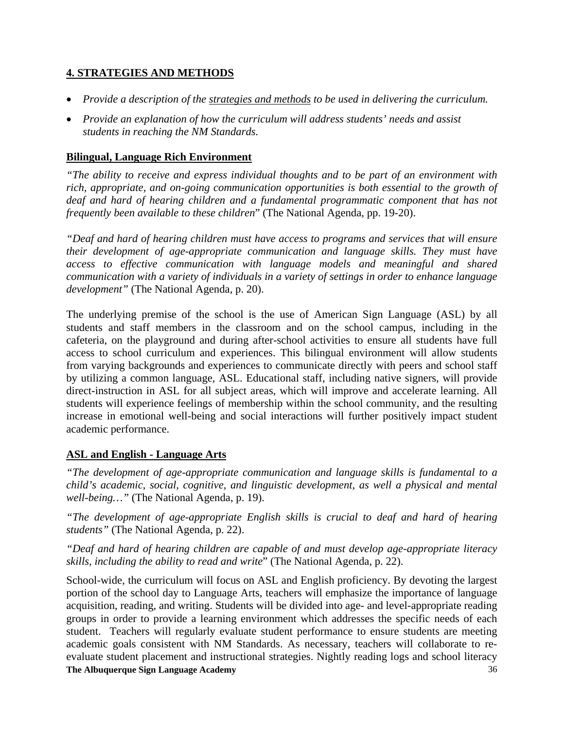## 4. STRATEGIES AND METHODS

- *Provide a description of the strategies and methods to be used in delivering the curriculum.*
- *Provide an explanation of how the curriculum will address students' needs and assist students in reaching the NM Standards.*

### Bilingual, Language Rich Environment

*"The ability to receive and express individual thoughts and to be part of an environment with rich, appropriate, and on-going communication opportunities is both essential to the growth of deaf and hard of hearing children and a fundamental programmatic component that has not frequently been available to these children*" (The National Agenda, pp. 19-20).

*"Deaf and hard of hearing children must have access to programs and services that will ensure their development of age-appropriate communication and language skills. They must have access to effective communication with language models and meaningful and shared communication with a variety of individuals in a variety of settings in order to enhance language development"* (The National Agenda, p. 20).

The underlying premise of the school is the use of American Sign Language (ASL) by all students and staff members in the classroom and on the school campus, including in the cafeteria, on the playground and during after-school activities to ensure all students have full access to school curriculum and experiences. This bilingual environment will allow students from varying backgrounds and experiences to communicate directly with peers and school staff by utilizing a common language, ASL. Educational staff, including native signers, will provide direct-instruction in ASL for all subject areas, which will improve and accelerate learning. All students will experience feelings of membership within the school community, and the resulting increase in emotional well-being and social interactions will further positively impact student academic performance.

### ASL and English - Language Arts

*"The development of age-appropriate communication and language skills is fundamental to a child's academic, social, cognitive, and linguistic development, as well a physical and mental well-being…"* (The National Agenda, p. 19).

*"The development of age-appropriate English skills is crucial to deaf and hard of hearing students"* (The National Agenda, p. 22).

*"Deaf and hard of hearing children are capable of and must develop age-appropriate literacy skills, including the ability to read and write*" (The National Agenda, p. 22).

School-wide, the curriculum will focus on ASL and English proficiency. By devoting the largest portion of the school day to Language Arts, teachers will emphasize the importance of language acquisition, reading, and writing. Students will be divided into age- and level-appropriate reading groups in order to provide a learning environment which addresses the specific needs of each student. Teachers will regularly evaluate student performance to ensure students are meeting academic goals consistent with NM Standards. As necessary, teachers will collaborate to re-evaluate student placement and instructional strategies. Nightly reading logs and school literacy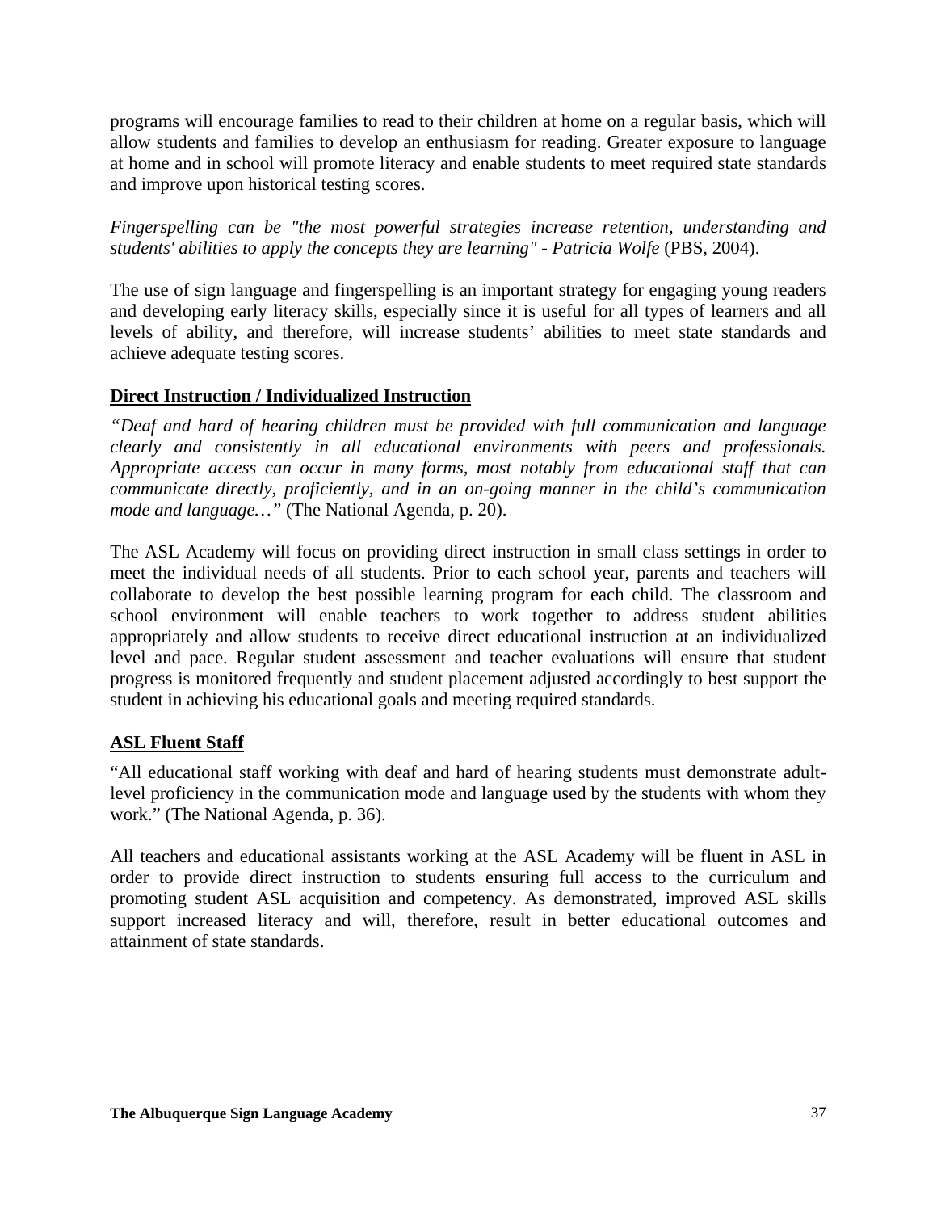programs will encourage families to read to their children at home on a regular basis, which will allow students and families to develop an enthusiasm for reading. Greater exposure to language at home and in school will promote literacy and enable students to meet required state standards and improve upon historical testing scores.

*Fingerspelling can be "the most powerful strategies increase retention, understanding and students' abilities to apply the concepts they are learning" - Patricia Wolfe* (PBS, 2004).

The use of sign language and fingerspelling is an important strategy for engaging young readers and developing early literacy skills, especially since it is useful for all types of learners and all levels of ability, and therefore, will increase students' abilities to meet state standards and achieve adequate testing scores.

**Direct Instruction / Individualized Instruction**

*"Deaf and hard of hearing children must be provided with full communication and language clearly and consistently in all educational environments with peers and professionals. Appropriate access can occur in many forms, most notably from educational staff that can communicate directly, proficiently, and in an on-going manner in the child's communication mode and language…"* (The National Agenda, p. 20).

The ASL Academy will focus on providing direct instruction in small class settings in order to meet the individual needs of all students. Prior to each school year, parents and teachers will collaborate to develop the best possible learning program for each child. The classroom and school environment will enable teachers to work together to address student abilities appropriately and allow students to receive direct educational instruction at an individualized level and pace. Regular student assessment and teacher evaluations will ensure that student progress is monitored frequently and student placement adjusted accordingly to best support the student in achieving his educational goals and meeting required standards.

**ASL Fluent Staff**

"All educational staff working with deaf and hard of hearing students must demonstrate adult-level proficiency in the communication mode and language used by the students with whom they work." (The National Agenda, p. 36).

All teachers and educational assistants working at the ASL Academy will be fluent in ASL in order to provide direct instruction to students ensuring full access to the curriculum and promoting student ASL acquisition and competency. As demonstrated, improved ASL skills support increased literacy and will, therefore, result in better educational outcomes and attainment of state standards.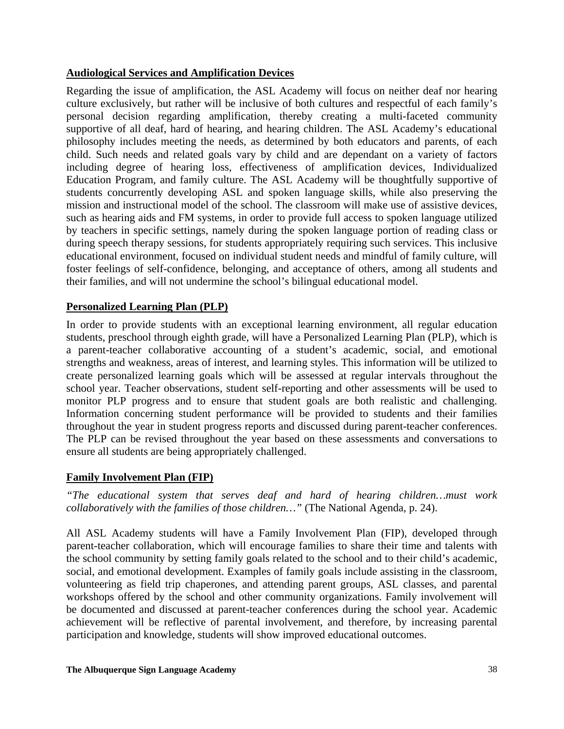## Audiological Services and Amplification Devices

Regarding the issue of amplification, the ASL Academy will focus on neither deaf nor hearing culture exclusively, but rather will be inclusive of both cultures and respectful of each family's personal decision regarding amplification, thereby creating a multi-faceted community supportive of all deaf, hard of hearing, and hearing children. The ASL Academy's educational philosophy includes meeting the needs, as determined by both educators and parents, of each child. Such needs and related goals vary by child and are dependant on a variety of factors including degree of hearing loss, effectiveness of amplification devices, Individualized Education Program, and family culture. The ASL Academy will be thoughtfully supportive of students concurrently developing ASL and spoken language skills, while also preserving the mission and instructional model of the school. The classroom will make use of assistive devices, such as hearing aids and FM systems, in order to provide full access to spoken language utilized by teachers in specific settings, namely during the spoken language portion of reading class or during speech therapy sessions, for students appropriately requiring such services. This inclusive educational environment, focused on individual student needs and mindful of family culture, will foster feelings of self-confidence, belonging, and acceptance of others, among all students and their families, and will not undermine the school's bilingual educational model.

## Personalized Learning Plan (PLP)

In order to provide students with an exceptional learning environment, all regular education students, preschool through eighth grade, will have a Personalized Learning Plan (PLP), which is a parent-teacher collaborative accounting of a student's academic, social, and emotional strengths and weakness, areas of interest, and learning styles. This information will be utilized to create personalized learning goals which will be assessed at regular intervals throughout the school year. Teacher observations, student self-reporting and other assessments will be used to monitor PLP progress and to ensure that student goals are both realistic and challenging. Information concerning student performance will be provided to students and their families throughout the year in student progress reports and discussed during parent-teacher conferences. The PLP can be revised throughout the year based on these assessments and conversations to ensure all students are being appropriately challenged.

## Family Involvement Plan (FIP)

*"The educational system that serves deaf and hard of hearing children…must work collaboratively with the families of those children…"* (The National Agenda, p. 24).

All ASL Academy students will have a Family Involvement Plan (FIP), developed through parent-teacher collaboration, which will encourage families to share their time and talents with the school community by setting family goals related to the school and to their child's academic, social, and emotional development. Examples of family goals include assisting in the classroom, volunteering as field trip chaperones, and attending parent groups, ASL classes, and parental workshops offered by the school and other community organizations. Family involvement will be documented and discussed at parent-teacher conferences during the school year. Academic achievement will be reflective of parental involvement, and therefore, by increasing parental participation and knowledge, students will show improved educational outcomes.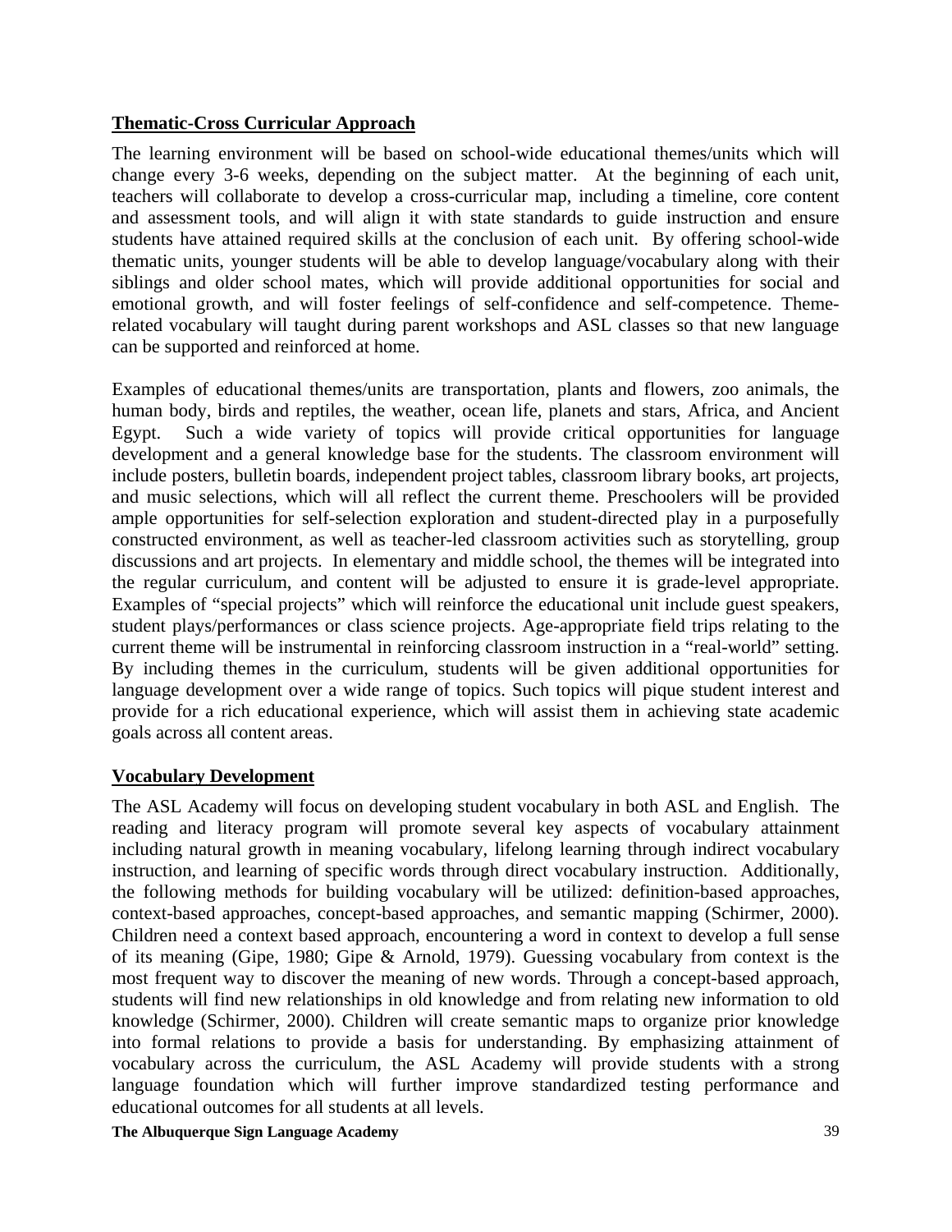## Thematic-Cross Curricular Approach

The learning environment will be based on school-wide educational themes/units which will change every 3-6 weeks, depending on the subject matter. At the beginning of each unit, teachers will collaborate to develop a cross-curricular map, including a timeline, core content and assessment tools, and will align it with state standards to guide instruction and ensure students have attained required skills at the conclusion of each unit. By offering school-wide thematic units, younger students will be able to develop language/vocabulary along with their siblings and older school mates, which will provide additional opportunities for social and emotional growth, and will foster feelings of self-confidence and self-competence. Theme-related vocabulary will taught during parent workshops and ASL classes so that new language can be supported and reinforced at home.

Examples of educational themes/units are transportation, plants and flowers, zoo animals, the human body, birds and reptiles, the weather, ocean life, planets and stars, Africa, and Ancient Egypt. Such a wide variety of topics will provide critical opportunities for language development and a general knowledge base for the students. The classroom environment will include posters, bulletin boards, independent project tables, classroom library books, art projects, and music selections, which will all reflect the current theme. Preschoolers will be provided ample opportunities for self-selection exploration and student-directed play in a purposefully constructed environment, as well as teacher-led classroom activities such as storytelling, group discussions and art projects. In elementary and middle school, the themes will be integrated into the regular curriculum, and content will be adjusted to ensure it is grade-level appropriate. Examples of "special projects" which will reinforce the educational unit include guest speakers, student plays/performances or class science projects. Age-appropriate field trips relating to the current theme will be instrumental in reinforcing classroom instruction in a "real-world" setting. By including themes in the curriculum, students will be given additional opportunities for language development over a wide range of topics. Such topics will pique student interest and provide for a rich educational experience, which will assist them in achieving state academic goals across all content areas.

## Vocabulary Development

The ASL Academy will focus on developing student vocabulary in both ASL and English. The reading and literacy program will promote several key aspects of vocabulary attainment including natural growth in meaning vocabulary, lifelong learning through indirect vocabulary instruction, and learning of specific words through direct vocabulary instruction. Additionally, the following methods for building vocabulary will be utilized: definition-based approaches, context-based approaches, concept-based approaches, and semantic mapping (Schirmer, 2000). Children need a context based approach, encountering a word in context to develop a full sense of its meaning (Gipe, 1980; Gipe & Arnold, 1979). Guessing vocabulary from context is the most frequent way to discover the meaning of new words. Through a concept-based approach, students will find new relationships in old knowledge and from relating new information to old knowledge (Schirmer, 2000). Children will create semantic maps to organize prior knowledge into formal relations to provide a basis for understanding. By emphasizing attainment of vocabulary across the curriculum, the ASL Academy will provide students with a strong language foundation which will further improve standardized testing performance and educational outcomes for all students at all levels.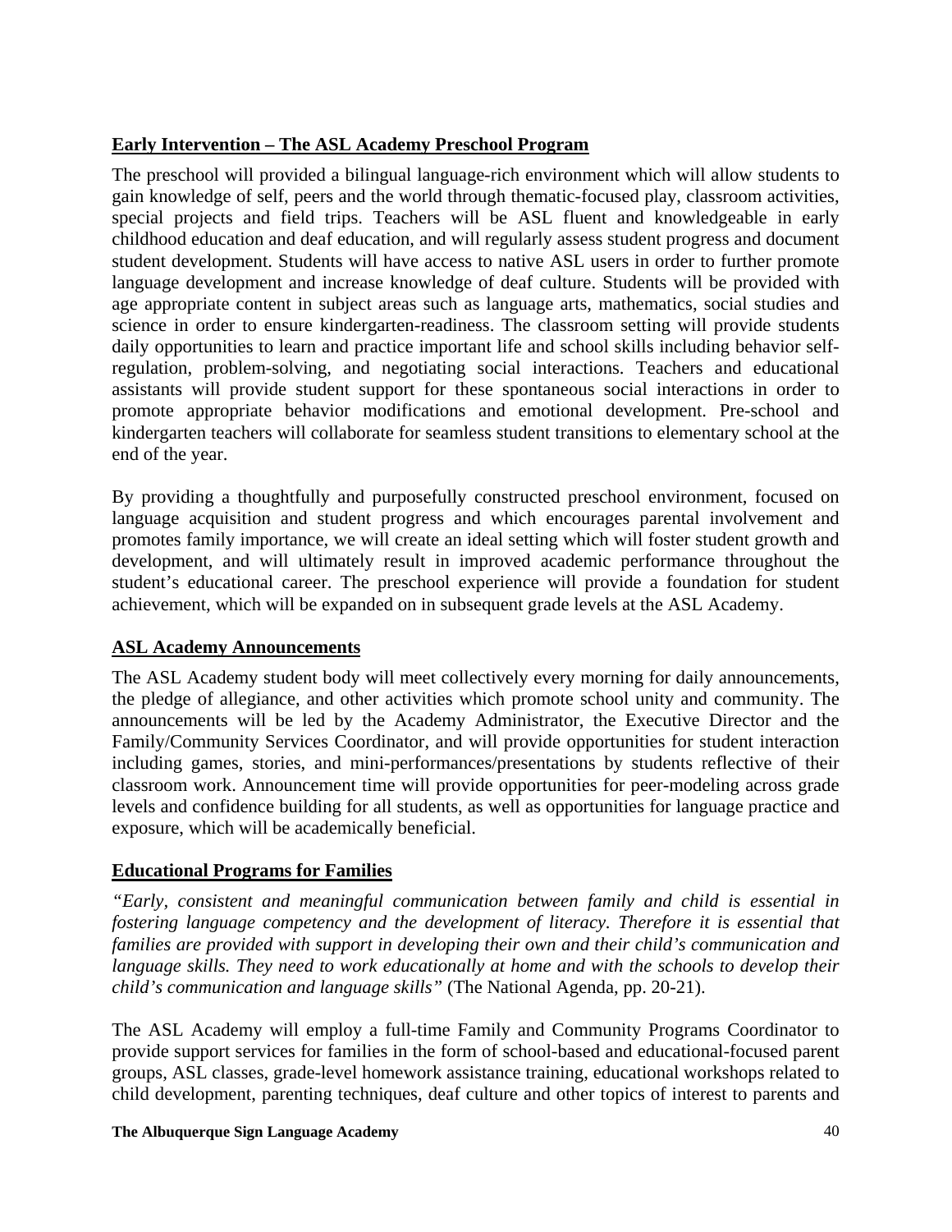**Early Intervention – The ASL Academy Preschool Program**

The preschool will provided a bilingual language-rich environment which will allow students to gain knowledge of self, peers and the world through thematic-focused play, classroom activities, special projects and field trips. Teachers will be ASL fluent and knowledgeable in early childhood education and deaf education, and will regularly assess student progress and document student development. Students will have access to native ASL users in order to further promote language development and increase knowledge of deaf culture. Students will be provided with age appropriate content in subject areas such as language arts, mathematics, social studies and science in order to ensure kindergarten-readiness. The classroom setting will provide students daily opportunities to learn and practice important life and school skills including behavior self-regulation, problem-solving, and negotiating social interactions. Teachers and educational assistants will provide student support for these spontaneous social interactions in order to promote appropriate behavior modifications and emotional development. Pre-school and kindergarten teachers will collaborate for seamless student transitions to elementary school at the end of the year.

By providing a thoughtfully and purposefully constructed preschool environment, focused on language acquisition and student progress and which encourages parental involvement and promotes family importance, we will create an ideal setting which will foster student growth and development, and will ultimately result in improved academic performance throughout the student's educational career. The preschool experience will provide a foundation for student achievement, which will be expanded on in subsequent grade levels at the ASL Academy.

**ASL Academy Announcements**

The ASL Academy student body will meet collectively every morning for daily announcements, the pledge of allegiance, and other activities which promote school unity and community. The announcements will be led by the Academy Administrator, the Executive Director and the Family/Community Services Coordinator, and will provide opportunities for student interaction including games, stories, and mini-performances/presentations by students reflective of their classroom work. Announcement time will provide opportunities for peer-modeling across grade levels and confidence building for all students, as well as opportunities for language practice and exposure, which will be academically beneficial.

**Educational Programs for Families**

*"Early, consistent and meaningful communication between family and child is essential in fostering language competency and the development of literacy. Therefore it is essential that families are provided with support in developing their own and their child's communication and language skills. They need to work educationally at home and with the schools to develop their child's communication and language skills"* (The National Agenda, pp. 20-21).

The ASL Academy will employ a full-time Family and Community Programs Coordinator to provide support services for families in the form of school-based and educational-focused parent groups, ASL classes, grade-level homework assistance training, educational workshops related to child development, parenting techniques, deaf culture and other topics of interest to parents and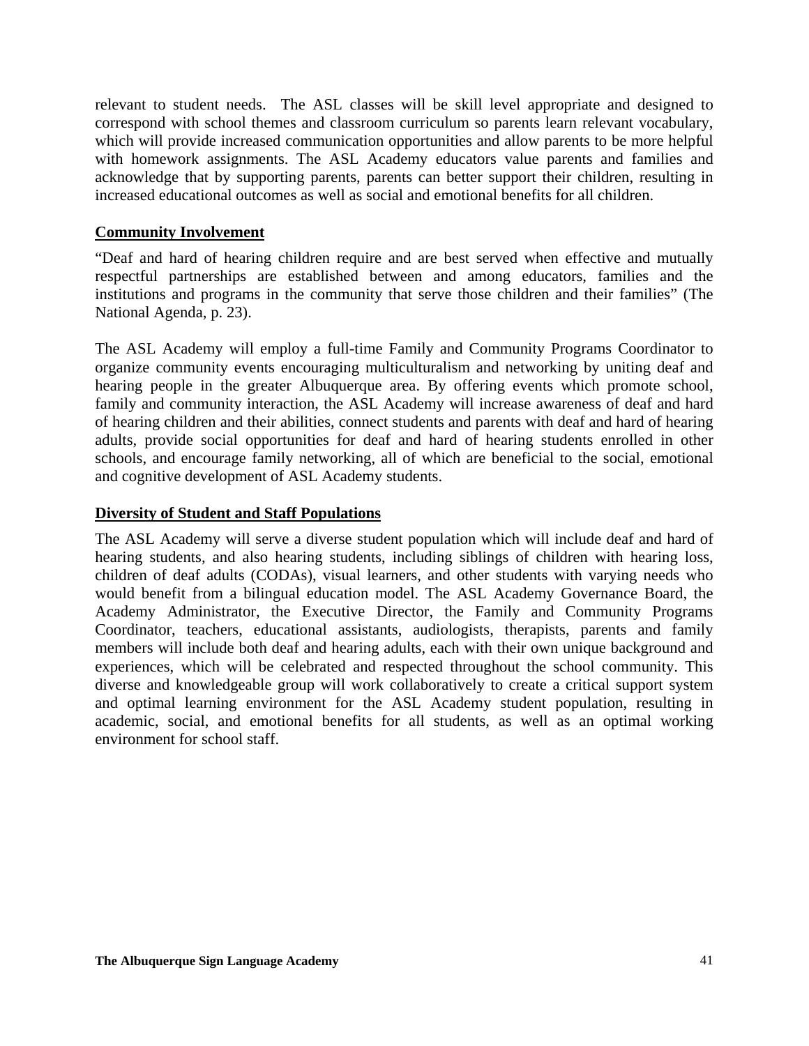relevant to student needs. The ASL classes will be skill level appropriate and designed to correspond with school themes and classroom curriculum so parents learn relevant vocabulary, which will provide increased communication opportunities and allow parents to be more helpful with homework assignments. The ASL Academy educators value parents and families and acknowledge that by supporting parents, parents can better support their children, resulting in increased educational outcomes as well as social and emotional benefits for all children.

## Community Involvement

"Deaf and hard of hearing children require and are best served when effective and mutually respectful partnerships are established between and among educators, families and the institutions and programs in the community that serve those children and their families" (The National Agenda, p. 23).

The ASL Academy will employ a full-time Family and Community Programs Coordinator to organize community events encouraging multiculturalism and networking by uniting deaf and hearing people in the greater Albuquerque area. By offering events which promote school, family and community interaction, the ASL Academy will increase awareness of deaf and hard of hearing children and their abilities, connect students and parents with deaf and hard of hearing adults, provide social opportunities for deaf and hard of hearing students enrolled in other schools, and encourage family networking, all of which are beneficial to the social, emotional and cognitive development of ASL Academy students.

## Diversity of Student and Staff Populations

The ASL Academy will serve a diverse student population which will include deaf and hard of hearing students, and also hearing students, including siblings of children with hearing loss, children of deaf adults (CODAs), visual learners, and other students with varying needs who would benefit from a bilingual education model. The ASL Academy Governance Board, the Academy Administrator, the Executive Director, the Family and Community Programs Coordinator, teachers, educational assistants, audiologists, therapists, parents and family members will include both deaf and hearing adults, each with their own unique background and experiences, which will be celebrated and respected throughout the school community. This diverse and knowledgeable group will work collaboratively to create a critical support system and optimal learning environment for the ASL Academy student population, resulting in academic, social, and emotional benefits for all students, as well as an optimal working environment for school staff.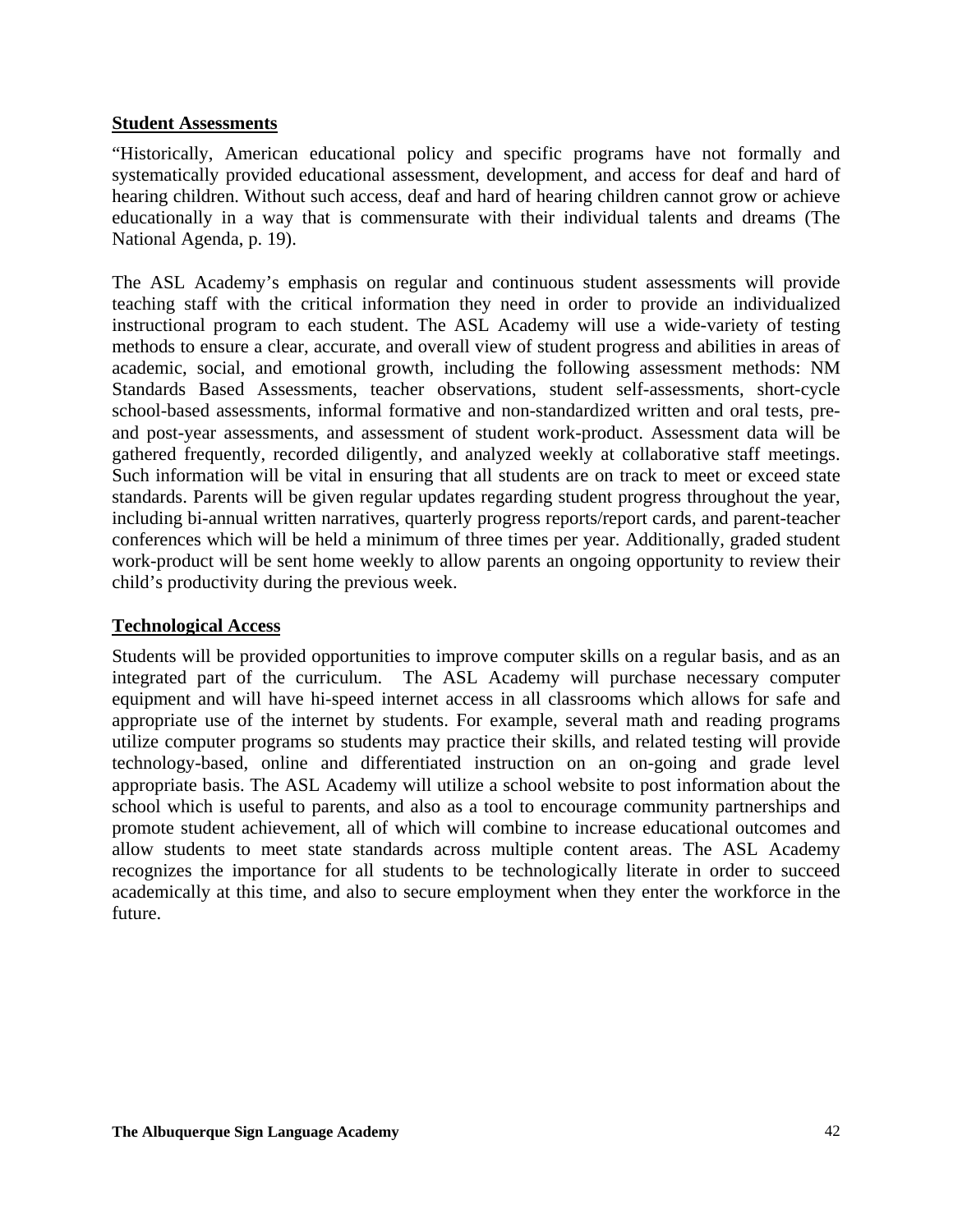**Student Assessments**

"Historically, American educational policy and specific programs have not formally and systematically provided educational assessment, development, and access for deaf and hard of hearing children. Without such access, deaf and hard of hearing children cannot grow or achieve educationally in a way that is commensurate with their individual talents and dreams (The National Agenda, p. 19).

The ASL Academy's emphasis on regular and continuous student assessments will provide teaching staff with the critical information they need in order to provide an individualized instructional program to each student. The ASL Academy will use a wide-variety of testing methods to ensure a clear, accurate, and overall view of student progress and abilities in areas of academic, social, and emotional growth, including the following assessment methods: NM Standards Based Assessments, teacher observations, student self-assessments, short-cycle school-based assessments, informal formative and non-standardized written and oral tests, pre- and post-year assessments, and assessment of student work-product. Assessment data will be gathered frequently, recorded diligently, and analyzed weekly at collaborative staff meetings. Such information will be vital in ensuring that all students are on track to meet or exceed state standards. Parents will be given regular updates regarding student progress throughout the year, including bi-annual written narratives, quarterly progress reports/report cards, and parent-teacher conferences which will be held a minimum of three times per year. Additionally, graded student work-product will be sent home weekly to allow parents an ongoing opportunity to review their child's productivity during the previous week.

**Technological Access**

Students will be provided opportunities to improve computer skills on a regular basis, and as an integrated part of the curriculum. The ASL Academy will purchase necessary computer equipment and will have hi-speed internet access in all classrooms which allows for safe and appropriate use of the internet by students. For example, several math and reading programs utilize computer programs so students may practice their skills, and related testing will provide technology-based, online and differentiated instruction on an on-going and grade level appropriate basis. The ASL Academy will utilize a school website to post information about the school which is useful to parents, and also as a tool to encourage community partnerships and promote student achievement, all of which will combine to increase educational outcomes and allow students to meet state standards across multiple content areas. The ASL Academy recognizes the importance for all students to be technologically literate in order to succeed academically at this time, and also to secure employment when they enter the workforce in the future.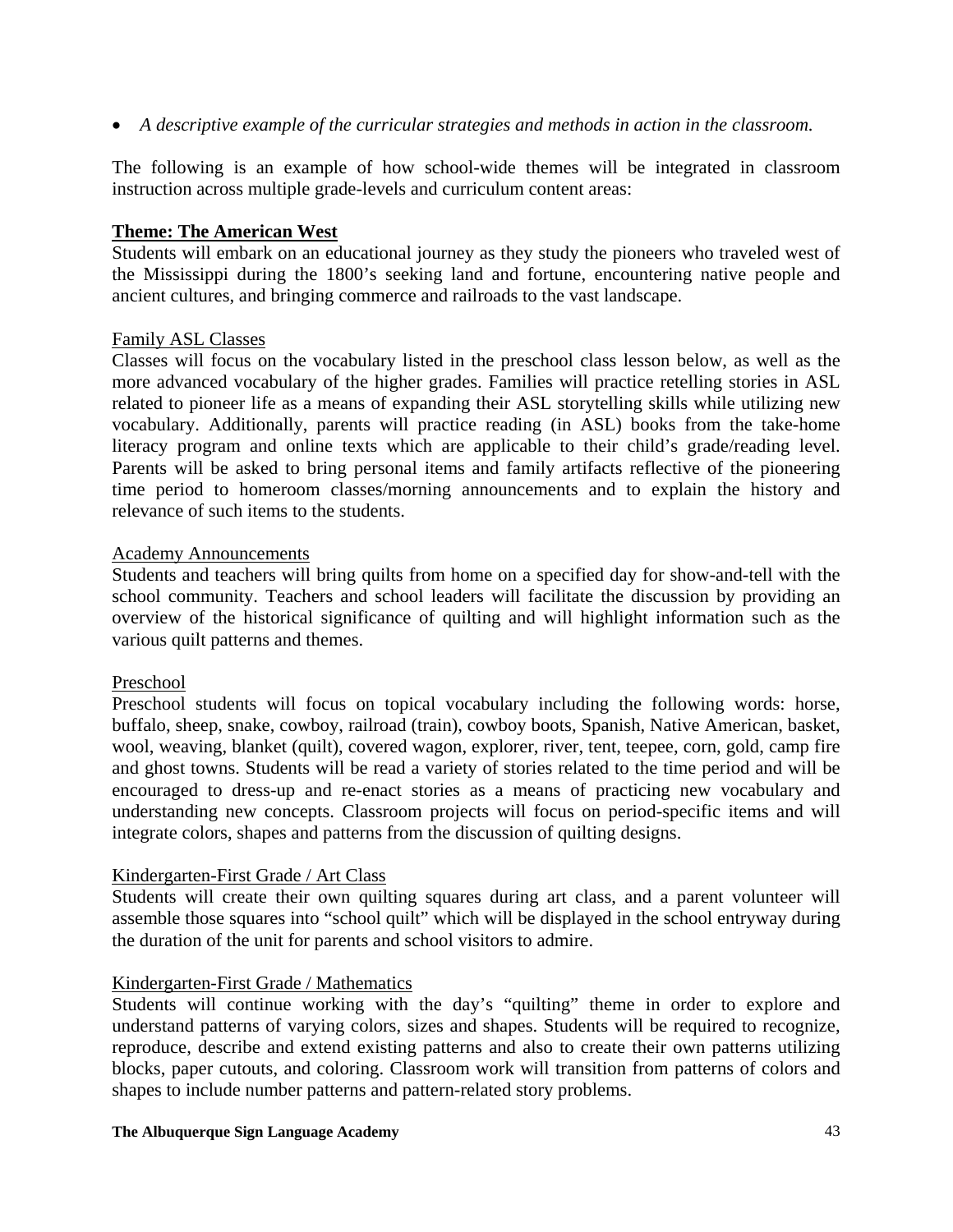- *A descriptive example of the curricular strategies and methods in action in the classroom.*

The following is an example of how school-wide themes will be integrated in classroom instruction across multiple grade-levels and curriculum content areas:

**Theme: The American West**

Students will embark on an educational journey as they study the pioneers who traveled west of the Mississippi during the 1800's seeking land and fortune, encountering native people and ancient cultures, and bringing commerce and railroads to the vast landscape.

Family ASL Classes

Classes will focus on the vocabulary listed in the preschool class lesson below, as well as the more advanced vocabulary of the higher grades. Families will practice retelling stories in ASL related to pioneer life as a means of expanding their ASL storytelling skills while utilizing new vocabulary. Additionally, parents will practice reading (in ASL) books from the take-home literacy program and online texts which are applicable to their child's grade/reading level. Parents will be asked to bring personal items and family artifacts reflective of the pioneering time period to homeroom classes/morning announcements and to explain the history and relevance of such items to the students.

Academy Announcements

Students and teachers will bring quilts from home on a specified day for show-and-tell with the school community. Teachers and school leaders will facilitate the discussion by providing an overview of the historical significance of quilting and will highlight information such as the various quilt patterns and themes.

Preschool

Preschool students will focus on topical vocabulary including the following words: horse, buffalo, sheep, snake, cowboy, railroad (train), cowboy boots, Spanish, Native American, basket, wool, weaving, blanket (quilt), covered wagon, explorer, river, tent, teepee, corn, gold, camp fire and ghost towns. Students will be read a variety of stories related to the time period and will be encouraged to dress-up and re-enact stories as a means of practicing new vocabulary and understanding new concepts. Classroom projects will focus on period-specific items and will integrate colors, shapes and patterns from the discussion of quilting designs.

Kindergarten-First Grade / Art Class

Students will create their own quilting squares during art class, and a parent volunteer will assemble those squares into "school quilt" which will be displayed in the school entryway during the duration of the unit for parents and school visitors to admire.

Kindergarten-First Grade / Mathematics

Students will continue working with the day's "quilting" theme in order to explore and understand patterns of varying colors, sizes and shapes. Students will be required to recognize, reproduce, describe and extend existing patterns and also to create their own patterns utilizing blocks, paper cutouts, and coloring. Classroom work will transition from patterns of colors and shapes to include number patterns and pattern-related story problems.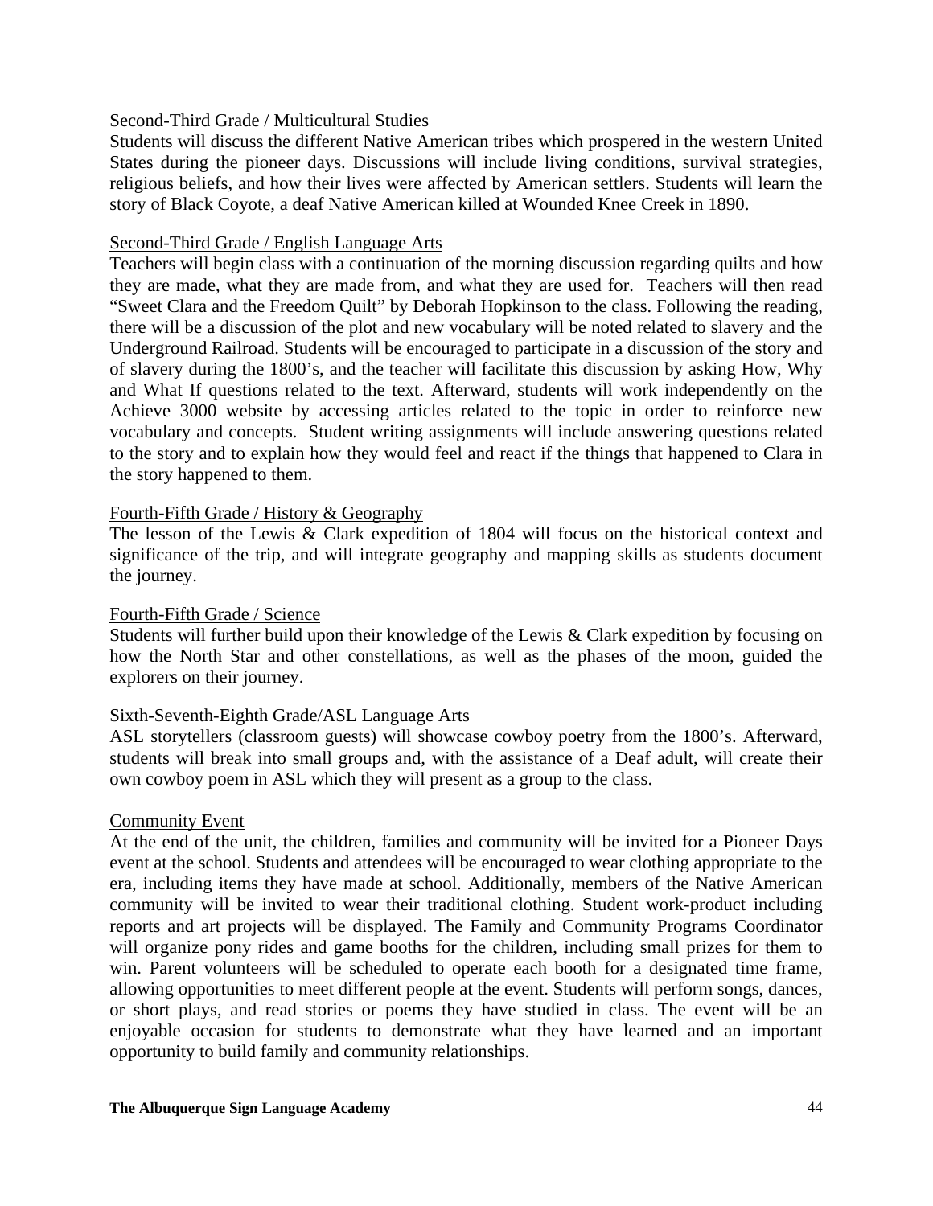Second-Third Grade / Multicultural Studies

Students will discuss the different Native American tribes which prospered in the western United States during the pioneer days. Discussions will include living conditions, survival strategies, religious beliefs, and how their lives were affected by American settlers. Students will learn the story of Black Coyote, a deaf Native American killed at Wounded Knee Creek in 1890.

Second-Third Grade / English Language Arts

Teachers will begin class with a continuation of the morning discussion regarding quilts and how they are made, what they are made from, and what they are used for. Teachers will then read "Sweet Clara and the Freedom Quilt" by Deborah Hopkinson to the class. Following the reading, there will be a discussion of the plot and new vocabulary will be noted related to slavery and the Underground Railroad. Students will be encouraged to participate in a discussion of the story and of slavery during the 1800's, and the teacher will facilitate this discussion by asking How, Why and What If questions related to the text. Afterward, students will work independently on the Achieve 3000 website by accessing articles related to the topic in order to reinforce new vocabulary and concepts. Student writing assignments will include answering questions related to the story and to explain how they would feel and react if the things that happened to Clara in the story happened to them.

Fourth-Fifth Grade / History & Geography

The lesson of the Lewis & Clark expedition of 1804 will focus on the historical context and significance of the trip, and will integrate geography and mapping skills as students document the journey.

Fourth-Fifth Grade / Science

Students will further build upon their knowledge of the Lewis & Clark expedition by focusing on how the North Star and other constellations, as well as the phases of the moon, guided the explorers on their journey.

Sixth-Seventh-Eighth Grade/ASL Language Arts

ASL storytellers (classroom guests) will showcase cowboy poetry from the 1800's. Afterward, students will break into small groups and, with the assistance of a Deaf adult, will create their own cowboy poem in ASL which they will present as a group to the class.

Community Event

At the end of the unit, the children, families and community will be invited for a Pioneer Days event at the school. Students and attendees will be encouraged to wear clothing appropriate to the era, including items they have made at school. Additionally, members of the Native American community will be invited to wear their traditional clothing. Student work-product including reports and art projects will be displayed. The Family and Community Programs Coordinator will organize pony rides and game booths for the children, including small prizes for them to win. Parent volunteers will be scheduled to operate each booth for a designated time frame, allowing opportunities to meet different people at the event. Students will perform songs, dances, or short plays, and read stories or poems they have studied in class. The event will be an enjoyable occasion for students to demonstrate what they have learned and an important opportunity to build family and community relationships.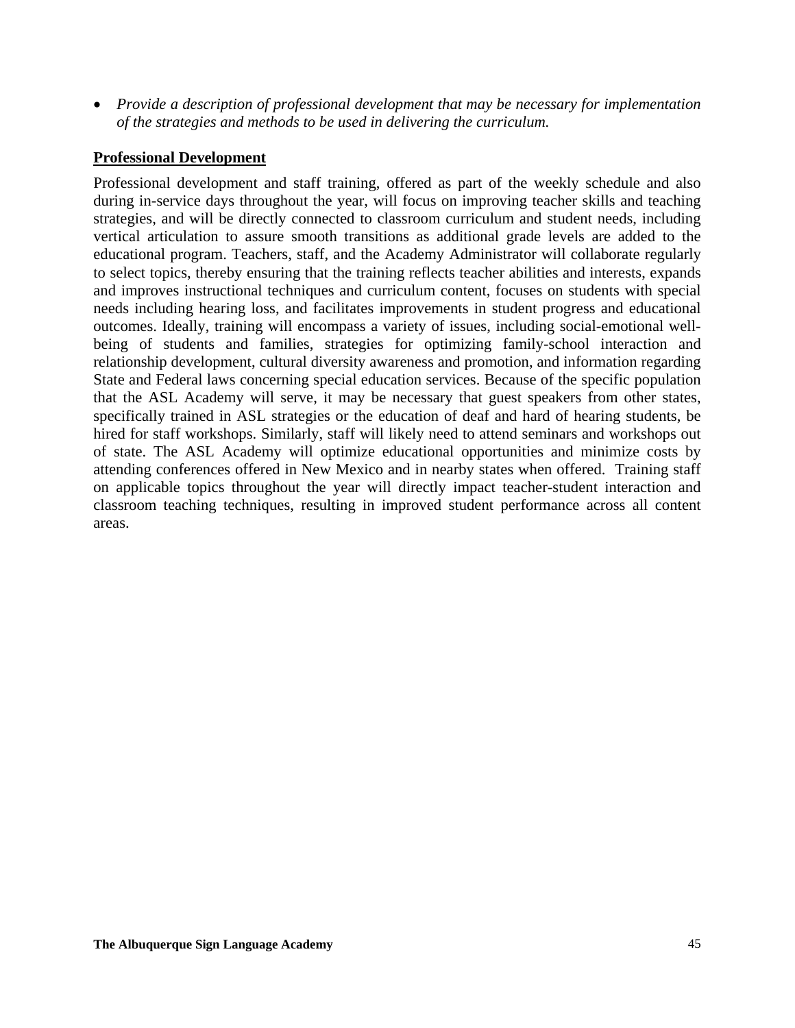- *Provide a description of professional development that may be necessary for implementation of the strategies and methods to be used in delivering the curriculum.*

**Professional Development**

Professional development and staff training, offered as part of the weekly schedule and also during in-service days throughout the year, will focus on improving teacher skills and teaching strategies, and will be directly connected to classroom curriculum and student needs, including vertical articulation to assure smooth transitions as additional grade levels are added to the educational program. Teachers, staff, and the Academy Administrator will collaborate regularly to select topics, thereby ensuring that the training reflects teacher abilities and interests, expands and improves instructional techniques and curriculum content, focuses on students with special needs including hearing loss, and facilitates improvements in student progress and educational outcomes. Ideally, training will encompass a variety of issues, including social-emotional well-being of students and families, strategies for optimizing family-school interaction and relationship development, cultural diversity awareness and promotion, and information regarding State and Federal laws concerning special education services. Because of the specific population that the ASL Academy will serve, it may be necessary that guest speakers from other states, specifically trained in ASL strategies or the education of deaf and hard of hearing students, be hired for staff workshops. Similarly, staff will likely need to attend seminars and workshops out of state. The ASL Academy will optimize educational opportunities and minimize costs by attending conferences offered in New Mexico and in nearby states when offered. Training staff on applicable topics throughout the year will directly impact teacher-student interaction and classroom teaching techniques, resulting in improved student performance across all content areas.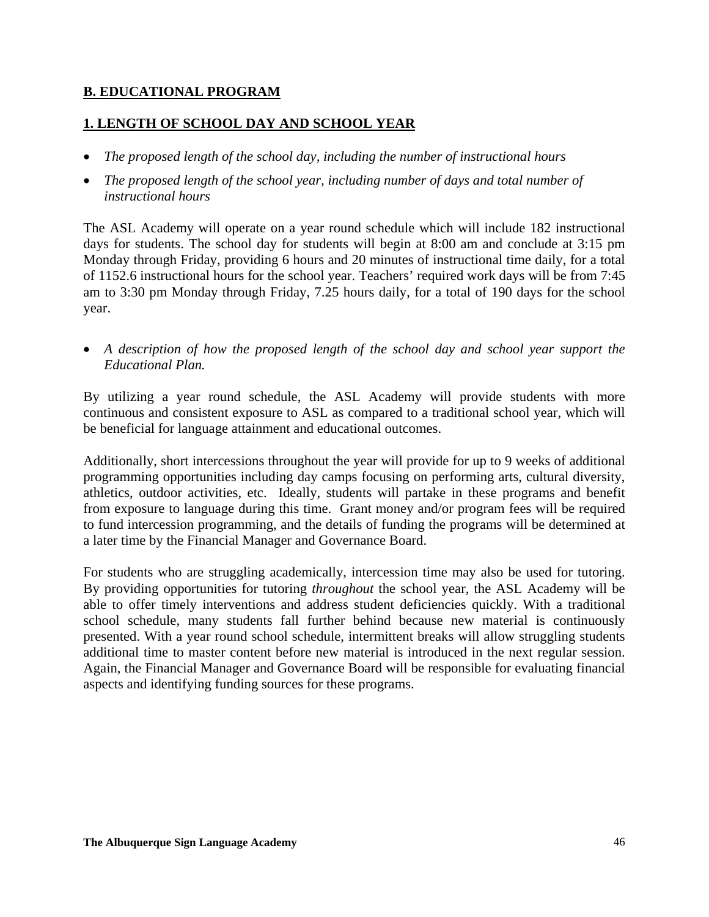## B. EDUCATIONAL PROGRAM

### 1. LENGTH OF SCHOOL DAY AND SCHOOL YEAR

- *The proposed length of the school day, including the number of instructional hours*
- *The proposed length of the school year, including number of days and total number of instructional hours*

The ASL Academy will operate on a year round schedule which will include 182 instructional days for students. The school day for students will begin at 8:00 am and conclude at 3:15 pm Monday through Friday, providing 6 hours and 20 minutes of instructional time daily, for a total of 1152.6 instructional hours for the school year. Teachers' required work days will be from 7:45 am to 3:30 pm Monday through Friday, 7.25 hours daily, for a total of 190 days for the school year.

- *A description of how the proposed length of the school day and school year support the Educational Plan.*

By utilizing a year round schedule, the ASL Academy will provide students with more continuous and consistent exposure to ASL as compared to a traditional school year, which will be beneficial for language attainment and educational outcomes.

Additionally, short intercessions throughout the year will provide for up to 9 weeks of additional programming opportunities including day camps focusing on performing arts, cultural diversity, athletics, outdoor activities, etc. Ideally, students will partake in these programs and benefit from exposure to language during this time. Grant money and/or program fees will be required to fund intercession programming, and the details of funding the programs will be determined at a later time by the Financial Manager and Governance Board.

For students who are struggling academically, intercession time may also be used for tutoring. By providing opportunities for tutoring *throughout* the school year, the ASL Academy will be able to offer timely interventions and address student deficiencies quickly. With a traditional school schedule, many students fall further behind because new material is continuously presented. With a year round school schedule, intermittent breaks will allow struggling students additional time to master content before new material is introduced in the next regular session. Again, the Financial Manager and Governance Board will be responsible for evaluating financial aspects and identifying funding sources for these programs.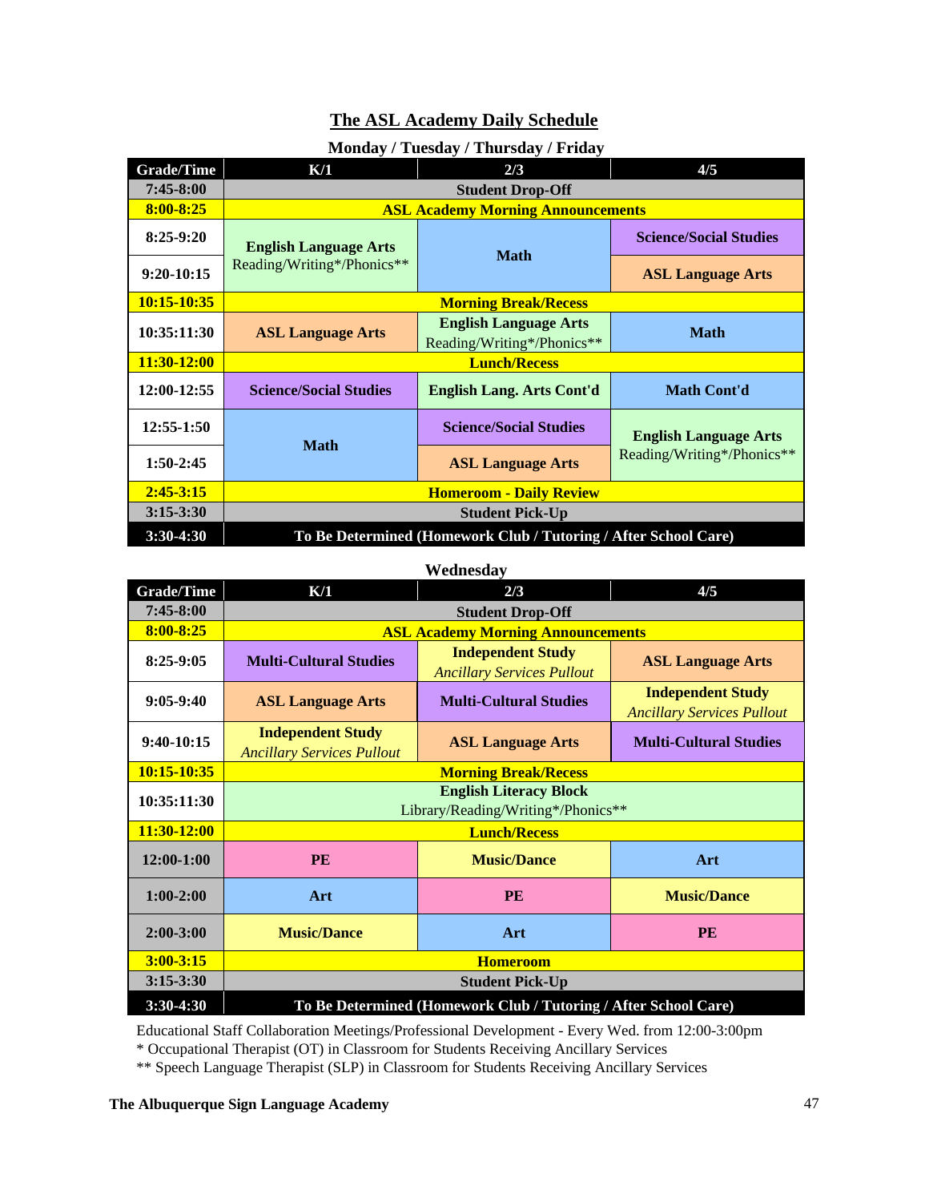## The ASL Academy Daily Schedule

**Monday / Tuesday / Thursday / Friday**

| Grade/Time | K/1 | 2/3 | 4/5 |
|---|---|---|---|
| 7:45-8:00 | Student Drop-Off | | |
| 8:00-8:25 | ASL Academy Morning Announcements | | |
| 8:25-9:20 | English Language Arts Reading/Writing*/Phonics** | Math | Science/Social Studies |
| 9:20-10:15 | | | ASL Language Arts |
| 10:15-10:35 | Morning Break/Recess | | |
| 10:35:11:30 | ASL Language Arts | English Language Arts Reading/Writing*/Phonics** | Math |
| 11:30-12:00 | Lunch/Recess | | |
| 12:00-12:55 | Science/Social Studies | English Lang. Arts Cont'd | Math Cont'd |
| 12:55-1:50 | Math | Science/Social Studies | English Language Arts Reading/Writing*/Phonics** |
| 1:50-2:45 | | ASL Language Arts | |
| 2:45-3:15 | Homeroom - Daily Review | | |
| 3:15-3:30 | Student Pick-Up | | |
| 3:30-4:30 | To Be Determined (Homework Club / Tutoring / After School Care) | | |

**Wednesday**

| Grade/Time | K/1 | 2/3 | 4/5 |
|---|---|---|---|
| 7:45-8:00 | Student Drop-Off | | |
| 8:00-8:25 | ASL Academy Morning Announcements | | |
| 8:25-9:05 | Multi-Cultural Studies | Independent Study *Ancillary Services Pullout* | ASL Language Arts |
| 9:05-9:40 | ASL Language Arts | Multi-Cultural Studies | Independent Study *Ancillary Services Pullout* |
| 9:40-10:15 | Independent Study *Ancillary Services Pullout* | ASL Language Arts | Multi-Cultural Studies |
| 10:15-10:35 | Morning Break/Recess | | |
| 10:35:11:30 | English Literacy Block Library/Reading/Writing*/Phonics** | | |
| 11:30-12:00 | Lunch/Recess | | |
| 12:00-1:00 | PE | Music/Dance | Art |
| 1:00-2:00 | Art | PE | Music/Dance |
| 2:00-3:00 | Music/Dance | Art | PE |
| 3:00-3:15 | Homeroom | | |
| 3:15-3:30 | Student Pick-Up | | |
| 3:30-4:30 | To Be Determined (Homework Club / Tutoring / After School Care) | | |

Educational Staff Collaboration Meetings/Professional Development - Every Wed. from 12:00-3:00pm

* Occupational Therapist (OT) in Classroom for Students Receiving Ancillary Services

** Speech Language Therapist (SLP) in Classroom for Students Receiving Ancillary Services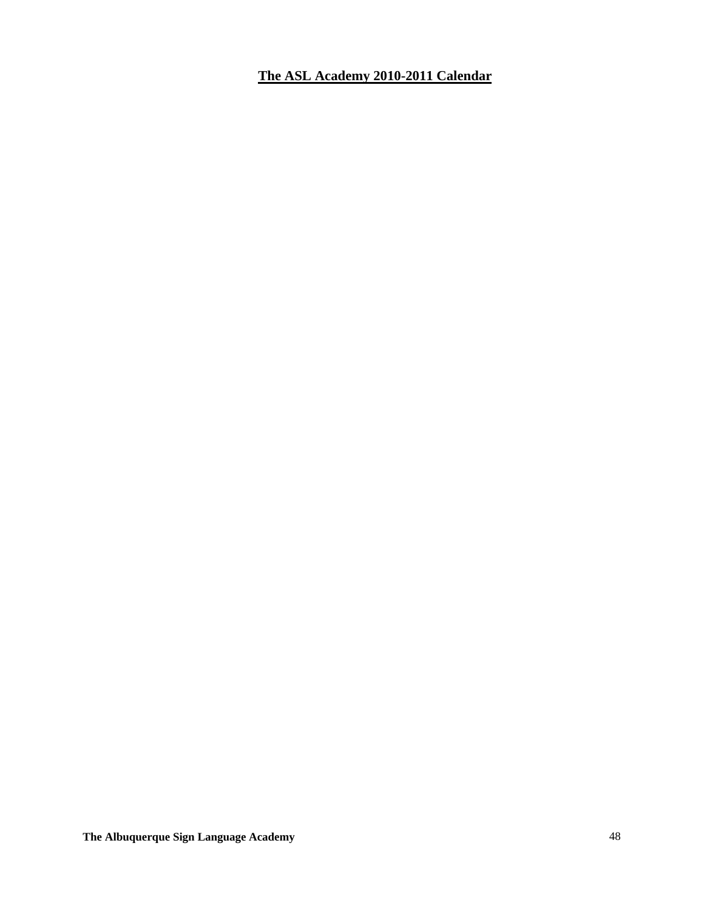**The ASL Academy 2010-2011 Calendar**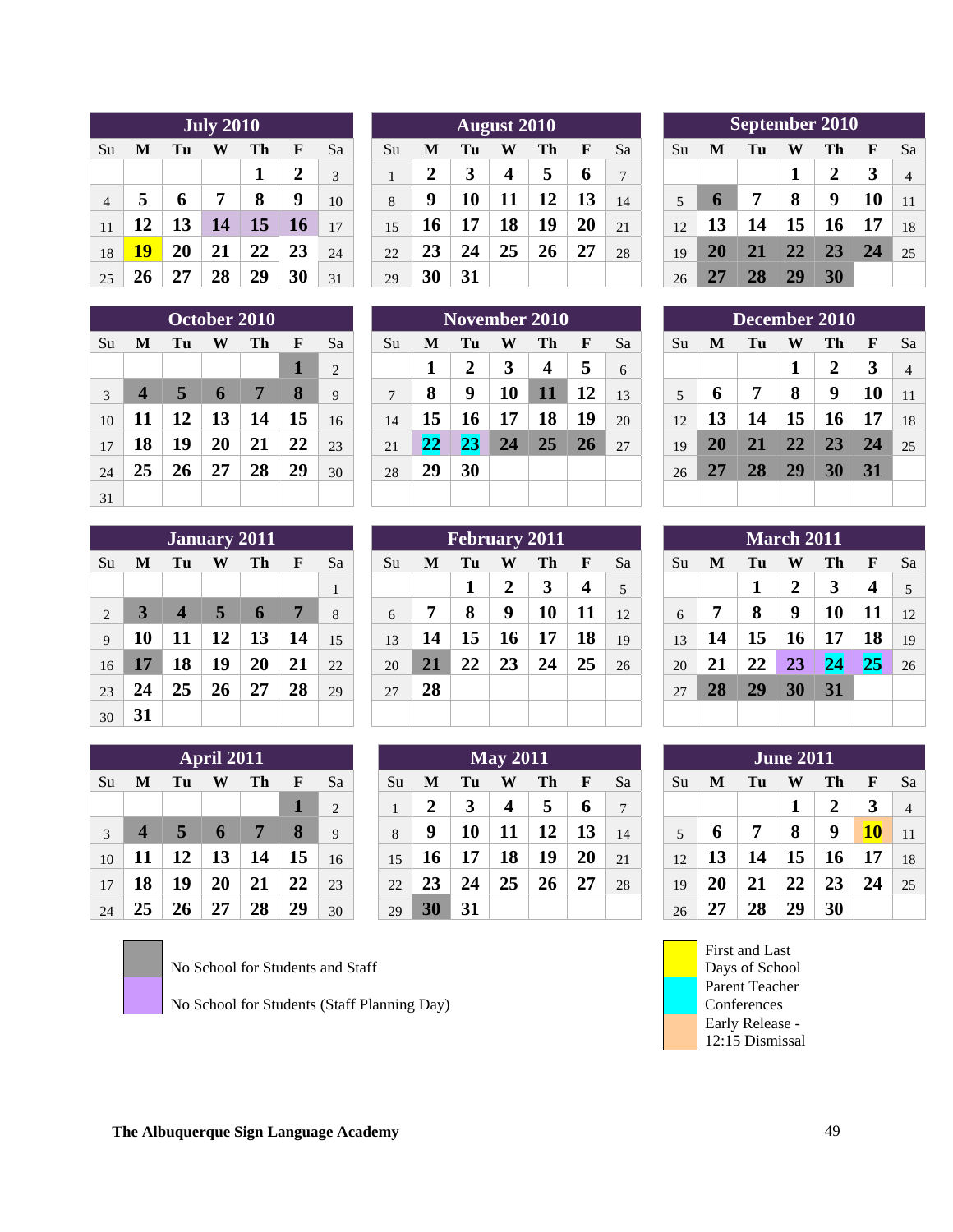## July 2010

| Su | M | Tu | W | Th | F | Sa |
|---|---|---|---|---|---|---|
| | | | | 1 | 2 | 3 |
| 4 | 5 | 6 | 7 | 8 | 9 | 10 |
| 11 | 12 | 13 | 14 | 15 | 16 | 17 |
| 18 | 19 | 20 | 21 | 22 | 23 | 24 |
| 25 | 26 | 27 | 28 | 29 | 30 | 31 |

## August 2010

| Su | M | Tu | W | Th | F | Sa |
|---|---|---|---|---|---|---|
| 1 | 2 | 3 | 4 | 5 | 6 | 7 |
| 8 | 9 | 10 | 11 | 12 | 13 | 14 |
| 15 | 16 | 17 | 18 | 19 | 20 | 21 |
| 22 | 23 | 24 | 25 | 26 | 27 | 28 |
| 29 | 30 | 31 | | | | |

## September 2010

| Su | M | Tu | W | Th | F | Sa |
|---|---|---|---|---|---|---|
| | | | 1 | 2 | 3 | 4 |
| 5 | 6 | 7 | 8 | 9 | 10 | 11 |
| 12 | 13 | 14 | 15 | 16 | 17 | 18 |
| 19 | 20 | 21 | 22 | 23 | 24 | 25 |
| 26 | 27 | 28 | 29 | 30 | | |

## October 2010

| Su | M | Tu | W | Th | F | Sa |
|---|---|---|---|---|---|---|
| | | | | | 1 | 2 |
| 3 | 4 | 5 | 6 | 7 | 8 | 9 |
| 10 | 11 | 12 | 13 | 14 | 15 | 16 |
| 17 | 18 | 19 | 20 | 21 | 22 | 23 |
| 24 | 25 | 26 | 27 | 28 | 29 | 30 |
| 31 | | | | | | |

## November 2010

| Su | M | Tu | W | Th | F | Sa |
|---|---|---|---|---|---|---|
| | 1 | 2 | 3 | 4 | 5 | 6 |
| 7 | 8 | 9 | 10 | 11 | 12 | 13 |
| 14 | 15 | 16 | 17 | 18 | 19 | 20 |
| 21 | 22 | 23 | 24 | 25 | 26 | 27 |
| 28 | 29 | 30 | | | | |

## December 2010

| Su | M | Tu | W | Th | F | Sa |
|---|---|---|---|---|---|---|
| | | | 1 | 2 | 3 | 4 |
| 5 | 6 | 7 | 8 | 9 | 10 | 11 |
| 12 | 13 | 14 | 15 | 16 | 17 | 18 |
| 19 | 20 | 21 | 22 | 23 | 24 | 25 |
| 26 | 27 | 28 | 29 | 30 | 31 | |

## January 2011

| Su | M | Tu | W | Th | F | Sa |
|---|---|---|---|---|---|---|
| | | | | | | 1 |
| 2 | 3 | 4 | 5 | 6 | 7 | 8 |
| 9 | 10 | 11 | 12 | 13 | 14 | 15 |
| 16 | 17 | 18 | 19 | 20 | 21 | 22 |
| 23 | 24 | 25 | 26 | 27 | 28 | 29 |
| 30 | 31 | | | | | |

## February 2011

| Su | M | Tu | W | Th | F | Sa |
|---|---|---|---|---|---|---|
| | | 1 | 2 | 3 | 4 | 5 |
| 6 | 7 | 8 | 9 | 10 | 11 | 12 |
| 13 | 14 | 15 | 16 | 17 | 18 | 19 |
| 20 | 21 | 22 | 23 | 24 | 25 | 26 |
| 27 | 28 | | | | | |

## March 2011

| Su | M | Tu | W | Th | F | Sa |
|---|---|---|---|---|---|---|
| | | 1 | 2 | 3 | 4 | 5 |
| 6 | 7 | 8 | 9 | 10 | 11 | 12 |
| 13 | 14 | 15 | 16 | 17 | 18 | 19 |
| 20 | 21 | 22 | 23 | 24 | 25 | 26 |
| 27 | 28 | 29 | 30 | 31 | | |

## April 2011

| Su | M | Tu | W | Th | F | Sa |
|---|---|---|---|---|---|---|
| | | | | | 1 | 2 |
| 3 | 4 | 5 | 6 | 7 | 8 | 9 |
| 10 | 11 | 12 | 13 | 14 | 15 | 16 |
| 17 | 18 | 19 | 20 | 21 | 22 | 23 |
| 24 | 25 | 26 | 27 | 28 | 29 | 30 |

## May 2011

| Su | M | Tu | W | Th | F | Sa |
|---|---|---|---|---|---|---|
| 1 | 2 | 3 | 4 | 5 | 6 | 7 |
| 8 | 9 | 10 | 11 | 12 | 13 | 14 |
| 15 | 16 | 17 | 18 | 19 | 20 | 21 |
| 22 | 23 | 24 | 25 | 26 | 27 | 28 |
| 29 | 30 | 31 | | | | |

## June 2011

| Su | M | Tu | W | Th | F | Sa |
|---|---|---|---|---|---|---|
| | | | 1 | 2 | 3 | 4 |
| 5 | 6 | 7 | 8 | 9 | 10 | 11 |
| 12 | 13 | 14 | 15 | 16 | 17 | 18 |
| 19 | 20 | 21 | 22 | 23 | 24 | 25 |
| 26 | 27 | 28 | 29 | 30 | | |

**Legend:**

- No School for Students and Staff (gray): September 6, 20–24, 27–30; October 1, 4–8; November 11, 24–26; December 20–24, 27–31; January 3–7, 17; February 21; March 28–31; April 1, 4–8; May 30
- No School for Students (Staff Planning Day) (purple): July 14–16; November 22–23; March 23–25
- First and Last Days of School (yellow): July 19; June 10
- Parent Teacher Conferences (cyan): November 22–23; March 24–25
- Early Release - 12:15 Dismissal (peach)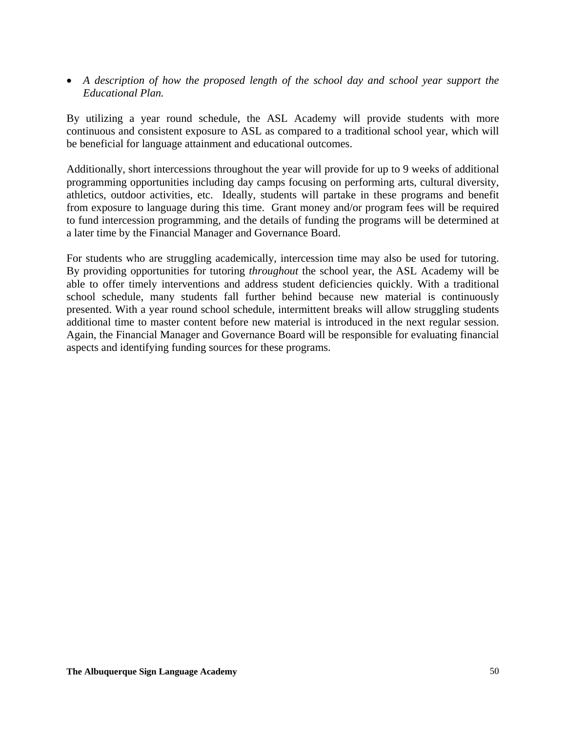- *A description of how the proposed length of the school day and school year support the Educational Plan.*

By utilizing a year round schedule, the ASL Academy will provide students with more continuous and consistent exposure to ASL as compared to a traditional school year, which will be beneficial for language attainment and educational outcomes.

Additionally, short intercessions throughout the year will provide for up to 9 weeks of additional programming opportunities including day camps focusing on performing arts, cultural diversity, athletics, outdoor activities, etc. Ideally, students will partake in these programs and benefit from exposure to language during this time. Grant money and/or program fees will be required to fund intercession programming, and the details of funding the programs will be determined at a later time by the Financial Manager and Governance Board.

For students who are struggling academically, intercession time may also be used for tutoring. By providing opportunities for tutoring *throughout* the school year, the ASL Academy will be able to offer timely interventions and address student deficiencies quickly. With a traditional school schedule, many students fall further behind because new material is continuously presented. With a year round school schedule, intermittent breaks will allow struggling students additional time to master content before new material is introduced in the next regular session. Again, the Financial Manager and Governance Board will be responsible for evaluating financial aspects and identifying funding sources for these programs.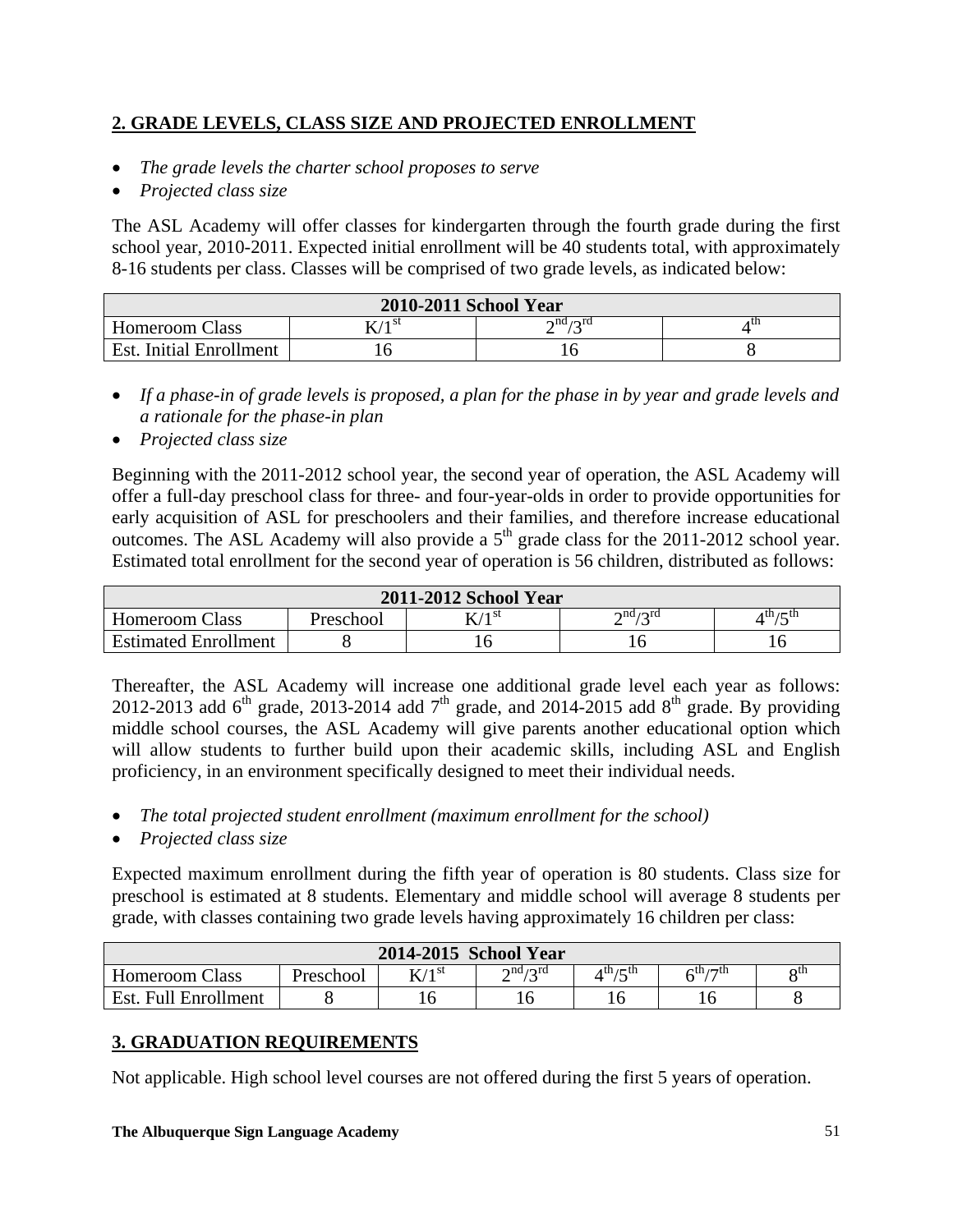## 2. GRADE LEVELS, CLASS SIZE AND PROJECTED ENROLLMENT

- *The grade levels the charter school proposes to serve*
- *Projected class size*

The ASL Academy will offer classes for kindergarten through the fourth grade during the first school year, 2010-2011. Expected initial enrollment will be 40 students total, with approximately 8-16 students per class. Classes will be comprised of two grade levels, as indicated below:

| **2010-2011 School Year** | | | |
|---|---|---|---|
| Homeroom Class | K/1st | 2nd/3rd | 4th |
| Est. Initial Enrollment | 16 | 16 | 8 |

- *If a phase-in of grade levels is proposed, a plan for the phase in by year and grade levels and a rationale for the phase-in plan*
- *Projected class size*

Beginning with the 2011-2012 school year, the second year of operation, the ASL Academy will offer a full-day preschool class for three- and four-year-olds in order to provide opportunities for early acquisition of ASL for preschoolers and their families, and therefore increase educational outcomes. The ASL Academy will also provide a 5th grade class for the 2011-2012 school year. Estimated total enrollment for the second year of operation is 56 children, distributed as follows:

| **2011-2012 School Year** | | | | |
|---|---|---|---|---|
| Homeroom Class | Preschool | K/1st | 2nd/3rd | 4th/5th |
| Estimated Enrollment | 8 | 16 | 16 | 16 |

Thereafter, the ASL Academy will increase one additional grade level each year as follows: 2012-2013 add 6th grade, 2013-2014 add 7th grade, and 2014-2015 add 8th grade. By providing middle school courses, the ASL Academy will give parents another educational option which will allow students to further build upon their academic skills, including ASL and English proficiency, in an environment specifically designed to meet their individual needs.

- *The total projected student enrollment (maximum enrollment for the school)*
- *Projected class size*

Expected maximum enrollment during the fifth year of operation is 80 students. Class size for preschool is estimated at 8 students. Elementary and middle school will average 8 students per grade, with classes containing two grade levels having approximately 16 children per class:

| **2014-2015 School Year** | | | | | | |
|---|---|---|---|---|---|---|
| Homeroom Class | Preschool | K/1st | 2nd/3rd | 4th/5th | 6th/7th | 8th |
| Est. Full Enrollment | 8 | 16 | 16 | 16 | 16 | 8 |

## 3. GRADUATION REQUIREMENTS

Not applicable. High school level courses are not offered during the first 5 years of operation.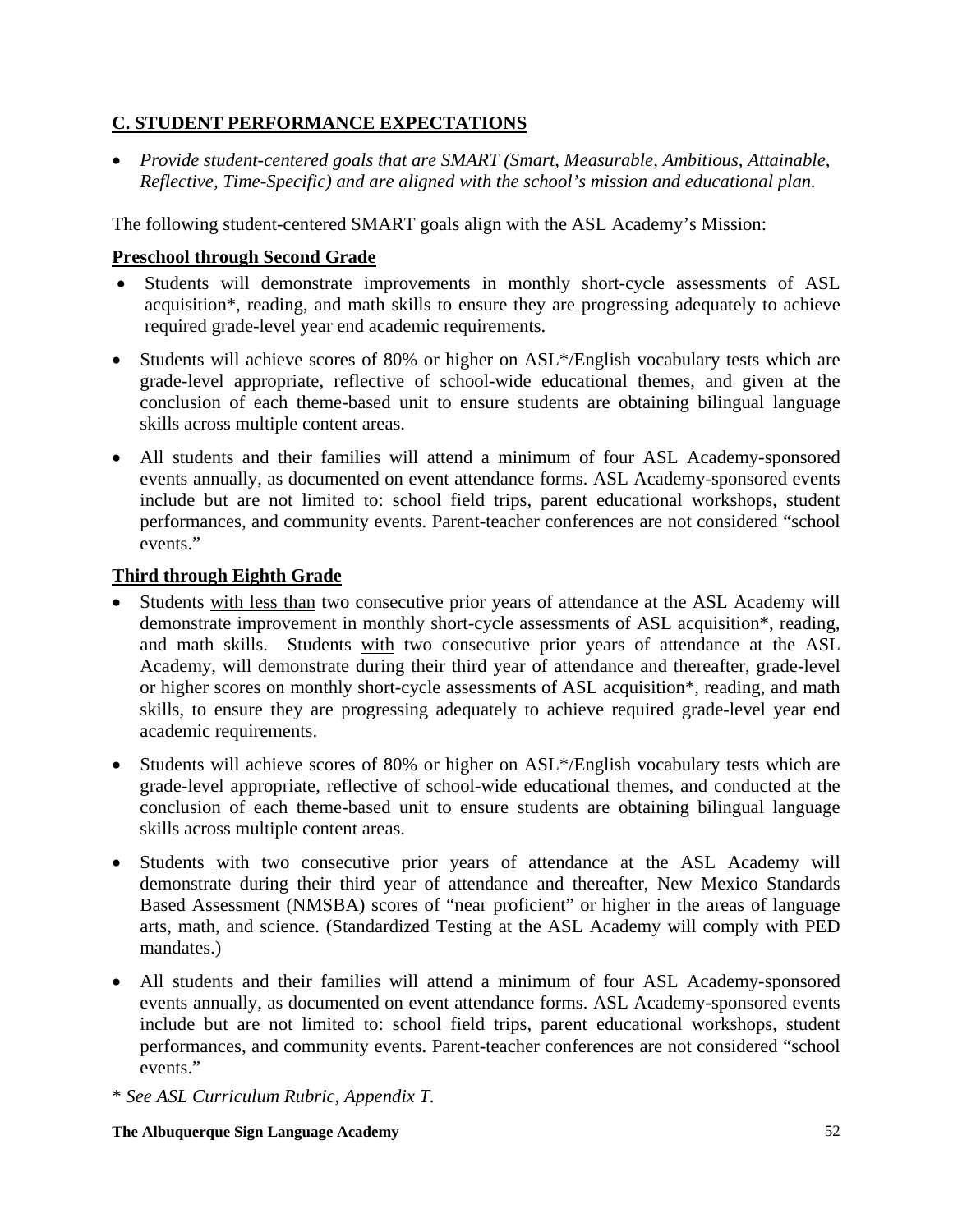## C. STUDENT PERFORMANCE EXPECTATIONS

- *Provide student-centered goals that are SMART (Smart, Measurable, Ambitious, Attainable, Reflective, Time-Specific) and are aligned with the school's mission and educational plan.*

The following student-centered SMART goals align with the ASL Academy's Mission:

**<u>Preschool through Second Grade</u>**

- Students will demonstrate improvements in monthly short-cycle assessments of ASL acquisition*, reading, and math skills to ensure they are progressing adequately to achieve required grade-level year end academic requirements.
- Students will achieve scores of 80% or higher on ASL*/English vocabulary tests which are grade-level appropriate, reflective of school-wide educational themes, and given at the conclusion of each theme-based unit to ensure students are obtaining bilingual language skills across multiple content areas.
- All students and their families will attend a minimum of four ASL Academy-sponsored events annually, as documented on event attendance forms. ASL Academy-sponsored events include but are not limited to: school field trips, parent educational workshops, student performances, and community events. Parent-teacher conferences are not considered "school events."

**<u>Third through Eighth Grade</u>**

- Students <u>with less than</u> two consecutive prior years of attendance at the ASL Academy will demonstrate improvement in monthly short-cycle assessments of ASL acquisition*, reading, and math skills. Students <u>with</u> two consecutive prior years of attendance at the ASL Academy, will demonstrate during their third year of attendance and thereafter, grade-level or higher scores on monthly short-cycle assessments of ASL acquisition*, reading, and math skills, to ensure they are progressing adequately to achieve required grade-level year end academic requirements.
- Students will achieve scores of 80% or higher on ASL*/English vocabulary tests which are grade-level appropriate, reflective of school-wide educational themes, and conducted at the conclusion of each theme-based unit to ensure students are obtaining bilingual language skills across multiple content areas.
- Students <u>with</u> two consecutive prior years of attendance at the ASL Academy will demonstrate during their third year of attendance and thereafter, New Mexico Standards Based Assessment (NMSBA) scores of "near proficient" or higher in the areas of language arts, math, and science. (Standardized Testing at the ASL Academy will comply with PED mandates.)
- All students and their families will attend a minimum of four ASL Academy-sponsored events annually, as documented on event attendance forms. ASL Academy-sponsored events include but are not limited to: school field trips, parent educational workshops, student performances, and community events. Parent-teacher conferences are not considered "school events."

\* *See ASL Curriculum Rubric, Appendix T.*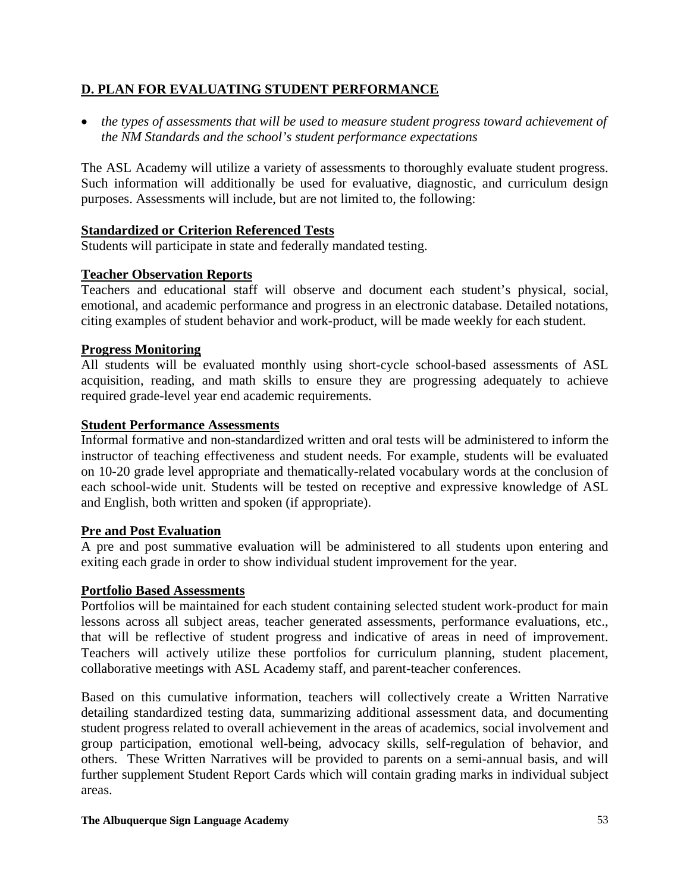## D. PLAN FOR EVALUATING STUDENT PERFORMANCE

- *the types of assessments that will be used to measure student progress toward achievement of the NM Standards and the school's student performance expectations*

The ASL Academy will utilize a variety of assessments to thoroughly evaluate student progress. Such information will additionally be used for evaluative, diagnostic, and curriculum design purposes. Assessments will include, but are not limited to, the following:

**Standardized or Criterion Referenced Tests**
Students will participate in state and federally mandated testing.

**Teacher Observation Reports**
Teachers and educational staff will observe and document each student's physical, social, emotional, and academic performance and progress in an electronic database. Detailed notations, citing examples of student behavior and work-product, will be made weekly for each student.

**Progress Monitoring**
All students will be evaluated monthly using short-cycle school-based assessments of ASL acquisition, reading, and math skills to ensure they are progressing adequately to achieve required grade-level year end academic requirements.

**Student Performance Assessments**
Informal formative and non-standardized written and oral tests will be administered to inform the instructor of teaching effectiveness and student needs. For example, students will be evaluated on 10-20 grade level appropriate and thematically-related vocabulary words at the conclusion of each school-wide unit. Students will be tested on receptive and expressive knowledge of ASL and English, both written and spoken (if appropriate).

**Pre and Post Evaluation**
A pre and post summative evaluation will be administered to all students upon entering and exiting each grade in order to show individual student improvement for the year.

**Portfolio Based Assessments**
Portfolios will be maintained for each student containing selected student work-product for main lessons across all subject areas, teacher generated assessments, performance evaluations, etc., that will be reflective of student progress and indicative of areas in need of improvement. Teachers will actively utilize these portfolios for curriculum planning, student placement, collaborative meetings with ASL Academy staff, and parent-teacher conferences.

Based on this cumulative information, teachers will collectively create a Written Narrative detailing standardized testing data, summarizing additional assessment data, and documenting student progress related to overall achievement in the areas of academics, social involvement and group participation, emotional well-being, advocacy skills, self-regulation of behavior, and others. These Written Narratives will be provided to parents on a semi-annual basis, and will further supplement Student Report Cards which will contain grading marks in individual subject areas.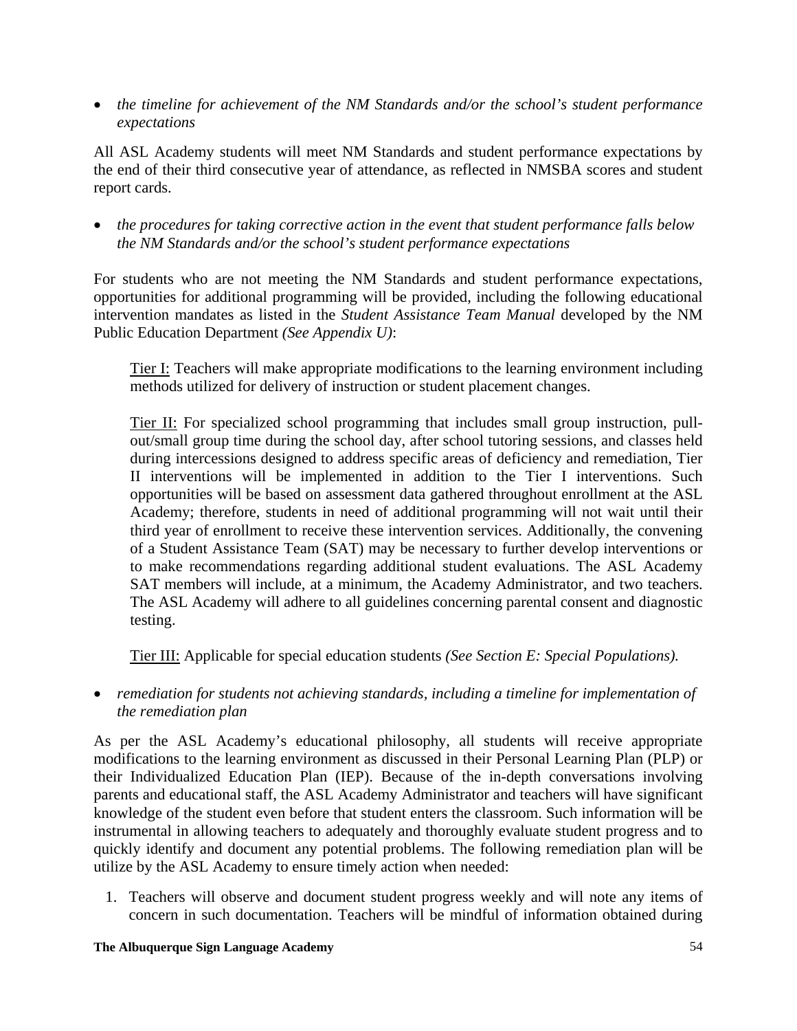- *the timeline for achievement of the NM Standards and/or the school's student performance expectations*

All ASL Academy students will meet NM Standards and student performance expectations by the end of their third consecutive year of attendance, as reflected in NMSBA scores and student report cards.

- *the procedures for taking corrective action in the event that student performance falls below the NM Standards and/or the school's student performance expectations*

For students who are not meeting the NM Standards and student performance expectations, opportunities for additional programming will be provided, including the following educational intervention mandates as listed in the *Student Assistance Team Manual* developed by the NM Public Education Department *(See Appendix U)*:

> <u>Tier I:</u> Teachers will make appropriate modifications to the learning environment including methods utilized for delivery of instruction or student placement changes.
>
> <u>Tier II:</u> For specialized school programming that includes small group instruction, pull-out/small group time during the school day, after school tutoring sessions, and classes held during intercessions designed to address specific areas of deficiency and remediation, Tier II interventions will be implemented in addition to the Tier I interventions. Such opportunities will be based on assessment data gathered throughout enrollment at the ASL Academy; therefore, students in need of additional programming will not wait until their third year of enrollment to receive these intervention services. Additionally, the convening of a Student Assistance Team (SAT) may be necessary to further develop interventions or to make recommendations regarding additional student evaluations. The ASL Academy SAT members will include, at a minimum, the Academy Administrator, and two teachers. The ASL Academy will adhere to all guidelines concerning parental consent and diagnostic testing.
>
> <u>Tier III:</u> Applicable for special education students *(See Section E: Special Populations).*

- *remediation for students not achieving standards, including a timeline for implementation of the remediation plan*

As per the ASL Academy's educational philosophy, all students will receive appropriate modifications to the learning environment as discussed in their Personal Learning Plan (PLP) or their Individualized Education Plan (IEP). Because of the in-depth conversations involving parents and educational staff, the ASL Academy Administrator and teachers will have significant knowledge of the student even before that student enters the classroom. Such information will be instrumental in allowing teachers to adequately and thoroughly evaluate student progress and to quickly identify and document any potential problems. The following remediation plan will be utilize by the ASL Academy to ensure timely action when needed:

1. Teachers will observe and document student progress weekly and will note any items of concern in such documentation. Teachers will be mindful of information obtained during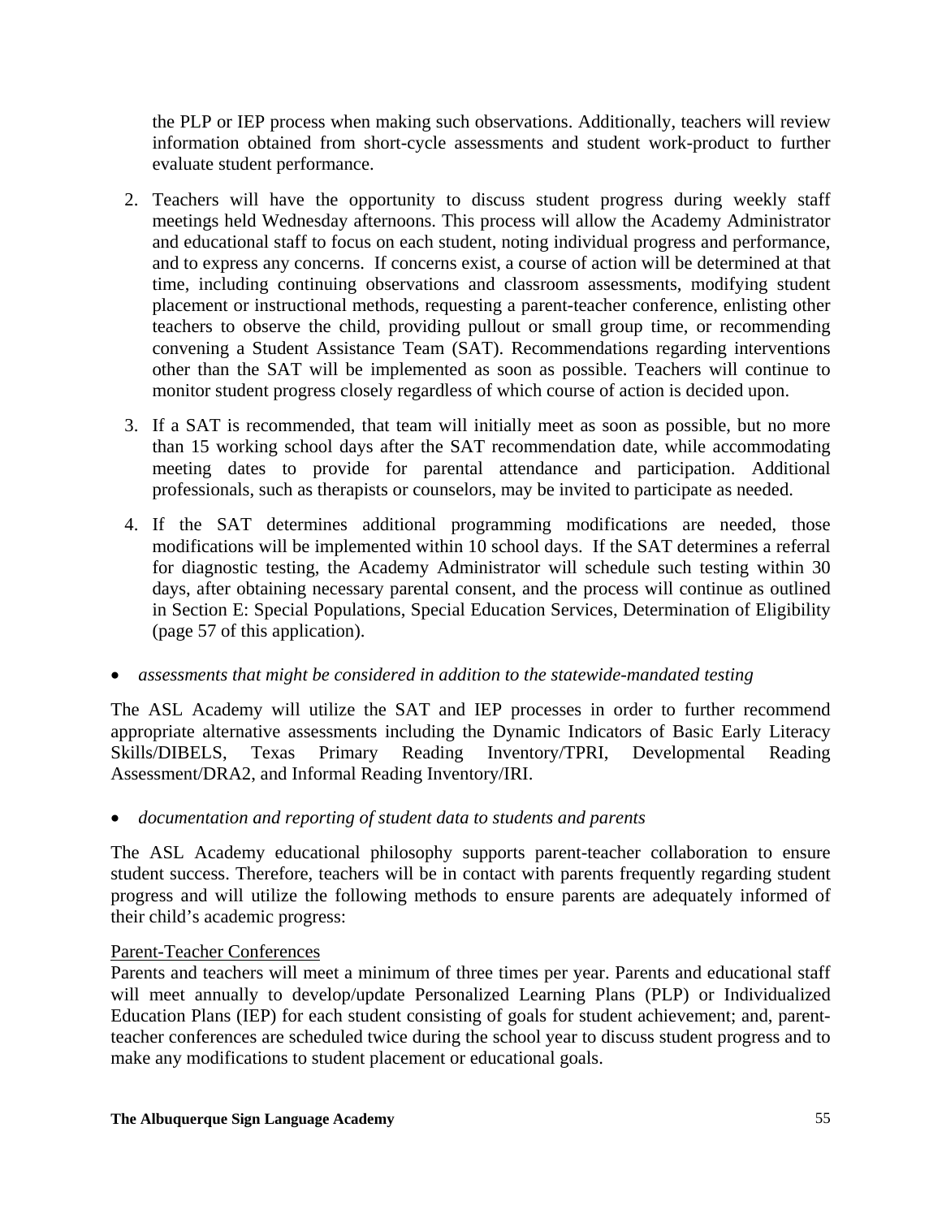the PLP or IEP process when making such observations. Additionally, teachers will review information obtained from short-cycle assessments and student work-product to further evaluate student performance.

2. Teachers will have the opportunity to discuss student progress during weekly staff meetings held Wednesday afternoons. This process will allow the Academy Administrator and educational staff to focus on each student, noting individual progress and performance, and to express any concerns. If concerns exist, a course of action will be determined at that time, including continuing observations and classroom assessments, modifying student placement or instructional methods, requesting a parent-teacher conference, enlisting other teachers to observe the child, providing pullout or small group time, or recommending convening a Student Assistance Team (SAT). Recommendations regarding interventions other than the SAT will be implemented as soon as possible. Teachers will continue to monitor student progress closely regardless of which course of action is decided upon.

3. If a SAT is recommended, that team will initially meet as soon as possible, but no more than 15 working school days after the SAT recommendation date, while accommodating meeting dates to provide for parental attendance and participation. Additional professionals, such as therapists or counselors, may be invited to participate as needed.

4. If the SAT determines additional programming modifications are needed, those modifications will be implemented within 10 school days. If the SAT determines a referral for diagnostic testing, the Academy Administrator will schedule such testing within 30 days, after obtaining necessary parental consent, and the process will continue as outlined in Section E: Special Populations, Special Education Services, Determination of Eligibility (page 57 of this application).

- *assessments that might be considered in addition to the statewide-mandated testing*

The ASL Academy will utilize the SAT and IEP processes in order to further recommend appropriate alternative assessments including the Dynamic Indicators of Basic Early Literacy Skills/DIBELS, Texas Primary Reading Inventory/TPRI, Developmental Reading Assessment/DRA2, and Informal Reading Inventory/IRI.

- *documentation and reporting of student data to students and parents*

The ASL Academy educational philosophy supports parent-teacher collaboration to ensure student success. Therefore, teachers will be in contact with parents frequently regarding student progress and will utilize the following methods to ensure parents are adequately informed of their child's academic progress:

<u>Parent-Teacher Conferences</u>
Parents and teachers will meet a minimum of three times per year. Parents and educational staff will meet annually to develop/update Personalized Learning Plans (PLP) or Individualized Education Plans (IEP) for each student consisting of goals for student achievement; and, parent-teacher conferences are scheduled twice during the school year to discuss student progress and to make any modifications to student placement or educational goals.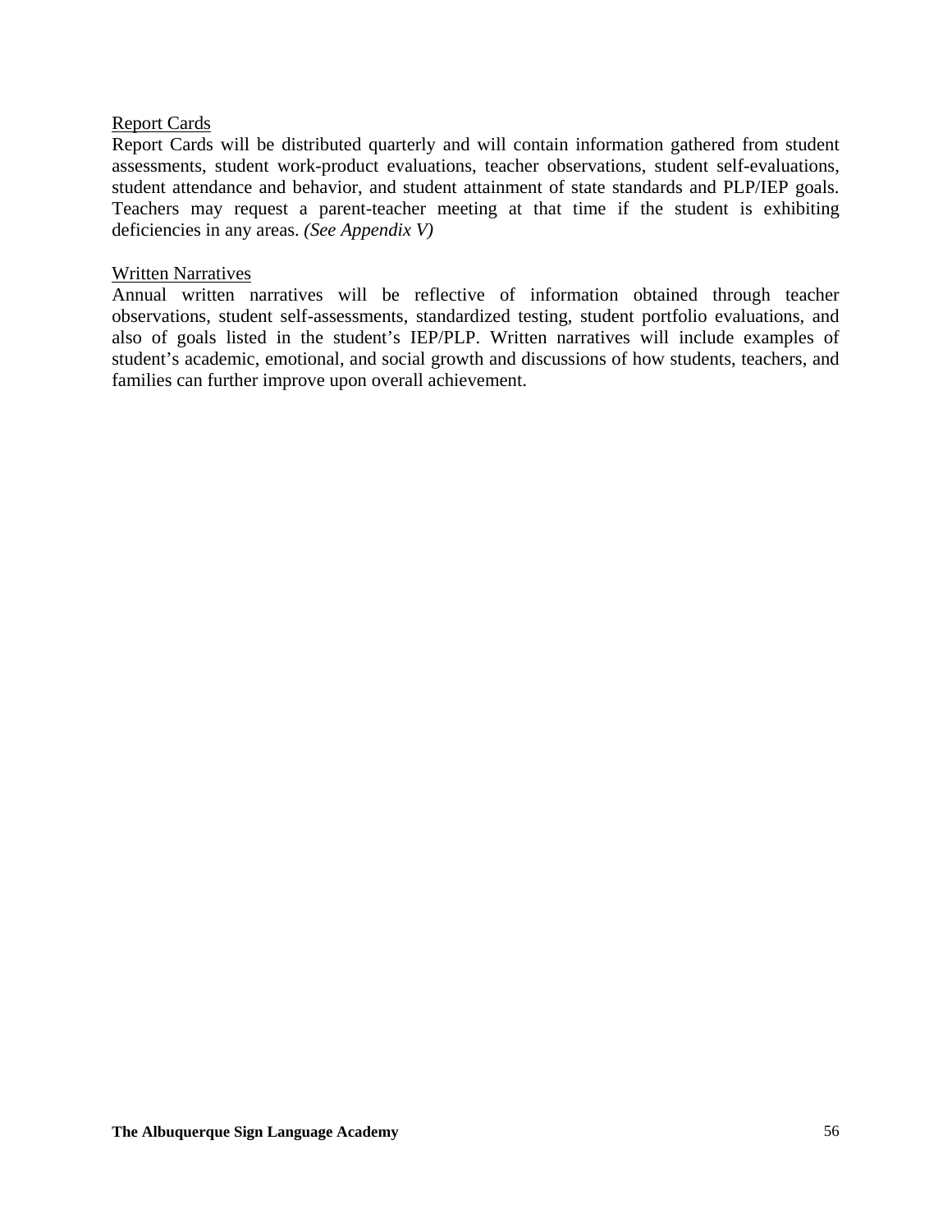Report Cards

Report Cards will be distributed quarterly and will contain information gathered from student assessments, student work-product evaluations, teacher observations, student self-evaluations, student attendance and behavior, and student attainment of state standards and PLP/IEP goals. Teachers may request a parent-teacher meeting at that time if the student is exhibiting deficiencies in any areas. *(See Appendix V)*

Written Narratives

Annual written narratives will be reflective of information obtained through teacher observations, student self-assessments, standardized testing, student portfolio evaluations, and also of goals listed in the student's IEP/PLP. Written narratives will include examples of student's academic, emotional, and social growth and discussions of how students, teachers, and families can further improve upon overall achievement.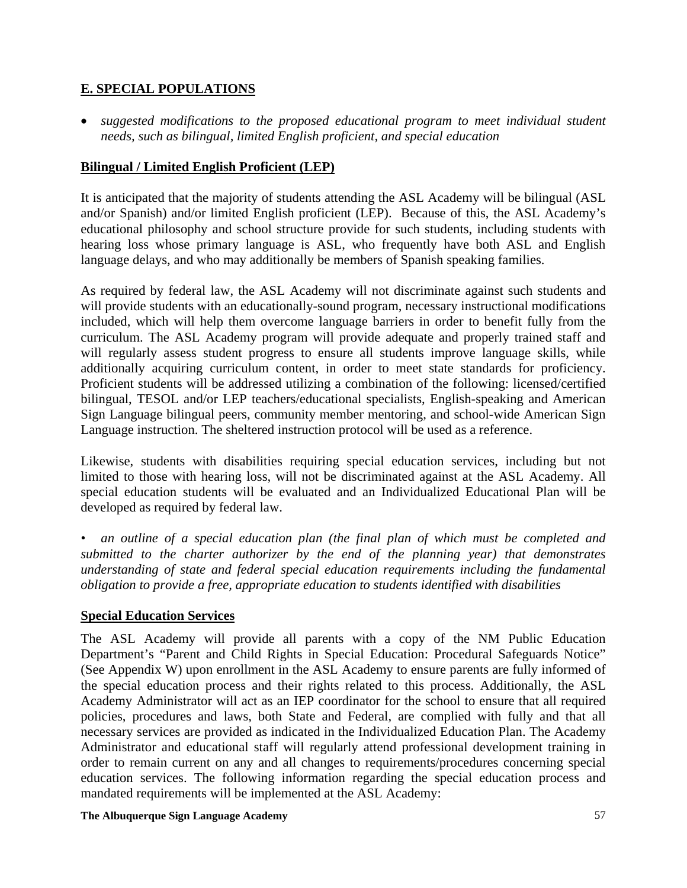## E. SPECIAL POPULATIONS

- *suggested modifications to the proposed educational program to meet individual student needs, such as bilingual, limited English proficient, and special education*

### Bilingual / Limited English Proficient (LEP)

It is anticipated that the majority of students attending the ASL Academy will be bilingual (ASL and/or Spanish) and/or limited English proficient (LEP). Because of this, the ASL Academy's educational philosophy and school structure provide for such students, including students with hearing loss whose primary language is ASL, who frequently have both ASL and English language delays, and who may additionally be members of Spanish speaking families.

As required by federal law, the ASL Academy will not discriminate against such students and will provide students with an educationally-sound program, necessary instructional modifications included, which will help them overcome language barriers in order to benefit fully from the curriculum. The ASL Academy program will provide adequate and properly trained staff and will regularly assess student progress to ensure all students improve language skills, while additionally acquiring curriculum content, in order to meet state standards for proficiency. Proficient students will be addressed utilizing a combination of the following: licensed/certified bilingual, TESOL and/or LEP teachers/educational specialists, English-speaking and American Sign Language bilingual peers, community member mentoring, and school-wide American Sign Language instruction. The sheltered instruction protocol will be used as a reference.

Likewise, students with disabilities requiring special education services, including but not limited to those with hearing loss, will not be discriminated against at the ASL Academy. All special education students will be evaluated and an Individualized Educational Plan will be developed as required by federal law.

- *an outline of a special education plan (the final plan of which must be completed and submitted to the charter authorizer by the end of the planning year) that demonstrates understanding of state and federal special education requirements including the fundamental obligation to provide a free, appropriate education to students identified with disabilities*

### Special Education Services

The ASL Academy will provide all parents with a copy of the NM Public Education Department's "Parent and Child Rights in Special Education: Procedural Safeguards Notice" (See Appendix W) upon enrollment in the ASL Academy to ensure parents are fully informed of the special education process and their rights related to this process. Additionally, the ASL Academy Administrator will act as an IEP coordinator for the school to ensure that all required policies, procedures and laws, both State and Federal, are complied with fully and that all necessary services are provided as indicated in the Individualized Education Plan. The Academy Administrator and educational staff will regularly attend professional development training in order to remain current on any and all changes to requirements/procedures concerning special education services. The following information regarding the special education process and mandated requirements will be implemented at the ASL Academy: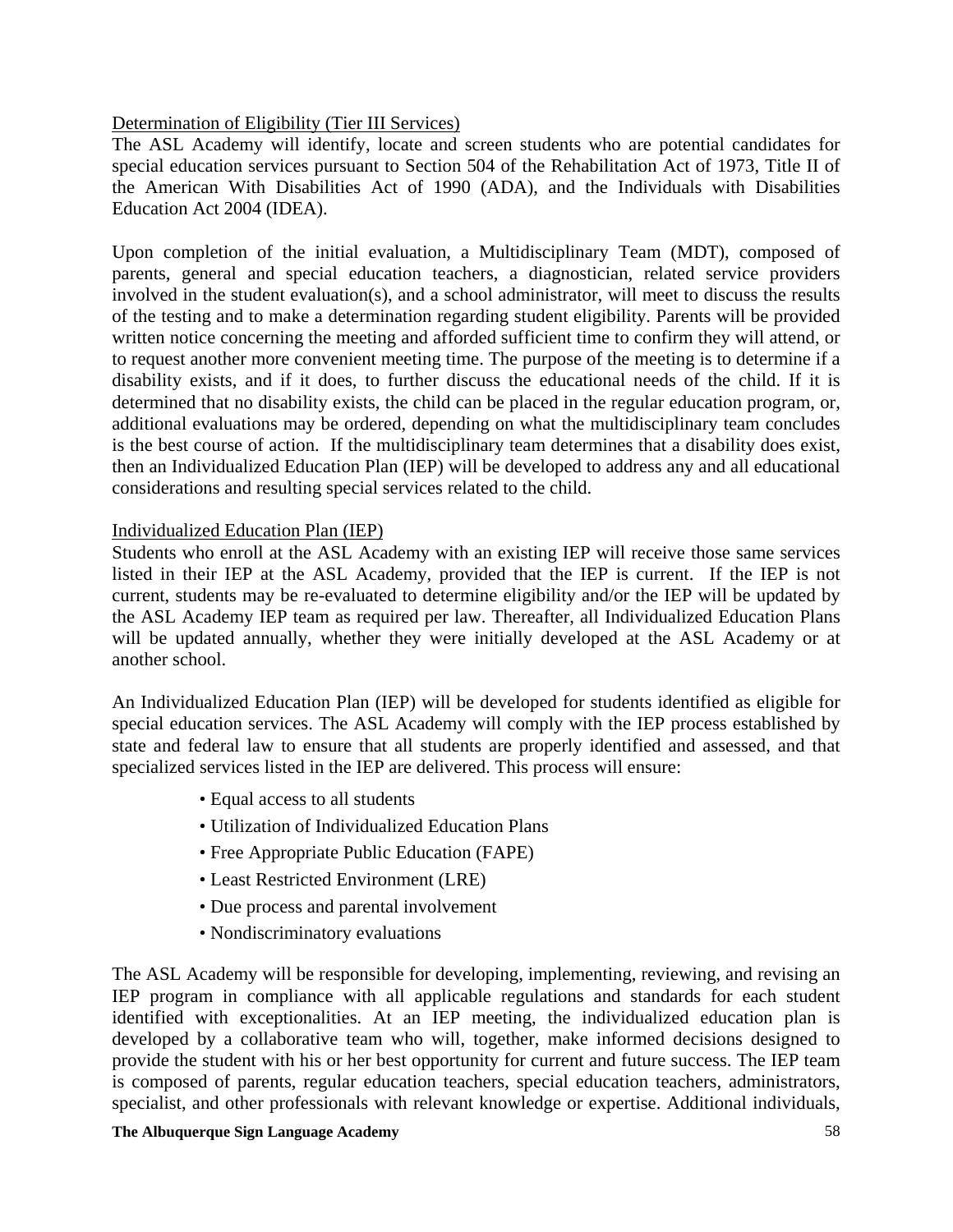Determination of Eligibility (Tier III Services)

The ASL Academy will identify, locate and screen students who are potential candidates for special education services pursuant to Section 504 of the Rehabilitation Act of 1973, Title II of the American With Disabilities Act of 1990 (ADA), and the Individuals with Disabilities Education Act 2004 (IDEA).

Upon completion of the initial evaluation, a Multidisciplinary Team (MDT), composed of parents, general and special education teachers, a diagnostician, related service providers involved in the student evaluation(s), and a school administrator, will meet to discuss the results of the testing and to make a determination regarding student eligibility. Parents will be provided written notice concerning the meeting and afforded sufficient time to confirm they will attend, or to request another more convenient meeting time. The purpose of the meeting is to determine if a disability exists, and if it does, to further discuss the educational needs of the child. If it is determined that no disability exists, the child can be placed in the regular education program, or, additional evaluations may be ordered, depending on what the multidisciplinary team concludes is the best course of action. If the multidisciplinary team determines that a disability does exist, then an Individualized Education Plan (IEP) will be developed to address any and all educational considerations and resulting special services related to the child.

Individualized Education Plan (IEP)

Students who enroll at the ASL Academy with an existing IEP will receive those same services listed in their IEP at the ASL Academy, provided that the IEP is current. If the IEP is not current, students may be re-evaluated to determine eligibility and/or the IEP will be updated by the ASL Academy IEP team as required per law. Thereafter, all Individualized Education Plans will be updated annually, whether they were initially developed at the ASL Academy or at another school.

An Individualized Education Plan (IEP) will be developed for students identified as eligible for special education services. The ASL Academy will comply with the IEP process established by state and federal law to ensure that all students are properly identified and assessed, and that specialized services listed in the IEP are delivered. This process will ensure:

- Equal access to all students
- Utilization of Individualized Education Plans
- Free Appropriate Public Education (FAPE)
- Least Restricted Environment (LRE)
- Due process and parental involvement
- Nondiscriminatory evaluations

The ASL Academy will be responsible for developing, implementing, reviewing, and revising an IEP program in compliance with all applicable regulations and standards for each student identified with exceptionalities. At an IEP meeting, the individualized education plan is developed by a collaborative team who will, together, make informed decisions designed to provide the student with his or her best opportunity for current and future success. The IEP team is composed of parents, regular education teachers, special education teachers, administrators, specialist, and other professionals with relevant knowledge or expertise. Additional individuals,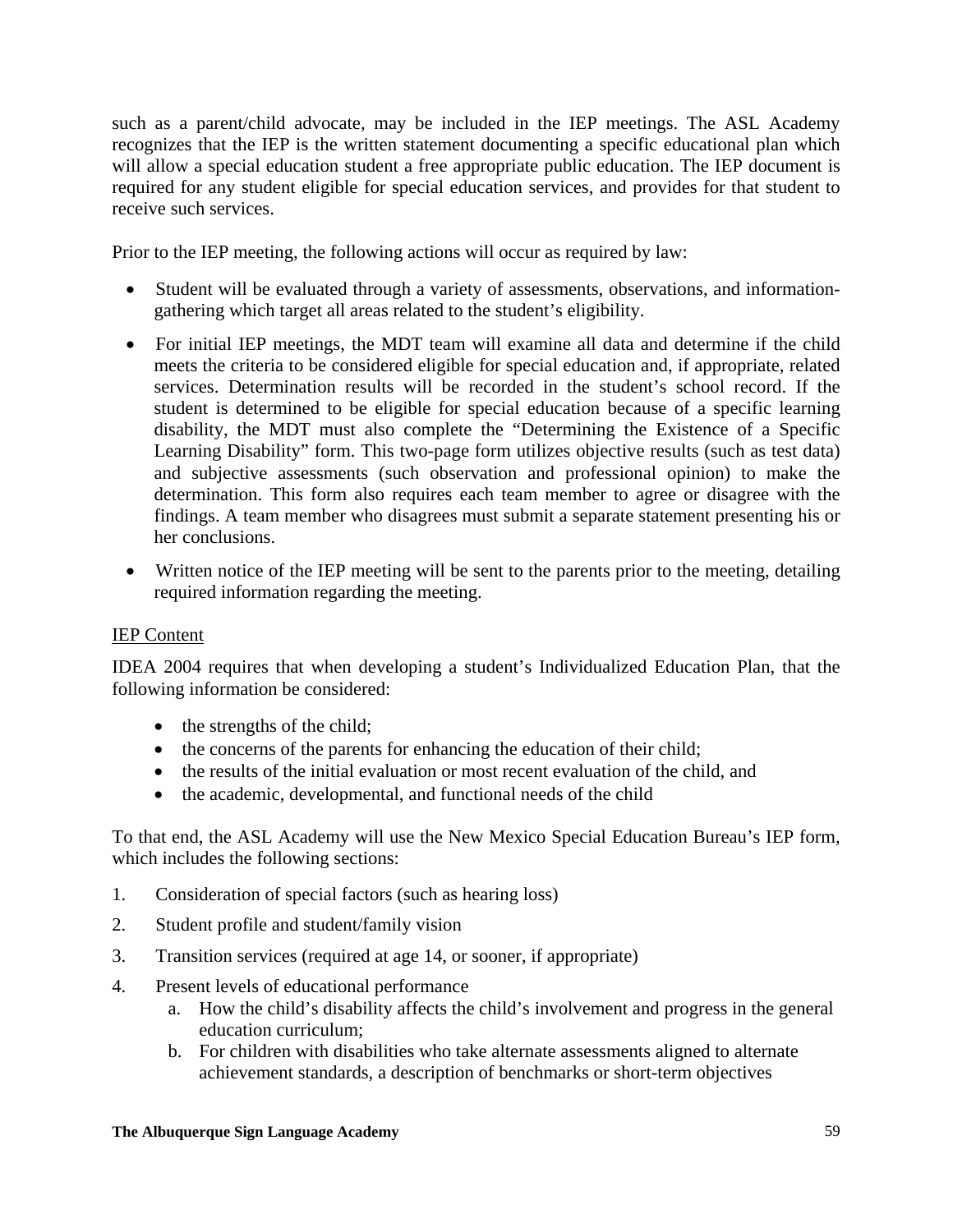such as a parent/child advocate, may be included in the IEP meetings. The ASL Academy recognizes that the IEP is the written statement documenting a specific educational plan which will allow a special education student a free appropriate public education. The IEP document is required for any student eligible for special education services, and provides for that student to receive such services.

Prior to the IEP meeting, the following actions will occur as required by law:

- Student will be evaluated through a variety of assessments, observations, and information-gathering which target all areas related to the student's eligibility.
- For initial IEP meetings, the MDT team will examine all data and determine if the child meets the criteria to be considered eligible for special education and, if appropriate, related services. Determination results will be recorded in the student's school record. If the student is determined to be eligible for special education because of a specific learning disability, the MDT must also complete the "Determining the Existence of a Specific Learning Disability" form. This two-page form utilizes objective results (such as test data) and subjective assessments (such observation and professional opinion) to make the determination. This form also requires each team member to agree or disagree with the findings. A team member who disagrees must submit a separate statement presenting his or her conclusions.
- Written notice of the IEP meeting will be sent to the parents prior to the meeting, detailing required information regarding the meeting.

IEP Content

IDEA 2004 requires that when developing a student's Individualized Education Plan, that the following information be considered:

- the strengths of the child;
- the concerns of the parents for enhancing the education of their child;
- the results of the initial evaluation or most recent evaluation of the child, and
- the academic, developmental, and functional needs of the child

To that end, the ASL Academy will use the New Mexico Special Education Bureau's IEP form, which includes the following sections:

1. Consideration of special factors (such as hearing loss)
2. Student profile and student/family vision
3. Transition services (required at age 14, or sooner, if appropriate)
4. Present levels of educational performance
    a. How the child's disability affects the child's involvement and progress in the general education curriculum;
    b. For children with disabilities who take alternate assessments aligned to alternate achievement standards, a description of benchmarks or short-term objectives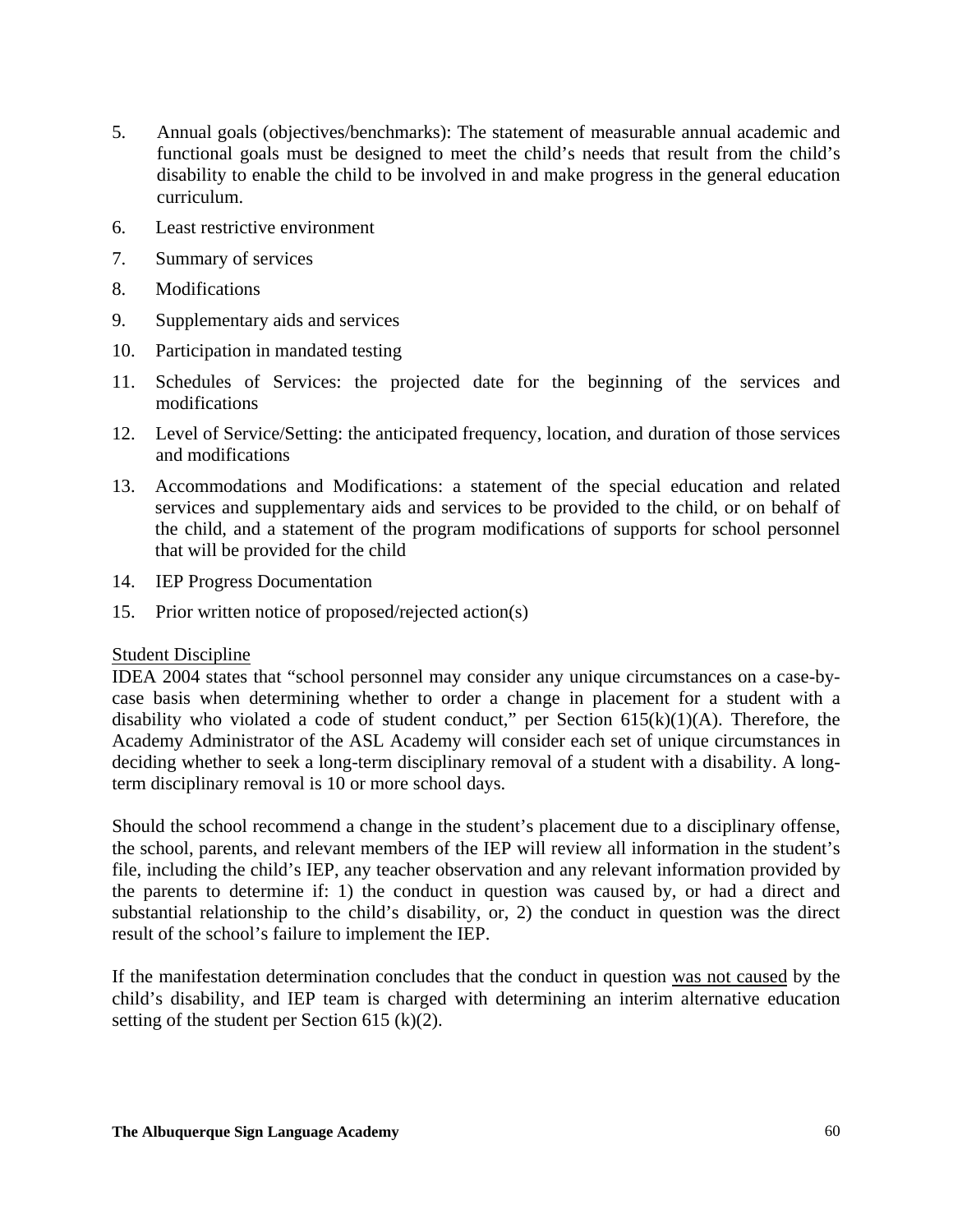5. Annual goals (objectives/benchmarks): The statement of measurable annual academic and functional goals must be designed to meet the child's needs that result from the child's disability to enable the child to be involved in and make progress in the general education curriculum.
6. Least restrictive environment
7. Summary of services
8. Modifications
9. Supplementary aids and services
10. Participation in mandated testing
11. Schedules of Services: the projected date for the beginning of the services and modifications
12. Level of Service/Setting: the anticipated frequency, location, and duration of those services and modifications
13. Accommodations and Modifications: a statement of the special education and related services and supplementary aids and services to be provided to the child, or on behalf of the child, and a statement of the program modifications of supports for school personnel that will be provided for the child
14. IEP Progress Documentation
15. Prior written notice of proposed/rejected action(s)

<u>Student Discipline</u>

IDEA 2004 states that "school personnel may consider any unique circumstances on a case-by-case basis when determining whether to order a change in placement for a student with a disability who violated a code of student conduct," per Section 615(k)(1)(A). Therefore, the Academy Administrator of the ASL Academy will consider each set of unique circumstances in deciding whether to seek a long-term disciplinary removal of a student with a disability. A long-term disciplinary removal is 10 or more school days.

Should the school recommend a change in the student's placement due to a disciplinary offense, the school, parents, and relevant members of the IEP will review all information in the student's file, including the child's IEP, any teacher observation and any relevant information provided by the parents to determine if: 1) the conduct in question was caused by, or had a direct and substantial relationship to the child's disability, or, 2) the conduct in question was the direct result of the school's failure to implement the IEP.

If the manifestation determination concludes that the conduct in question <u>was not caused</u> by the child's disability, and IEP team is charged with determining an interim alternative education setting of the student per Section 615 (k)(2).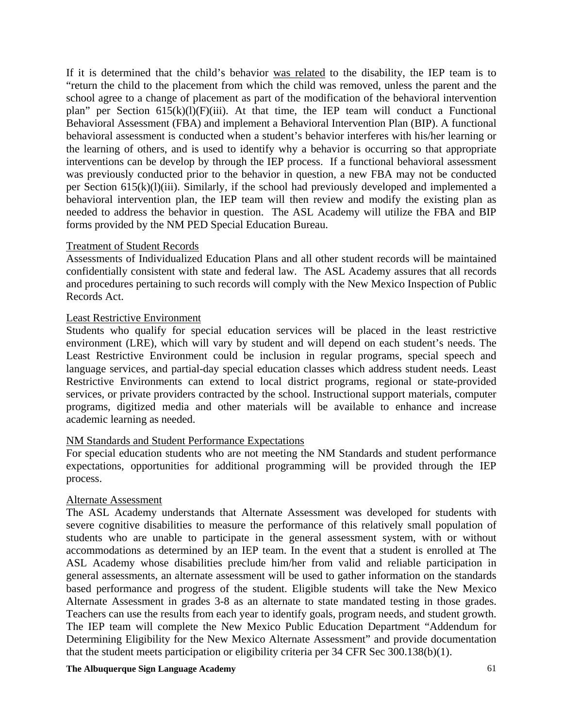If it is determined that the child's behavior was related to the disability, the IEP team is to "return the child to the placement from which the child was removed, unless the parent and the school agree to a change of placement as part of the modification of the behavioral intervention plan" per Section 615(k)(l)(F)(iii). At that time, the IEP team will conduct a Functional Behavioral Assessment (FBA) and implement a Behavioral Intervention Plan (BIP). A functional behavioral assessment is conducted when a student's behavior interferes with his/her learning or the learning of others, and is used to identify why a behavior is occurring so that appropriate interventions can be develop by through the IEP process. If a functional behavioral assessment was previously conducted prior to the behavior in question, a new FBA may not be conducted per Section 615(k)(l)(iii). Similarly, if the school had previously developed and implemented a behavioral intervention plan, the IEP team will then review and modify the existing plan as needed to address the behavior in question. The ASL Academy will utilize the FBA and BIP forms provided by the NM PED Special Education Bureau.

Treatment of Student Records

Assessments of Individualized Education Plans and all other student records will be maintained confidentially consistent with state and federal law. The ASL Academy assures that all records and procedures pertaining to such records will comply with the New Mexico Inspection of Public Records Act.

Least Restrictive Environment

Students who qualify for special education services will be placed in the least restrictive environment (LRE), which will vary by student and will depend on each student's needs. The Least Restrictive Environment could be inclusion in regular programs, special speech and language services, and partial-day special education classes which address student needs. Least Restrictive Environments can extend to local district programs, regional or state-provided services, or private providers contracted by the school. Instructional support materials, computer programs, digitized media and other materials will be available to enhance and increase academic learning as needed.

NM Standards and Student Performance Expectations

For special education students who are not meeting the NM Standards and student performance expectations, opportunities for additional programming will be provided through the IEP process.

Alternate Assessment

The ASL Academy understands that Alternate Assessment was developed for students with severe cognitive disabilities to measure the performance of this relatively small population of students who are unable to participate in the general assessment system, with or without accommodations as determined by an IEP team. In the event that a student is enrolled at The ASL Academy whose disabilities preclude him/her from valid and reliable participation in general assessments, an alternate assessment will be used to gather information on the standards based performance and progress of the student. Eligible students will take the New Mexico Alternate Assessment in grades 3-8 as an alternate to state mandated testing in those grades. Teachers can use the results from each year to identify goals, program needs, and student growth. The IEP team will complete the New Mexico Public Education Department "Addendum for Determining Eligibility for the New Mexico Alternate Assessment" and provide documentation that the student meets participation or eligibility criteria per 34 CFR Sec 300.138(b)(1).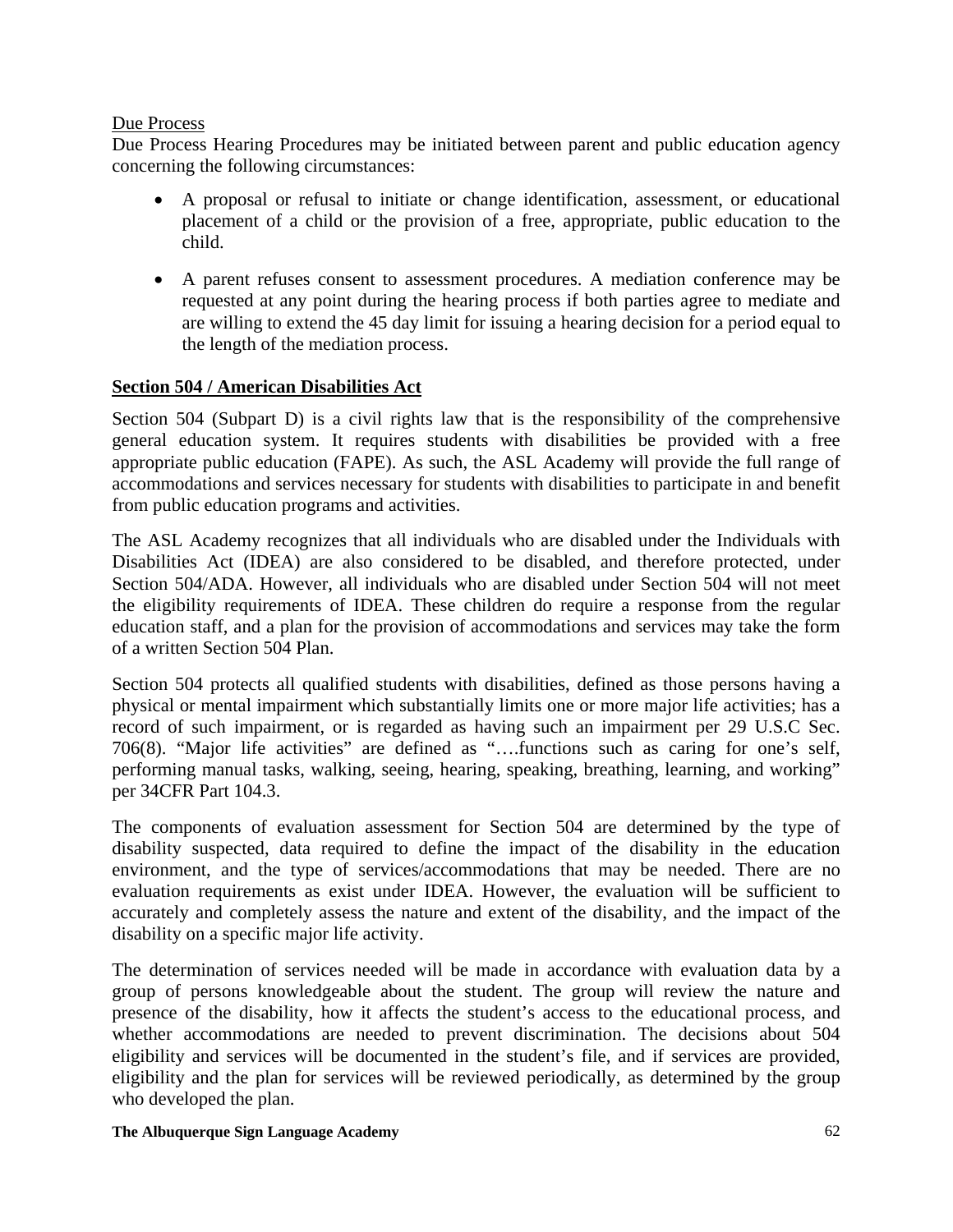Due Process

Due Process Hearing Procedures may be initiated between parent and public education agency concerning the following circumstances:

- A proposal or refusal to initiate or change identification, assessment, or educational placement of a child or the provision of a free, appropriate, public education to the child.
- A parent refuses consent to assessment procedures. A mediation conference may be requested at any point during the hearing process if both parties agree to mediate and are willing to extend the 45 day limit for issuing a hearing decision for a period equal to the length of the mediation process.

## Section 504 / American Disabilities Act

Section 504 (Subpart D) is a civil rights law that is the responsibility of the comprehensive general education system. It requires students with disabilities be provided with a free appropriate public education (FAPE). As such, the ASL Academy will provide the full range of accommodations and services necessary for students with disabilities to participate in and benefit from public education programs and activities.

The ASL Academy recognizes that all individuals who are disabled under the Individuals with Disabilities Act (IDEA) are also considered to be disabled, and therefore protected, under Section 504/ADA. However, all individuals who are disabled under Section 504 will not meet the eligibility requirements of IDEA. These children do require a response from the regular education staff, and a plan for the provision of accommodations and services may take the form of a written Section 504 Plan.

Section 504 protects all qualified students with disabilities, defined as those persons having a physical or mental impairment which substantially limits one or more major life activities; has a record of such impairment, or is regarded as having such an impairment per 29 U.S.C Sec. 706(8). "Major life activities" are defined as "….functions such as caring for one's self, performing manual tasks, walking, seeing, hearing, speaking, breathing, learning, and working" per 34CFR Part 104.3.

The components of evaluation assessment for Section 504 are determined by the type of disability suspected, data required to define the impact of the disability in the education environment, and the type of services/accommodations that may be needed. There are no evaluation requirements as exist under IDEA. However, the evaluation will be sufficient to accurately and completely assess the nature and extent of the disability, and the impact of the disability on a specific major life activity.

The determination of services needed will be made in accordance with evaluation data by a group of persons knowledgeable about the student. The group will review the nature and presence of the disability, how it affects the student's access to the educational process, and whether accommodations are needed to prevent discrimination. The decisions about 504 eligibility and services will be documented in the student's file, and if services are provided, eligibility and the plan for services will be reviewed periodically, as determined by the group who developed the plan.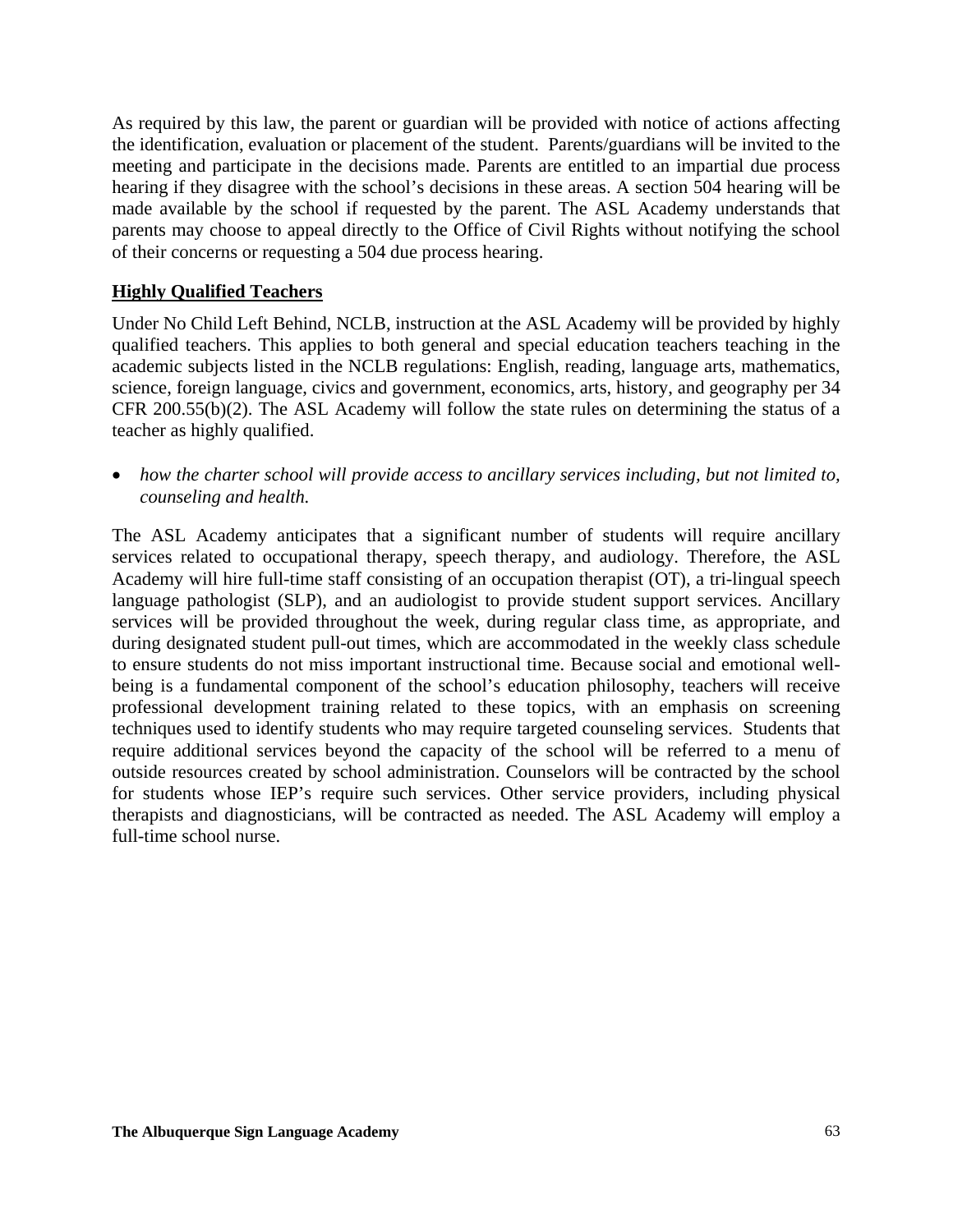As required by this law, the parent or guardian will be provided with notice of actions affecting the identification, evaluation or placement of the student. Parents/guardians will be invited to the meeting and participate in the decisions made. Parents are entitled to an impartial due process hearing if they disagree with the school's decisions in these areas. A section 504 hearing will be made available by the school if requested by the parent. The ASL Academy understands that parents may choose to appeal directly to the Office of Civil Rights without notifying the school of their concerns or requesting a 504 due process hearing.

**Highly Qualified Teachers**

Under No Child Left Behind, NCLB, instruction at the ASL Academy will be provided by highly qualified teachers. This applies to both general and special education teachers teaching in the academic subjects listed in the NCLB regulations: English, reading, language arts, mathematics, science, foreign language, civics and government, economics, arts, history, and geography per 34 CFR 200.55(b)(2). The ASL Academy will follow the state rules on determining the status of a teacher as highly qualified.

- *how the charter school will provide access to ancillary services including, but not limited to, counseling and health.*

The ASL Academy anticipates that a significant number of students will require ancillary services related to occupational therapy, speech therapy, and audiology. Therefore, the ASL Academy will hire full-time staff consisting of an occupation therapist (OT), a tri-lingual speech language pathologist (SLP), and an audiologist to provide student support services. Ancillary services will be provided throughout the week, during regular class time, as appropriate, and during designated student pull-out times, which are accommodated in the weekly class schedule to ensure students do not miss important instructional time. Because social and emotional well-being is a fundamental component of the school's education philosophy, teachers will receive professional development training related to these topics, with an emphasis on screening techniques used to identify students who may require targeted counseling services. Students that require additional services beyond the capacity of the school will be referred to a menu of outside resources created by school administration. Counselors will be contracted by the school for students whose IEP's require such services. Other service providers, including physical therapists and diagnosticians, will be contracted as needed. The ASL Academy will employ a full-time school nurse.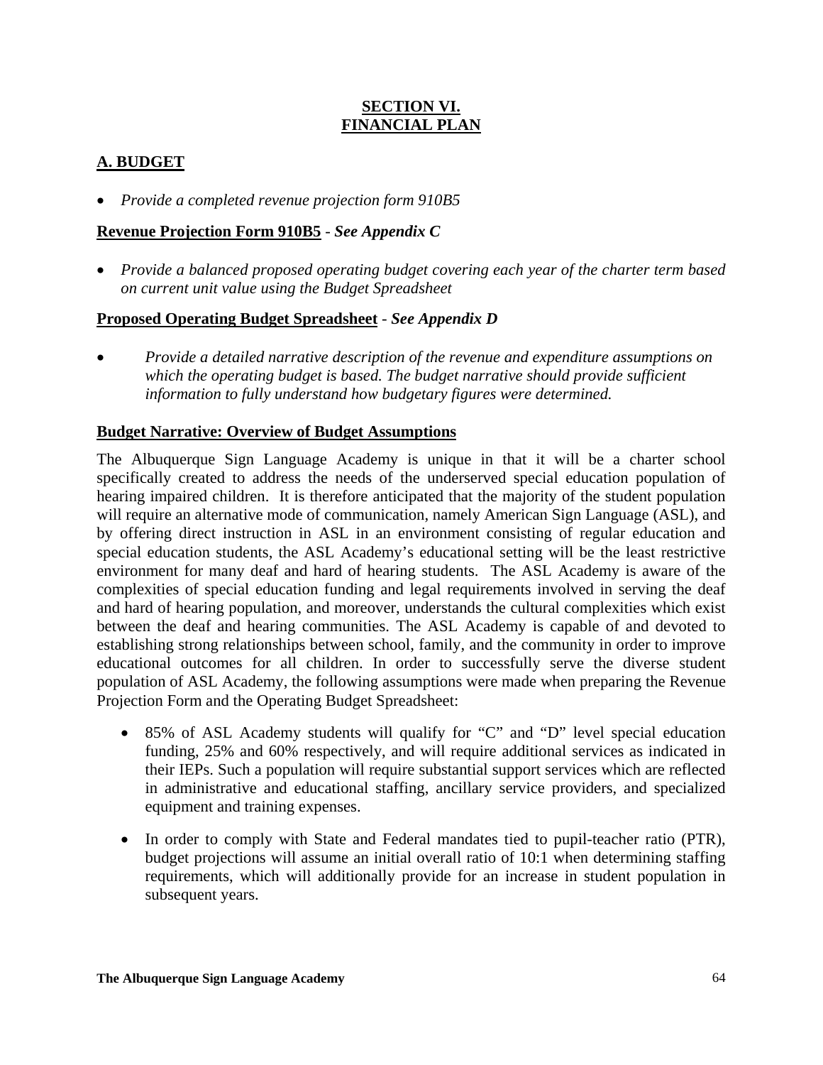# SECTION VI.
# FINANCIAL PLAN

## A. BUDGET

- *Provide a completed revenue projection form 910B5*

**Revenue Projection Form 910B5** - ***See Appendix C***

- *Provide a balanced proposed operating budget covering each year of the charter term based on current unit value using the Budget Spreadsheet*

**Proposed Operating Budget Spreadsheet** - ***See Appendix D***

- *Provide a detailed narrative description of the revenue and expenditure assumptions on which the operating budget is based. The budget narrative should provide sufficient information to fully understand how budgetary figures were determined.*

**Budget Narrative: Overview of Budget Assumptions**

The Albuquerque Sign Language Academy is unique in that it will be a charter school specifically created to address the needs of the underserved special education population of hearing impaired children. It is therefore anticipated that the majority of the student population will require an alternative mode of communication, namely American Sign Language (ASL), and by offering direct instruction in ASL in an environment consisting of regular education and special education students, the ASL Academy's educational setting will be the least restrictive environment for many deaf and hard of hearing students. The ASL Academy is aware of the complexities of special education funding and legal requirements involved in serving the deaf and hard of hearing population, and moreover, understands the cultural complexities which exist between the deaf and hearing communities. The ASL Academy is capable of and devoted to establishing strong relationships between school, family, and the community in order to improve educational outcomes for all children. In order to successfully serve the diverse student population of ASL Academy, the following assumptions were made when preparing the Revenue Projection Form and the Operating Budget Spreadsheet:

- 85% of ASL Academy students will qualify for "C" and "D" level special education funding, 25% and 60% respectively, and will require additional services as indicated in their IEPs. Such a population will require substantial support services which are reflected in administrative and educational staffing, ancillary service providers, and specialized equipment and training expenses.

- In order to comply with State and Federal mandates tied to pupil-teacher ratio (PTR), budget projections will assume an initial overall ratio of 10:1 when determining staffing requirements, which will additionally provide for an increase in student population in subsequent years.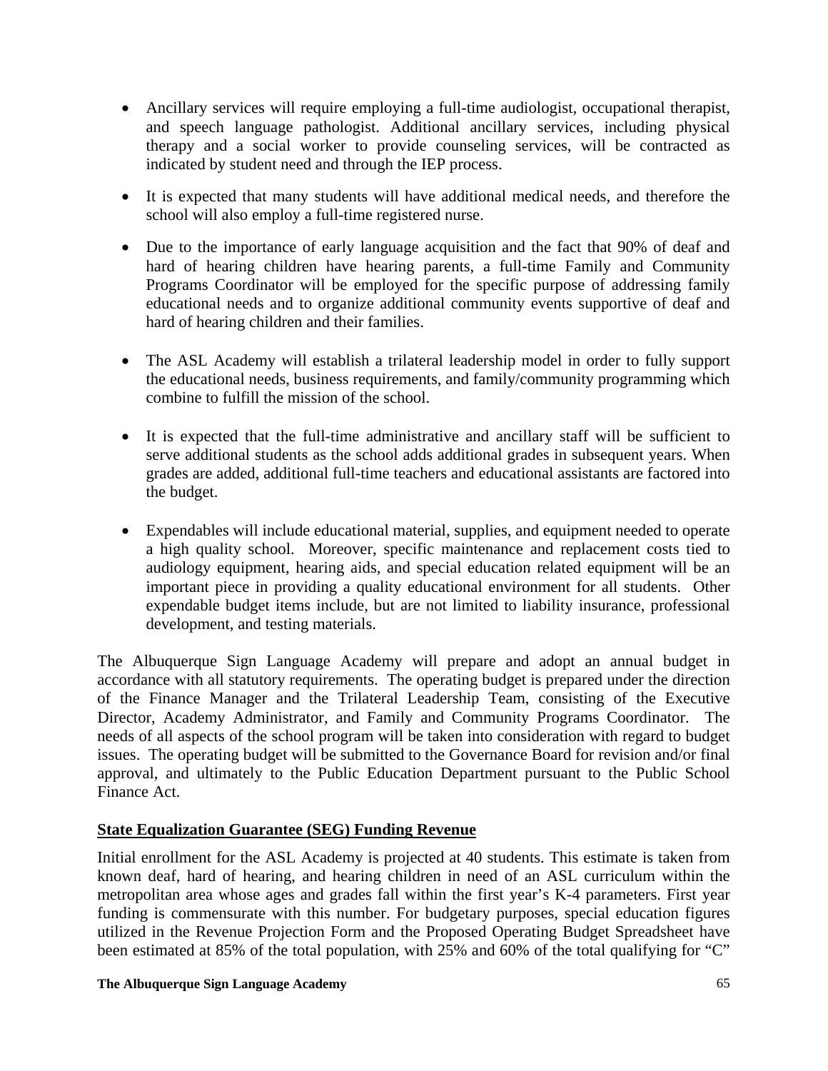- Ancillary services will require employing a full-time audiologist, occupational therapist, and speech language pathologist. Additional ancillary services, including physical therapy and a social worker to provide counseling services, will be contracted as indicated by student need and through the IEP process.

- It is expected that many students will have additional medical needs, and therefore the school will also employ a full-time registered nurse.

- Due to the importance of early language acquisition and the fact that 90% of deaf and hard of hearing children have hearing parents, a full-time Family and Community Programs Coordinator will be employed for the specific purpose of addressing family educational needs and to organize additional community events supportive of deaf and hard of hearing children and their families.

- The ASL Academy will establish a trilateral leadership model in order to fully support the educational needs, business requirements, and family/community programming which combine to fulfill the mission of the school.

- It is expected that the full-time administrative and ancillary staff will be sufficient to serve additional students as the school adds additional grades in subsequent years. When grades are added, additional full-time teachers and educational assistants are factored into the budget.

- Expendables will include educational material, supplies, and equipment needed to operate a high quality school. Moreover, specific maintenance and replacement costs tied to audiology equipment, hearing aids, and special education related equipment will be an important piece in providing a quality educational environment for all students. Other expendable budget items include, but are not limited to liability insurance, professional development, and testing materials.

The Albuquerque Sign Language Academy will prepare and adopt an annual budget in accordance with all statutory requirements. The operating budget is prepared under the direction of the Finance Manager and the Trilateral Leadership Team, consisting of the Executive Director, Academy Administrator, and Family and Community Programs Coordinator. The needs of all aspects of the school program will be taken into consideration with regard to budget issues. The operating budget will be submitted to the Governance Board for revision and/or final approval, and ultimately to the Public Education Department pursuant to the Public School Finance Act.

**State Equalization Guarantee (SEG) Funding Revenue**

Initial enrollment for the ASL Academy is projected at 40 students. This estimate is taken from known deaf, hard of hearing, and hearing children in need of an ASL curriculum within the metropolitan area whose ages and grades fall within the first year's K-4 parameters. First year funding is commensurate with this number. For budgetary purposes, special education figures utilized in the Revenue Projection Form and the Proposed Operating Budget Spreadsheet have been estimated at 85% of the total population, with 25% and 60% of the total qualifying for "C"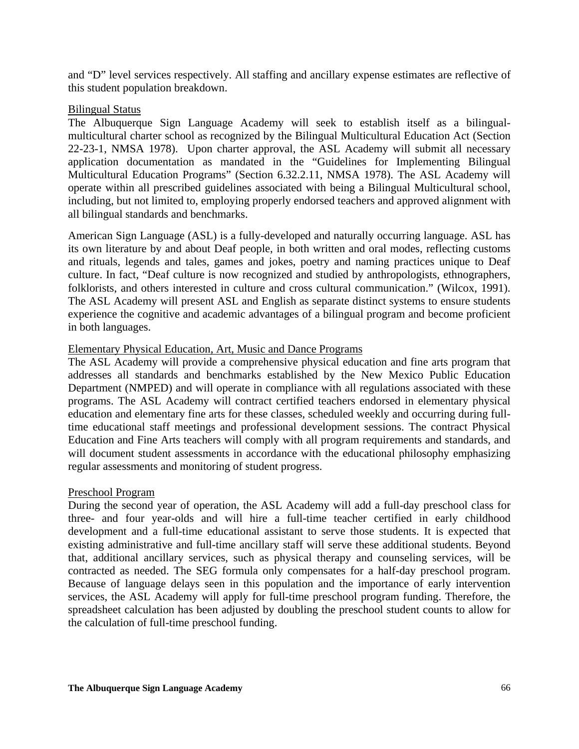and "D" level services respectively. All staffing and ancillary expense estimates are reflective of this student population breakdown.

<u>Bilingual Status</u>

The Albuquerque Sign Language Academy will seek to establish itself as a bilingual-multicultural charter school as recognized by the Bilingual Multicultural Education Act (Section 22-23-1, NMSA 1978). Upon charter approval, the ASL Academy will submit all necessary application documentation as mandated in the "Guidelines for Implementing Bilingual Multicultural Education Programs" (Section 6.32.2.11, NMSA 1978). The ASL Academy will operate within all prescribed guidelines associated with being a Bilingual Multicultural school, including, but not limited to, employing properly endorsed teachers and approved alignment with all bilingual standards and benchmarks.

American Sign Language (ASL) is a fully-developed and naturally occurring language. ASL has its own literature by and about Deaf people, in both written and oral modes, reflecting customs and rituals, legends and tales, games and jokes, poetry and naming practices unique to Deaf culture. In fact, "Deaf culture is now recognized and studied by anthropologists, ethnographers, folklorists, and others interested in culture and cross cultural communication." (Wilcox, 1991). The ASL Academy will present ASL and English as separate distinct systems to ensure students experience the cognitive and academic advantages of a bilingual program and become proficient in both languages.

<u>Elementary Physical Education, Art, Music and Dance Programs</u>

The ASL Academy will provide a comprehensive physical education and fine arts program that addresses all standards and benchmarks established by the New Mexico Public Education Department (NMPED) and will operate in compliance with all regulations associated with these programs. The ASL Academy will contract certified teachers endorsed in elementary physical education and elementary fine arts for these classes, scheduled weekly and occurring during full-time educational staff meetings and professional development sessions. The contract Physical Education and Fine Arts teachers will comply with all program requirements and standards, and will document student assessments in accordance with the educational philosophy emphasizing regular assessments and monitoring of student progress.

<u>Preschool Program</u>

During the second year of operation, the ASL Academy will add a full-day preschool class for three- and four year-olds and will hire a full-time teacher certified in early childhood development and a full-time educational assistant to serve those students. It is expected that existing administrative and full-time ancillary staff will serve these additional students. Beyond that, additional ancillary services, such as physical therapy and counseling services, will be contracted as needed. The SEG formula only compensates for a half-day preschool program. Because of language delays seen in this population and the importance of early intervention services, the ASL Academy will apply for full-time preschool program funding. Therefore, the spreadsheet calculation has been adjusted by doubling the preschool student counts to allow for the calculation of full-time preschool funding.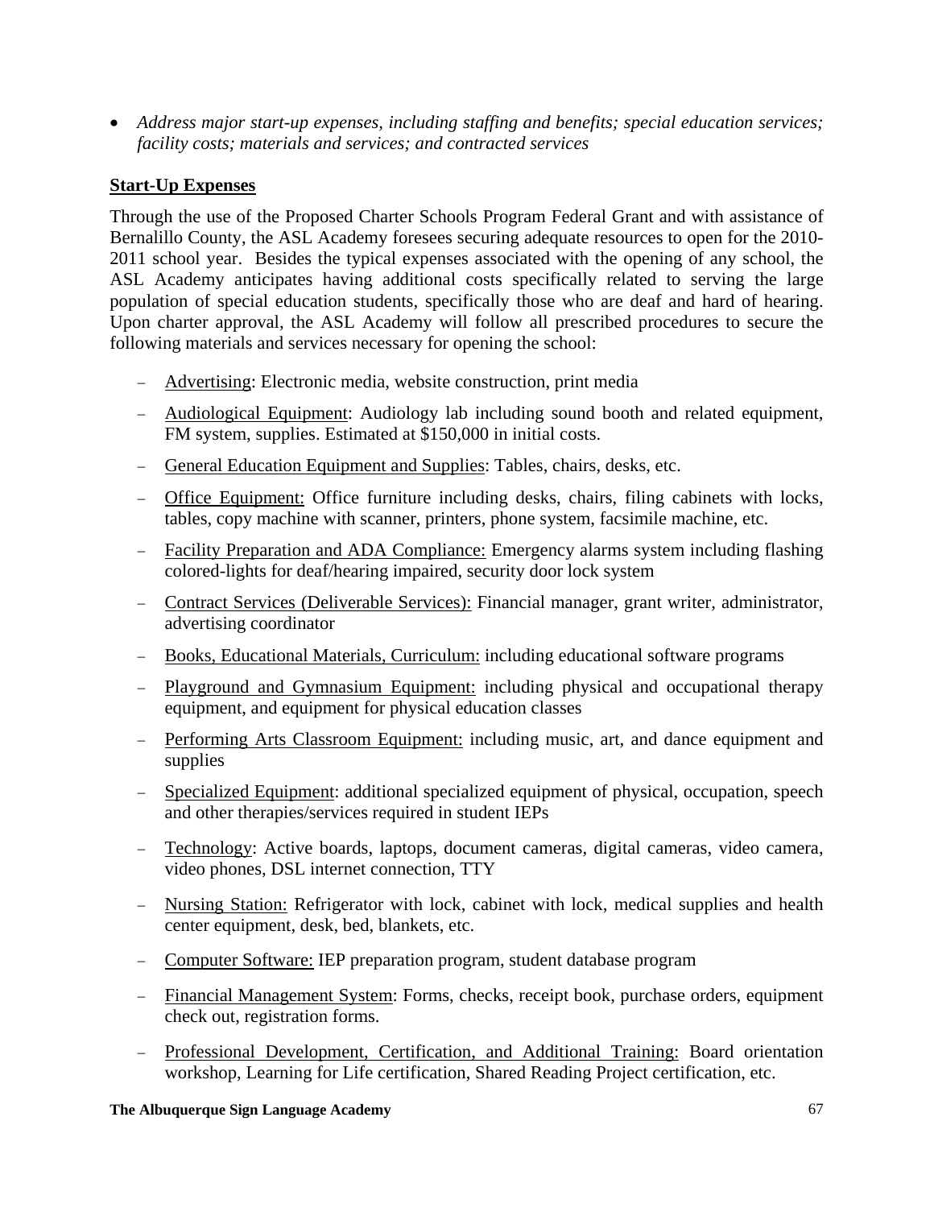- *Address major start-up expenses, including staffing and benefits; special education services; facility costs; materials and services; and contracted services*

**Start-Up Expenses**

Through the use of the Proposed Charter Schools Program Federal Grant and with assistance of Bernalillo County, the ASL Academy foresees securing adequate resources to open for the 2010-2011 school year. Besides the typical expenses associated with the opening of any school, the ASL Academy anticipates having additional costs specifically related to serving the large population of special education students, specifically those who are deaf and hard of hearing. Upon charter approval, the ASL Academy will follow all prescribed procedures to secure the following materials and services necessary for opening the school:

- Advertising: Electronic media, website construction, print media
- Audiological Equipment: Audiology lab including sound booth and related equipment, FM system, supplies. Estimated at $150,000 in initial costs.
- General Education Equipment and Supplies: Tables, chairs, desks, etc.
- Office Equipment: Office furniture including desks, chairs, filing cabinets with locks, tables, copy machine with scanner, printers, phone system, facsimile machine, etc.
- Facility Preparation and ADA Compliance: Emergency alarms system including flashing colored-lights for deaf/hearing impaired, security door lock system
- Contract Services (Deliverable Services): Financial manager, grant writer, administrator, advertising coordinator
- Books, Educational Materials, Curriculum: including educational software programs
- Playground and Gymnasium Equipment: including physical and occupational therapy equipment, and equipment for physical education classes
- Performing Arts Classroom Equipment: including music, art, and dance equipment and supplies
- Specialized Equipment: additional specialized equipment of physical, occupation, speech and other therapies/services required in student IEPs
- Technology: Active boards, laptops, document cameras, digital cameras, video camera, video phones, DSL internet connection, TTY
- Nursing Station: Refrigerator with lock, cabinet with lock, medical supplies and health center equipment, desk, bed, blankets, etc.
- Computer Software: IEP preparation program, student database program
- Financial Management System: Forms, checks, receipt book, purchase orders, equipment check out, registration forms.
- Professional Development, Certification, and Additional Training: Board orientation workshop, Learning for Life certification, Shared Reading Project certification, etc.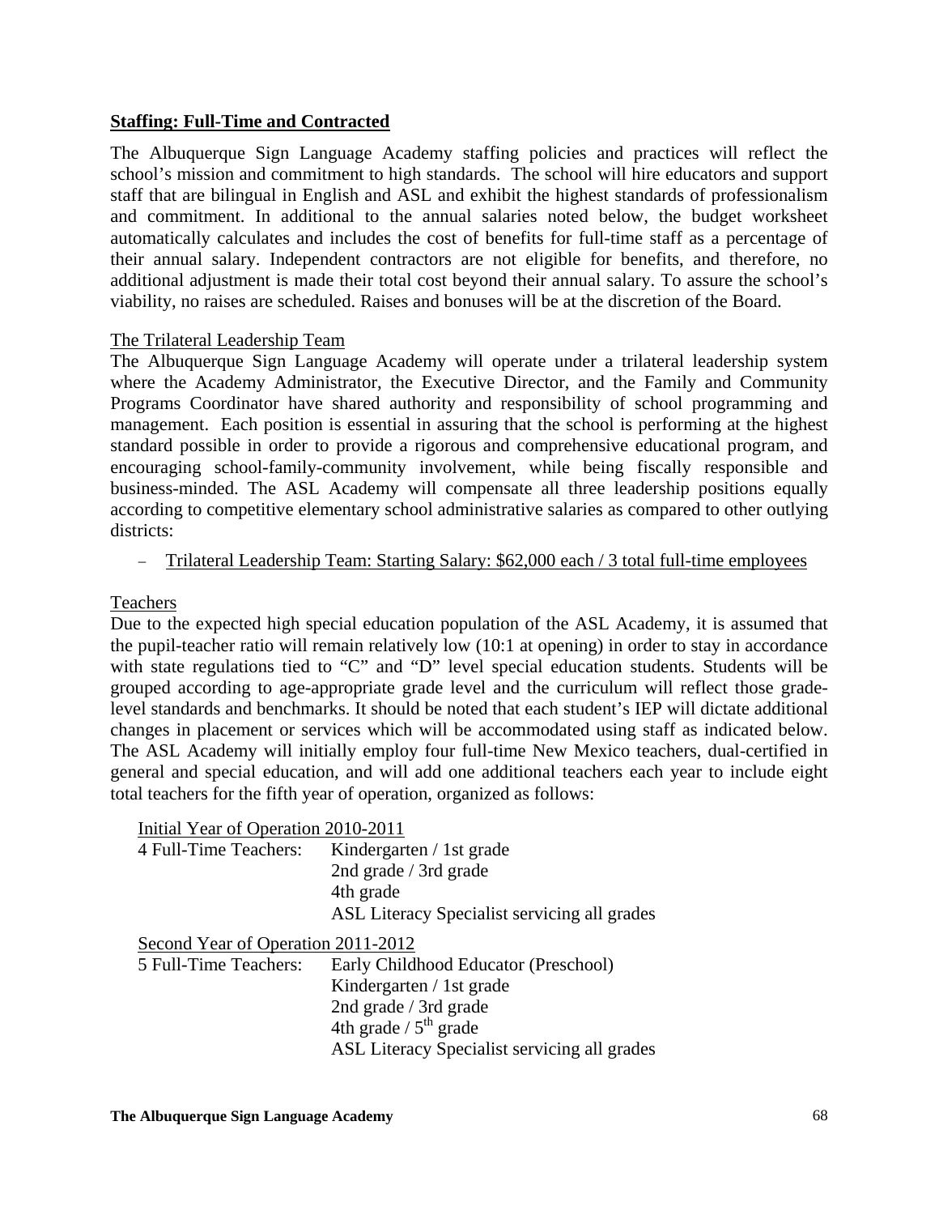## Staffing: Full-Time and Contracted

The Albuquerque Sign Language Academy staffing policies and practices will reflect the school's mission and commitment to high standards. The school will hire educators and support staff that are bilingual in English and ASL and exhibit the highest standards of professionalism and commitment. In additional to the annual salaries noted below, the budget worksheet automatically calculates and includes the cost of benefits for full-time staff as a percentage of their annual salary. Independent contractors are not eligible for benefits, and therefore, no additional adjustment is made their total cost beyond their annual salary. To assure the school's viability, no raises are scheduled. Raises and bonuses will be at the discretion of the Board.

### The Trilateral Leadership Team

The Albuquerque Sign Language Academy will operate under a trilateral leadership system where the Academy Administrator, the Executive Director, and the Family and Community Programs Coordinator have shared authority and responsibility of school programming and management. Each position is essential in assuring that the school is performing at the highest standard possible in order to provide a rigorous and comprehensive educational program, and encouraging school-family-community involvement, while being fiscally responsible and business-minded. The ASL Academy will compensate all three leadership positions equally according to competitive elementary school administrative salaries as compared to other outlying districts:

- Trilateral Leadership Team: Starting Salary: $62,000 each / 3 total full-time employees

### Teachers

Due to the expected high special education population of the ASL Academy, it is assumed that the pupil-teacher ratio will remain relatively low (10:1 at opening) in order to stay in accordance with state regulations tied to "C" and "D" level special education students. Students will be grouped according to age-appropriate grade level and the curriculum will reflect those grade-level standards and benchmarks. It should be noted that each student's IEP will dictate additional changes in placement or services which will be accommodated using staff as indicated below. The ASL Academy will initially employ four full-time New Mexico teachers, dual-certified in general and special education, and will add one additional teachers each year to include eight total teachers for the fifth year of operation, organized as follows:

Initial Year of Operation 2010-2011

4 Full-Time Teachers:
- Kindergarten / 1st grade
- 2nd grade / 3rd grade
- 4th grade
- ASL Literacy Specialist servicing all grades

Second Year of Operation 2011-2012

5 Full-Time Teachers:
- Early Childhood Educator (Preschool)
- Kindergarten / 1st grade
- 2nd grade / 3rd grade
- 4th grade / 5th grade
- ASL Literacy Specialist servicing all grades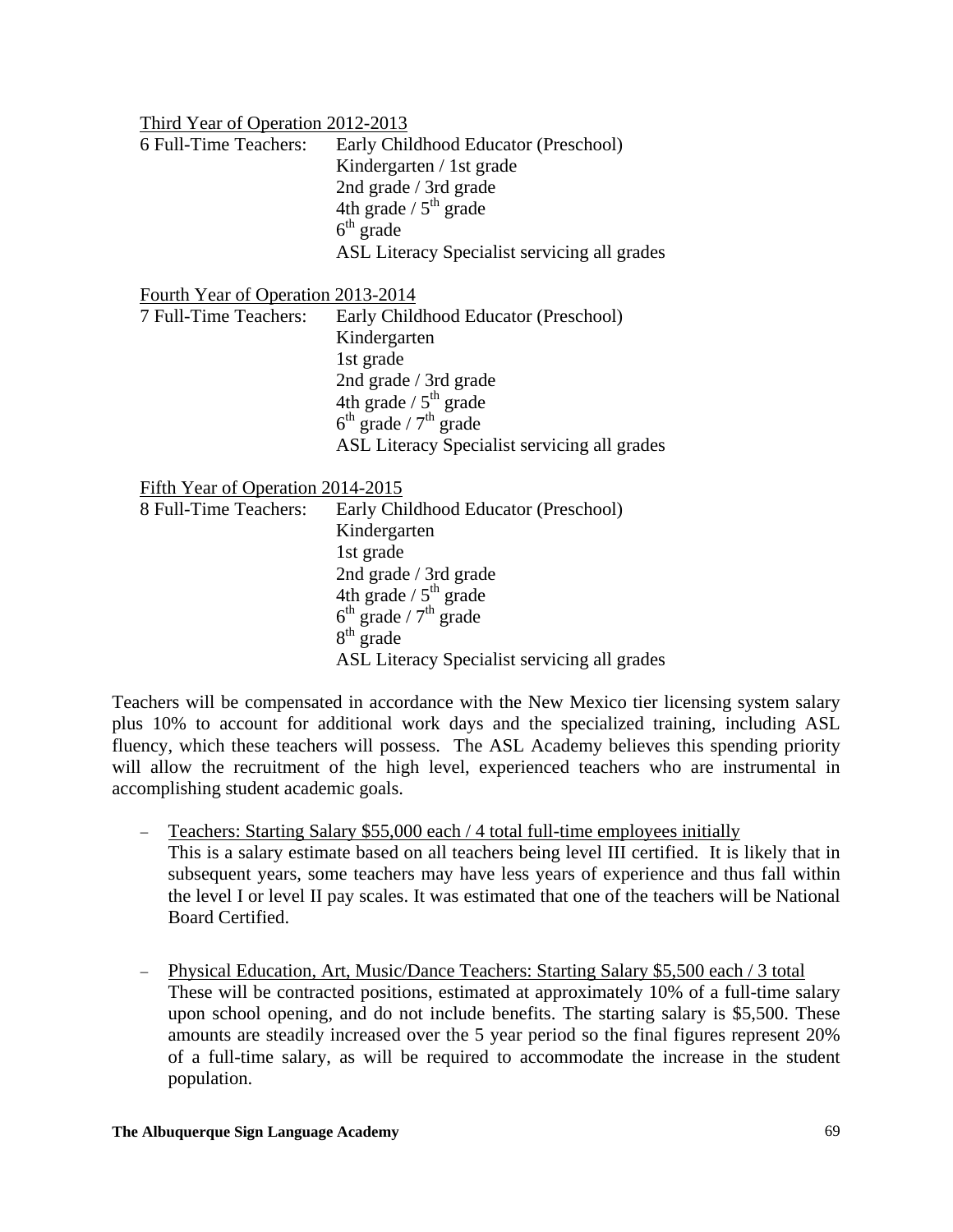Third Year of Operation 2012-2013

6 Full-Time Teachers:
- Early Childhood Educator (Preschool)
- Kindergarten / 1st grade
- 2nd grade / 3rd grade
- 4th grade / 5th grade
- 6th grade
- ASL Literacy Specialist servicing all grades

Fourth Year of Operation 2013-2014

7 Full-Time Teachers:
- Early Childhood Educator (Preschool)
- Kindergarten
- 1st grade
- 2nd grade / 3rd grade
- 4th grade / 5th grade
- 6th grade / 7th grade
- ASL Literacy Specialist servicing all grades

Fifth Year of Operation 2014-2015

8 Full-Time Teachers:
- Early Childhood Educator (Preschool)
- Kindergarten
- 1st grade
- 2nd grade / 3rd grade
- 4th grade / 5th grade
- 6th grade / 7th grade
- 8th grade
- ASL Literacy Specialist servicing all grades

Teachers will be compensated in accordance with the New Mexico tier licensing system salary plus 10% to account for additional work days and the specialized training, including ASL fluency, which these teachers will possess. The ASL Academy believes this spending priority will allow the recruitment of the high level, experienced teachers who are instrumental in accomplishing student academic goals.

- Teachers: Starting Salary $55,000 each / 4 total full-time employees initially
  This is a salary estimate based on all teachers being level III certified. It is likely that in subsequent years, some teachers may have less years of experience and thus fall within the level I or level II pay scales. It was estimated that one of the teachers will be National Board Certified.

- Physical Education, Art, Music/Dance Teachers: Starting Salary $5,500 each / 3 total
  These will be contracted positions, estimated at approximately 10% of a full-time salary upon school opening, and do not include benefits. The starting salary is $5,500. These amounts are steadily increased over the 5 year period so the final figures represent 20% of a full-time salary, as will be required to accommodate the increase in the student population.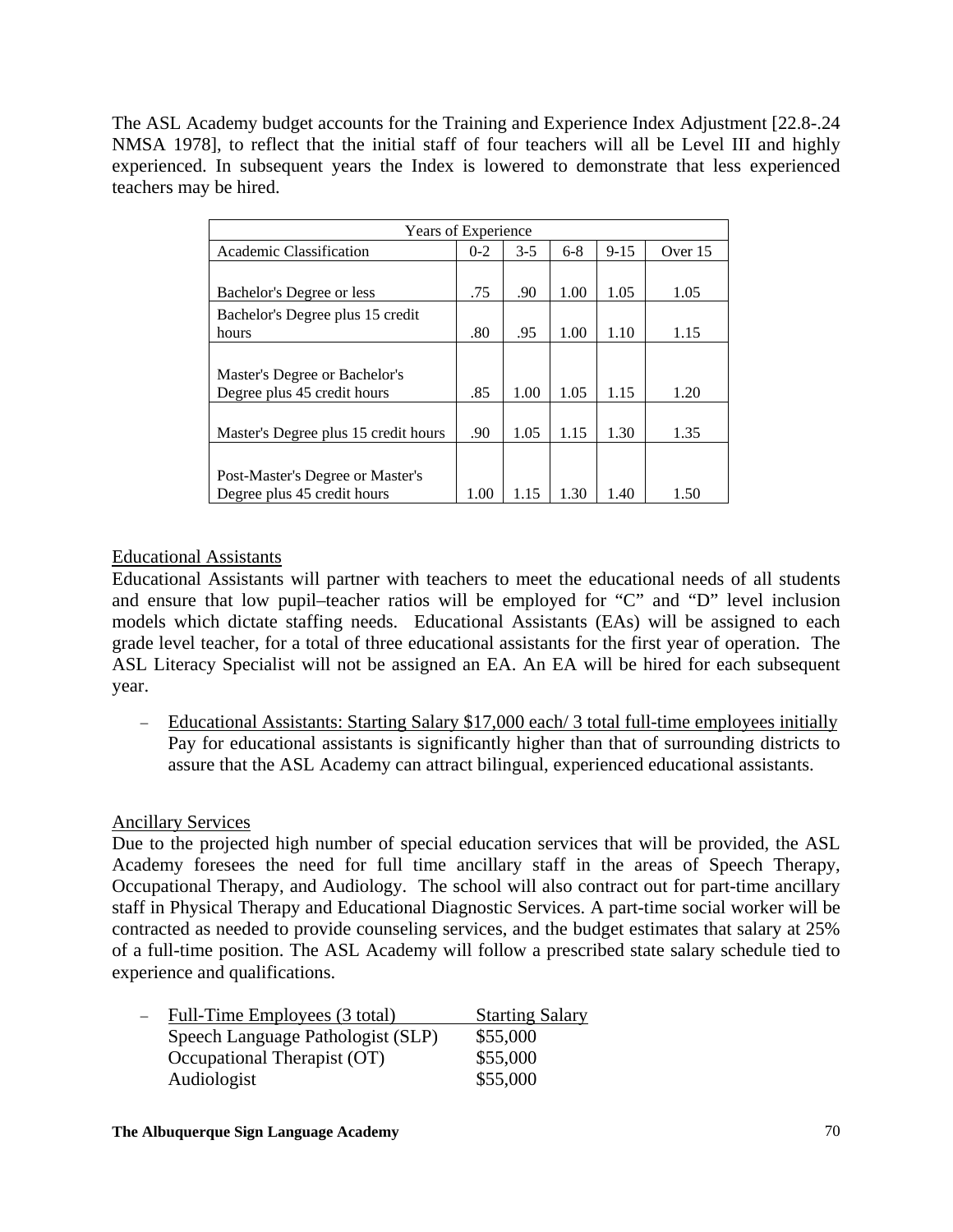The ASL Academy budget accounts for the Training and Experience Index Adjustment [22.8-.24 NMSA 1978], to reflect that the initial staff of four teachers will all be Level III and highly experienced. In subsequent years the Index is lowered to demonstrate that less experienced teachers may be hired.

| Years of Experience | | | | | |
|---|---|---|---|---|---|
| Academic Classification | 0-2 | 3-5 | 6-8 | 9-15 | Over 15 |
| Bachelor's Degree or less | .75 | .90 | 1.00 | 1.05 | 1.05 |
| Bachelor's Degree plus 15 credit hours | .80 | .95 | 1.00 | 1.10 | 1.15 |
| Master's Degree or Bachelor's Degree plus 45 credit hours | .85 | 1.00 | 1.05 | 1.15 | 1.20 |
| Master's Degree plus 15 credit hours | .90 | 1.05 | 1.15 | 1.30 | 1.35 |
| Post-Master's Degree or Master's Degree plus 45 credit hours | 1.00 | 1.15 | 1.30 | 1.40 | 1.50 |

<u>Educational Assistants</u>

Educational Assistants will partner with teachers to meet the educational needs of all students and ensure that low pupil–teacher ratios will be employed for "C" and "D" level inclusion models which dictate staffing needs. Educational Assistants (EAs) will be assigned to each grade level teacher, for a total of three educational assistants for the first year of operation. The ASL Literacy Specialist will not be assigned an EA. An EA will be hired for each subsequent year.

- <u>Educational Assistants: Starting Salary $17,000 each/ 3 total full-time employees initially</u>
  Pay for educational assistants is significantly higher than that of surrounding districts to assure that the ASL Academy can attract bilingual, experienced educational assistants.

<u>Ancillary Services</u>

Due to the projected high number of special education services that will be provided, the ASL Academy foresees the need for full time ancillary staff in the areas of Speech Therapy, Occupational Therapy, and Audiology. The school will also contract out for part-time ancillary staff in Physical Therapy and Educational Diagnostic Services. A part-time social worker will be contracted as needed to provide counseling services, and the budget estimates that salary at 25% of a full-time position. The ASL Academy will follow a prescribed state salary schedule tied to experience and qualifications.

- <u>Full-Time Employees (3 total)</u> <u>Starting Salary</u>
  Speech Language Pathologist (SLP) $55,000
  Occupational Therapist (OT) $55,000
  Audiologist $55,000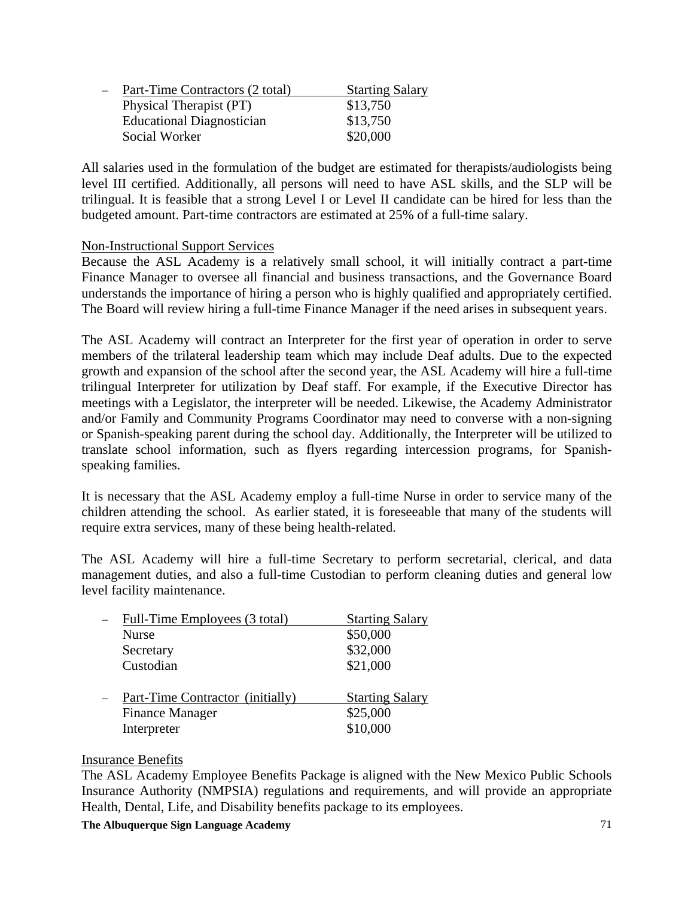| Part-Time Contractors (2 total) | Starting Salary |
| --- | --- |
| Physical Therapist (PT) | $13,750 |
| Educational Diagnostician | $13,750 |
| Social Worker | $20,000 |

All salaries used in the formulation of the budget are estimated for therapists/audiologists being level III certified. Additionally, all persons will need to have ASL skills, and the SLP will be trilingual. It is feasible that a strong Level I or Level II candidate can be hired for less than the budgeted amount. Part-time contractors are estimated at 25% of a full-time salary.

Non-Instructional Support Services

Because the ASL Academy is a relatively small school, it will initially contract a part-time Finance Manager to oversee all financial and business transactions, and the Governance Board understands the importance of hiring a person who is highly qualified and appropriately certified. The Board will review hiring a full-time Finance Manager if the need arises in subsequent years.

The ASL Academy will contract an Interpreter for the first year of operation in order to serve members of the trilateral leadership team which may include Deaf adults. Due to the expected growth and expansion of the school after the second year, the ASL Academy will hire a full-time trilingual Interpreter for utilization by Deaf staff. For example, if the Executive Director has meetings with a Legislator, the interpreter will be needed. Likewise, the Academy Administrator and/or Family and Community Programs Coordinator may need to converse with a non-signing or Spanish-speaking parent during the school day. Additionally, the Interpreter will be utilized to translate school information, such as flyers regarding intercession programs, for Spanish-speaking families.

It is necessary that the ASL Academy employ a full-time Nurse in order to service many of the children attending the school. As earlier stated, it is foreseeable that many of the students will require extra services, many of these being health-related.

The ASL Academy will hire a full-time Secretary to perform secretarial, clerical, and data management duties, and also a full-time Custodian to perform cleaning duties and general low level facility maintenance.

| Full-Time Employees (3 total) | Starting Salary |
| --- | --- |
| Nurse | $50,000 |
| Secretary | $32,000 |
| Custodian | $21,000 |

| Part-Time Contractor (initially) | Starting Salary |
| --- | --- |
| Finance Manager | $25,000 |
| Interpreter | $10,000 |

Insurance Benefits

The ASL Academy Employee Benefits Package is aligned with the New Mexico Public Schools Insurance Authority (NMPSIA) regulations and requirements, and will provide an appropriate Health, Dental, Life, and Disability benefits package to its employees.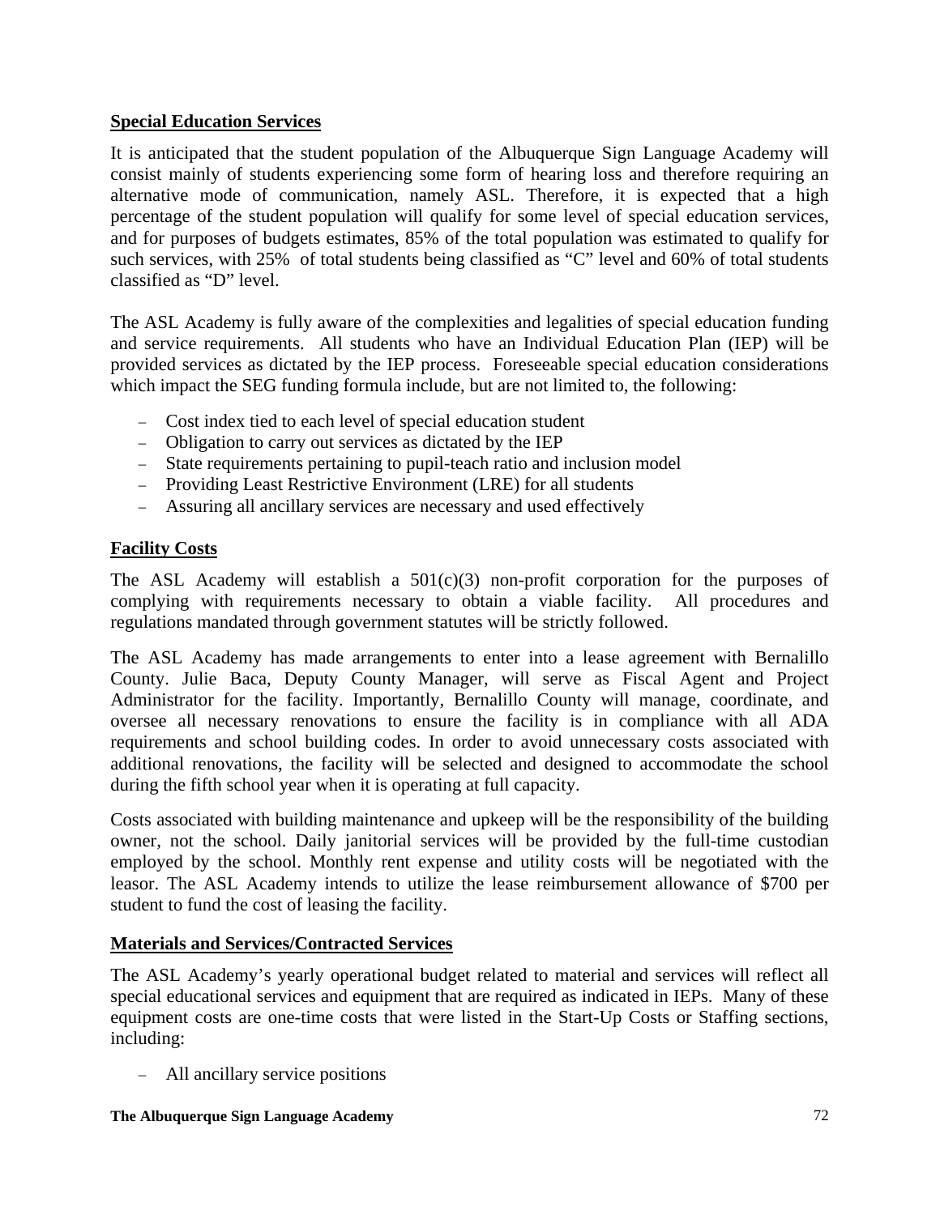**Special Education Services**

It is anticipated that the student population of the Albuquerque Sign Language Academy will consist mainly of students experiencing some form of hearing loss and therefore requiring an alternative mode of communication, namely ASL. Therefore, it is expected that a high percentage of the student population will qualify for some level of special education services, and for purposes of budgets estimates, 85% of the total population was estimated to qualify for such services, with 25% of total students being classified as "C" level and 60% of total students classified as "D" level.

The ASL Academy is fully aware of the complexities and legalities of special education funding and service requirements. All students who have an Individual Education Plan (IEP) will be provided services as dictated by the IEP process. Foreseeable special education considerations which impact the SEG funding formula include, but are not limited to, the following:

- Cost index tied to each level of special education student
- Obligation to carry out services as dictated by the IEP
- State requirements pertaining to pupil-teach ratio and inclusion model
- Providing Least Restrictive Environment (LRE) for all students
- Assuring all ancillary services are necessary and used effectively

**Facility Costs**

The ASL Academy will establish a 501(c)(3) non-profit corporation for the purposes of complying with requirements necessary to obtain a viable facility. All procedures and regulations mandated through government statutes will be strictly followed.

The ASL Academy has made arrangements to enter into a lease agreement with Bernalillo County. Julie Baca, Deputy County Manager, will serve as Fiscal Agent and Project Administrator for the facility. Importantly, Bernalillo County will manage, coordinate, and oversee all necessary renovations to ensure the facility is in compliance with all ADA requirements and school building codes. In order to avoid unnecessary costs associated with additional renovations, the facility will be selected and designed to accommodate the school during the fifth school year when it is operating at full capacity.

Costs associated with building maintenance and upkeep will be the responsibility of the building owner, not the school. Daily janitorial services will be provided by the full-time custodian employed by the school. Monthly rent expense and utility costs will be negotiated with the leasor. The ASL Academy intends to utilize the lease reimbursement allowance of $700 per student to fund the cost of leasing the facility.

**Materials and Services/Contracted Services**

The ASL Academy's yearly operational budget related to material and services will reflect all special educational services and equipment that are required as indicated in IEPs. Many of these equipment costs are one-time costs that were listed in the Start-Up Costs or Staffing sections, including:

- All ancillary service positions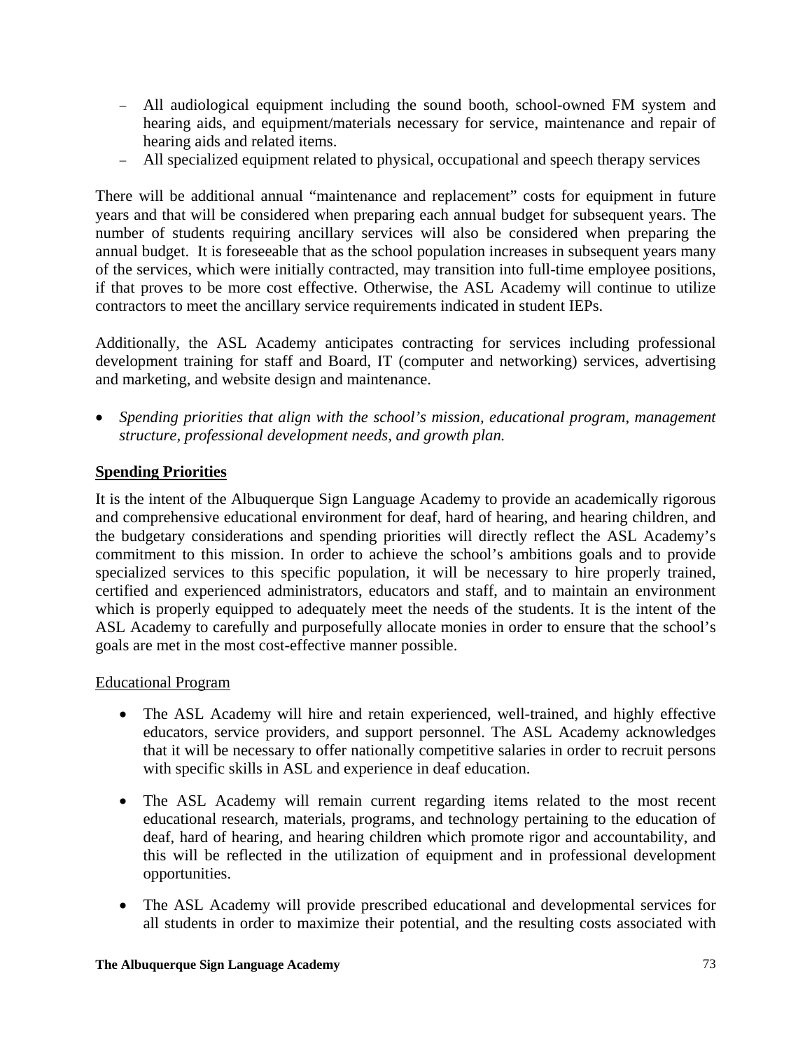- All audiological equipment including the sound booth, school-owned FM system and hearing aids, and equipment/materials necessary for service, maintenance and repair of hearing aids and related items.
- All specialized equipment related to physical, occupational and speech therapy services

There will be additional annual "maintenance and replacement" costs for equipment in future years and that will be considered when preparing each annual budget for subsequent years. The number of students requiring ancillary services will also be considered when preparing the annual budget. It is foreseeable that as the school population increases in subsequent years many of the services, which were initially contracted, may transition into full-time employee positions, if that proves to be more cost effective. Otherwise, the ASL Academy will continue to utilize contractors to meet the ancillary service requirements indicated in student IEPs.

Additionally, the ASL Academy anticipates contracting for services including professional development training for staff and Board, IT (computer and networking) services, advertising and marketing, and website design and maintenance.

- *Spending priorities that align with the school's mission, educational program, management structure, professional development needs, and growth plan.*

**Spending Priorities**

It is the intent of the Albuquerque Sign Language Academy to provide an academically rigorous and comprehensive educational environment for deaf, hard of hearing, and hearing children, and the budgetary considerations and spending priorities will directly reflect the ASL Academy's commitment to this mission. In order to achieve the school's ambitions goals and to provide specialized services to this specific population, it will be necessary to hire properly trained, certified and experienced administrators, educators and staff, and to maintain an environment which is properly equipped to adequately meet the needs of the students. It is the intent of the ASL Academy to carefully and purposefully allocate monies in order to ensure that the school's goals are met in the most cost-effective manner possible.

Educational Program

- The ASL Academy will hire and retain experienced, well-trained, and highly effective educators, service providers, and support personnel. The ASL Academy acknowledges that it will be necessary to offer nationally competitive salaries in order to recruit persons with specific skills in ASL and experience in deaf education.

- The ASL Academy will remain current regarding items related to the most recent educational research, materials, programs, and technology pertaining to the education of deaf, hard of hearing, and hearing children which promote rigor and accountability, and this will be reflected in the utilization of equipment and in professional development opportunities.

- The ASL Academy will provide prescribed educational and developmental services for all students in order to maximize their potential, and the resulting costs associated with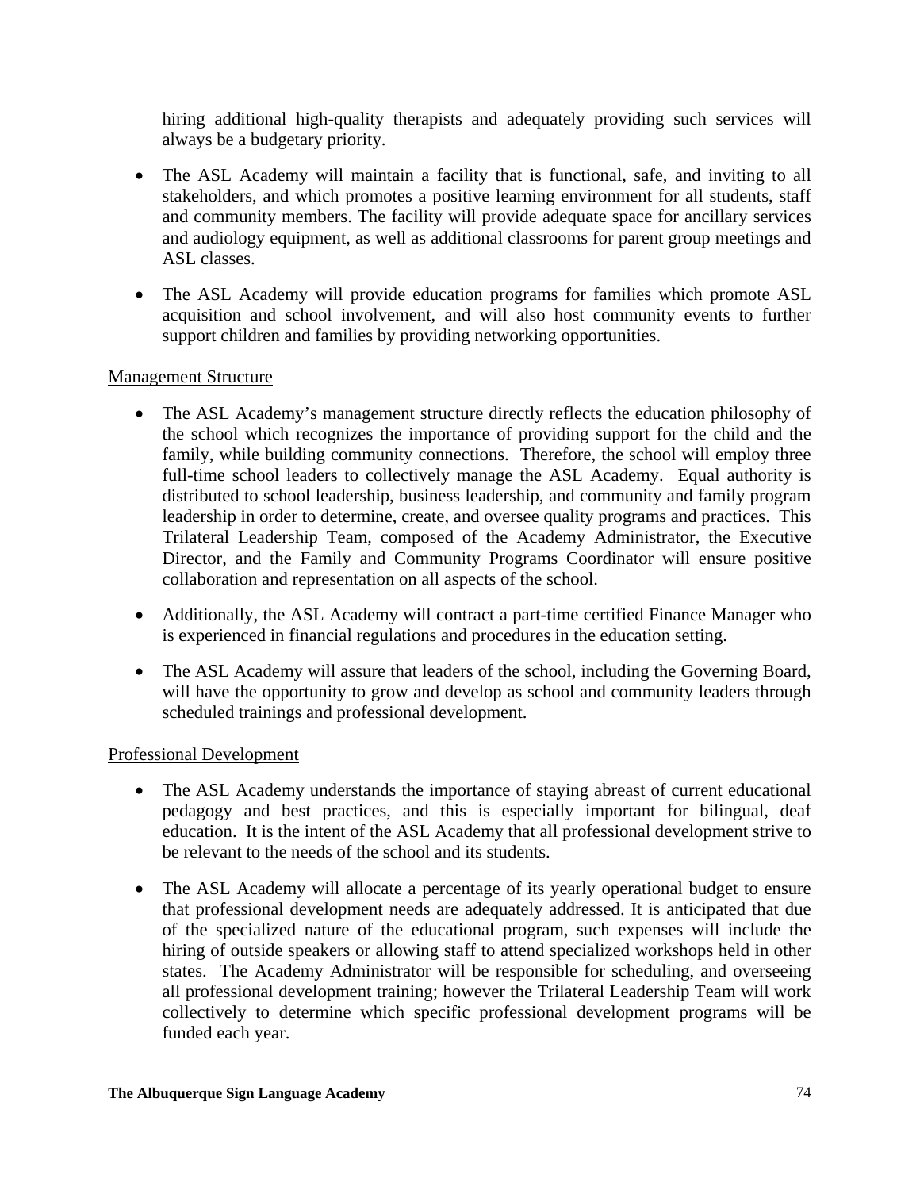hiring additional high-quality therapists and adequately providing such services will always be a budgetary priority.

- The ASL Academy will maintain a facility that is functional, safe, and inviting to all stakeholders, and which promotes a positive learning environment for all students, staff and community members. The facility will provide adequate space for ancillary services and audiology equipment, as well as additional classrooms for parent group meetings and ASL classes.
- The ASL Academy will provide education programs for families which promote ASL acquisition and school involvement, and will also host community events to further support children and families by providing networking opportunities.

Management Structure

- The ASL Academy's management structure directly reflects the education philosophy of the school which recognizes the importance of providing support for the child and the family, while building community connections. Therefore, the school will employ three full-time school leaders to collectively manage the ASL Academy. Equal authority is distributed to school leadership, business leadership, and community and family program leadership in order to determine, create, and oversee quality programs and practices. This Trilateral Leadership Team, composed of the Academy Administrator, the Executive Director, and the Family and Community Programs Coordinator will ensure positive collaboration and representation on all aspects of the school.
- Additionally, the ASL Academy will contract a part-time certified Finance Manager who is experienced in financial regulations and procedures in the education setting.
- The ASL Academy will assure that leaders of the school, including the Governing Board, will have the opportunity to grow and develop as school and community leaders through scheduled trainings and professional development.

Professional Development

- The ASL Academy understands the importance of staying abreast of current educational pedagogy and best practices, and this is especially important for bilingual, deaf education. It is the intent of the ASL Academy that all professional development strive to be relevant to the needs of the school and its students.
- The ASL Academy will allocate a percentage of its yearly operational budget to ensure that professional development needs are adequately addressed. It is anticipated that due of the specialized nature of the educational program, such expenses will include the hiring of outside speakers or allowing staff to attend specialized workshops held in other states. The Academy Administrator will be responsible for scheduling, and overseeing all professional development training; however the Trilateral Leadership Team will work collectively to determine which specific professional development programs will be funded each year.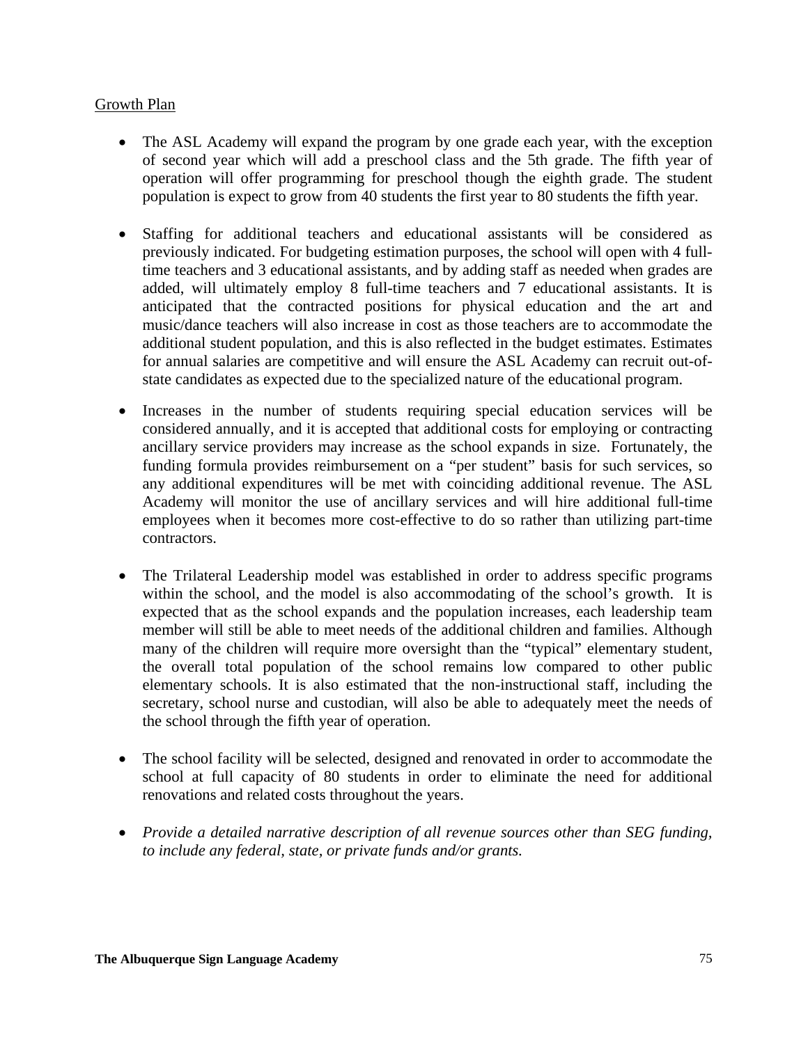<u>Growth Plan</u>

- The ASL Academy will expand the program by one grade each year, with the exception of second year which will add a preschool class and the 5th grade. The fifth year of operation will offer programming for preschool though the eighth grade. The student population is expect to grow from 40 students the first year to 80 students the fifth year.

- Staffing for additional teachers and educational assistants will be considered as previously indicated. For budgeting estimation purposes, the school will open with 4 full-time teachers and 3 educational assistants, and by adding staff as needed when grades are added, will ultimately employ 8 full-time teachers and 7 educational assistants. It is anticipated that the contracted positions for physical education and the art and music/dance teachers will also increase in cost as those teachers are to accommodate the additional student population, and this is also reflected in the budget estimates. Estimates for annual salaries are competitive and will ensure the ASL Academy can recruit out-of-state candidates as expected due to the specialized nature of the educational program.

- Increases in the number of students requiring special education services will be considered annually, and it is accepted that additional costs for employing or contracting ancillary service providers may increase as the school expands in size. Fortunately, the funding formula provides reimbursement on a "per student" basis for such services, so any additional expenditures will be met with coinciding additional revenue. The ASL Academy will monitor the use of ancillary services and will hire additional full-time employees when it becomes more cost-effective to do so rather than utilizing part-time contractors.

- The Trilateral Leadership model was established in order to address specific programs within the school, and the model is also accommodating of the school's growth. It is expected that as the school expands and the population increases, each leadership team member will still be able to meet needs of the additional children and families. Although many of the children will require more oversight than the "typical" elementary student, the overall total population of the school remains low compared to other public elementary schools. It is also estimated that the non-instructional staff, including the secretary, school nurse and custodian, will also be able to adequately meet the needs of the school through the fifth year of operation.

- The school facility will be selected, designed and renovated in order to accommodate the school at full capacity of 80 students in order to eliminate the need for additional renovations and related costs throughout the years.

- *Provide a detailed narrative description of all revenue sources other than SEG funding, to include any federal, state, or private funds and/or grants.*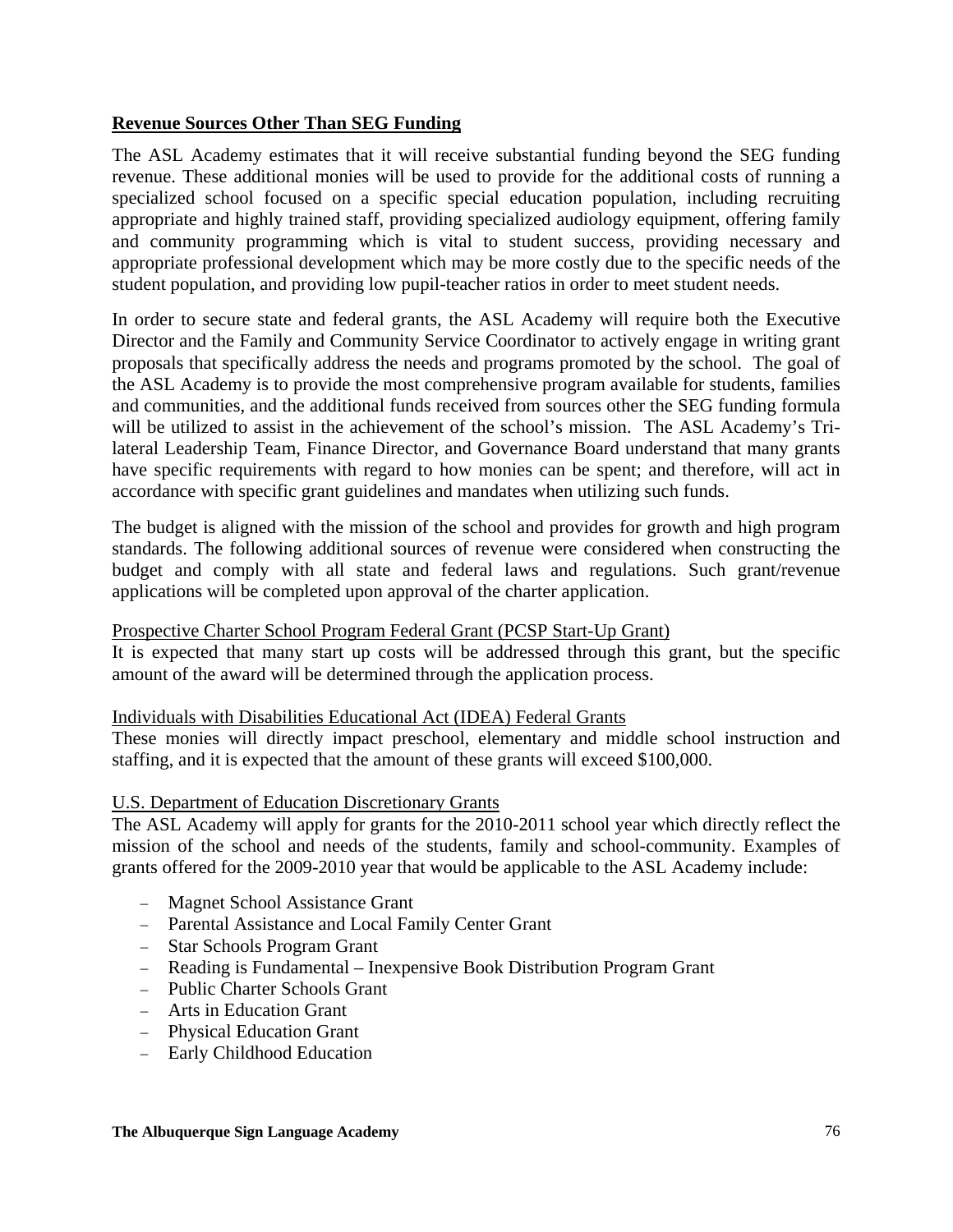**Revenue Sources Other Than SEG Funding**

The ASL Academy estimates that it will receive substantial funding beyond the SEG funding revenue. These additional monies will be used to provide for the additional costs of running a specialized school focused on a specific special education population, including recruiting appropriate and highly trained staff, providing specialized audiology equipment, offering family and community programming which is vital to student success, providing necessary and appropriate professional development which may be more costly due to the specific needs of the student population, and providing low pupil-teacher ratios in order to meet student needs.

In order to secure state and federal grants, the ASL Academy will require both the Executive Director and the Family and Community Service Coordinator to actively engage in writing grant proposals that specifically address the needs and programs promoted by the school. The goal of the ASL Academy is to provide the most comprehensive program available for students, families and communities, and the additional funds received from sources other the SEG funding formula will be utilized to assist in the achievement of the school's mission. The ASL Academy's Tri-lateral Leadership Team, Finance Director, and Governance Board understand that many grants have specific requirements with regard to how monies can be spent; and therefore, will act in accordance with specific grant guidelines and mandates when utilizing such funds.

The budget is aligned with the mission of the school and provides for growth and high program standards. The following additional sources of revenue were considered when constructing the budget and comply with all state and federal laws and regulations. Such grant/revenue applications will be completed upon approval of the charter application.

<u>Prospective Charter School Program Federal Grant (PCSP Start-Up Grant)</u>
It is expected that many start up costs will be addressed through this grant, but the specific amount of the award will be determined through the application process.

<u>Individuals with Disabilities Educational Act (IDEA) Federal Grants</u>
These monies will directly impact preschool, elementary and middle school instruction and staffing, and it is expected that the amount of these grants will exceed $100,000.

<u>U.S. Department of Education Discretionary Grants</u>
The ASL Academy will apply for grants for the 2010-2011 school year which directly reflect the mission of the school and needs of the students, family and school-community. Examples of grants offered for the 2009-2010 year that would be applicable to the ASL Academy include:

- Magnet School Assistance Grant
- Parental Assistance and Local Family Center Grant
- Star Schools Program Grant
- Reading is Fundamental – Inexpensive Book Distribution Program Grant
- Public Charter Schools Grant
- Arts in Education Grant
- Physical Education Grant
- Early Childhood Education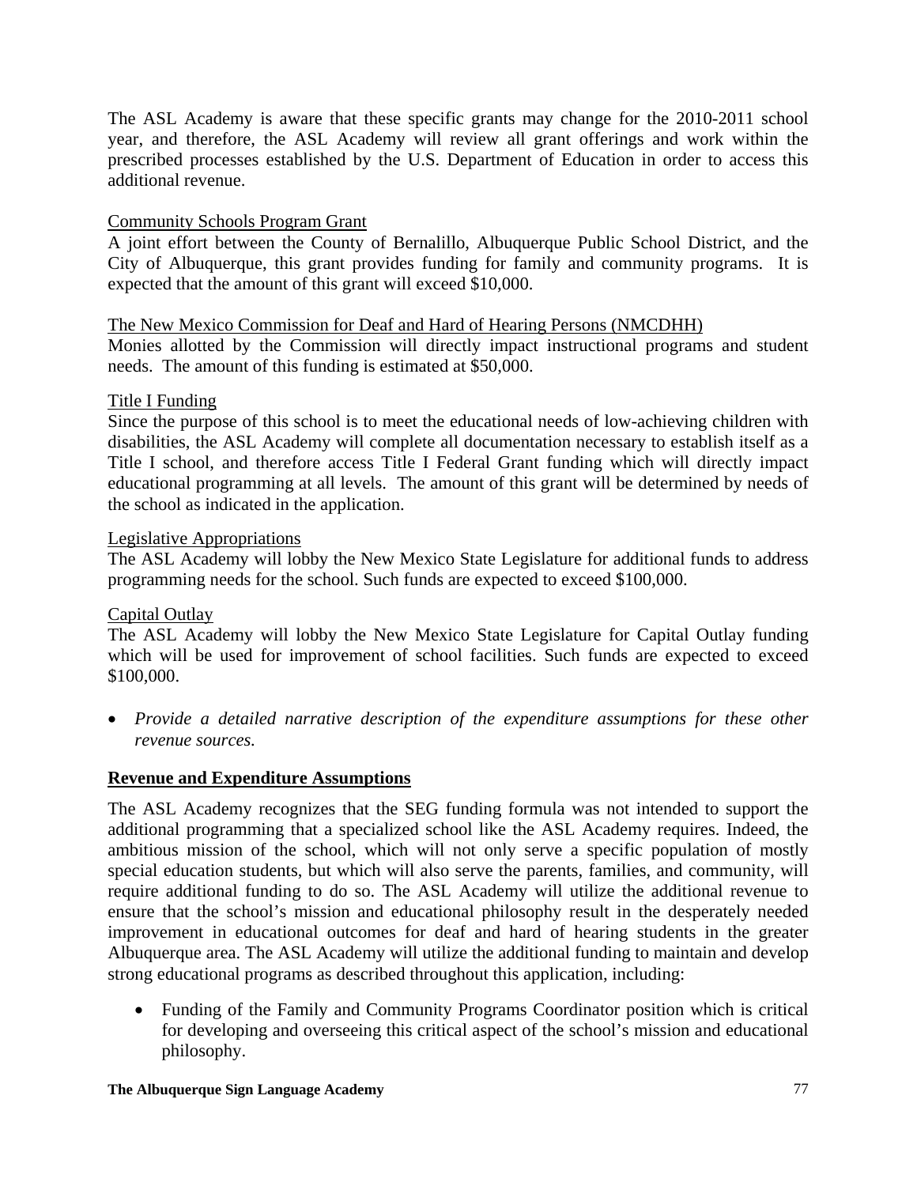The ASL Academy is aware that these specific grants may change for the 2010-2011 school year, and therefore, the ASL Academy will review all grant offerings and work within the prescribed processes established by the U.S. Department of Education in order to access this additional revenue.

<u>Community Schools Program Grant</u>

A joint effort between the County of Bernalillo, Albuquerque Public School District, and the City of Albuquerque, this grant provides funding for family and community programs. It is expected that the amount of this grant will exceed $10,000.

<u>The New Mexico Commission for Deaf and Hard of Hearing Persons (NMCDHH)</u>

Monies allotted by the Commission will directly impact instructional programs and student needs. The amount of this funding is estimated at $50,000.

<u>Title I Funding</u>

Since the purpose of this school is to meet the educational needs of low-achieving children with disabilities, the ASL Academy will complete all documentation necessary to establish itself as a Title I school, and therefore access Title I Federal Grant funding which will directly impact educational programming at all levels. The amount of this grant will be determined by needs of the school as indicated in the application.

<u>Legislative Appropriations</u>

The ASL Academy will lobby the New Mexico State Legislature for additional funds to address programming needs for the school. Such funds are expected to exceed $100,000.

<u>Capital Outlay</u>

The ASL Academy will lobby the New Mexico State Legislature for Capital Outlay funding which will be used for improvement of school facilities. Such funds are expected to exceed $100,000.

- *Provide a detailed narrative description of the expenditure assumptions for these other revenue sources.*

**<u>Revenue and Expenditure Assumptions</u>**

The ASL Academy recognizes that the SEG funding formula was not intended to support the additional programming that a specialized school like the ASL Academy requires. Indeed, the ambitious mission of the school, which will not only serve a specific population of mostly special education students, but which will also serve the parents, families, and community, will require additional funding to do so. The ASL Academy will utilize the additional revenue to ensure that the school's mission and educational philosophy result in the desperately needed improvement in educational outcomes for deaf and hard of hearing students in the greater Albuquerque area. The ASL Academy will utilize the additional funding to maintain and develop strong educational programs as described throughout this application, including:

- Funding of the Family and Community Programs Coordinator position which is critical for developing and overseeing this critical aspect of the school's mission and educational philosophy.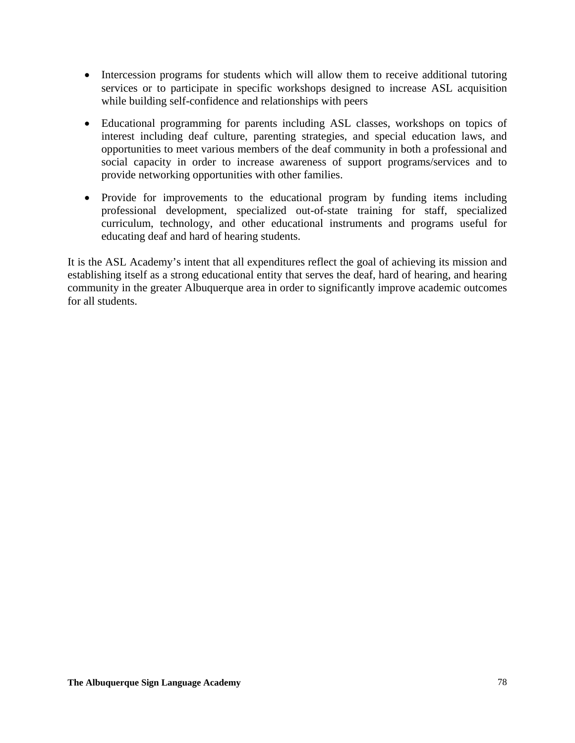- Intercession programs for students which will allow them to receive additional tutoring services or to participate in specific workshops designed to increase ASL acquisition while building self-confidence and relationships with peers

- Educational programming for parents including ASL classes, workshops on topics of interest including deaf culture, parenting strategies, and special education laws, and opportunities to meet various members of the deaf community in both a professional and social capacity in order to increase awareness of support programs/services and to provide networking opportunities with other families.

- Provide for improvements to the educational program by funding items including professional development, specialized out-of-state training for staff, specialized curriculum, technology, and other educational instruments and programs useful for educating deaf and hard of hearing students.

It is the ASL Academy's intent that all expenditures reflect the goal of achieving its mission and establishing itself as a strong educational entity that serves the deaf, hard of hearing, and hearing community in the greater Albuquerque area in order to significantly improve academic outcomes for all students.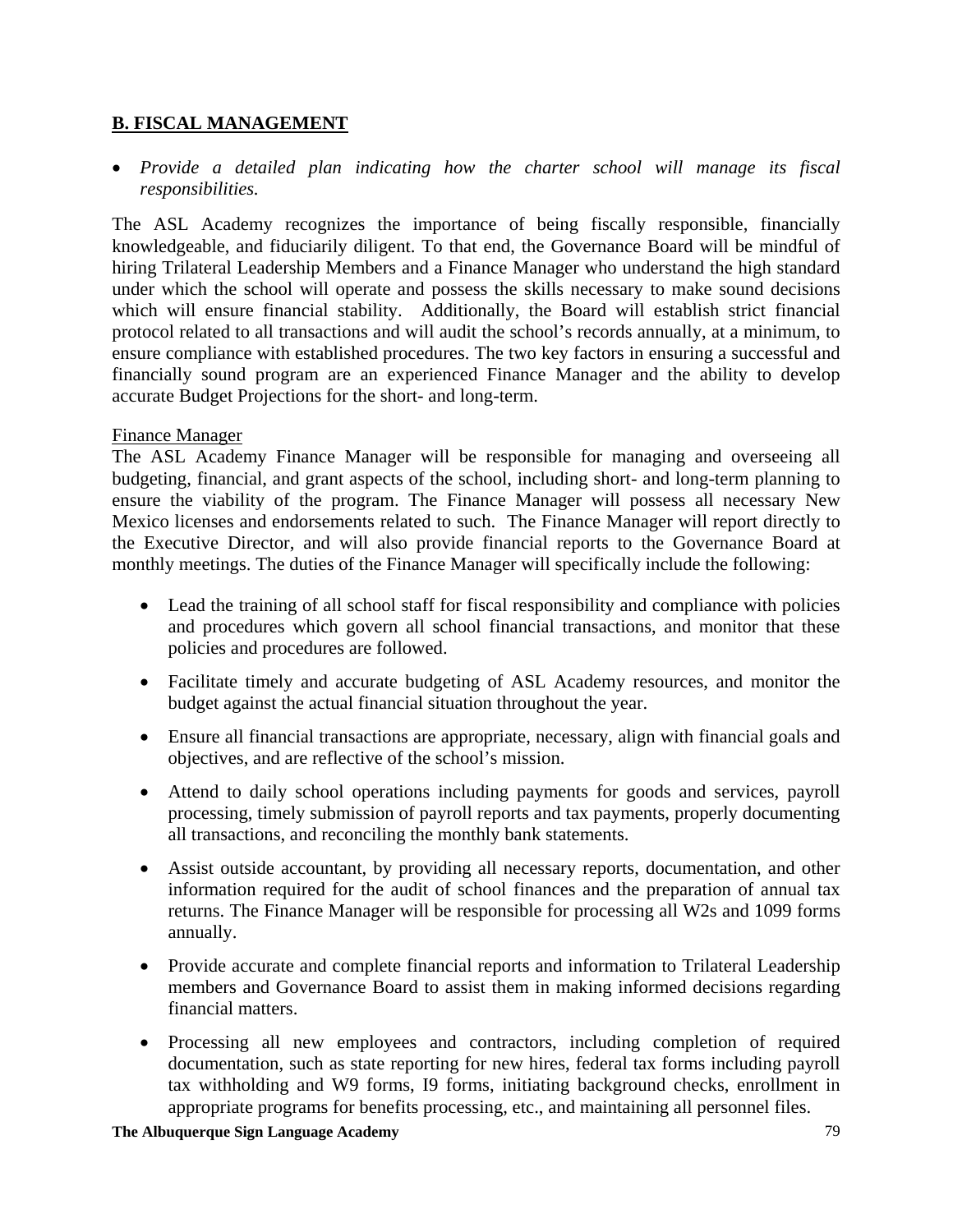## B. FISCAL MANAGEMENT

- *Provide a detailed plan indicating how the charter school will manage its fiscal responsibilities.*

The ASL Academy recognizes the importance of being fiscally responsible, financially knowledgeable, and fiduciarily diligent. To that end, the Governance Board will be mindful of hiring Trilateral Leadership Members and a Finance Manager who understand the high standard under which the school will operate and possess the skills necessary to make sound decisions which will ensure financial stability. Additionally, the Board will establish strict financial protocol related to all transactions and will audit the school's records annually, at a minimum, to ensure compliance with established procedures. The two key factors in ensuring a successful and financially sound program are an experienced Finance Manager and the ability to develop accurate Budget Projections for the short- and long-term.

<u>Finance Manager</u>

The ASL Academy Finance Manager will be responsible for managing and overseeing all budgeting, financial, and grant aspects of the school, including short- and long-term planning to ensure the viability of the program. The Finance Manager will possess all necessary New Mexico licenses and endorsements related to such. The Finance Manager will report directly to the Executive Director, and will also provide financial reports to the Governance Board at monthly meetings. The duties of the Finance Manager will specifically include the following:

- Lead the training of all school staff for fiscal responsibility and compliance with policies and procedures which govern all school financial transactions, and monitor that these policies and procedures are followed.
- Facilitate timely and accurate budgeting of ASL Academy resources, and monitor the budget against the actual financial situation throughout the year.
- Ensure all financial transactions are appropriate, necessary, align with financial goals and objectives, and are reflective of the school's mission.
- Attend to daily school operations including payments for goods and services, payroll processing, timely submission of payroll reports and tax payments, properly documenting all transactions, and reconciling the monthly bank statements.
- Assist outside accountant, by providing all necessary reports, documentation, and other information required for the audit of school finances and the preparation of annual tax returns. The Finance Manager will be responsible for processing all W2s and 1099 forms annually.
- Provide accurate and complete financial reports and information to Trilateral Leadership members and Governance Board to assist them in making informed decisions regarding financial matters.
- Processing all new employees and contractors, including completion of required documentation, such as state reporting for new hires, federal tax forms including payroll tax withholding and W9 forms, I9 forms, initiating background checks, enrollment in appropriate programs for benefits processing, etc., and maintaining all personnel files.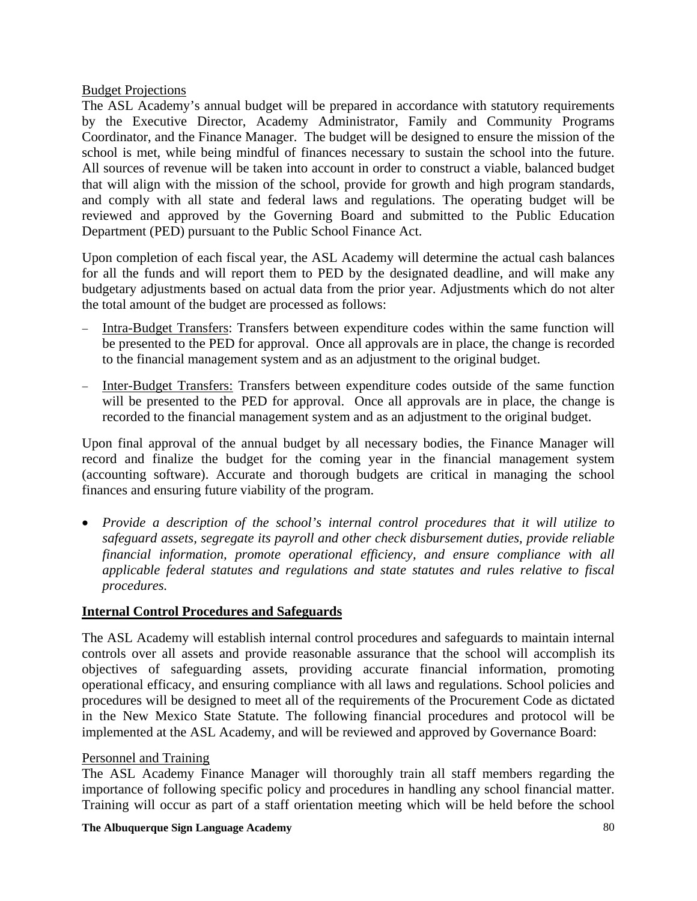Budget Projections

The ASL Academy's annual budget will be prepared in accordance with statutory requirements by the Executive Director, Academy Administrator, Family and Community Programs Coordinator, and the Finance Manager. The budget will be designed to ensure the mission of the school is met, while being mindful of finances necessary to sustain the school into the future. All sources of revenue will be taken into account in order to construct a viable, balanced budget that will align with the mission of the school, provide for growth and high program standards, and comply with all state and federal laws and regulations. The operating budget will be reviewed and approved by the Governing Board and submitted to the Public Education Department (PED) pursuant to the Public School Finance Act.

Upon completion of each fiscal year, the ASL Academy will determine the actual cash balances for all the funds and will report them to PED by the designated deadline, and will make any budgetary adjustments based on actual data from the prior year. Adjustments which do not alter the total amount of the budget are processed as follows:

- Intra-Budget Transfers: Transfers between expenditure codes within the same function will be presented to the PED for approval. Once all approvals are in place, the change is recorded to the financial management system and as an adjustment to the original budget.
- Inter-Budget Transfers: Transfers between expenditure codes outside of the same function will be presented to the PED for approval. Once all approvals are in place, the change is recorded to the financial management system and as an adjustment to the original budget.

Upon final approval of the annual budget by all necessary bodies, the Finance Manager will record and finalize the budget for the coming year in the financial management system (accounting software). Accurate and thorough budgets are critical in managing the school finances and ensuring future viability of the program.

- *Provide a description of the school's internal control procedures that it will utilize to safeguard assets, segregate its payroll and other check disbursement duties, provide reliable financial information, promote operational efficiency, and ensure compliance with all applicable federal statutes and regulations and state statutes and rules relative to fiscal procedures.*

**Internal Control Procedures and Safeguards**

The ASL Academy will establish internal control procedures and safeguards to maintain internal controls over all assets and provide reasonable assurance that the school will accomplish its objectives of safeguarding assets, providing accurate financial information, promoting operational efficacy, and ensuring compliance with all laws and regulations. School policies and procedures will be designed to meet all of the requirements of the Procurement Code as dictated in the New Mexico State Statute. The following financial procedures and protocol will be implemented at the ASL Academy, and will be reviewed and approved by Governance Board:

Personnel and Training

The ASL Academy Finance Manager will thoroughly train all staff members regarding the importance of following specific policy and procedures in handling any school financial matter. Training will occur as part of a staff orientation meeting which will be held before the school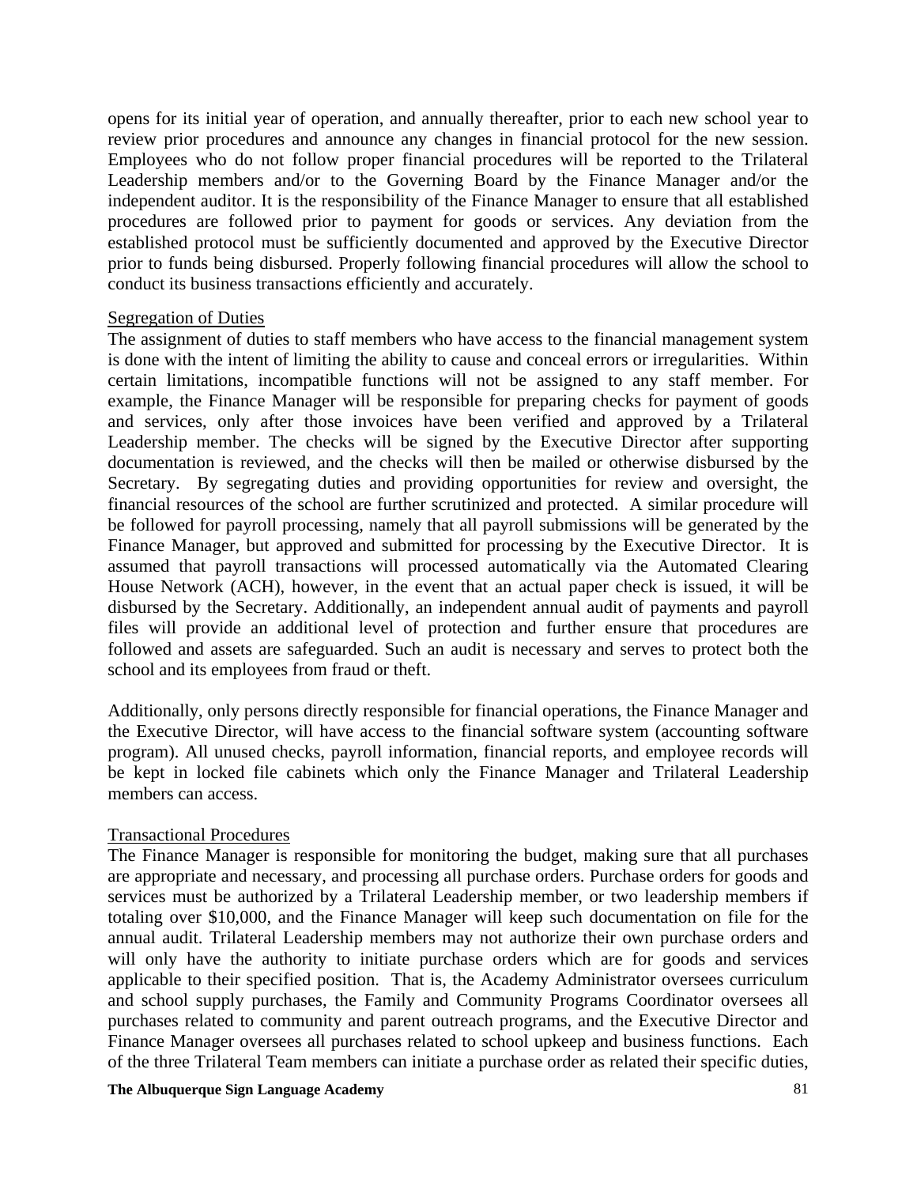opens for its initial year of operation, and annually thereafter, prior to each new school year to review prior procedures and announce any changes in financial protocol for the new session. Employees who do not follow proper financial procedures will be reported to the Trilateral Leadership members and/or to the Governing Board by the Finance Manager and/or the independent auditor. It is the responsibility of the Finance Manager to ensure that all established procedures are followed prior to payment for goods or services. Any deviation from the established protocol must be sufficiently documented and approved by the Executive Director prior to funds being disbursed. Properly following financial procedures will allow the school to conduct its business transactions efficiently and accurately.

<u>Segregation of Duties</u>

The assignment of duties to staff members who have access to the financial management system is done with the intent of limiting the ability to cause and conceal errors or irregularities. Within certain limitations, incompatible functions will not be assigned to any staff member. For example, the Finance Manager will be responsible for preparing checks for payment of goods and services, only after those invoices have been verified and approved by a Trilateral Leadership member. The checks will be signed by the Executive Director after supporting documentation is reviewed, and the checks will then be mailed or otherwise disbursed by the Secretary. By segregating duties and providing opportunities for review and oversight, the financial resources of the school are further scrutinized and protected. A similar procedure will be followed for payroll processing, namely that all payroll submissions will be generated by the Finance Manager, but approved and submitted for processing by the Executive Director. It is assumed that payroll transactions will processed automatically via the Automated Clearing House Network (ACH), however, in the event that an actual paper check is issued, it will be disbursed by the Secretary. Additionally, an independent annual audit of payments and payroll files will provide an additional level of protection and further ensure that procedures are followed and assets are safeguarded. Such an audit is necessary and serves to protect both the school and its employees from fraud or theft.

Additionally, only persons directly responsible for financial operations, the Finance Manager and the Executive Director, will have access to the financial software system (accounting software program). All unused checks, payroll information, financial reports, and employee records will be kept in locked file cabinets which only the Finance Manager and Trilateral Leadership members can access.

<u>Transactional Procedures</u>

The Finance Manager is responsible for monitoring the budget, making sure that all purchases are appropriate and necessary, and processing all purchase orders. Purchase orders for goods and services must be authorized by a Trilateral Leadership member, or two leadership members if totaling over $10,000, and the Finance Manager will keep such documentation on file for the annual audit. Trilateral Leadership members may not authorize their own purchase orders and will only have the authority to initiate purchase orders which are for goods and services applicable to their specified position. That is, the Academy Administrator oversees curriculum and school supply purchases, the Family and Community Programs Coordinator oversees all purchases related to community and parent outreach programs, and the Executive Director and Finance Manager oversees all purchases related to school upkeep and business functions. Each of the three Trilateral Team members can initiate a purchase order as related their specific duties,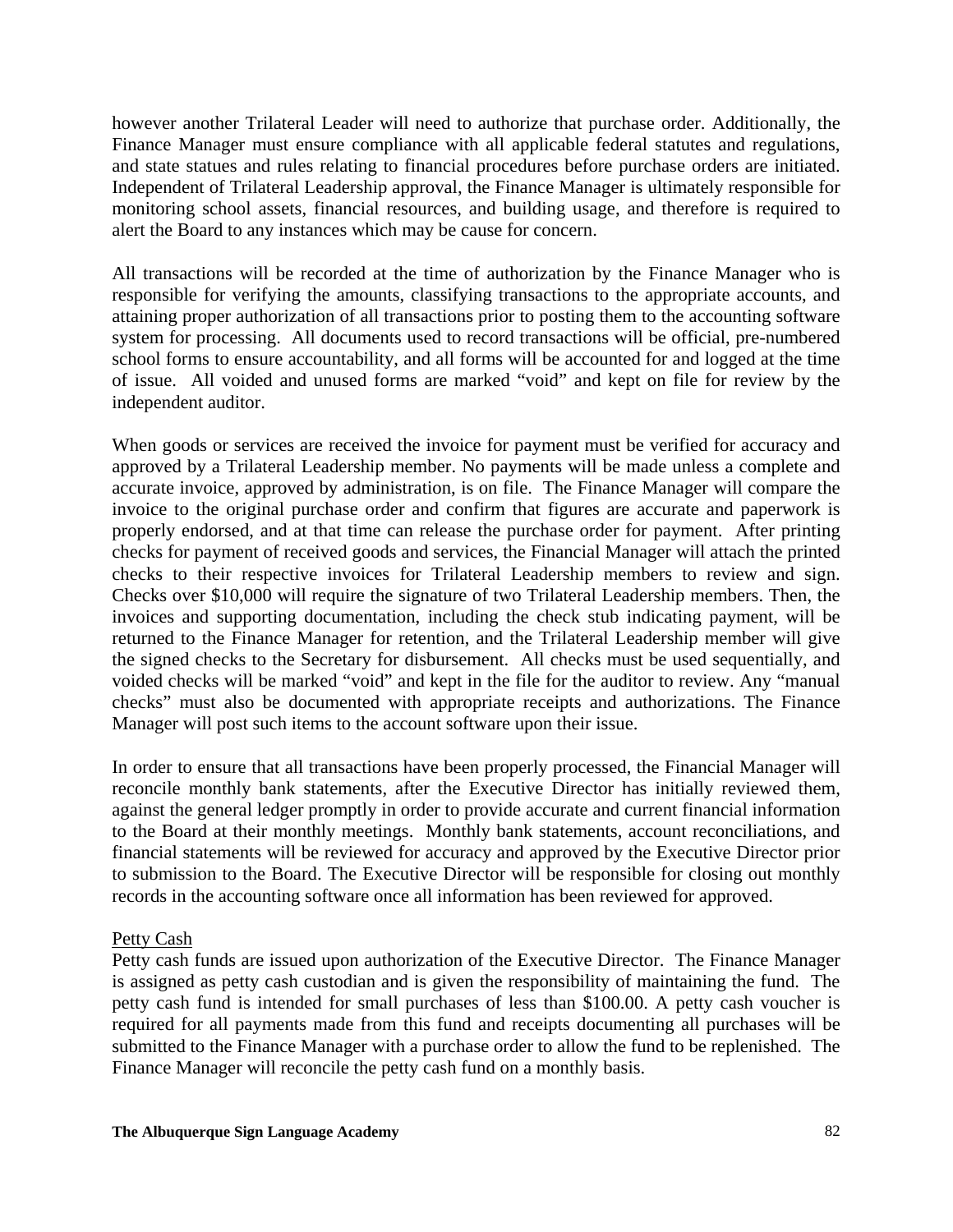however another Trilateral Leader will need to authorize that purchase order. Additionally, the Finance Manager must ensure compliance with all applicable federal statutes and regulations, and state statues and rules relating to financial procedures before purchase orders are initiated. Independent of Trilateral Leadership approval, the Finance Manager is ultimately responsible for monitoring school assets, financial resources, and building usage, and therefore is required to alert the Board to any instances which may be cause for concern.

All transactions will be recorded at the time of authorization by the Finance Manager who is responsible for verifying the amounts, classifying transactions to the appropriate accounts, and attaining proper authorization of all transactions prior to posting them to the accounting software system for processing. All documents used to record transactions will be official, pre-numbered school forms to ensure accountability, and all forms will be accounted for and logged at the time of issue. All voided and unused forms are marked "void" and kept on file for review by the independent auditor.

When goods or services are received the invoice for payment must be verified for accuracy and approved by a Trilateral Leadership member. No payments will be made unless a complete and accurate invoice, approved by administration, is on file. The Finance Manager will compare the invoice to the original purchase order and confirm that figures are accurate and paperwork is properly endorsed, and at that time can release the purchase order for payment. After printing checks for payment of received goods and services, the Financial Manager will attach the printed checks to their respective invoices for Trilateral Leadership members to review and sign. Checks over $10,000 will require the signature of two Trilateral Leadership members. Then, the invoices and supporting documentation, including the check stub indicating payment, will be returned to the Finance Manager for retention, and the Trilateral Leadership member will give the signed checks to the Secretary for disbursement. All checks must be used sequentially, and voided checks will be marked "void" and kept in the file for the auditor to review. Any "manual checks" must also be documented with appropriate receipts and authorizations. The Finance Manager will post such items to the account software upon their issue.

In order to ensure that all transactions have been properly processed, the Financial Manager will reconcile monthly bank statements, after the Executive Director has initially reviewed them, against the general ledger promptly in order to provide accurate and current financial information to the Board at their monthly meetings. Monthly bank statements, account reconciliations, and financial statements will be reviewed for accuracy and approved by the Executive Director prior to submission to the Board. The Executive Director will be responsible for closing out monthly records in the accounting software once all information has been reviewed for approved.

<u>Petty Cash</u>

Petty cash funds are issued upon authorization of the Executive Director. The Finance Manager is assigned as petty cash custodian and is given the responsibility of maintaining the fund. The petty cash fund is intended for small purchases of less than $100.00. A petty cash voucher is required for all payments made from this fund and receipts documenting all purchases will be submitted to the Finance Manager with a purchase order to allow the fund to be replenished. The Finance Manager will reconcile the petty cash fund on a monthly basis.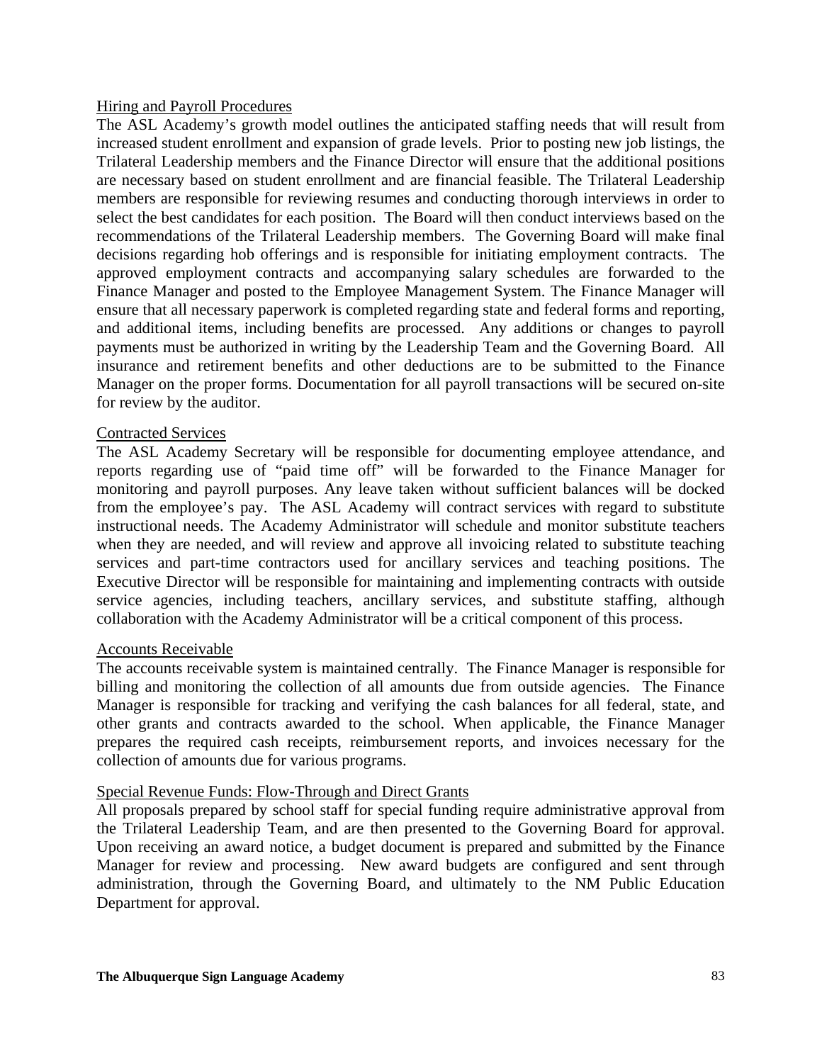Hiring and Payroll Procedures

The ASL Academy's growth model outlines the anticipated staffing needs that will result from increased student enrollment and expansion of grade levels. Prior to posting new job listings, the Trilateral Leadership members and the Finance Director will ensure that the additional positions are necessary based on student enrollment and are financial feasible. The Trilateral Leadership members are responsible for reviewing resumes and conducting thorough interviews in order to select the best candidates for each position. The Board will then conduct interviews based on the recommendations of the Trilateral Leadership members. The Governing Board will make final decisions regarding hob offerings and is responsible for initiating employment contracts. The approved employment contracts and accompanying salary schedules are forwarded to the Finance Manager and posted to the Employee Management System. The Finance Manager will ensure that all necessary paperwork is completed regarding state and federal forms and reporting, and additional items, including benefits are processed. Any additions or changes to payroll payments must be authorized in writing by the Leadership Team and the Governing Board. All insurance and retirement benefits and other deductions are to be submitted to the Finance Manager on the proper forms. Documentation for all payroll transactions will be secured on-site for review by the auditor.

Contracted Services

The ASL Academy Secretary will be responsible for documenting employee attendance, and reports regarding use of "paid time off" will be forwarded to the Finance Manager for monitoring and payroll purposes. Any leave taken without sufficient balances will be docked from the employee's pay. The ASL Academy will contract services with regard to substitute instructional needs. The Academy Administrator will schedule and monitor substitute teachers when they are needed, and will review and approve all invoicing related to substitute teaching services and part-time contractors used for ancillary services and teaching positions. The Executive Director will be responsible for maintaining and implementing contracts with outside service agencies, including teachers, ancillary services, and substitute staffing, although collaboration with the Academy Administrator will be a critical component of this process.

Accounts Receivable

The accounts receivable system is maintained centrally. The Finance Manager is responsible for billing and monitoring the collection of all amounts due from outside agencies. The Finance Manager is responsible for tracking and verifying the cash balances for all federal, state, and other grants and contracts awarded to the school. When applicable, the Finance Manager prepares the required cash receipts, reimbursement reports, and invoices necessary for the collection of amounts due for various programs.

Special Revenue Funds: Flow-Through and Direct Grants

All proposals prepared by school staff for special funding require administrative approval from the Trilateral Leadership Team, and are then presented to the Governing Board for approval. Upon receiving an award notice, a budget document is prepared and submitted by the Finance Manager for review and processing. New award budgets are configured and sent through administration, through the Governing Board, and ultimately to the NM Public Education Department for approval.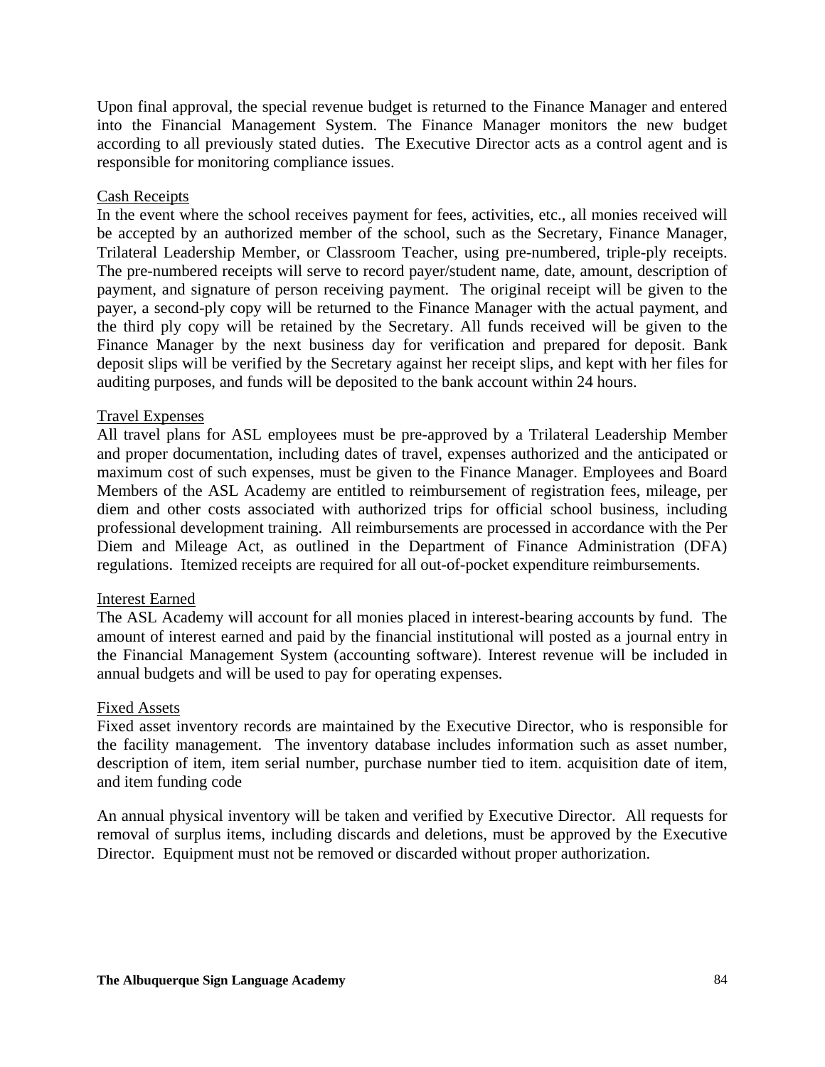Upon final approval, the special revenue budget is returned to the Finance Manager and entered into the Financial Management System. The Finance Manager monitors the new budget according to all previously stated duties.  The Executive Director acts as a control agent and is responsible for monitoring compliance issues.

Cash Receipts

In the event where the school receives payment for fees, activities, etc., all monies received will be accepted by an authorized member of the school, such as the Secretary, Finance Manager, Trilateral Leadership Member, or Classroom Teacher, using pre-numbered, triple-ply receipts. The pre-numbered receipts will serve to record payer/student name, date, amount, description of payment, and signature of person receiving payment.  The original receipt will be given to the payer, a second-ply copy will be returned to the Finance Manager with the actual payment, and the third ply copy will be retained by the Secretary. All funds received will be given to the Finance Manager by the next business day for verification and prepared for deposit. Bank deposit slips will be verified by the Secretary against her receipt slips, and kept with her files for auditing purposes, and funds will be deposited to the bank account within 24 hours.

Travel Expenses

All travel plans for ASL employees must be pre-approved by a Trilateral Leadership Member and proper documentation, including dates of travel, expenses authorized and the anticipated or maximum cost of such expenses, must be given to the Finance Manager. Employees and Board Members of the ASL Academy are entitled to reimbursement of registration fees, mileage, per diem and other costs associated with authorized trips for official school business, including professional development training.  All reimbursements are processed in accordance with the Per Diem and Mileage Act, as outlined in the Department of Finance Administration (DFA) regulations.  Itemized receipts are required for all out-of-pocket expenditure reimbursements.

Interest Earned

The ASL Academy will account for all monies placed in interest-bearing accounts by fund.  The amount of interest earned and paid by the financial institutional will posted as a journal entry in the Financial Management System (accounting software). Interest revenue will be included in annual budgets and will be used to pay for operating expenses.

Fixed Assets

Fixed asset inventory records are maintained by the Executive Director, who is responsible for the facility management.  The inventory database includes information such as asset number, description of item, item serial number, purchase number tied to item. acquisition date of item, and item funding code

An annual physical inventory will be taken and verified by Executive Director.  All requests for removal of surplus items, including discards and deletions, must be approved by the Executive Director.  Equipment must not be removed or discarded without proper authorization.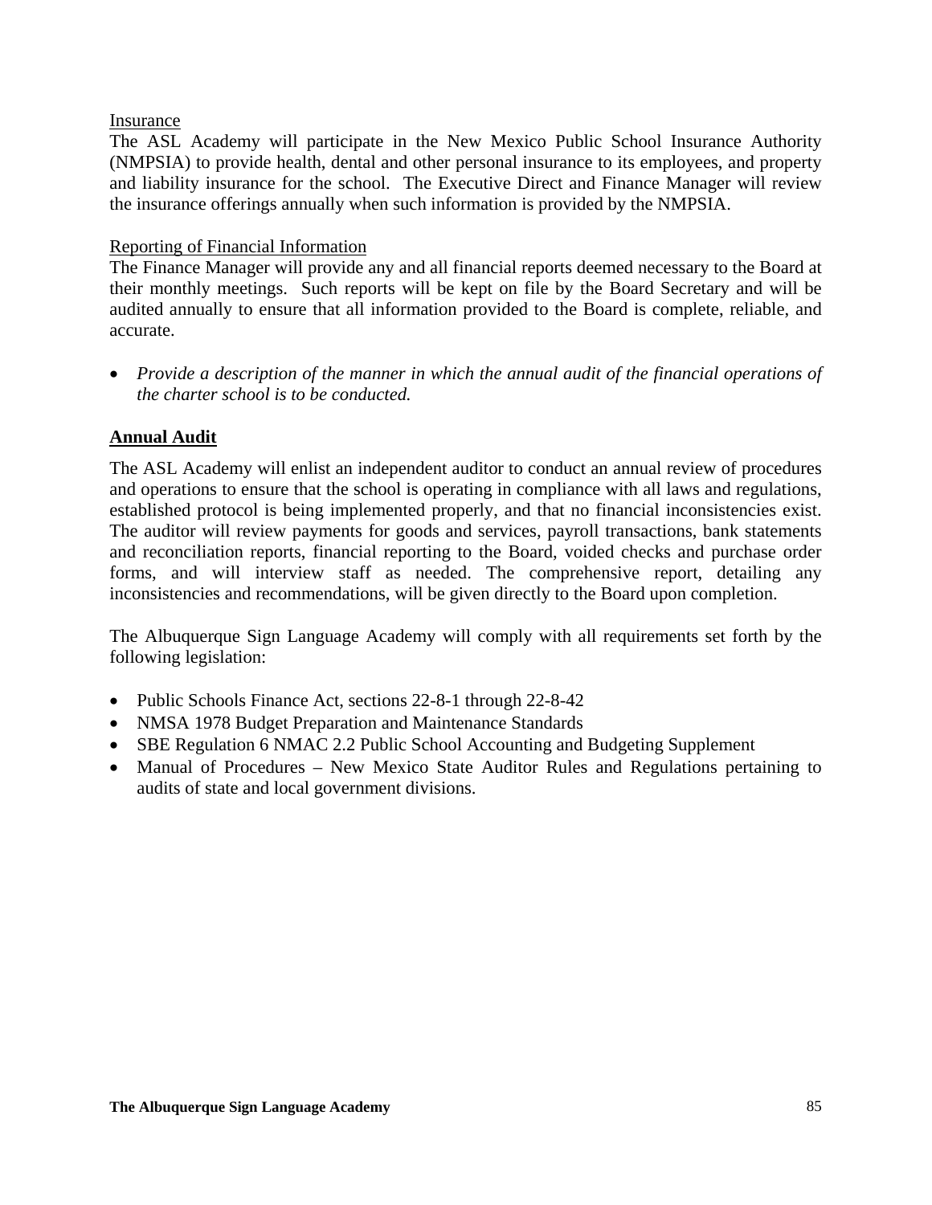<u>Insurance</u>
The ASL Academy will participate in the New Mexico Public School Insurance Authority (NMPSIA) to provide health, dental and other personal insurance to its employees, and property and liability insurance for the school. The Executive Direct and Finance Manager will review the insurance offerings annually when such information is provided by the NMPSIA.

<u>Reporting of Financial Information</u>
The Finance Manager will provide any and all financial reports deemed necessary to the Board at their monthly meetings. Such reports will be kept on file by the Board Secretary and will be audited annually to ensure that all information provided to the Board is complete, reliable, and accurate.

- *Provide a description of the manner in which the annual audit of the financial operations of the charter school is to be conducted.*

**<u>Annual Audit</u>**

The ASL Academy will enlist an independent auditor to conduct an annual review of procedures and operations to ensure that the school is operating in compliance with all laws and regulations, established protocol is being implemented properly, and that no financial inconsistencies exist. The auditor will review payments for goods and services, payroll transactions, bank statements and reconciliation reports, financial reporting to the Board, voided checks and purchase order forms, and will interview staff as needed. The comprehensive report, detailing any inconsistencies and recommendations, will be given directly to the Board upon completion.

The Albuquerque Sign Language Academy will comply with all requirements set forth by the following legislation:

- Public Schools Finance Act, sections 22-8-1 through 22-8-42
- NMSA 1978 Budget Preparation and Maintenance Standards
- SBE Regulation 6 NMAC 2.2 Public School Accounting and Budgeting Supplement
- Manual of Procedures – New Mexico State Auditor Rules and Regulations pertaining to audits of state and local government divisions.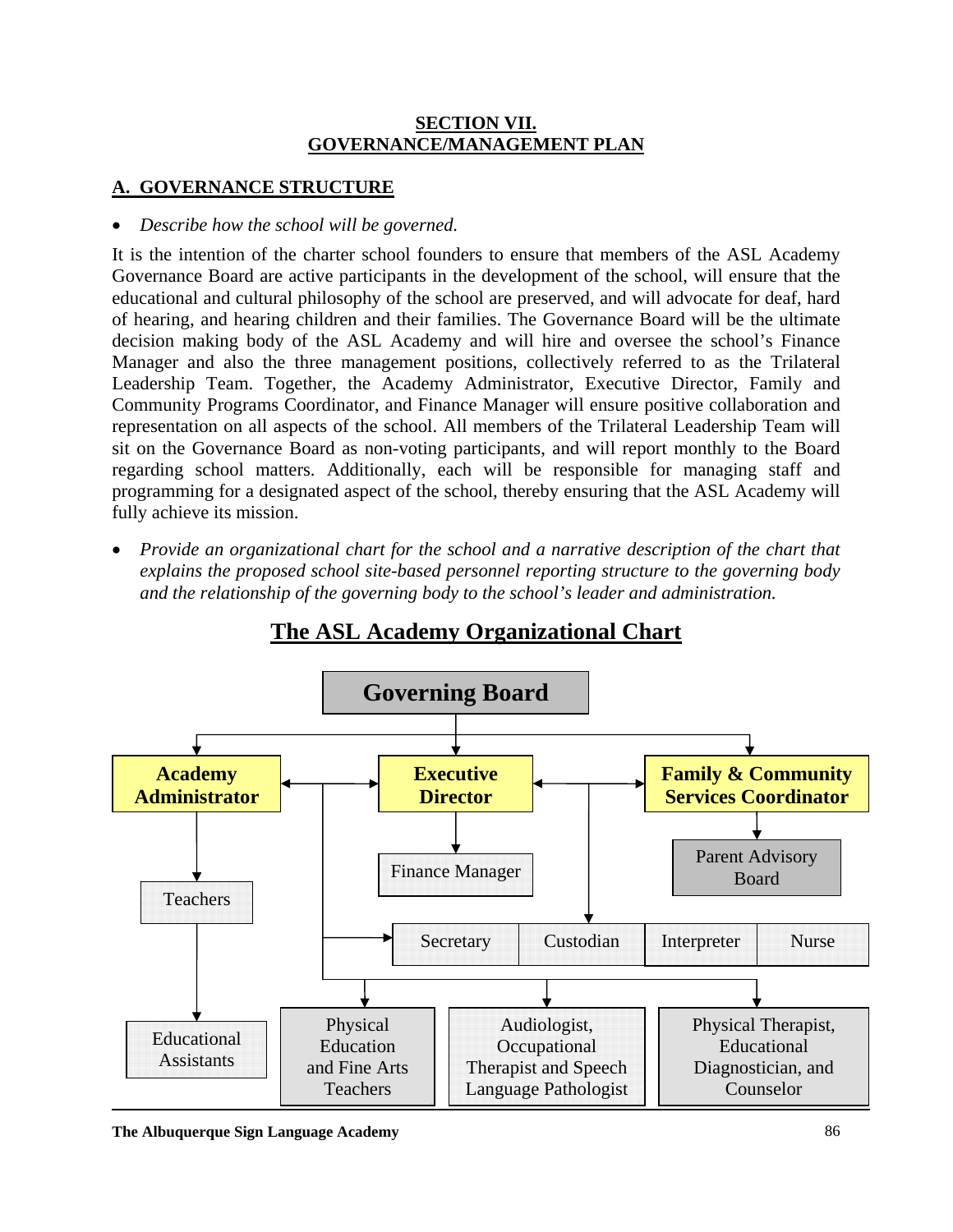## SECTION VII.
## GOVERNANCE/MANAGEMENT PLAN

### A. GOVERNANCE STRUCTURE

- *Describe how the school will be governed.*

It is the intention of the charter school founders to ensure that members of the ASL Academy Governance Board are active participants in the development of the school, will ensure that the educational and cultural philosophy of the school are preserved, and will advocate for deaf, hard of hearing, and hearing children and their families. The Governance Board will be the ultimate decision making body of the ASL Academy and will hire and oversee the school's Finance Manager and also the three management positions, collectively referred to as the Trilateral Leadership Team. Together, the Academy Administrator, Executive Director, Family and Community Programs Coordinator, and Finance Manager will ensure positive collaboration and representation on all aspects of the school. All members of the Trilateral Leadership Team will sit on the Governance Board as non-voting participants, and will report monthly to the Board regarding school matters. Additionally, each will be responsible for managing staff and programming for a designated aspect of the school, thereby ensuring that the ASL Academy will fully achieve its mission.

- *Provide an organizational chart for the school and a narrative description of the chart that explains the proposed school site-based personnel reporting structure to the governing body and the relationship of the governing body to the school's leader and administration.*

## The ASL Academy Organizational Chart

**Governing Board**

- **Academy Administrator**
  - Teachers
    - Educational Assistants
- **Executive Director**
  - Finance Manager
- **Family & Community Services Coordinator**
  - Parent Advisory Board

Reporting to the Academy Administrator, Executive Director, and Family & Community Services Coordinator:

- Secretary
- Custodian
- Interpreter
- Nurse
- Physical Education and Fine Arts Teachers
- Audiologist, Occupational Therapist and Speech Language Pathologist
- Physical Therapist, Educational Diagnostician, and Counselor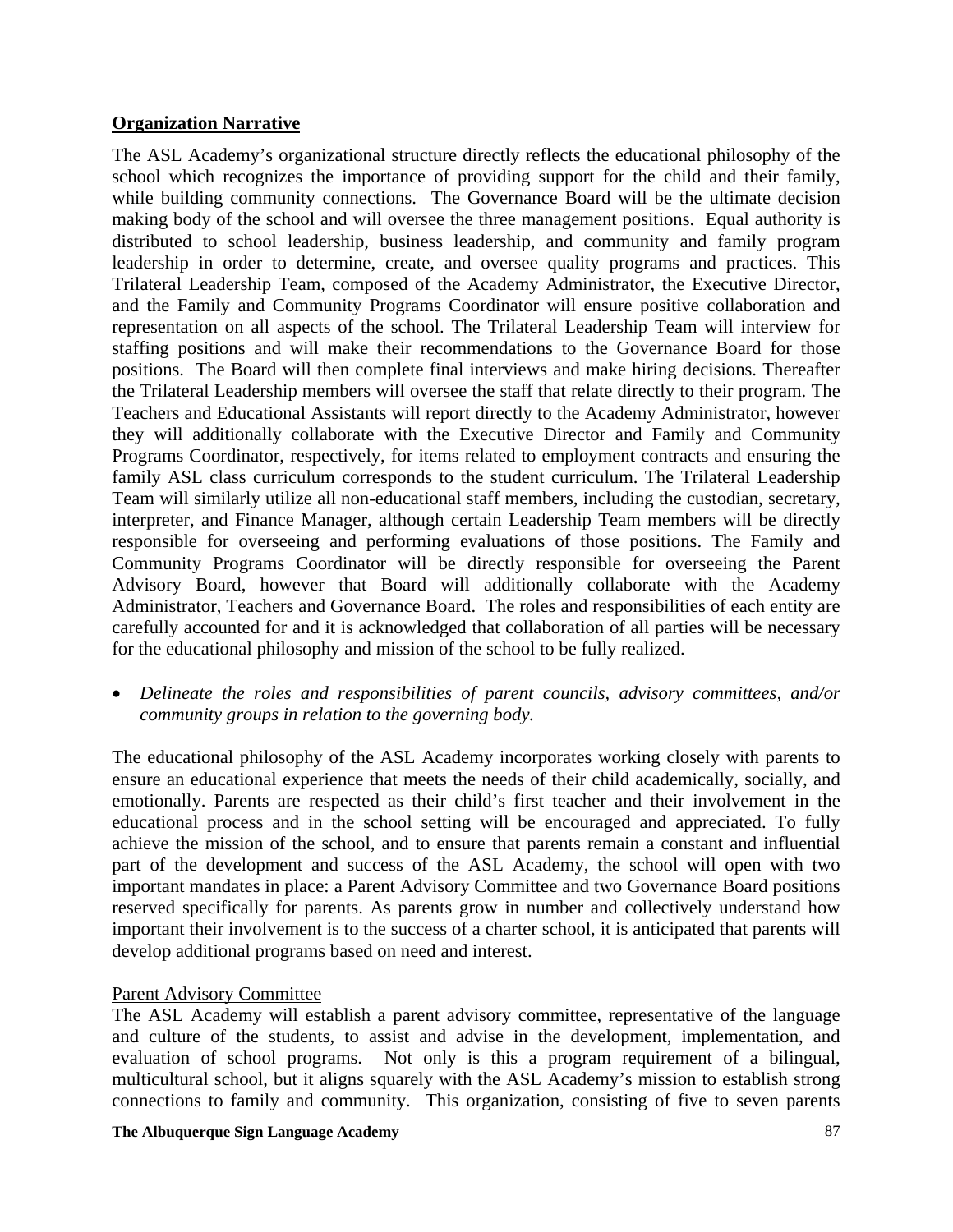## Organization Narrative

The ASL Academy's organizational structure directly reflects the educational philosophy of the school which recognizes the importance of providing support for the child and their family, while building community connections. The Governance Board will be the ultimate decision making body of the school and will oversee the three management positions. Equal authority is distributed to school leadership, business leadership, and community and family program leadership in order to determine, create, and oversee quality programs and practices. This Trilateral Leadership Team, composed of the Academy Administrator, the Executive Director, and the Family and Community Programs Coordinator will ensure positive collaboration and representation on all aspects of the school. The Trilateral Leadership Team will interview for staffing positions and will make their recommendations to the Governance Board for those positions. The Board will then complete final interviews and make hiring decisions. Thereafter the Trilateral Leadership members will oversee the staff that relate directly to their program. The Teachers and Educational Assistants will report directly to the Academy Administrator, however they will additionally collaborate with the Executive Director and Family and Community Programs Coordinator, respectively, for items related to employment contracts and ensuring the family ASL class curriculum corresponds to the student curriculum. The Trilateral Leadership Team will similarly utilize all non-educational staff members, including the custodian, secretary, interpreter, and Finance Manager, although certain Leadership Team members will be directly responsible for overseeing and performing evaluations of those positions. The Family and Community Programs Coordinator will be directly responsible for overseeing the Parent Advisory Board, however that Board will additionally collaborate with the Academy Administrator, Teachers and Governance Board. The roles and responsibilities of each entity are carefully accounted for and it is acknowledged that collaboration of all parties will be necessary for the educational philosophy and mission of the school to be fully realized.

- *Delineate the roles and responsibilities of parent councils, advisory committees, and/or community groups in relation to the governing body.*

The educational philosophy of the ASL Academy incorporates working closely with parents to ensure an educational experience that meets the needs of their child academically, socially, and emotionally. Parents are respected as their child's first teacher and their involvement in the educational process and in the school setting will be encouraged and appreciated. To fully achieve the mission of the school, and to ensure that parents remain a constant and influential part of the development and success of the ASL Academy, the school will open with two important mandates in place: a Parent Advisory Committee and two Governance Board positions reserved specifically for parents. As parents grow in number and collectively understand how important their involvement is to the success of a charter school, it is anticipated that parents will develop additional programs based on need and interest.

Parent Advisory Committee

The ASL Academy will establish a parent advisory committee, representative of the language and culture of the students, to assist and advise in the development, implementation, and evaluation of school programs. Not only is this a program requirement of a bilingual, multicultural school, but it aligns squarely with the ASL Academy's mission to establish strong connections to family and community. This organization, consisting of five to seven parents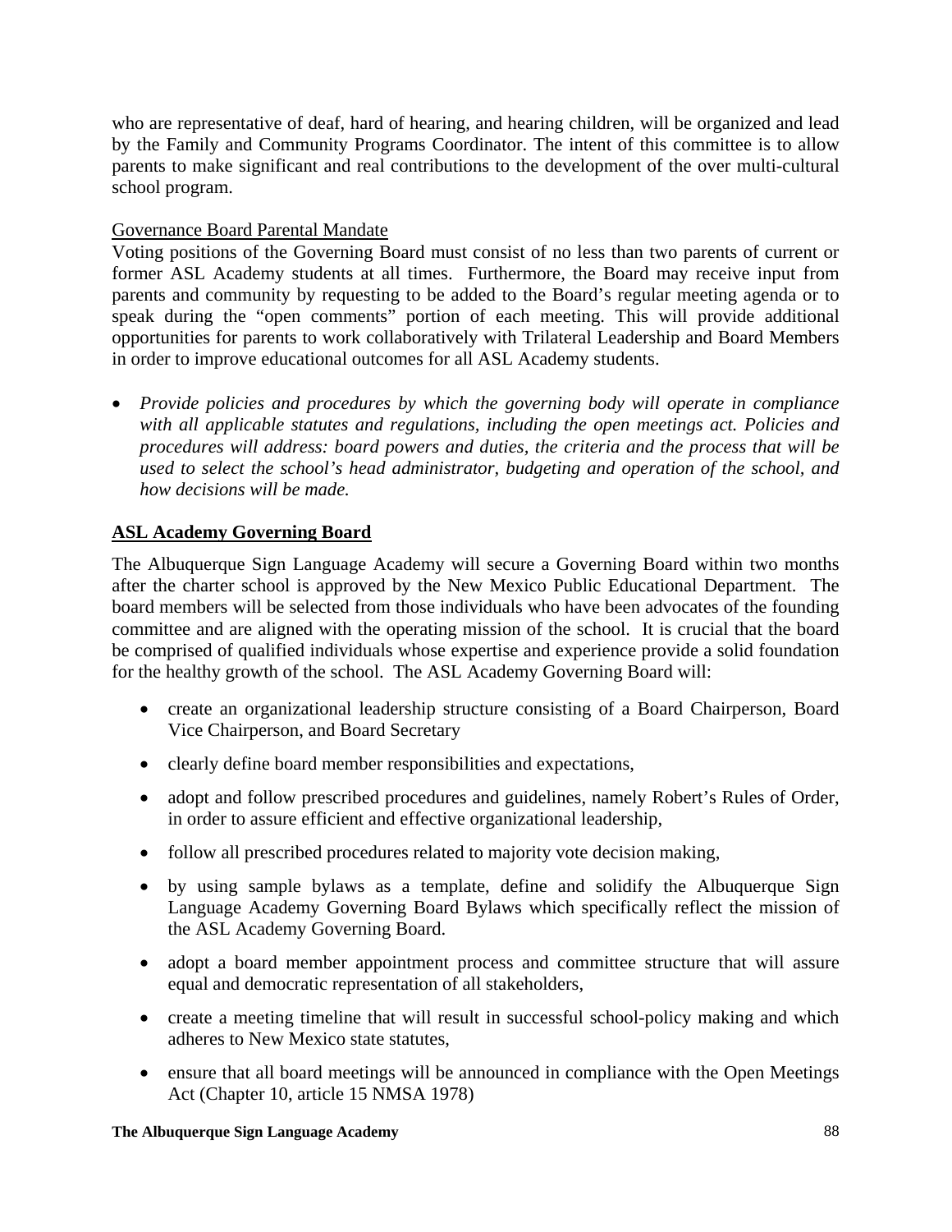who are representative of deaf, hard of hearing, and hearing children, will be organized and lead by the Family and Community Programs Coordinator. The intent of this committee is to allow parents to make significant and real contributions to the development of the over multi-cultural school program.

<u>Governance Board Parental Mandate</u>

Voting positions of the Governing Board must consist of no less than two parents of current or former ASL Academy students at all times. Furthermore, the Board may receive input from parents and community by requesting to be added to the Board's regular meeting agenda or to speak during the "open comments" portion of each meeting. This will provide additional opportunities for parents to work collaboratively with Trilateral Leadership and Board Members in order to improve educational outcomes for all ASL Academy students.

- *Provide policies and procedures by which the governing body will operate in compliance with all applicable statutes and regulations, including the open meetings act. Policies and procedures will address: board powers and duties, the criteria and the process that will be used to select the school's head administrator, budgeting and operation of the school, and how decisions will be made.*

**<u>ASL Academy Governing Board</u>**

The Albuquerque Sign Language Academy will secure a Governing Board within two months after the charter school is approved by the New Mexico Public Educational Department. The board members will be selected from those individuals who have been advocates of the founding committee and are aligned with the operating mission of the school. It is crucial that the board be comprised of qualified individuals whose expertise and experience provide a solid foundation for the healthy growth of the school. The ASL Academy Governing Board will:

- create an organizational leadership structure consisting of a Board Chairperson, Board Vice Chairperson, and Board Secretary
- clearly define board member responsibilities and expectations,
- adopt and follow prescribed procedures and guidelines, namely Robert's Rules of Order, in order to assure efficient and effective organizational leadership,
- follow all prescribed procedures related to majority vote decision making,
- by using sample bylaws as a template, define and solidify the Albuquerque Sign Language Academy Governing Board Bylaws which specifically reflect the mission of the ASL Academy Governing Board.
- adopt a board member appointment process and committee structure that will assure equal and democratic representation of all stakeholders,
- create a meeting timeline that will result in successful school-policy making and which adheres to New Mexico state statutes,
- ensure that all board meetings will be announced in compliance with the Open Meetings Act (Chapter 10, article 15 NMSA 1978)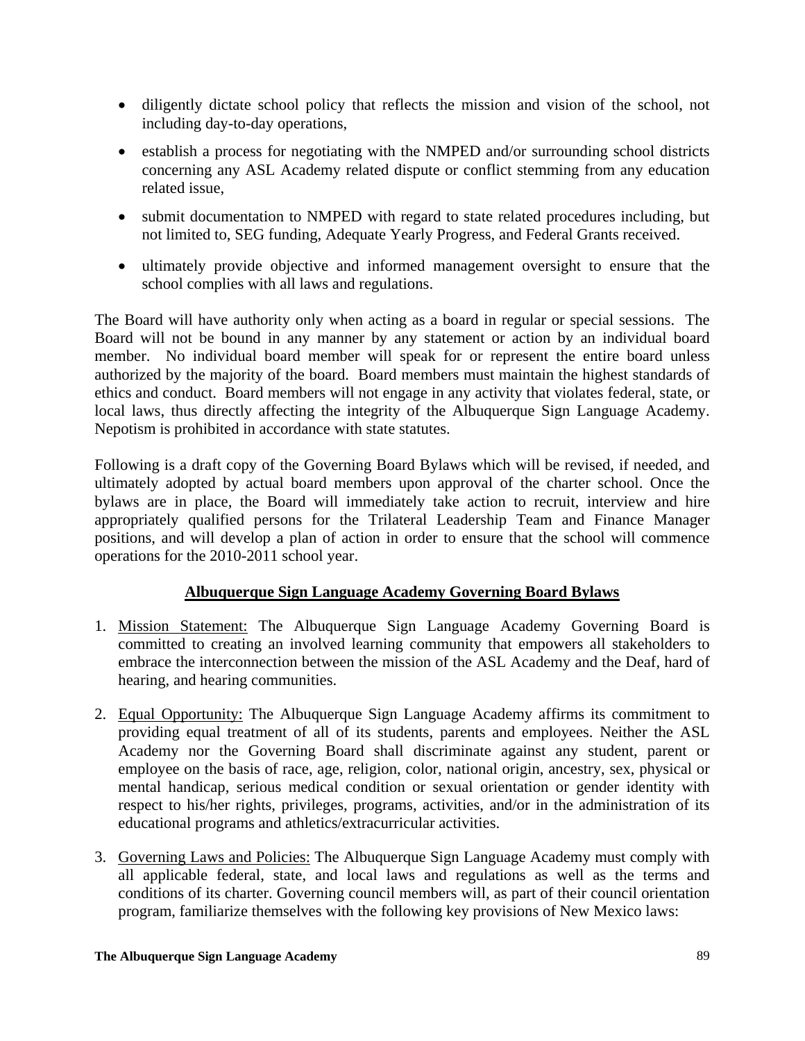- diligently dictate school policy that reflects the mission and vision of the school, not including day-to-day operations,
- establish a process for negotiating with the NMPED and/or surrounding school districts concerning any ASL Academy related dispute or conflict stemming from any education related issue,
- submit documentation to NMPED with regard to state related procedures including, but not limited to, SEG funding, Adequate Yearly Progress, and Federal Grants received.
- ultimately provide objective and informed management oversight to ensure that the school complies with all laws and regulations.

The Board will have authority only when acting as a board in regular or special sessions. The Board will not be bound in any manner by any statement or action by an individual board member. No individual board member will speak for or represent the entire board unless authorized by the majority of the board. Board members must maintain the highest standards of ethics and conduct. Board members will not engage in any activity that violates federal, state, or local laws, thus directly affecting the integrity of the Albuquerque Sign Language Academy. Nepotism is prohibited in accordance with state statutes.

Following is a draft copy of the Governing Board Bylaws which will be revised, if needed, and ultimately adopted by actual board members upon approval of the charter school. Once the bylaws are in place, the Board will immediately take action to recruit, interview and hire appropriately qualified persons for the Trilateral Leadership Team and Finance Manager positions, and will develop a plan of action in order to ensure that the school will commence operations for the 2010-2011 school year.

## Albuquerque Sign Language Academy Governing Board Bylaws

1. Mission Statement: The Albuquerque Sign Language Academy Governing Board is committed to creating an involved learning community that empowers all stakeholders to embrace the interconnection between the mission of the ASL Academy and the Deaf, hard of hearing, and hearing communities.

2. Equal Opportunity: The Albuquerque Sign Language Academy affirms its commitment to providing equal treatment of all of its students, parents and employees. Neither the ASL Academy nor the Governing Board shall discriminate against any student, parent or employee on the basis of race, age, religion, color, national origin, ancestry, sex, physical or mental handicap, serious medical condition or sexual orientation or gender identity with respect to his/her rights, privileges, programs, activities, and/or in the administration of its educational programs and athletics/extracurricular activities.

3. Governing Laws and Policies: The Albuquerque Sign Language Academy must comply with all applicable federal, state, and local laws and regulations as well as the terms and conditions of its charter. Governing council members will, as part of their council orientation program, familiarize themselves with the following key provisions of New Mexico laws: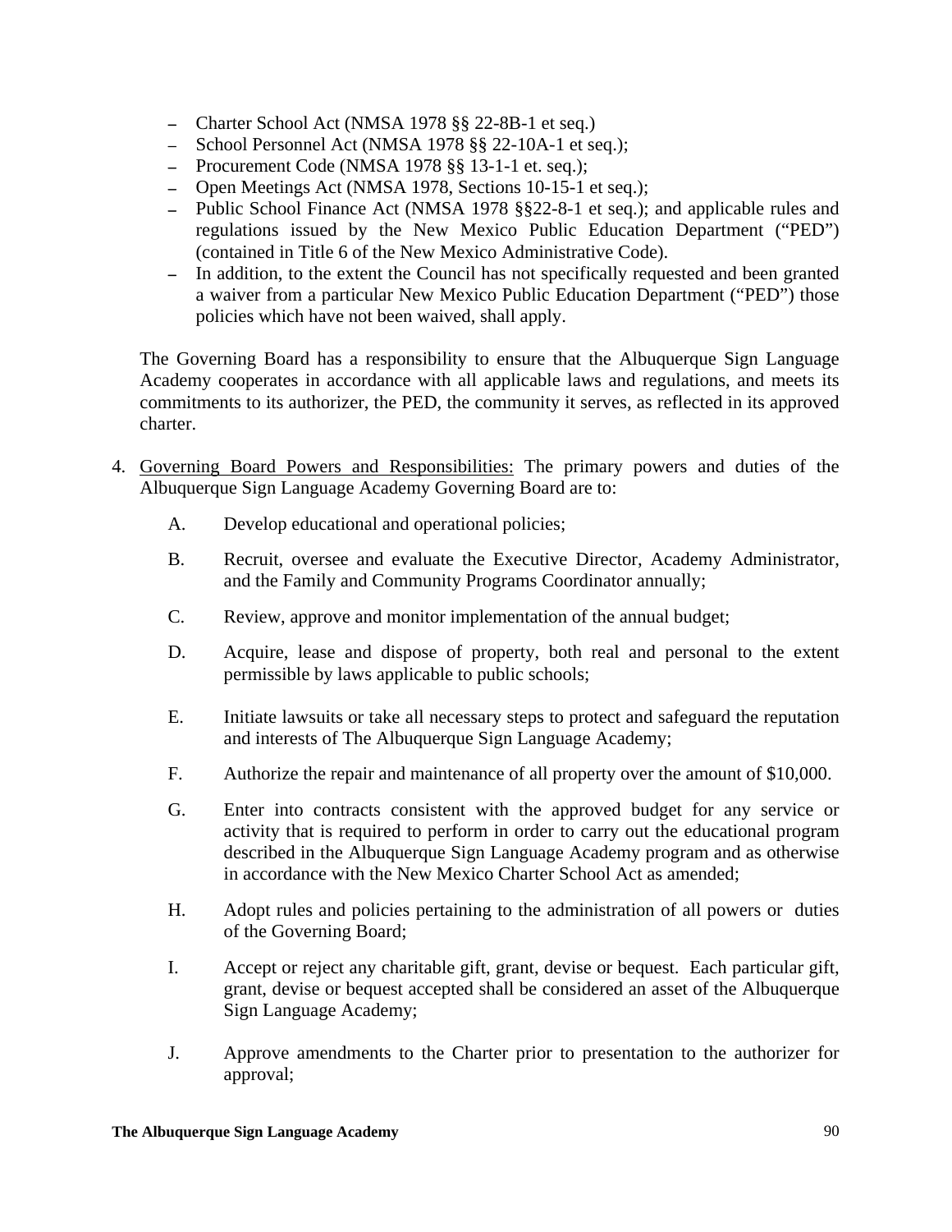- Charter School Act (NMSA 1978 §§ 22-8B-1 et seq.)
- School Personnel Act (NMSA 1978 §§ 22-10A-1 et seq.);
- Procurement Code (NMSA 1978 §§ 13-1-1 et. seq.);
- Open Meetings Act (NMSA 1978, Sections 10-15-1 et seq.);
- Public School Finance Act (NMSA 1978 §§22-8-1 et seq.); and applicable rules and regulations issued by the New Mexico Public Education Department ("PED") (contained in Title 6 of the New Mexico Administrative Code).
- In addition, to the extent the Council has not specifically requested and been granted a waiver from a particular New Mexico Public Education Department ("PED") those policies which have not been waived, shall apply.

The Governing Board has a responsibility to ensure that the Albuquerque Sign Language Academy cooperates in accordance with all applicable laws and regulations, and meets its commitments to its authorizer, the PED, the community it serves, as reflected in its approved charter.

4. <u>Governing Board Powers and Responsibilities:</u> The primary powers and duties of the Albuquerque Sign Language Academy Governing Board are to:

   A. Develop educational and operational policies;

   B. Recruit, oversee and evaluate the Executive Director, Academy Administrator, and the Family and Community Programs Coordinator annually;

   C. Review, approve and monitor implementation of the annual budget;

   D. Acquire, lease and dispose of property, both real and personal to the extent permissible by laws applicable to public schools;

   E. Initiate lawsuits or take all necessary steps to protect and safeguard the reputation and interests of The Albuquerque Sign Language Academy;

   F. Authorize the repair and maintenance of all property over the amount of $10,000.

   G. Enter into contracts consistent with the approved budget for any service or activity that is required to perform in order to carry out the educational program described in the Albuquerque Sign Language Academy program and as otherwise in accordance with the New Mexico Charter School Act as amended;

   H. Adopt rules and policies pertaining to the administration of all powers or duties of the Governing Board;

   I. Accept or reject any charitable gift, grant, devise or bequest. Each particular gift, grant, devise or bequest accepted shall be considered an asset of the Albuquerque Sign Language Academy;

   J. Approve amendments to the Charter prior to presentation to the authorizer for approval;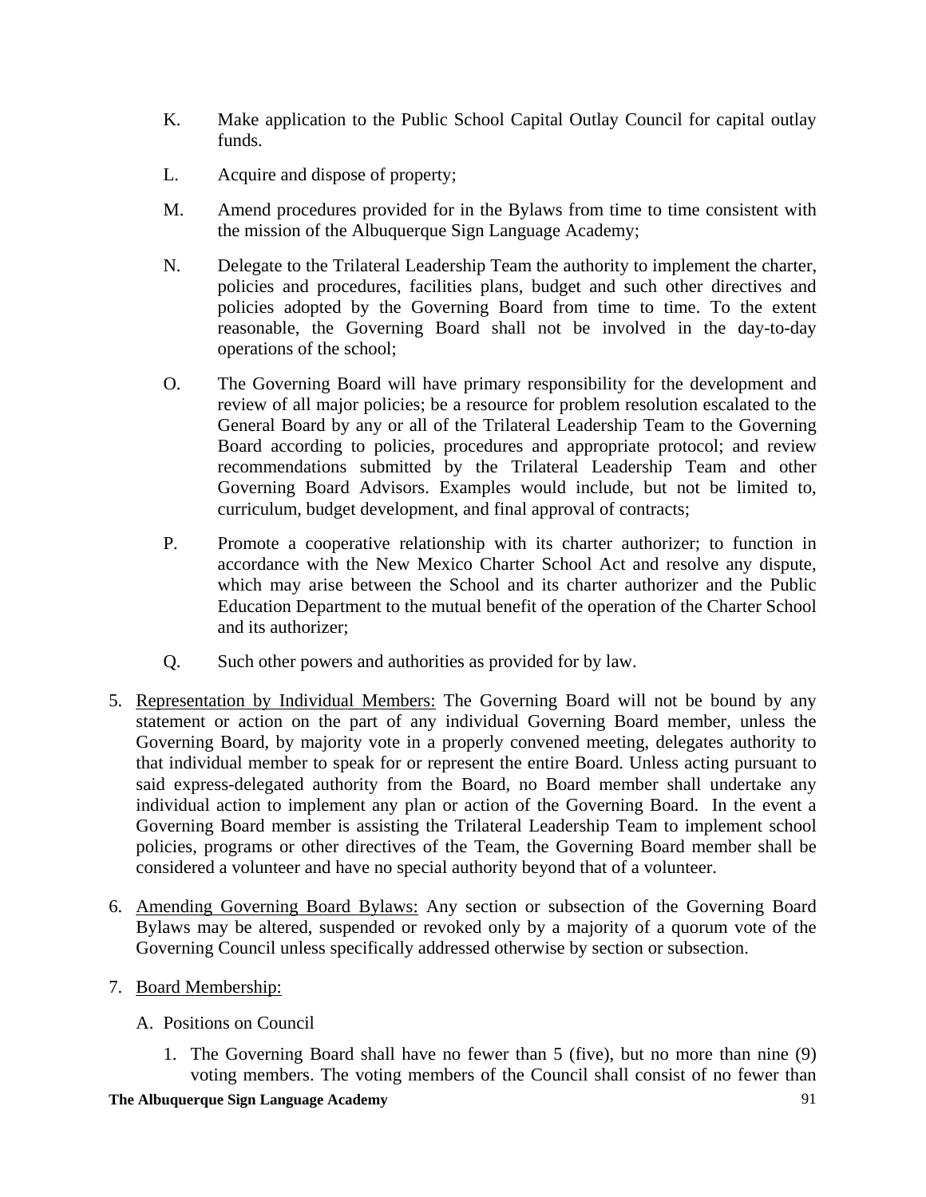K. Make application to the Public School Capital Outlay Council for capital outlay funds.

L. Acquire and dispose of property;

M. Amend procedures provided for in the Bylaws from time to time consistent with the mission of the Albuquerque Sign Language Academy;

N. Delegate to the Trilateral Leadership Team the authority to implement the charter, policies and procedures, facilities plans, budget and such other directives and policies adopted by the Governing Board from time to time. To the extent reasonable, the Governing Board shall not be involved in the day-to-day operations of the school;

O. The Governing Board will have primary responsibility for the development and review of all major policies; be a resource for problem resolution escalated to the General Board by any or all of the Trilateral Leadership Team to the Governing Board according to policies, procedures and appropriate protocol; and review recommendations submitted by the Trilateral Leadership Team and other Governing Board Advisors. Examples would include, but not be limited to, curriculum, budget development, and final approval of contracts;

P. Promote a cooperative relationship with its charter authorizer; to function in accordance with the New Mexico Charter School Act and resolve any dispute, which may arise between the School and its charter authorizer and the Public Education Department to the mutual benefit of the operation of the Charter School and its authorizer;

Q. Such other powers and authorities as provided for by law.

5. <u>Representation by Individual Members:</u> The Governing Board will not be bound by any statement or action on the part of any individual Governing Board member, unless the Governing Board, by majority vote in a properly convened meeting, delegates authority to that individual member to speak for or represent the entire Board. Unless acting pursuant to said express-delegated authority from the Board, no Board member shall undertake any individual action to implement any plan or action of the Governing Board. In the event a Governing Board member is assisting the Trilateral Leadership Team to implement school policies, programs or other directives of the Team, the Governing Board member shall be considered a volunteer and have no special authority beyond that of a volunteer.

6. <u>Amending Governing Board Bylaws:</u> Any section or subsection of the Governing Board Bylaws may be altered, suspended or revoked only by a majority of a quorum vote of the Governing Council unless specifically addressed otherwise by section or subsection.

7. <u>Board Membership:</u>

   A. Positions on Council

      1. The Governing Board shall have no fewer than 5 (five), but no more than nine (9) voting members. The voting members of the Council shall consist of no fewer than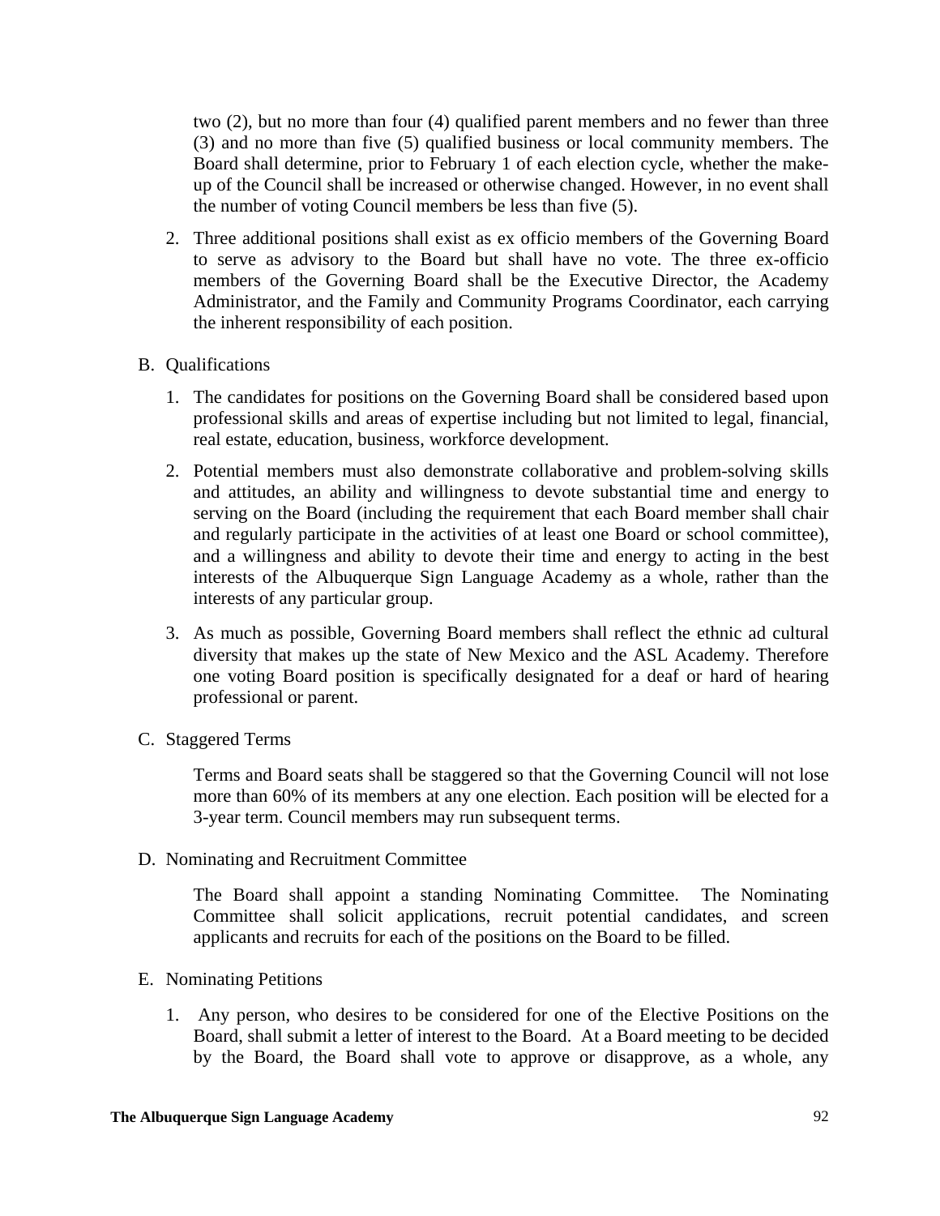two (2), but no more than four (4) qualified parent members and no fewer than three (3) and no more than five (5) qualified business or local community members. The Board shall determine, prior to February 1 of each election cycle, whether the make-up of the Council shall be increased or otherwise changed. However, in no event shall the number of voting Council members be less than five (5).

2. Three additional positions shall exist as ex officio members of the Governing Board to serve as advisory to the Board but shall have no vote. The three ex-officio members of the Governing Board shall be the Executive Director, the Academy Administrator, and the Family and Community Programs Coordinator, each carrying the inherent responsibility of each position.

B. Qualifications

1. The candidates for positions on the Governing Board shall be considered based upon professional skills and areas of expertise including but not limited to legal, financial, real estate, education, business, workforce development.

2. Potential members must also demonstrate collaborative and problem-solving skills and attitudes, an ability and willingness to devote substantial time and energy to serving on the Board (including the requirement that each Board member shall chair and regularly participate in the activities of at least one Board or school committee), and a willingness and ability to devote their time and energy to acting in the best interests of the Albuquerque Sign Language Academy as a whole, rather than the interests of any particular group.

3. As much as possible, Governing Board members shall reflect the ethnic ad cultural diversity that makes up the state of New Mexico and the ASL Academy. Therefore one voting Board position is specifically designated for a deaf or hard of hearing professional or parent.

C. Staggered Terms

Terms and Board seats shall be staggered so that the Governing Council will not lose more than 60% of its members at any one election. Each position will be elected for a 3-year term. Council members may run subsequent terms.

D. Nominating and Recruitment Committee

The Board shall appoint a standing Nominating Committee. The Nominating Committee shall solicit applications, recruit potential candidates, and screen applicants and recruits for each of the positions on the Board to be filled.

E. Nominating Petitions

1. Any person, who desires to be considered for one of the Elective Positions on the Board, shall submit a letter of interest to the Board. At a Board meeting to be decided by the Board, the Board shall vote to approve or disapprove, as a whole, any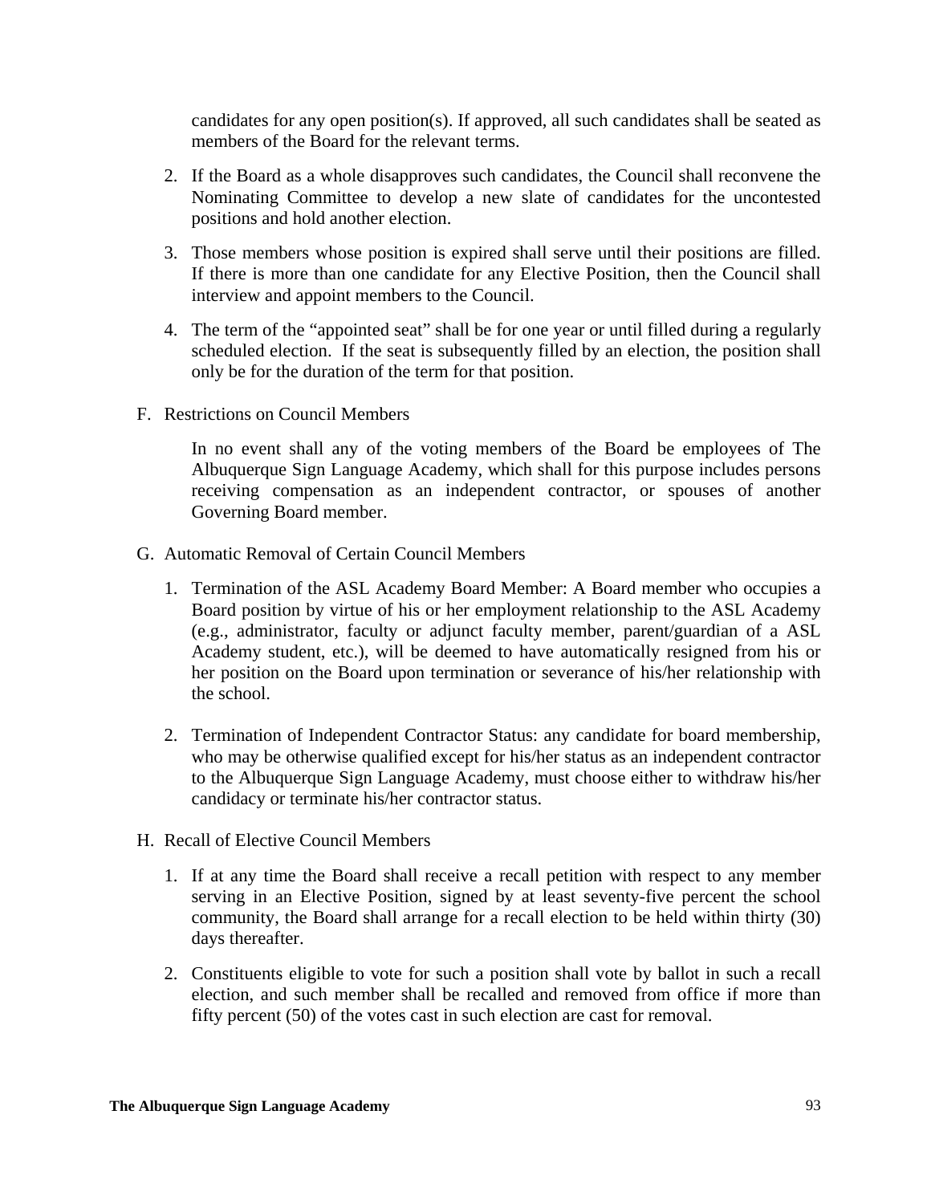candidates for any open position(s). If approved, all such candidates shall be seated as members of the Board for the relevant terms.

2. If the Board as a whole disapproves such candidates, the Council shall reconvene the Nominating Committee to develop a new slate of candidates for the uncontested positions and hold another election.

3. Those members whose position is expired shall serve until their positions are filled. If there is more than one candidate for any Elective Position, then the Council shall interview and appoint members to the Council.

4. The term of the "appointed seat" shall be for one year or until filled during a regularly scheduled election. If the seat is subsequently filled by an election, the position shall only be for the duration of the term for that position.

F. Restrictions on Council Members

In no event shall any of the voting members of the Board be employees of The Albuquerque Sign Language Academy, which shall for this purpose includes persons receiving compensation as an independent contractor, or spouses of another Governing Board member.

G. Automatic Removal of Certain Council Members

1. Termination of the ASL Academy Board Member: A Board member who occupies a Board position by virtue of his or her employment relationship to the ASL Academy (e.g., administrator, faculty or adjunct faculty member, parent/guardian of a ASL Academy student, etc.), will be deemed to have automatically resigned from his or her position on the Board upon termination or severance of his/her relationship with the school.

2. Termination of Independent Contractor Status: any candidate for board membership, who may be otherwise qualified except for his/her status as an independent contractor to the Albuquerque Sign Language Academy, must choose either to withdraw his/her candidacy or terminate his/her contractor status.

H. Recall of Elective Council Members

1. If at any time the Board shall receive a recall petition with respect to any member serving in an Elective Position, signed by at least seventy-five percent the school community, the Board shall arrange for a recall election to be held within thirty (30) days thereafter.

2. Constituents eligible to vote for such a position shall vote by ballot in such a recall election, and such member shall be recalled and removed from office if more than fifty percent (50) of the votes cast in such election are cast for removal.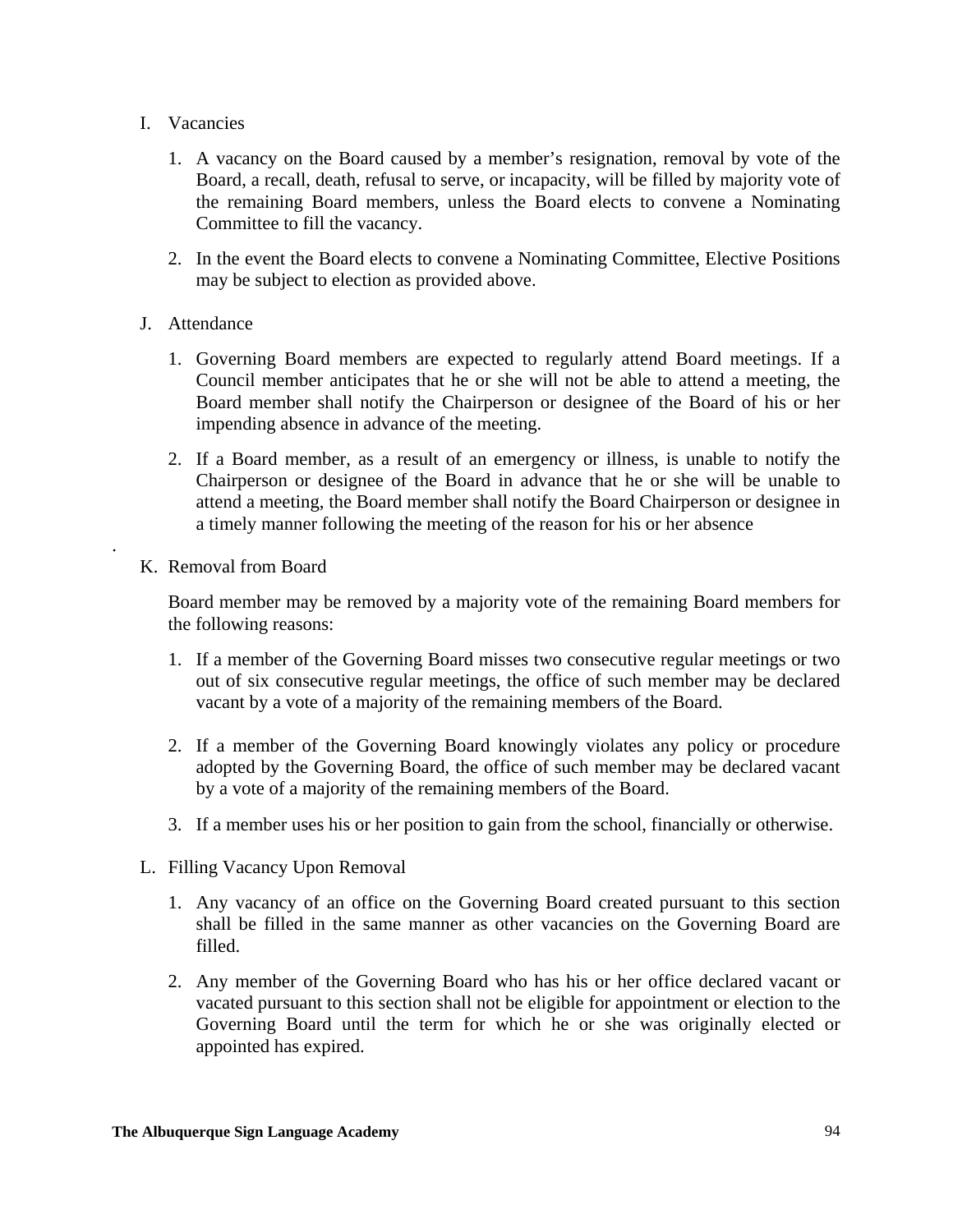I. Vacancies

1. A vacancy on the Board caused by a member's resignation, removal by vote of the Board, a recall, death, refusal to serve, or incapacity, will be filled by majority vote of the remaining Board members, unless the Board elects to convene a Nominating Committee to fill the vacancy.

2. In the event the Board elects to convene a Nominating Committee, Elective Positions may be subject to election as provided above.

J. Attendance

1. Governing Board members are expected to regularly attend Board meetings. If a Council member anticipates that he or she will not be able to attend a meeting, the Board member shall notify the Chairperson or designee of the Board of his or her impending absence in advance of the meeting.

2. If a Board member, as a result of an emergency or illness, is unable to notify the Chairperson or designee of the Board in advance that he or she will be unable to attend a meeting, the Board member shall notify the Board Chairperson or designee in a timely manner following the meeting of the reason for his or her absence

.

K. Removal from Board

Board member may be removed by a majority vote of the remaining Board members for the following reasons:

1. If a member of the Governing Board misses two consecutive regular meetings or two out of six consecutive regular meetings, the office of such member may be declared vacant by a vote of a majority of the remaining members of the Board.

2. If a member of the Governing Board knowingly violates any policy or procedure adopted by the Governing Board, the office of such member may be declared vacant by a vote of a majority of the remaining members of the Board.

3. If a member uses his or her position to gain from the school, financially or otherwise.

L. Filling Vacancy Upon Removal

1. Any vacancy of an office on the Governing Board created pursuant to this section shall be filled in the same manner as other vacancies on the Governing Board are filled.

2. Any member of the Governing Board who has his or her office declared vacant or vacated pursuant to this section shall not be eligible for appointment or election to the Governing Board until the term for which he or she was originally elected or appointed has expired.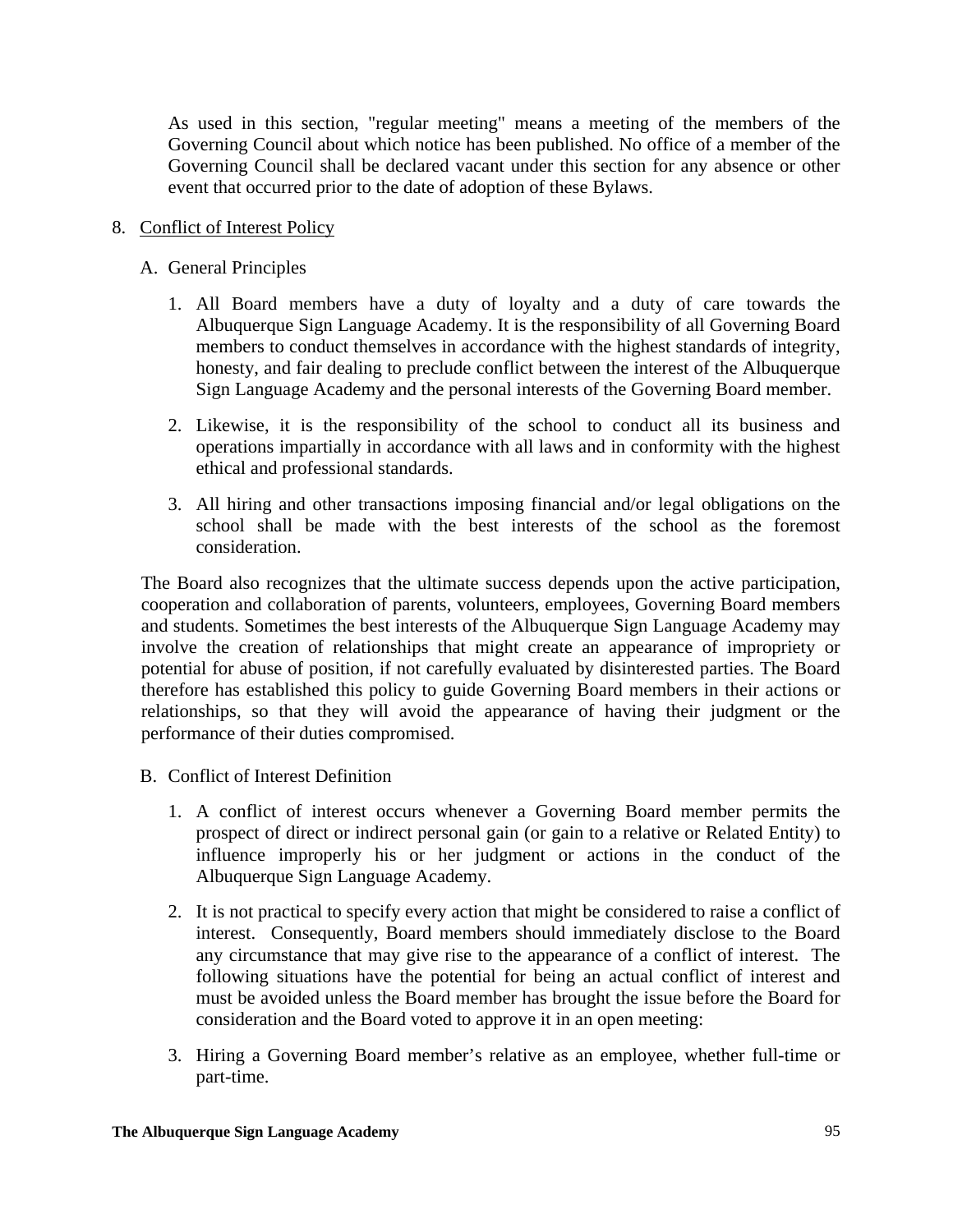As used in this section, "regular meeting" means a meeting of the members of the Governing Council about which notice has been published. No office of a member of the Governing Council shall be declared vacant under this section for any absence or other event that occurred prior to the date of adoption of these Bylaws.

8. Conflict of Interest Policy

   A. General Principles

      1. All Board members have a duty of loyalty and a duty of care towards the Albuquerque Sign Language Academy. It is the responsibility of all Governing Board members to conduct themselves in accordance with the highest standards of integrity, honesty, and fair dealing to preclude conflict between the interest of the Albuquerque Sign Language Academy and the personal interests of the Governing Board member.

      2. Likewise, it is the responsibility of the school to conduct all its business and operations impartially in accordance with all laws and in conformity with the highest ethical and professional standards.

      3. All hiring and other transactions imposing financial and/or legal obligations on the school shall be made with the best interests of the school as the foremost consideration.

   The Board also recognizes that the ultimate success depends upon the active participation, cooperation and collaboration of parents, volunteers, employees, Governing Board members and students. Sometimes the best interests of the Albuquerque Sign Language Academy may involve the creation of relationships that might create an appearance of impropriety or potential for abuse of position, if not carefully evaluated by disinterested parties. The Board therefore has established this policy to guide Governing Board members in their actions or relationships, so that they will avoid the appearance of having their judgment or the performance of their duties compromised.

   B. Conflict of Interest Definition

      1. A conflict of interest occurs whenever a Governing Board member permits the prospect of direct or indirect personal gain (or gain to a relative or Related Entity) to influence improperly his or her judgment or actions in the conduct of the Albuquerque Sign Language Academy.

      2. It is not practical to specify every action that might be considered to raise a conflict of interest. Consequently, Board members should immediately disclose to the Board any circumstance that may give rise to the appearance of a conflict of interest. The following situations have the potential for being an actual conflict of interest and must be avoided unless the Board member has brought the issue before the Board for consideration and the Board voted to approve it in an open meeting:

      3. Hiring a Governing Board member's relative as an employee, whether full-time or part-time.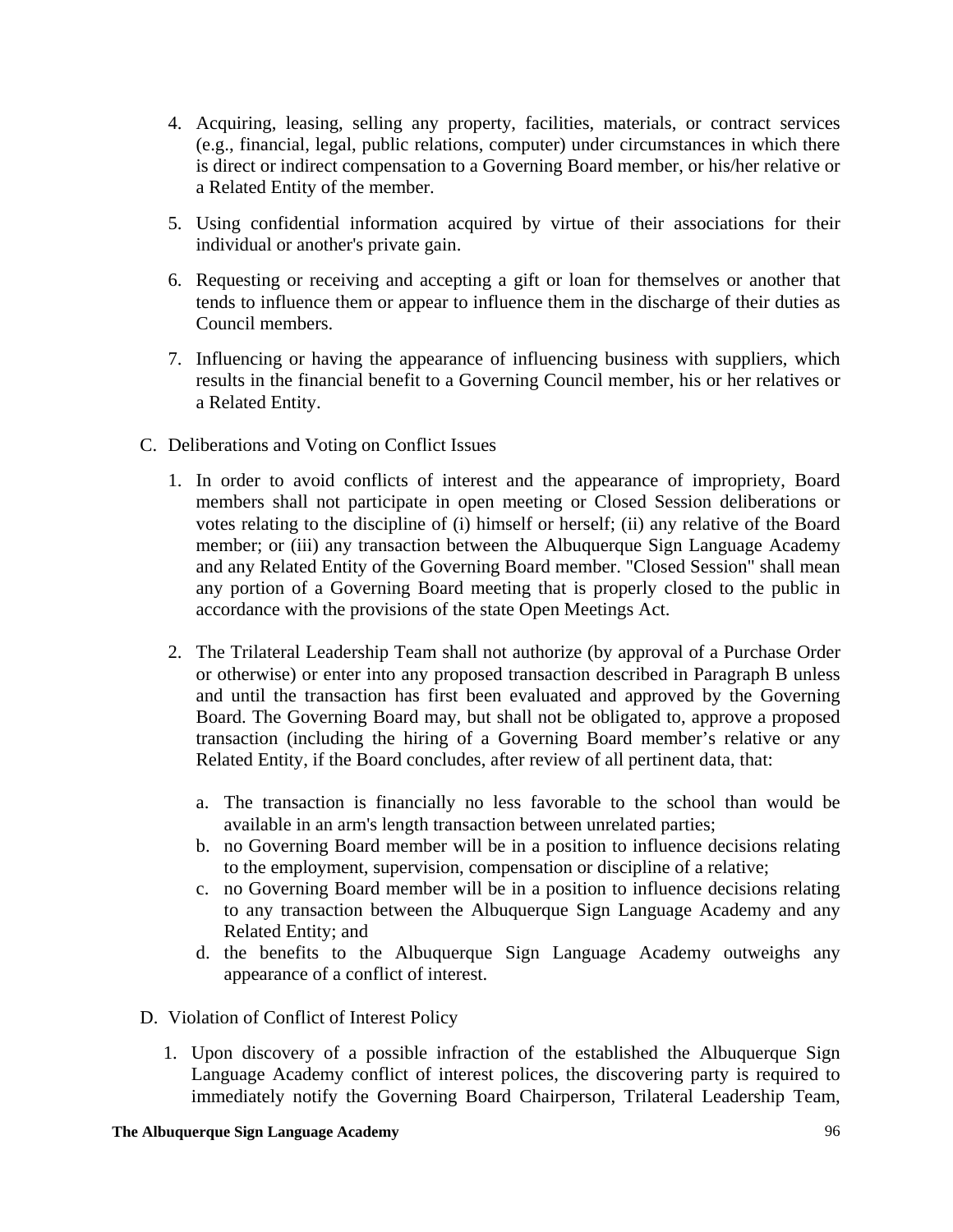4. Acquiring, leasing, selling any property, facilities, materials, or contract services (e.g., financial, legal, public relations, computer) under circumstances in which there is direct or indirect compensation to a Governing Board member, or his/her relative or a Related Entity of the member.

5. Using confidential information acquired by virtue of their associations for their individual or another's private gain.

6. Requesting or receiving and accepting a gift or loan for themselves or another that tends to influence them or appear to influence them in the discharge of their duties as Council members.

7. Influencing or having the appearance of influencing business with suppliers, which results in the financial benefit to a Governing Council member, his or her relatives or a Related Entity.

C. Deliberations and Voting on Conflict Issues

1. In order to avoid conflicts of interest and the appearance of impropriety, Board members shall not participate in open meeting or Closed Session deliberations or votes relating to the discipline of (i) himself or herself; (ii) any relative of the Board member; or (iii) any transaction between the Albuquerque Sign Language Academy and any Related Entity of the Governing Board member. "Closed Session" shall mean any portion of a Governing Board meeting that is properly closed to the public in accordance with the provisions of the state Open Meetings Act.

2. The Trilateral Leadership Team shall not authorize (by approval of a Purchase Order or otherwise) or enter into any proposed transaction described in Paragraph B unless and until the transaction has first been evaluated and approved by the Governing Board. The Governing Board may, but shall not be obligated to, approve a proposed transaction (including the hiring of a Governing Board member's relative or any Related Entity, if the Board concludes, after review of all pertinent data, that:

   a. The transaction is financially no less favorable to the school than would be available in an arm's length transaction between unrelated parties;
   b. no Governing Board member will be in a position to influence decisions relating to the employment, supervision, compensation or discipline of a relative;
   c. no Governing Board member will be in a position to influence decisions relating to any transaction between the Albuquerque Sign Language Academy and any Related Entity; and
   d. the benefits to the Albuquerque Sign Language Academy outweighs any appearance of a conflict of interest.

D. Violation of Conflict of Interest Policy

1. Upon discovery of a possible infraction of the established the Albuquerque Sign Language Academy conflict of interest polices, the discovering party is required to immediately notify the Governing Board Chairperson, Trilateral Leadership Team,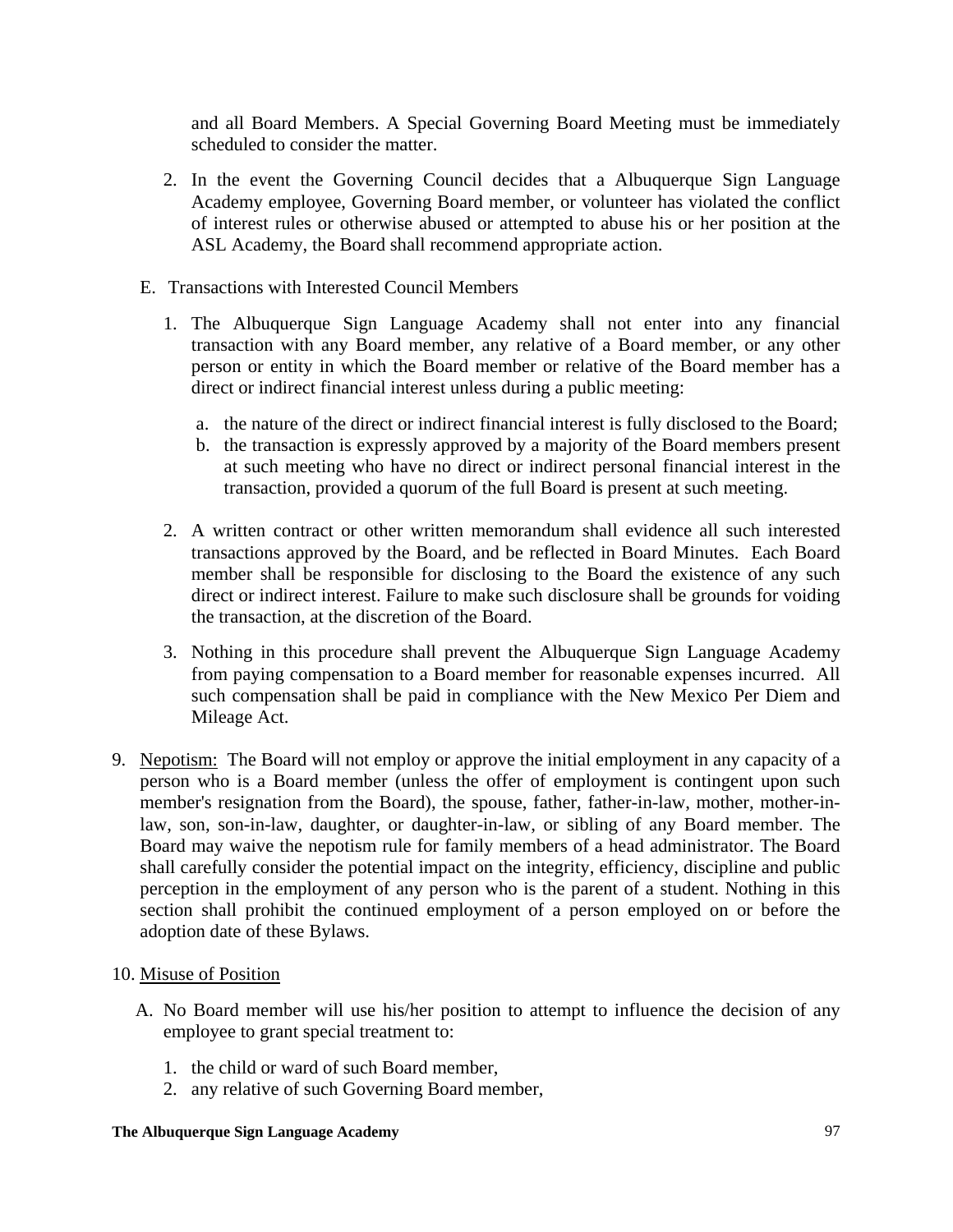and all Board Members. A Special Governing Board Meeting must be immediately scheduled to consider the matter.

2. In the event the Governing Council decides that a Albuquerque Sign Language Academy employee, Governing Board member, or volunteer has violated the conflict of interest rules or otherwise abused or attempted to abuse his or her position at the ASL Academy, the Board shall recommend appropriate action.

E. Transactions with Interested Council Members

1. The Albuquerque Sign Language Academy shall not enter into any financial transaction with any Board member, any relative of a Board member, or any other person or entity in which the Board member or relative of the Board member has a direct or indirect financial interest unless during a public meeting:

   a. the nature of the direct or indirect financial interest is fully disclosed to the Board;
   b. the transaction is expressly approved by a majority of the Board members present at such meeting who have no direct or indirect personal financial interest in the transaction, provided a quorum of the full Board is present at such meeting.

2. A written contract or other written memorandum shall evidence all such interested transactions approved by the Board, and be reflected in Board Minutes. Each Board member shall be responsible for disclosing to the Board the existence of any such direct or indirect interest. Failure to make such disclosure shall be grounds for voiding the transaction, at the discretion of the Board.

3. Nothing in this procedure shall prevent the Albuquerque Sign Language Academy from paying compensation to a Board member for reasonable expenses incurred. All such compensation shall be paid in compliance with the New Mexico Per Diem and Mileage Act.

9. Nepotism: The Board will not employ or approve the initial employment in any capacity of a person who is a Board member (unless the offer of employment is contingent upon such member's resignation from the Board), the spouse, father, father-in-law, mother, mother-in-law, son, son-in-law, daughter, or daughter-in-law, or sibling of any Board member. The Board may waive the nepotism rule for family members of a head administrator. The Board shall carefully consider the potential impact on the integrity, efficiency, discipline and public perception in the employment of any person who is the parent of a student. Nothing in this section shall prohibit the continued employment of a person employed on or before the adoption date of these Bylaws.

10. Misuse of Position

A. No Board member will use his/her position to attempt to influence the decision of any employee to grant special treatment to:

1. the child or ward of such Board member,
2. any relative of such Governing Board member,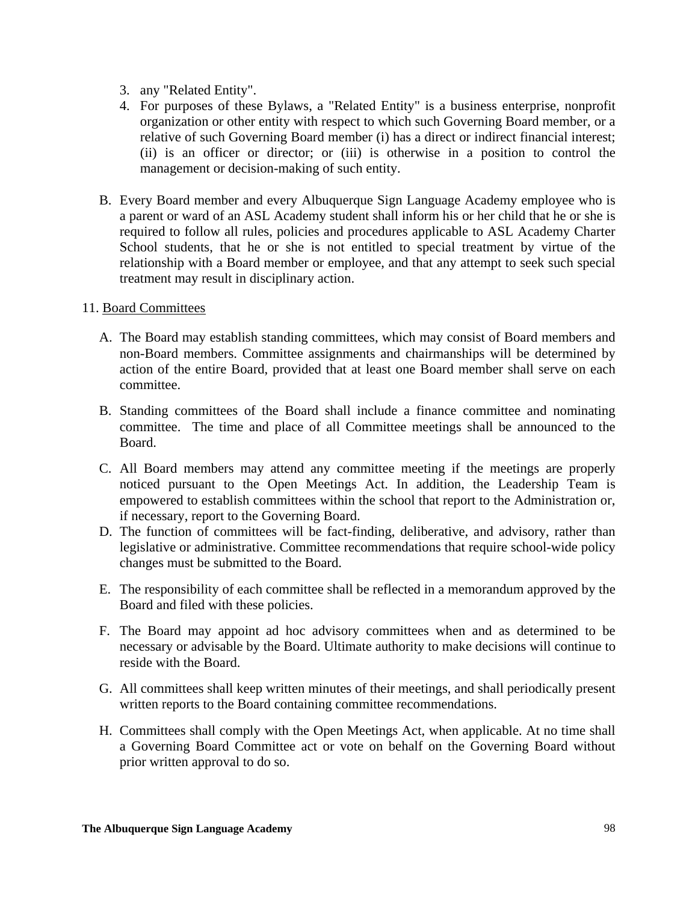3. any "Related Entity".
4. For purposes of these Bylaws, a "Related Entity" is a business enterprise, nonprofit organization or other entity with respect to which such Governing Board member, or a relative of such Governing Board member (i) has a direct or indirect financial interest; (ii) is an officer or director; or (iii) is otherwise in a position to control the management or decision-making of such entity.

B. Every Board member and every Albuquerque Sign Language Academy employee who is a parent or ward of an ASL Academy student shall inform his or her child that he or she is required to follow all rules, policies and procedures applicable to ASL Academy Charter School students, that he or she is not entitled to special treatment by virtue of the relationship with a Board member or employee, and that any attempt to seek such special treatment may result in disciplinary action.

11. <u>Board Committees</u>

A. The Board may establish standing committees, which may consist of Board members and non-Board members. Committee assignments and chairmanships will be determined by action of the entire Board, provided that at least one Board member shall serve on each committee.

B. Standing committees of the Board shall include a finance committee and nominating committee. The time and place of all Committee meetings shall be announced to the Board.

C. All Board members may attend any committee meeting if the meetings are properly noticed pursuant to the Open Meetings Act. In addition, the Leadership Team is empowered to establish committees within the school that report to the Administration or, if necessary, report to the Governing Board.

D. The function of committees will be fact-finding, deliberative, and advisory, rather than legislative or administrative. Committee recommendations that require school-wide policy changes must be submitted to the Board.

E. The responsibility of each committee shall be reflected in a memorandum approved by the Board and filed with these policies.

F. The Board may appoint ad hoc advisory committees when and as determined to be necessary or advisable by the Board. Ultimate authority to make decisions will continue to reside with the Board.

G. All committees shall keep written minutes of their meetings, and shall periodically present written reports to the Board containing committee recommendations.

H. Committees shall comply with the Open Meetings Act, when applicable. At no time shall a Governing Board Committee act or vote on behalf on the Governing Board without prior written approval to do so.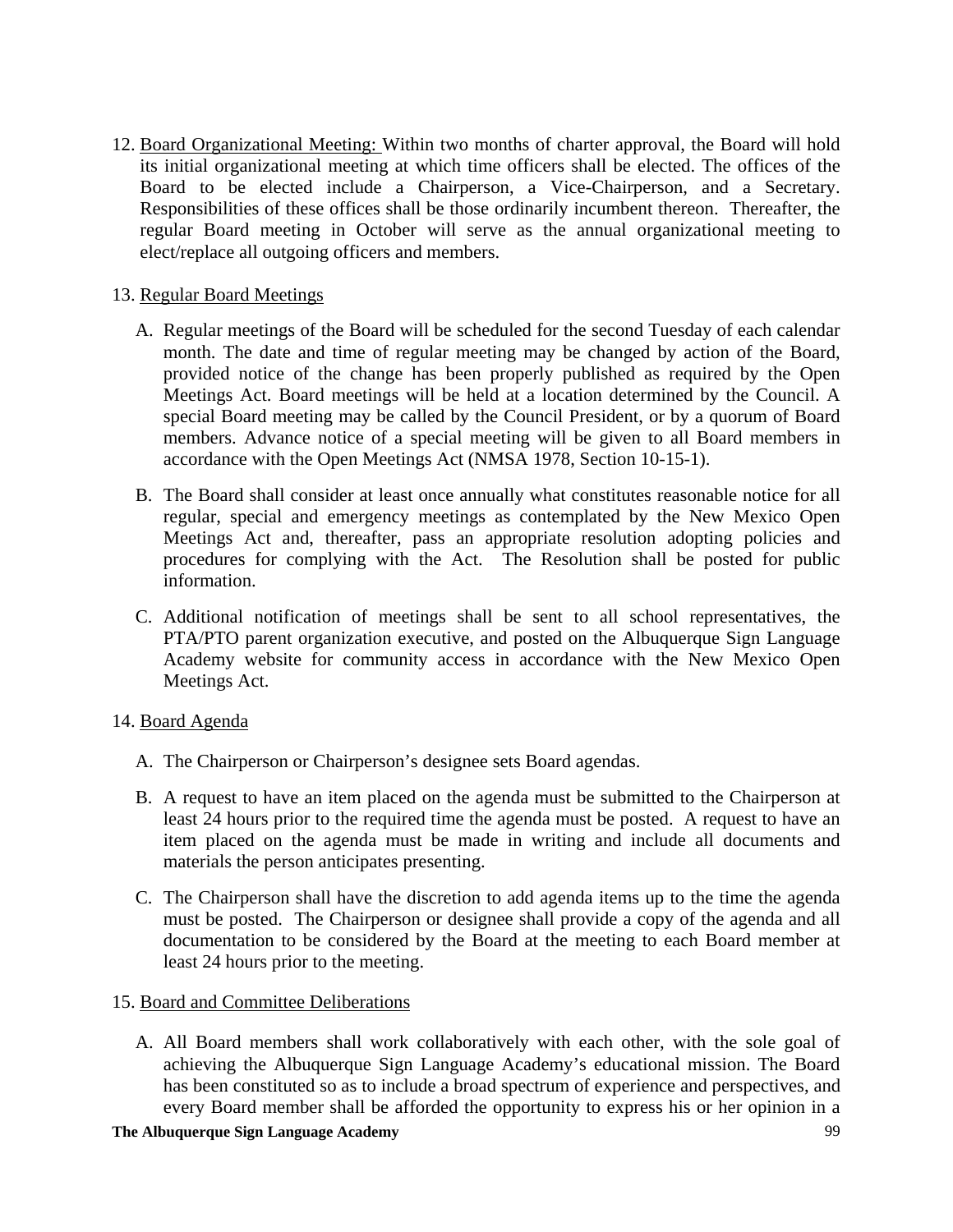12. <u>Board Organizational Meeting:</u> Within two months of charter approval, the Board will hold its initial organizational meeting at which time officers shall be elected. The offices of the Board to be elected include a Chairperson, a Vice-Chairperson, and a Secretary. Responsibilities of these offices shall be those ordinarily incumbent thereon. Thereafter, the regular Board meeting in October will serve as the annual organizational meeting to elect/replace all outgoing officers and members.

13. <u>Regular Board Meetings</u>

    A. Regular meetings of the Board will be scheduled for the second Tuesday of each calendar month. The date and time of regular meeting may be changed by action of the Board, provided notice of the change has been properly published as required by the Open Meetings Act. Board meetings will be held at a location determined by the Council. A special Board meeting may be called by the Council President, or by a quorum of Board members. Advance notice of a special meeting will be given to all Board members in accordance with the Open Meetings Act (NMSA 1978, Section 10-15-1).

    B. The Board shall consider at least once annually what constitutes reasonable notice for all regular, special and emergency meetings as contemplated by the New Mexico Open Meetings Act and, thereafter, pass an appropriate resolution adopting policies and procedures for complying with the Act. The Resolution shall be posted for public information.

    C. Additional notification of meetings shall be sent to all school representatives, the PTA/PTO parent organization executive, and posted on the Albuquerque Sign Language Academy website for community access in accordance with the New Mexico Open Meetings Act.

14. <u>Board Agenda</u>

    A. The Chairperson or Chairperson's designee sets Board agendas.

    B. A request to have an item placed on the agenda must be submitted to the Chairperson at least 24 hours prior to the required time the agenda must be posted. A request to have an item placed on the agenda must be made in writing and include all documents and materials the person anticipates presenting.

    C. The Chairperson shall have the discretion to add agenda items up to the time the agenda must be posted. The Chairperson or designee shall provide a copy of the agenda and all documentation to be considered by the Board at the meeting to each Board member at least 24 hours prior to the meeting.

15. <u>Board and Committee Deliberations</u>

    A. All Board members shall work collaboratively with each other, with the sole goal of achieving the Albuquerque Sign Language Academy's educational mission. The Board has been constituted so as to include a broad spectrum of experience and perspectives, and every Board member shall be afforded the opportunity to express his or her opinion in a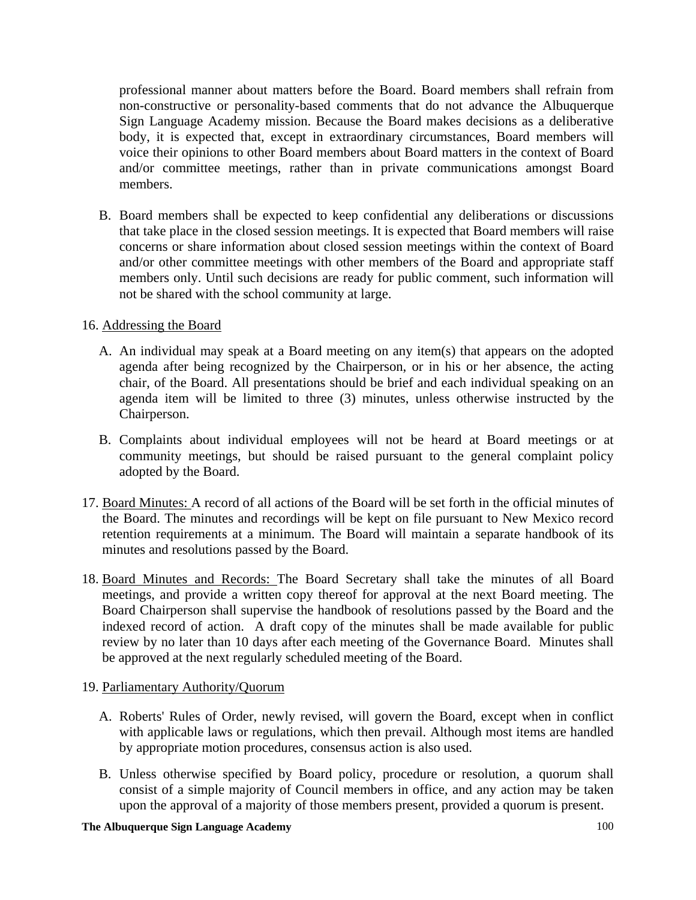professional manner about matters before the Board. Board members shall refrain from non-constructive or personality-based comments that do not advance the Albuquerque Sign Language Academy mission. Because the Board makes decisions as a deliberative body, it is expected that, except in extraordinary circumstances, Board members will voice their opinions to other Board members about Board matters in the context of Board and/or committee meetings, rather than in private communications amongst Board members.

B. Board members shall be expected to keep confidential any deliberations or discussions that take place in the closed session meetings. It is expected that Board members will raise concerns or share information about closed session meetings within the context of Board and/or other committee meetings with other members of the Board and appropriate staff members only. Until such decisions are ready for public comment, such information will not be shared with the school community at large.

16. <u>Addressing the Board</u>

   A. An individual may speak at a Board meeting on any item(s) that appears on the adopted agenda after being recognized by the Chairperson, or in his or her absence, the acting chair, of the Board. All presentations should be brief and each individual speaking on an agenda item will be limited to three (3) minutes, unless otherwise instructed by the Chairperson.

   B. Complaints about individual employees will not be heard at Board meetings or at community meetings, but should be raised pursuant to the general complaint policy adopted by the Board.

17. <u>Board Minutes:</u> A record of all actions of the Board will be set forth in the official minutes of the Board. The minutes and recordings will be kept on file pursuant to New Mexico record retention requirements at a minimum. The Board will maintain a separate handbook of its minutes and resolutions passed by the Board.

18. <u>Board Minutes and Records:</u> The Board Secretary shall take the minutes of all Board meetings, and provide a written copy thereof for approval at the next Board meeting. The Board Chairperson shall supervise the handbook of resolutions passed by the Board and the indexed record of action. A draft copy of the minutes shall be made available for public review by no later than 10 days after each meeting of the Governance Board. Minutes shall be approved at the next regularly scheduled meeting of the Board.

19. <u>Parliamentary Authority/Quorum</u>

   A. Roberts' Rules of Order, newly revised, will govern the Board, except when in conflict with applicable laws or regulations, which then prevail. Although most items are handled by appropriate motion procedures, consensus action is also used.

   B. Unless otherwise specified by Board policy, procedure or resolution, a quorum shall consist of a simple majority of Council members in office, and any action may be taken upon the approval of a majority of those members present, provided a quorum is present.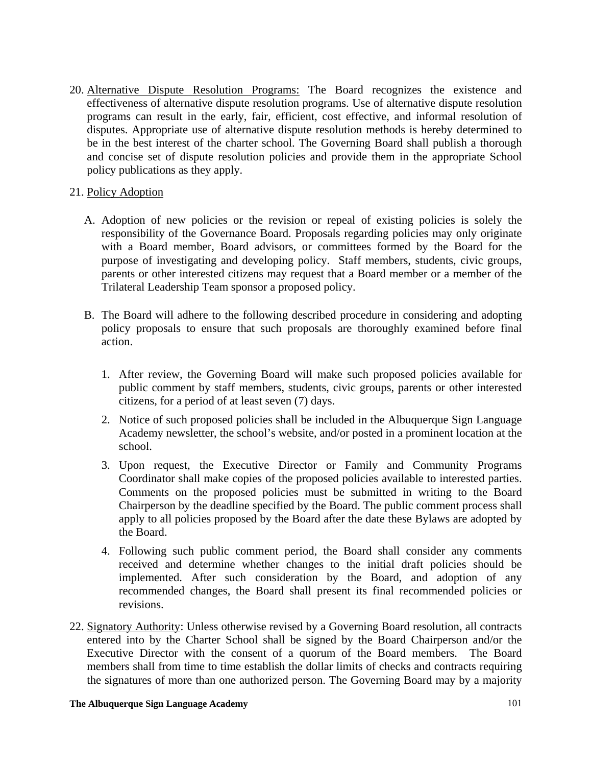20. <u>Alternative Dispute Resolution Programs:</u> The Board recognizes the existence and effectiveness of alternative dispute resolution programs. Use of alternative dispute resolution programs can result in the early, fair, efficient, cost effective, and informal resolution of disputes. Appropriate use of alternative dispute resolution methods is hereby determined to be in the best interest of the charter school. The Governing Board shall publish a thorough and concise set of dispute resolution policies and provide them in the appropriate School policy publications as they apply.

21. <u>Policy Adoption</u>

    A. Adoption of new policies or the revision or repeal of existing policies is solely the responsibility of the Governance Board. Proposals regarding policies may only originate with a Board member, Board advisors, or committees formed by the Board for the purpose of investigating and developing policy. Staff members, students, civic groups, parents or other interested citizens may request that a Board member or a member of the Trilateral Leadership Team sponsor a proposed policy.

    B. The Board will adhere to the following described procedure in considering and adopting policy proposals to ensure that such proposals are thoroughly examined before final action.

        1. After review, the Governing Board will make such proposed policies available for public comment by staff members, students, civic groups, parents or other interested citizens, for a period of at least seven (7) days.
        2. Notice of such proposed policies shall be included in the Albuquerque Sign Language Academy newsletter, the school's website, and/or posted in a prominent location at the school.
        3. Upon request, the Executive Director or Family and Community Programs Coordinator shall make copies of the proposed policies available to interested parties. Comments on the proposed policies must be submitted in writing to the Board Chairperson by the deadline specified by the Board. The public comment process shall apply to all policies proposed by the Board after the date these Bylaws are adopted by the Board.
        4. Following such public comment period, the Board shall consider any comments received and determine whether changes to the initial draft policies should be implemented. After such consideration by the Board, and adoption of any recommended changes, the Board shall present its final recommended policies or revisions.

22. <u>Signatory Authority</u>: Unless otherwise revised by a Governing Board resolution, all contracts entered into by the Charter School shall be signed by the Board Chairperson and/or the Executive Director with the consent of a quorum of the Board members. The Board members shall from time to time establish the dollar limits of checks and contracts requiring the signatures of more than one authorized person. The Governing Board may by a majority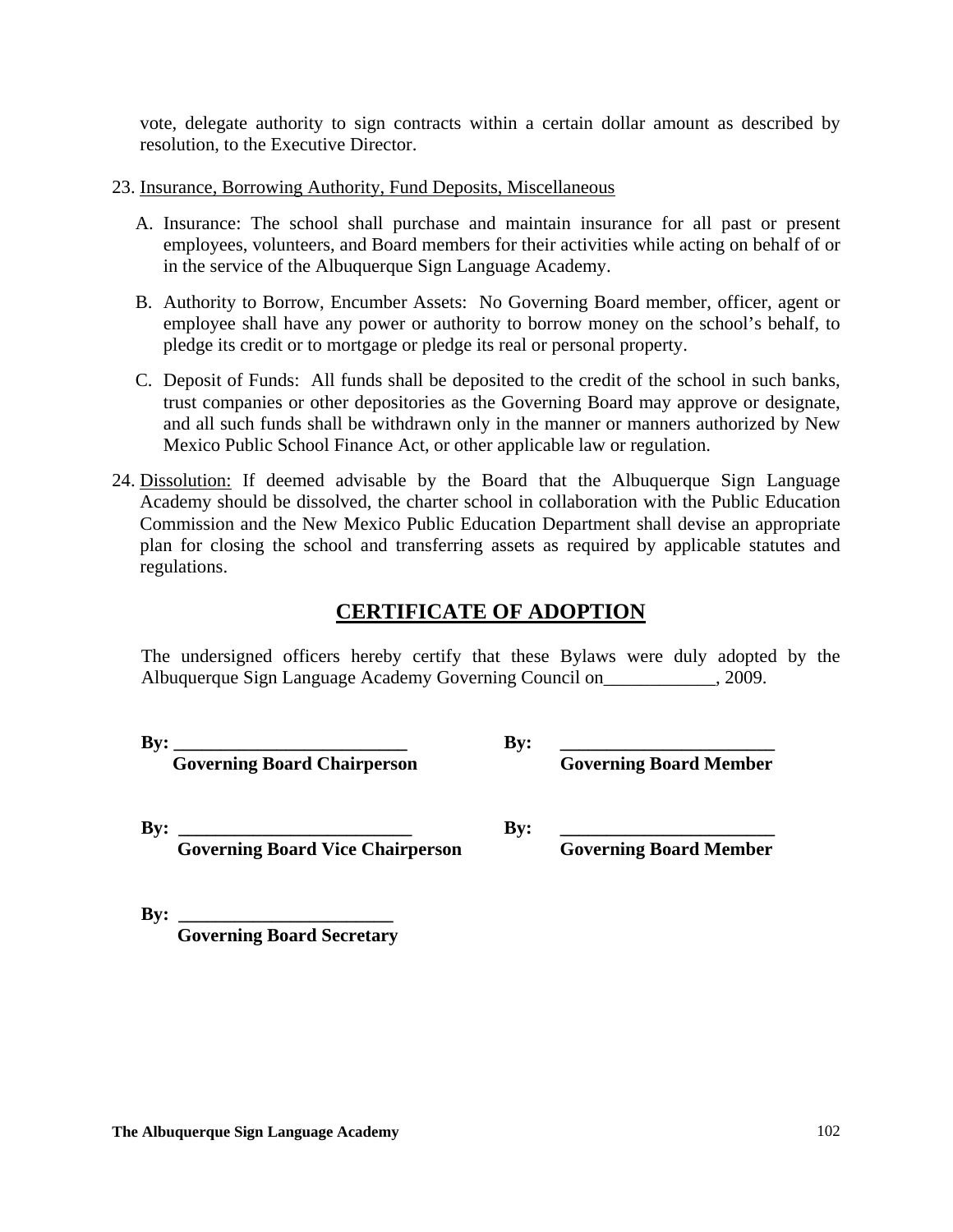vote, delegate authority to sign contracts within a certain dollar amount as described by resolution, to the Executive Director.

23. Insurance, Borrowing Authority, Fund Deposits, Miscellaneous

    A. Insurance: The school shall purchase and maintain insurance for all past or present employees, volunteers, and Board members for their activities while acting on behalf of or in the service of the Albuquerque Sign Language Academy.

    B. Authority to Borrow, Encumber Assets: No Governing Board member, officer, agent or employee shall have any power or authority to borrow money on the school's behalf, to pledge its credit or to mortgage or pledge its real or personal property.

    C. Deposit of Funds: All funds shall be deposited to the credit of the school in such banks, trust companies or other depositories as the Governing Board may approve or designate, and all such funds shall be withdrawn only in the manner or manners authorized by New Mexico Public School Finance Act, or other applicable law or regulation.

24. Dissolution: If deemed advisable by the Board that the Albuquerque Sign Language Academy should be dissolved, the charter school in collaboration with the Public Education Commission and the New Mexico Public Education Department shall devise an appropriate plan for closing the school and transferring assets as required by applicable statutes and regulations.

## CERTIFICATE OF ADOPTION

The undersigned officers hereby certify that these Bylaws were duly adopted by the Albuquerque Sign Language Academy Governing Council on____________, 2009.

**By: _________________________**
**Governing Board Chairperson**

**By: _______________________**
**Governing Board Member**

**By: _________________________**
**Governing Board Vice Chairperson**

**By: _______________________**
**Governing Board Member**

**By: _______________________**
**Governing Board Secretary**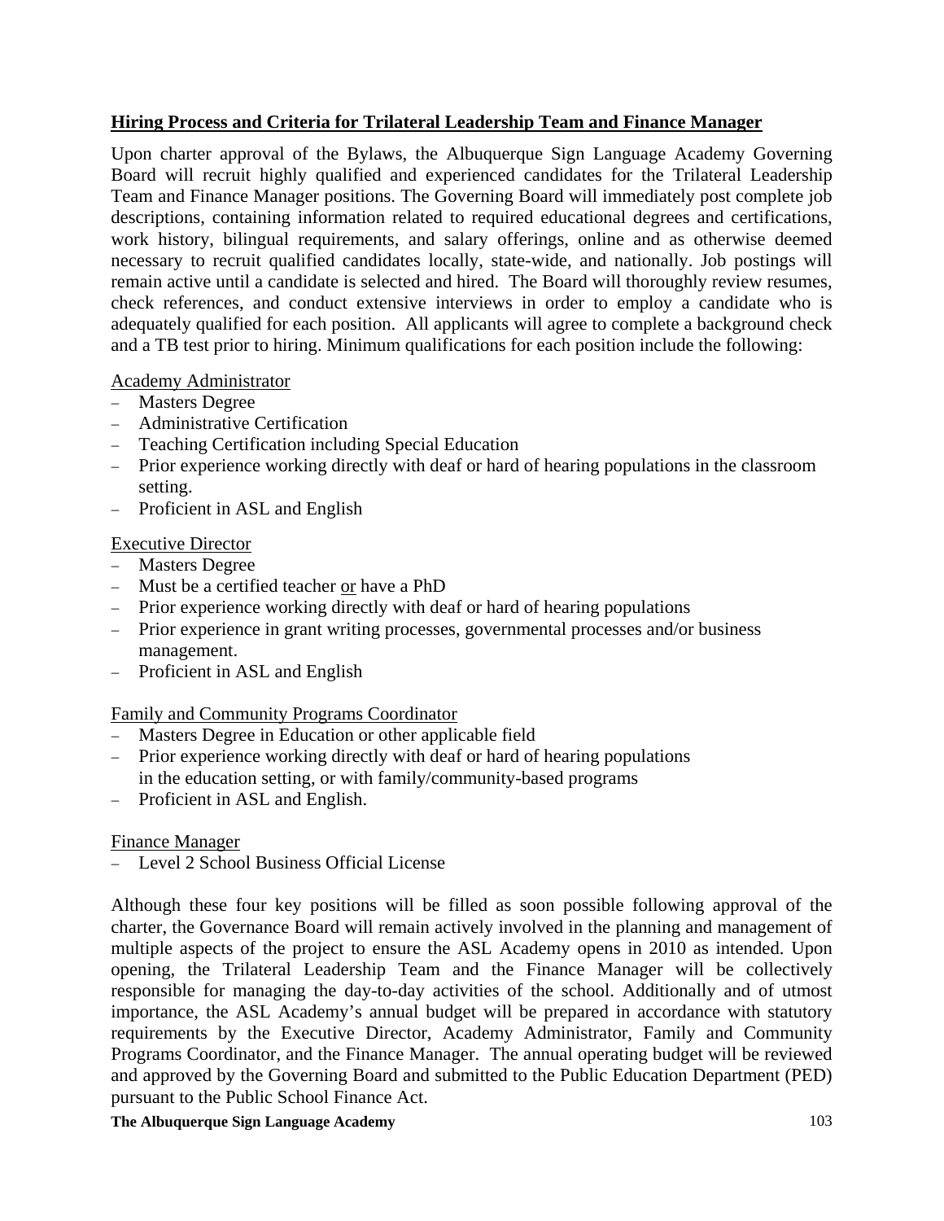**Hiring Process and Criteria for Trilateral Leadership Team and Finance Manager**

Upon charter approval of the Bylaws, the Albuquerque Sign Language Academy Governing Board will recruit highly qualified and experienced candidates for the Trilateral Leadership Team and Finance Manager positions. The Governing Board will immediately post complete job descriptions, containing information related to required educational degrees and certifications, work history, bilingual requirements, and salary offerings, online and as otherwise deemed necessary to recruit qualified candidates locally, state-wide, and nationally. Job postings will remain active until a candidate is selected and hired. The Board will thoroughly review resumes, check references, and conduct extensive interviews in order to employ a candidate who is adequately qualified for each position. All applicants will agree to complete a background check and a TB test prior to hiring. Minimum qualifications for each position include the following:

Academy Administrator

- Masters Degree
- Administrative Certification
- Teaching Certification including Special Education
- Prior experience working directly with deaf or hard of hearing populations in the classroom setting.
- Proficient in ASL and English

Executive Director

- Masters Degree
- Must be a certified teacher or have a PhD
- Prior experience working directly with deaf or hard of hearing populations
- Prior experience in grant writing processes, governmental processes and/or business management.
- Proficient in ASL and English

Family and Community Programs Coordinator

- Masters Degree in Education or other applicable field
- Prior experience working directly with deaf or hard of hearing populations in the education setting, or with family/community-based programs
- Proficient in ASL and English.

Finance Manager

- Level 2 School Business Official License

Although these four key positions will be filled as soon possible following approval of the charter, the Governance Board will remain actively involved in the planning and management of multiple aspects of the project to ensure the ASL Academy opens in 2010 as intended. Upon opening, the Trilateral Leadership Team and the Finance Manager will be collectively responsible for managing the day-to-day activities of the school. Additionally and of utmost importance, the ASL Academy's annual budget will be prepared in accordance with statutory requirements by the Executive Director, Academy Administrator, Family and Community Programs Coordinator, and the Finance Manager. The annual operating budget will be reviewed and approved by the Governing Board and submitted to the Public Education Department (PED) pursuant to the Public School Finance Act.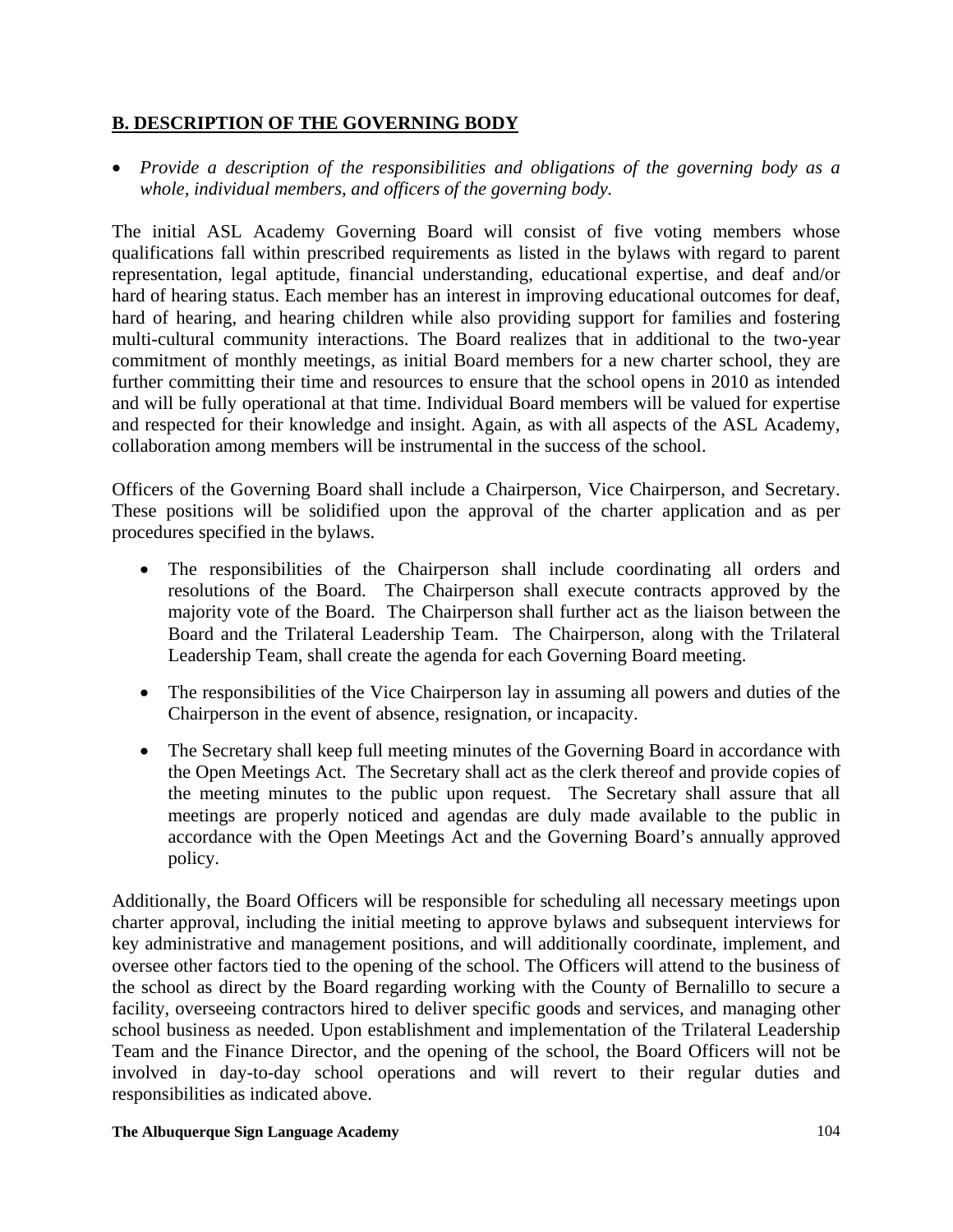## B. DESCRIPTION OF THE GOVERNING BODY

- *Provide a description of the responsibilities and obligations of the governing body as a whole, individual members, and officers of the governing body.*

The initial ASL Academy Governing Board will consist of five voting members whose qualifications fall within prescribed requirements as listed in the bylaws with regard to parent representation, legal aptitude, financial understanding, educational expertise, and deaf and/or hard of hearing status. Each member has an interest in improving educational outcomes for deaf, hard of hearing, and hearing children while also providing support for families and fostering multi-cultural community interactions. The Board realizes that in additional to the two-year commitment of monthly meetings, as initial Board members for a new charter school, they are further committing their time and resources to ensure that the school opens in 2010 as intended and will be fully operational at that time. Individual Board members will be valued for expertise and respected for their knowledge and insight. Again, as with all aspects of the ASL Academy, collaboration among members will be instrumental in the success of the school.

Officers of the Governing Board shall include a Chairperson, Vice Chairperson, and Secretary. These positions will be solidified upon the approval of the charter application and as per procedures specified in the bylaws.

- The responsibilities of the Chairperson shall include coordinating all orders and resolutions of the Board. The Chairperson shall execute contracts approved by the majority vote of the Board. The Chairperson shall further act as the liaison between the Board and the Trilateral Leadership Team. The Chairperson, along with the Trilateral Leadership Team, shall create the agenda for each Governing Board meeting.

- The responsibilities of the Vice Chairperson lay in assuming all powers and duties of the Chairperson in the event of absence, resignation, or incapacity.

- The Secretary shall keep full meeting minutes of the Governing Board in accordance with the Open Meetings Act. The Secretary shall act as the clerk thereof and provide copies of the meeting minutes to the public upon request. The Secretary shall assure that all meetings are properly noticed and agendas are duly made available to the public in accordance with the Open Meetings Act and the Governing Board's annually approved policy.

Additionally, the Board Officers will be responsible for scheduling all necessary meetings upon charter approval, including the initial meeting to approve bylaws and subsequent interviews for key administrative and management positions, and will additionally coordinate, implement, and oversee other factors tied to the opening of the school. The Officers will attend to the business of the school as direct by the Board regarding working with the County of Bernalillo to secure a facility, overseeing contractors hired to deliver specific goods and services, and managing other school business as needed. Upon establishment and implementation of the Trilateral Leadership Team and the Finance Director, and the opening of the school, the Board Officers will not be involved in day-to-day school operations and will revert to their regular duties and responsibilities as indicated above.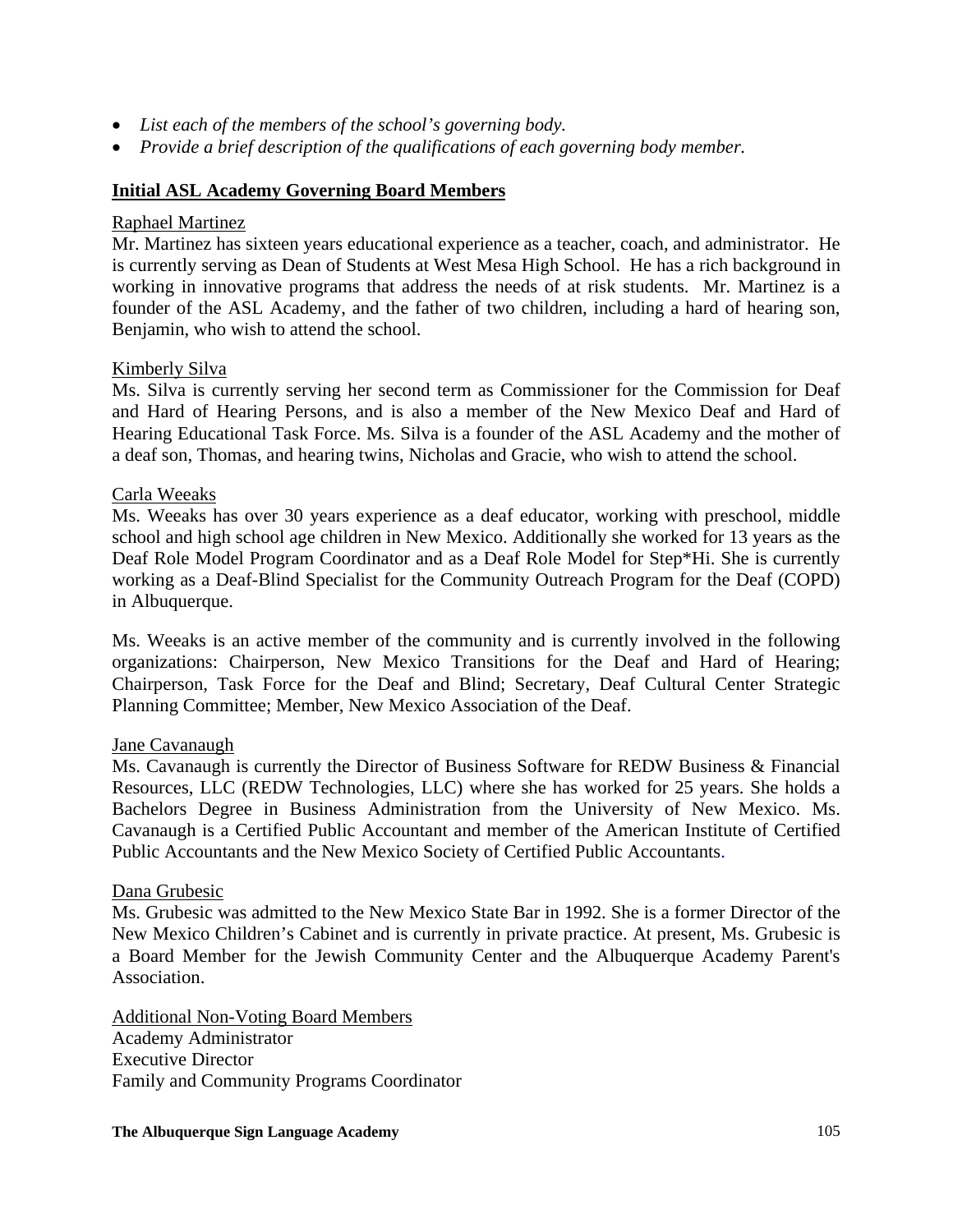- *List each of the members of the school's governing body.*
- *Provide a brief description of the qualifications of each governing body member.*

## Initial ASL Academy Governing Board Members

### Raphael Martinez

Mr. Martinez has sixteen years educational experience as a teacher, coach, and administrator. He is currently serving as Dean of Students at West Mesa High School. He has a rich background in working in innovative programs that address the needs of at risk students. Mr. Martinez is a founder of the ASL Academy, and the father of two children, including a hard of hearing son, Benjamin, who wish to attend the school.

### Kimberly Silva

Ms. Silva is currently serving her second term as Commissioner for the Commission for Deaf and Hard of Hearing Persons, and is also a member of the New Mexico Deaf and Hard of Hearing Educational Task Force. Ms. Silva is a founder of the ASL Academy and the mother of a deaf son, Thomas, and hearing twins, Nicholas and Gracie, who wish to attend the school.

### Carla Weeaks

Ms. Weeaks has over 30 years experience as a deaf educator, working with preschool, middle school and high school age children in New Mexico. Additionally she worked for 13 years as the Deaf Role Model Program Coordinator and as a Deaf Role Model for Step*Hi. She is currently working as a Deaf-Blind Specialist for the Community Outreach Program for the Deaf (COPD) in Albuquerque.

Ms. Weeaks is an active member of the community and is currently involved in the following organizations: Chairperson, New Mexico Transitions for the Deaf and Hard of Hearing; Chairperson, Task Force for the Deaf and Blind; Secretary, Deaf Cultural Center Strategic Planning Committee; Member, New Mexico Association of the Deaf.

### Jane Cavanaugh

Ms. Cavanaugh is currently the Director of Business Software for REDW Business & Financial Resources, LLC (REDW Technologies, LLC) where she has worked for 25 years. She holds a Bachelors Degree in Business Administration from the University of New Mexico. Ms. Cavanaugh is a Certified Public Accountant and member of the American Institute of Certified Public Accountants and the New Mexico Society of Certified Public Accountants.

### Dana Grubesic

Ms. Grubesic was admitted to the New Mexico State Bar in 1992. She is a former Director of the New Mexico Children's Cabinet and is currently in private practice. At present, Ms. Grubesic is a Board Member for the Jewish Community Center and the Albuquerque Academy Parent's Association.

### Additional Non-Voting Board Members

Academy Administrator
Executive Director
Family and Community Programs Coordinator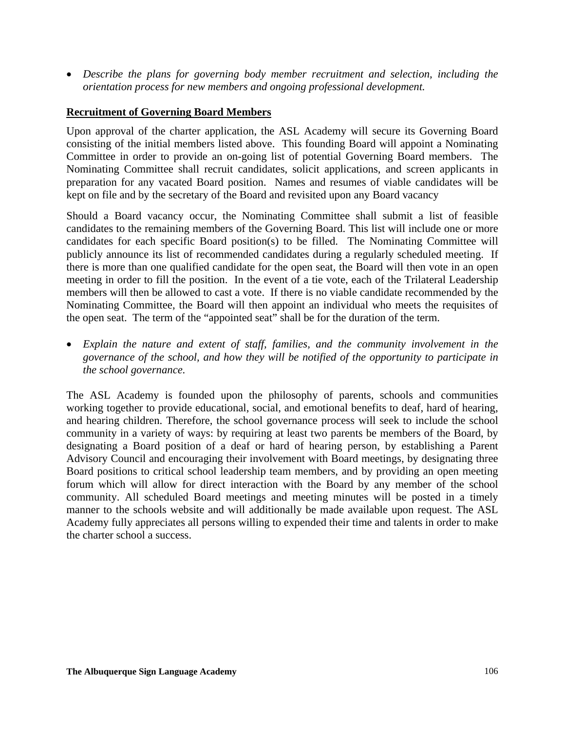- *Describe the plans for governing body member recruitment and selection, including the orientation process for new members and ongoing professional development.*

**Recruitment of Governing Board Members**

Upon approval of the charter application, the ASL Academy will secure its Governing Board consisting of the initial members listed above. This founding Board will appoint a Nominating Committee in order to provide an on-going list of potential Governing Board members. The Nominating Committee shall recruit candidates, solicit applications, and screen applicants in preparation for any vacated Board position. Names and resumes of viable candidates will be kept on file and by the secretary of the Board and revisited upon any Board vacancy

Should a Board vacancy occur, the Nominating Committee shall submit a list of feasible candidates to the remaining members of the Governing Board. This list will include one or more candidates for each specific Board position(s) to be filled. The Nominating Committee will publicly announce its list of recommended candidates during a regularly scheduled meeting. If there is more than one qualified candidate for the open seat, the Board will then vote in an open meeting in order to fill the position. In the event of a tie vote, each of the Trilateral Leadership members will then be allowed to cast a vote. If there is no viable candidate recommended by the Nominating Committee, the Board will then appoint an individual who meets the requisites of the open seat. The term of the "appointed seat" shall be for the duration of the term.

- *Explain the nature and extent of staff, families, and the community involvement in the governance of the school, and how they will be notified of the opportunity to participate in the school governance.*

The ASL Academy is founded upon the philosophy of parents, schools and communities working together to provide educational, social, and emotional benefits to deaf, hard of hearing, and hearing children. Therefore, the school governance process will seek to include the school community in a variety of ways: by requiring at least two parents be members of the Board, by designating a Board position of a deaf or hard of hearing person, by establishing a Parent Advisory Council and encouraging their involvement with Board meetings, by designating three Board positions to critical school leadership team members, and by providing an open meeting forum which will allow for direct interaction with the Board by any member of the school community. All scheduled Board meetings and meeting minutes will be posted in a timely manner to the schools website and will additionally be made available upon request. The ASL Academy fully appreciates all persons willing to expended their time and talents in order to make the charter school a success.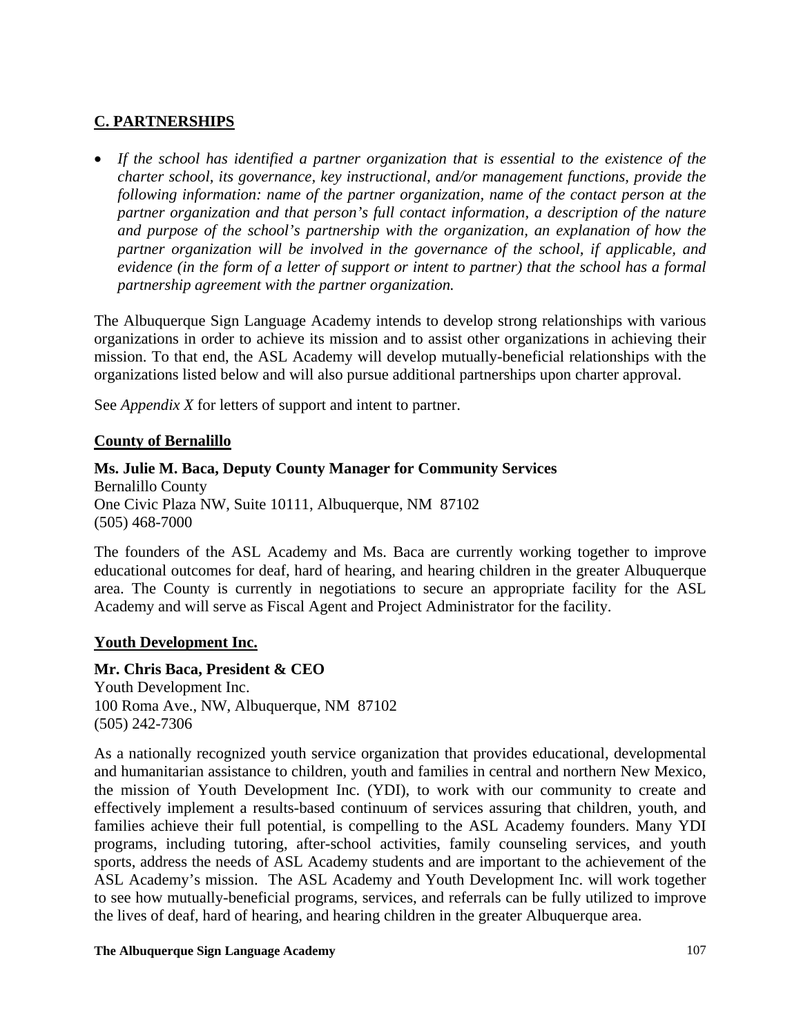## C. PARTNERSHIPS

- *If the school has identified a partner organization that is essential to the existence of the charter school, its governance, key instructional, and/or management functions, provide the following information: name of the partner organization, name of the contact person at the partner organization and that person's full contact information, a description of the nature and purpose of the school's partnership with the organization, an explanation of how the partner organization will be involved in the governance of the school, if applicable, and evidence (in the form of a letter of support or intent to partner) that the school has a formal partnership agreement with the partner organization.*

The Albuquerque Sign Language Academy intends to develop strong relationships with various organizations in order to achieve its mission and to assist other organizations in achieving their mission. To that end, the ASL Academy will develop mutually-beneficial relationships with the organizations listed below and will also pursue additional partnerships upon charter approval.

See *Appendix X* for letters of support and intent to partner.

### County of Bernalillo

**Ms. Julie M. Baca, Deputy County Manager for Community Services**
Bernalillo County
One Civic Plaza NW, Suite 10111, Albuquerque, NM 87102
(505) 468-7000

The founders of the ASL Academy and Ms. Baca are currently working together to improve educational outcomes for deaf, hard of hearing, and hearing children in the greater Albuquerque area. The County is currently in negotiations to secure an appropriate facility for the ASL Academy and will serve as Fiscal Agent and Project Administrator for the facility.

### Youth Development Inc.

**Mr. Chris Baca, President & CEO**
Youth Development Inc.
100 Roma Ave., NW, Albuquerque, NM 87102
(505) 242-7306

As a nationally recognized youth service organization that provides educational, developmental and humanitarian assistance to children, youth and families in central and northern New Mexico, the mission of Youth Development Inc. (YDI), to work with our community to create and effectively implement a results-based continuum of services assuring that children, youth, and families achieve their full potential, is compelling to the ASL Academy founders. Many YDI programs, including tutoring, after-school activities, family counseling services, and youth sports, address the needs of ASL Academy students and are important to the achievement of the ASL Academy's mission. The ASL Academy and Youth Development Inc. will work together to see how mutually-beneficial programs, services, and referrals can be fully utilized to improve the lives of deaf, hard of hearing, and hearing children in the greater Albuquerque area.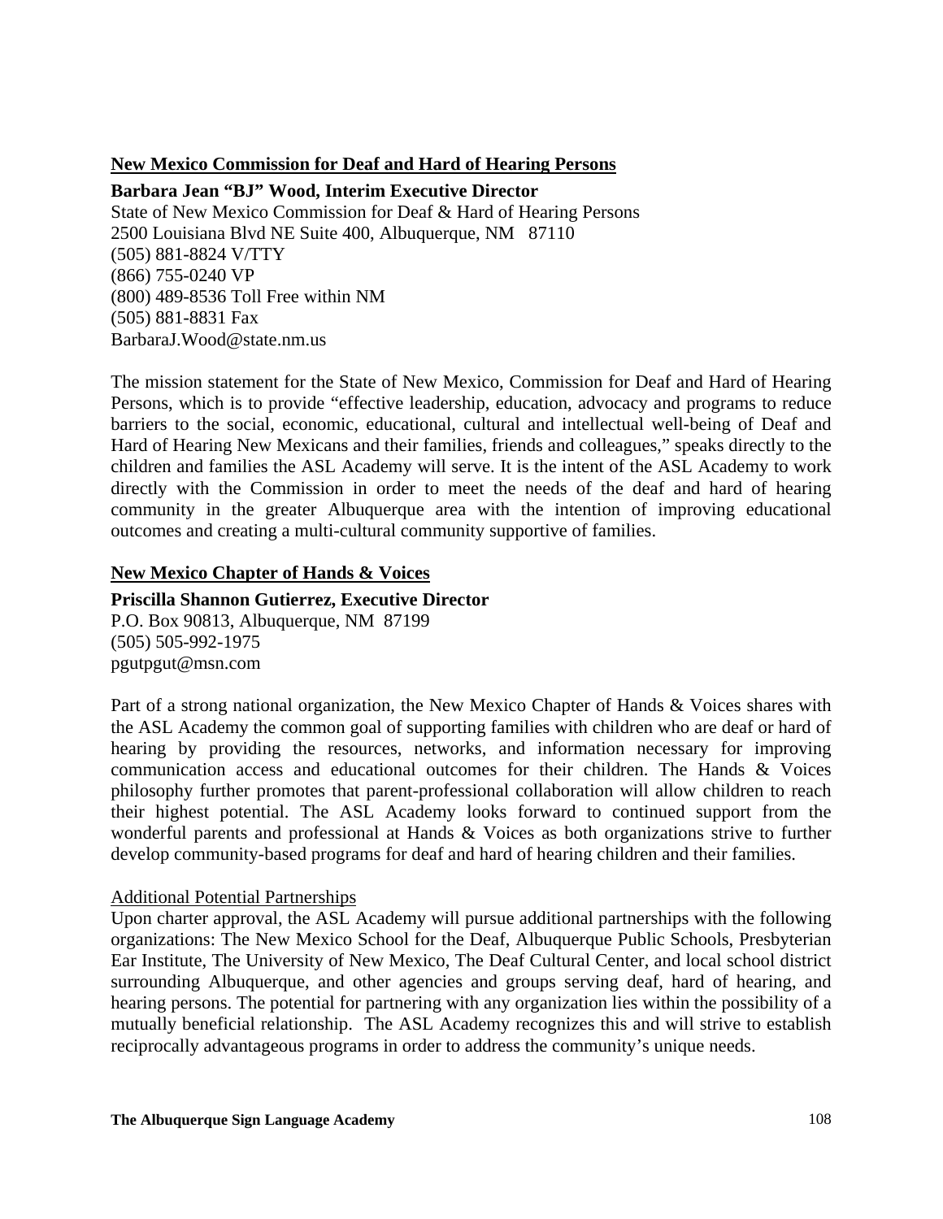**<u>New Mexico Commission for Deaf and Hard of Hearing Persons</u>**

**Barbara Jean "BJ" Wood, Interim Executive Director**
State of New Mexico Commission for Deaf & Hard of Hearing Persons
2500 Louisiana Blvd NE Suite 400, Albuquerque, NM 87110
(505) 881-8824 V/TTY
(866) 755-0240 VP
(800) 489-8536 Toll Free within NM
(505) 881-8831 Fax
BarbaraJ.Wood@state.nm.us

The mission statement for the State of New Mexico, Commission for Deaf and Hard of Hearing Persons, which is to provide "effective leadership, education, advocacy and programs to reduce barriers to the social, economic, educational, cultural and intellectual well-being of Deaf and Hard of Hearing New Mexicans and their families, friends and colleagues," speaks directly to the children and families the ASL Academy will serve. It is the intent of the ASL Academy to work directly with the Commission in order to meet the needs of the deaf and hard of hearing community in the greater Albuquerque area with the intention of improving educational outcomes and creating a multi-cultural community supportive of families.

**<u>New Mexico Chapter of Hands & Voices</u>**

**Priscilla Shannon Gutierrez, Executive Director**
P.O. Box 90813, Albuquerque, NM 87199
(505) 505-992-1975
pgutpgut@msn.com

Part of a strong national organization, the New Mexico Chapter of Hands & Voices shares with the ASL Academy the common goal of supporting families with children who are deaf or hard of hearing by providing the resources, networks, and information necessary for improving communication access and educational outcomes for their children. The Hands & Voices philosophy further promotes that parent-professional collaboration will allow children to reach their highest potential. The ASL Academy looks forward to continued support from the wonderful parents and professional at Hands & Voices as both organizations strive to further develop community-based programs for deaf and hard of hearing children and their families.

<u>Additional Potential Partnerships</u>
Upon charter approval, the ASL Academy will pursue additional partnerships with the following organizations: The New Mexico School for the Deaf, Albuquerque Public Schools, Presbyterian Ear Institute, The University of New Mexico, The Deaf Cultural Center, and local school district surrounding Albuquerque, and other agencies and groups serving deaf, hard of hearing, and hearing persons. The potential for partnering with any organization lies within the possibility of a mutually beneficial relationship. The ASL Academy recognizes this and will strive to establish reciprocally advantageous programs in order to address the community's unique needs.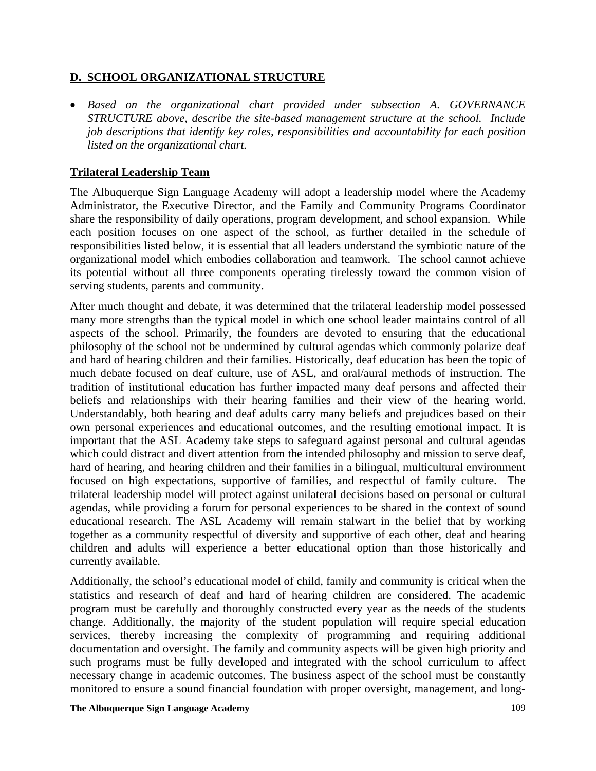## D. SCHOOL ORGANIZATIONAL STRUCTURE

- *Based on the organizational chart provided under subsection A. GOVERNANCE STRUCTURE above, describe the site-based management structure at the school. Include job descriptions that identify key roles, responsibilities and accountability for each position listed on the organizational chart.*

### Trilateral Leadership Team

The Albuquerque Sign Language Academy will adopt a leadership model where the Academy Administrator, the Executive Director, and the Family and Community Programs Coordinator share the responsibility of daily operations, program development, and school expansion. While each position focuses on one aspect of the school, as further detailed in the schedule of responsibilities listed below, it is essential that all leaders understand the symbiotic nature of the organizational model which embodies collaboration and teamwork. The school cannot achieve its potential without all three components operating tirelessly toward the common vision of serving students, parents and community.

After much thought and debate, it was determined that the trilateral leadership model possessed many more strengths than the typical model in which one school leader maintains control of all aspects of the school. Primarily, the founders are devoted to ensuring that the educational philosophy of the school not be undermined by cultural agendas which commonly polarize deaf and hard of hearing children and their families. Historically, deaf education has been the topic of much debate focused on deaf culture, use of ASL, and oral/aural methods of instruction. The tradition of institutional education has further impacted many deaf persons and affected their beliefs and relationships with their hearing families and their view of the hearing world. Understandably, both hearing and deaf adults carry many beliefs and prejudices based on their own personal experiences and educational outcomes, and the resulting emotional impact. It is important that the ASL Academy take steps to safeguard against personal and cultural agendas which could distract and divert attention from the intended philosophy and mission to serve deaf, hard of hearing, and hearing children and their families in a bilingual, multicultural environment focused on high expectations, supportive of families, and respectful of family culture. The trilateral leadership model will protect against unilateral decisions based on personal or cultural agendas, while providing a forum for personal experiences to be shared in the context of sound educational research. The ASL Academy will remain stalwart in the belief that by working together as a community respectful of diversity and supportive of each other, deaf and hearing children and adults will experience a better educational option than those historically and currently available.

Additionally, the school's educational model of child, family and community is critical when the statistics and research of deaf and hard of hearing children are considered. The academic program must be carefully and thoroughly constructed every year as the needs of the students change. Additionally, the majority of the student population will require special education services, thereby increasing the complexity of programming and requiring additional documentation and oversight. The family and community aspects will be given high priority and such programs must be fully developed and integrated with the school curriculum to affect necessary change in academic outcomes. The business aspect of the school must be constantly monitored to ensure a sound financial foundation with proper oversight, management, and long-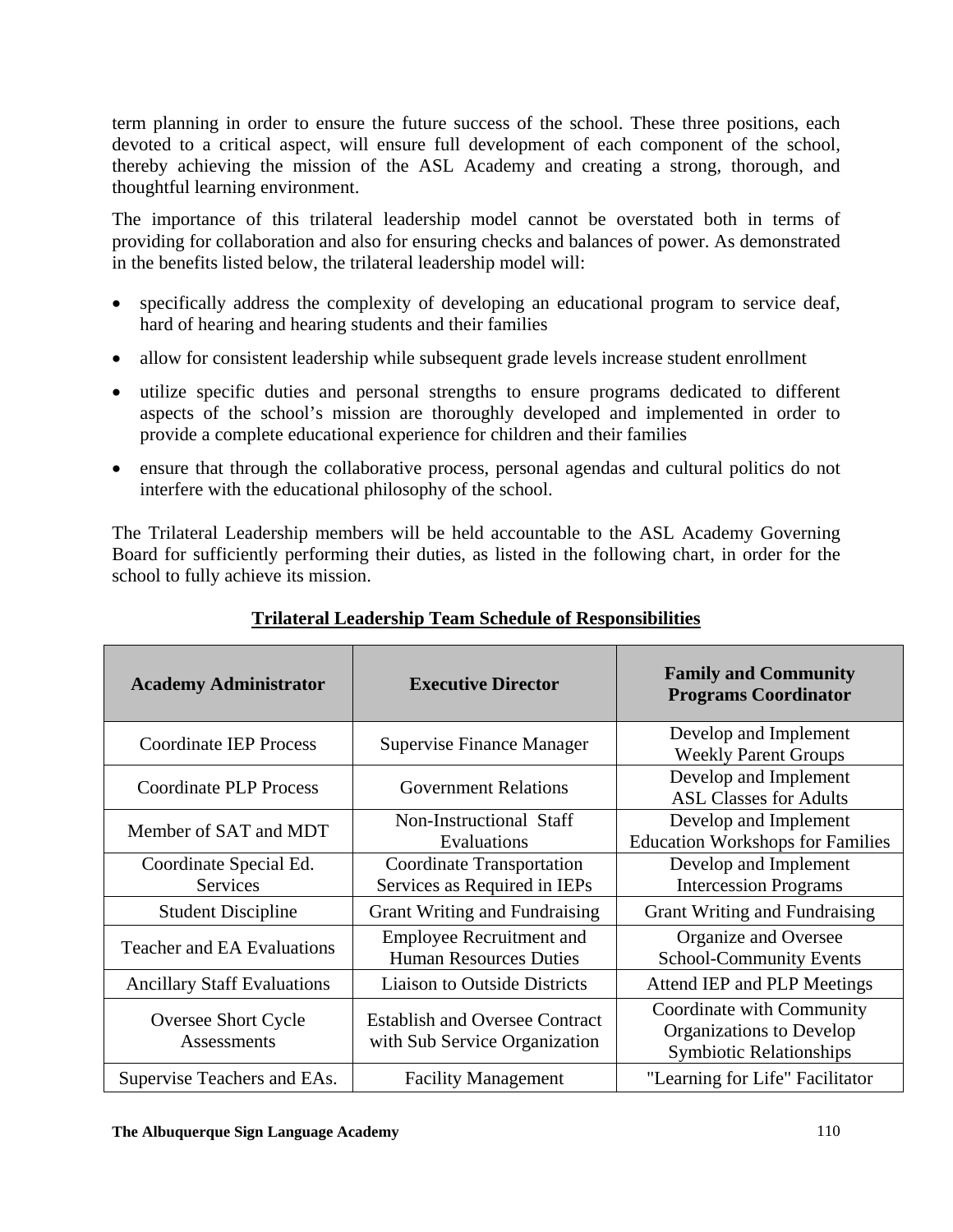term planning in order to ensure the future success of the school. These three positions, each devoted to a critical aspect, will ensure full development of each component of the school, thereby achieving the mission of the ASL Academy and creating a strong, thorough, and thoughtful learning environment.

The importance of this trilateral leadership model cannot be overstated both in terms of providing for collaboration and also for ensuring checks and balances of power. As demonstrated in the benefits listed below, the trilateral leadership model will:

- specifically address the complexity of developing an educational program to service deaf, hard of hearing and hearing students and their families
- allow for consistent leadership while subsequent grade levels increase student enrollment
- utilize specific duties and personal strengths to ensure programs dedicated to different aspects of the school's mission are thoroughly developed and implemented in order to provide a complete educational experience for children and their families
- ensure that through the collaborative process, personal agendas and cultural politics do not interfere with the educational philosophy of the school.

The Trilateral Leadership members will be held accountable to the ASL Academy Governing Board for sufficiently performing their duties, as listed in the following chart, in order for the school to fully achieve its mission.

**Trilateral Leadership Team Schedule of Responsibilities**

| Academy Administrator | Executive Director | Family and Community Programs Coordinator |
|---|---|---|
| Coordinate IEP Process | Supervise Finance Manager | Develop and Implement Weekly Parent Groups |
| Coordinate PLP Process | Government Relations | Develop and Implement ASL Classes for Adults |
| Member of SAT and MDT | Non-Instructional Staff Evaluations | Develop and Implement Education Workshops for Families |
| Coordinate Special Ed. Services | Coordinate Transportation Services as Required in IEPs | Develop and Implement Intercession Programs |
| Student Discipline | Grant Writing and Fundraising | Grant Writing and Fundraising |
| Teacher and EA Evaluations | Employee Recruitment and Human Resources Duties | Organize and Oversee School-Community Events |
| Ancillary Staff Evaluations | Liaison to Outside Districts | Attend IEP and PLP Meetings |
| Oversee Short Cycle Assessments | Establish and Oversee Contract with Sub Service Organization | Coordinate with Community Organizations to Develop Symbiotic Relationships |
| Supervise Teachers and EAs. | Facility Management | "Learning for Life" Facilitator |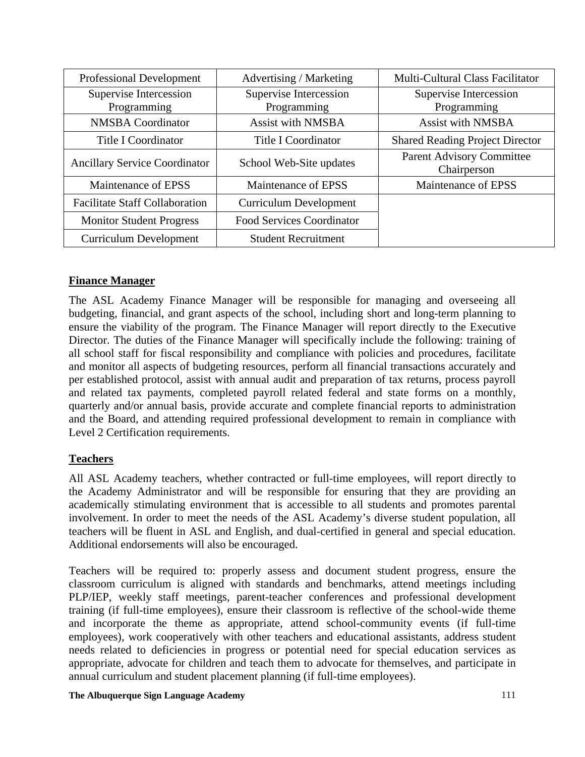| Professional Development | Advertising / Marketing | Multi-Cultural Class Facilitator |
|---|---|---|
| Supervise Intercession Programming | Supervise Intercession Programming | Supervise Intercession Programming |
| NMSBA Coordinator | Assist with NMSBA | Assist with NMSBA |
| Title I Coordinator | Title I Coordinator | Shared Reading Project Director |
| Ancillary Service Coordinator | School Web-Site updates | Parent Advisory Committee Chairperson |
| Maintenance of EPSS | Maintenance of EPSS | Maintenance of EPSS |
| Facilitate Staff Collaboration | Curriculum Development | |
| Monitor Student Progress | Food Services Coordinator | |
| Curriculum Development | Student Recruitment | |

**Finance Manager**

The ASL Academy Finance Manager will be responsible for managing and overseeing all budgeting, financial, and grant aspects of the school, including short and long-term planning to ensure the viability of the program. The Finance Manager will report directly to the Executive Director. The duties of the Finance Manager will specifically include the following: training of all school staff for fiscal responsibility and compliance with policies and procedures, facilitate and monitor all aspects of budgeting resources, perform all financial transactions accurately and per established protocol, assist with annual audit and preparation of tax returns, process payroll and related tax payments, completed payroll related federal and state forms on a monthly, quarterly and/or annual basis, provide accurate and complete financial reports to administration and the Board, and attending required professional development to remain in compliance with Level 2 Certification requirements.

**Teachers**

All ASL Academy teachers, whether contracted or full-time employees, will report directly to the Academy Administrator and will be responsible for ensuring that they are providing an academically stimulating environment that is accessible to all students and promotes parental involvement. In order to meet the needs of the ASL Academy's diverse student population, all teachers will be fluent in ASL and English, and dual-certified in general and special education. Additional endorsements will also be encouraged.

Teachers will be required to: properly assess and document student progress, ensure the classroom curriculum is aligned with standards and benchmarks, attend meetings including PLP/IEP, weekly staff meetings, parent-teacher conferences and professional development training (if full-time employees), ensure their classroom is reflective of the school-wide theme and incorporate the theme as appropriate, attend school-community events (if full-time employees), work cooperatively with other teachers and educational assistants, address student needs related to deficiencies in progress or potential need for special education services as appropriate, advocate for children and teach them to advocate for themselves, and participate in annual curriculum and student placement planning (if full-time employees).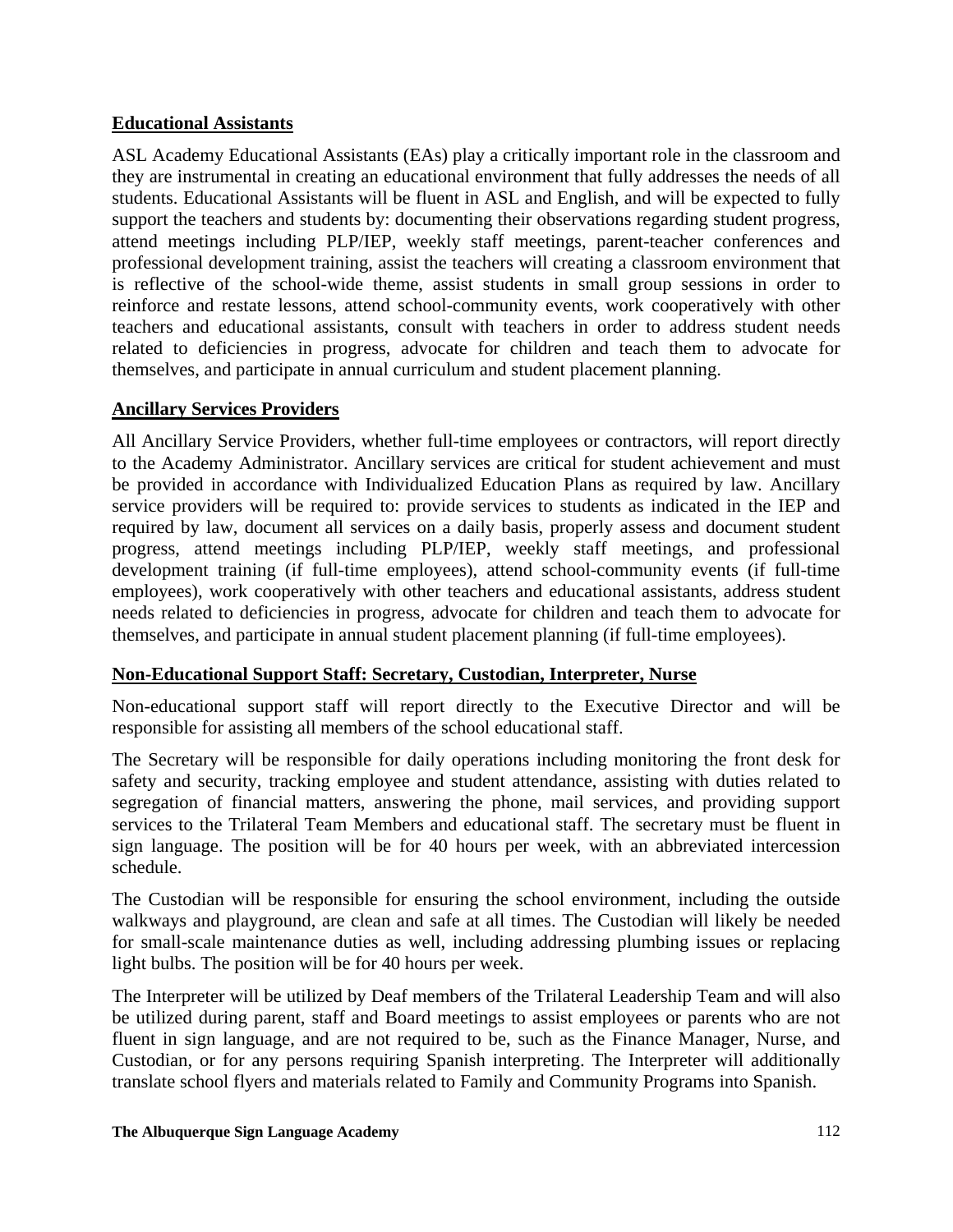**Educational Assistants**

ASL Academy Educational Assistants (EAs) play a critically important role in the classroom and they are instrumental in creating an educational environment that fully addresses the needs of all students. Educational Assistants will be fluent in ASL and English, and will be expected to fully support the teachers and students by: documenting their observations regarding student progress, attend meetings including PLP/IEP, weekly staff meetings, parent-teacher conferences and professional development training, assist the teachers will creating a classroom environment that is reflective of the school-wide theme, assist students in small group sessions in order to reinforce and restate lessons, attend school-community events, work cooperatively with other teachers and educational assistants, consult with teachers in order to address student needs related to deficiencies in progress, advocate for children and teach them to advocate for themselves, and participate in annual curriculum and student placement planning.

**Ancillary Services Providers**

All Ancillary Service Providers, whether full-time employees or contractors, will report directly to the Academy Administrator. Ancillary services are critical for student achievement and must be provided in accordance with Individualized Education Plans as required by law. Ancillary service providers will be required to: provide services to students as indicated in the IEP and required by law, document all services on a daily basis, properly assess and document student progress, attend meetings including PLP/IEP, weekly staff meetings, and professional development training (if full-time employees), attend school-community events (if full-time employees), work cooperatively with other teachers and educational assistants, address student needs related to deficiencies in progress, advocate for children and teach them to advocate for themselves, and participate in annual student placement planning (if full-time employees).

**Non-Educational Support Staff: Secretary, Custodian, Interpreter, Nurse**

Non-educational support staff will report directly to the Executive Director and will be responsible for assisting all members of the school educational staff.

The Secretary will be responsible for daily operations including monitoring the front desk for safety and security, tracking employee and student attendance, assisting with duties related to segregation of financial matters, answering the phone, mail services, and providing support services to the Trilateral Team Members and educational staff. The secretary must be fluent in sign language. The position will be for 40 hours per week, with an abbreviated intercession schedule.

The Custodian will be responsible for ensuring the school environment, including the outside walkways and playground, are clean and safe at all times. The Custodian will likely be needed for small-scale maintenance duties as well, including addressing plumbing issues or replacing light bulbs. The position will be for 40 hours per week.

The Interpreter will be utilized by Deaf members of the Trilateral Leadership Team and will also be utilized during parent, staff and Board meetings to assist employees or parents who are not fluent in sign language, and are not required to be, such as the Finance Manager, Nurse, and Custodian, or for any persons requiring Spanish interpreting. The Interpreter will additionally translate school flyers and materials related to Family and Community Programs into Spanish.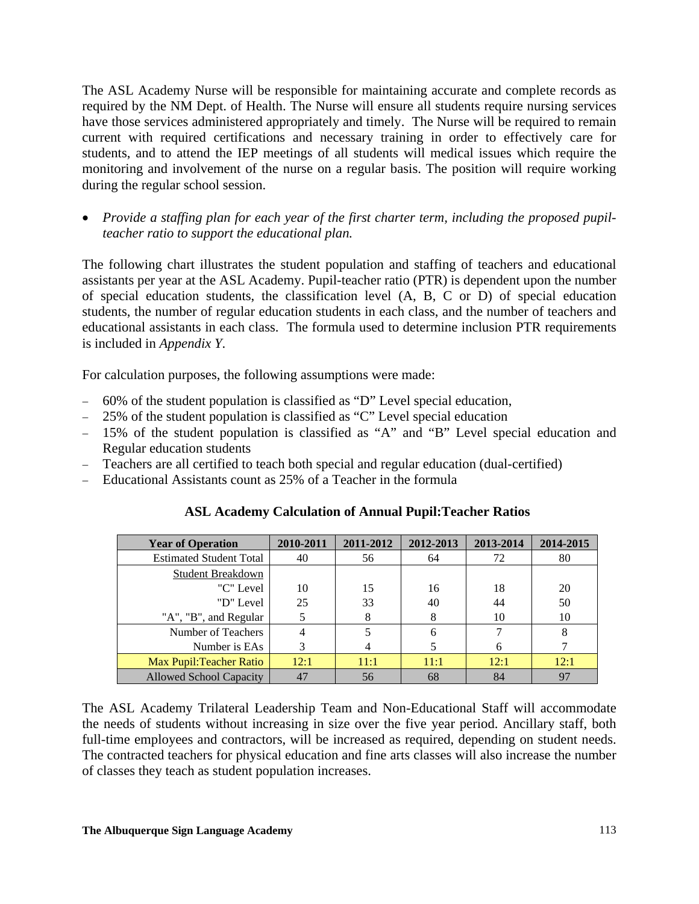The ASL Academy Nurse will be responsible for maintaining accurate and complete records as required by the NM Dept. of Health. The Nurse will ensure all students require nursing services have those services administered appropriately and timely. The Nurse will be required to remain current with required certifications and necessary training in order to effectively care for students, and to attend the IEP meetings of all students will medical issues which require the monitoring and involvement of the nurse on a regular basis. The position will require working during the regular school session.

- *Provide a staffing plan for each year of the first charter term, including the proposed pupil-teacher ratio to support the educational plan.*

The following chart illustrates the student population and staffing of teachers and educational assistants per year at the ASL Academy. Pupil-teacher ratio (PTR) is dependent upon the number of special education students, the classification level (A, B, C or D) of special education students, the number of regular education students in each class, and the number of teachers and educational assistants in each class. The formula used to determine inclusion PTR requirements is included in *Appendix Y*.

For calculation purposes, the following assumptions were made:

- 60% of the student population is classified as "D" Level special education,
- 25% of the student population is classified as "C" Level special education
- 15% of the student population is classified as "A" and "B" Level special education and Regular education students
- Teachers are all certified to teach both special and regular education (dual-certified)
- Educational Assistants count as 25% of a Teacher in the formula

**ASL Academy Calculation of Annual Pupil:Teacher Ratios**

| Year of Operation | 2010-2011 | 2011-2012 | 2012-2013 | 2013-2014 | 2014-2015 |
|---|---|---|---|---|---|
| Estimated Student Total | 40 | 56 | 64 | 72 | 80 |
| Student Breakdown | | | | | |
| "C" Level | 10 | 15 | 16 | 18 | 20 |
| "D" Level | 25 | 33 | 40 | 44 | 50 |
| "A", "B", and Regular | 5 | 8 | 8 | 10 | 10 |
| Number of Teachers | 4 | 5 | 6 | 7 | 8 |
| Number is EAs | 3 | 4 | 5 | 6 | 7 |
| Max Pupil:Teacher Ratio | 12:1 | 11:1 | 11:1 | 12:1 | 12:1 |
| Allowed School Capacity | 47 | 56 | 68 | 84 | 97 |

The ASL Academy Trilateral Leadership Team and Non-Educational Staff will accommodate the needs of students without increasing in size over the five year period. Ancillary staff, both full-time employees and contractors, will be increased as required, depending on student needs. The contracted teachers for physical education and fine arts classes will also increase the number of classes they teach as student population increases.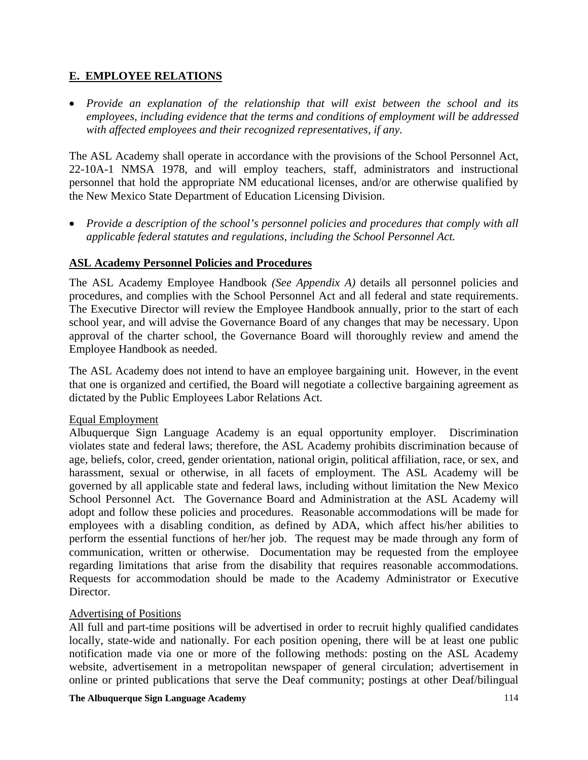## E. EMPLOYEE RELATIONS

- *Provide an explanation of the relationship that will exist between the school and its employees, including evidence that the terms and conditions of employment will be addressed with affected employees and their recognized representatives, if any.*

The ASL Academy shall operate in accordance with the provisions of the School Personnel Act, 22-10A-1 NMSA 1978, and will employ teachers, staff, administrators and instructional personnel that hold the appropriate NM educational licenses, and/or are otherwise qualified by the New Mexico State Department of Education Licensing Division.

- *Provide a description of the school's personnel policies and procedures that comply with all applicable federal statutes and regulations, including the School Personnel Act.*

### ASL Academy Personnel Policies and Procedures

The ASL Academy Employee Handbook *(See Appendix A)* details all personnel policies and procedures, and complies with the School Personnel Act and all federal and state requirements. The Executive Director will review the Employee Handbook annually, prior to the start of each school year, and will advise the Governance Board of any changes that may be necessary. Upon approval of the charter school, the Governance Board will thoroughly review and amend the Employee Handbook as needed.

The ASL Academy does not intend to have an employee bargaining unit. However, in the event that one is organized and certified, the Board will negotiate a collective bargaining agreement as dictated by the Public Employees Labor Relations Act.

#### Equal Employment

Albuquerque Sign Language Academy is an equal opportunity employer. Discrimination violates state and federal laws; therefore, the ASL Academy prohibits discrimination because of age, beliefs, color, creed, gender orientation, national origin, political affiliation, race, or sex, and harassment, sexual or otherwise, in all facets of employment. The ASL Academy will be governed by all applicable state and federal laws, including without limitation the New Mexico School Personnel Act. The Governance Board and Administration at the ASL Academy will adopt and follow these policies and procedures. Reasonable accommodations will be made for employees with a disabling condition, as defined by ADA, which affect his/her abilities to perform the essential functions of her/her job. The request may be made through any form of communication, written or otherwise. Documentation may be requested from the employee regarding limitations that arise from the disability that requires reasonable accommodations. Requests for accommodation should be made to the Academy Administrator or Executive Director.

#### Advertising of Positions

All full and part-time positions will be advertised in order to recruit highly qualified candidates locally, state-wide and nationally. For each position opening, there will be at least one public notification made via one or more of the following methods: posting on the ASL Academy website, advertisement in a metropolitan newspaper of general circulation; advertisement in online or printed publications that serve the Deaf community; postings at other Deaf/bilingual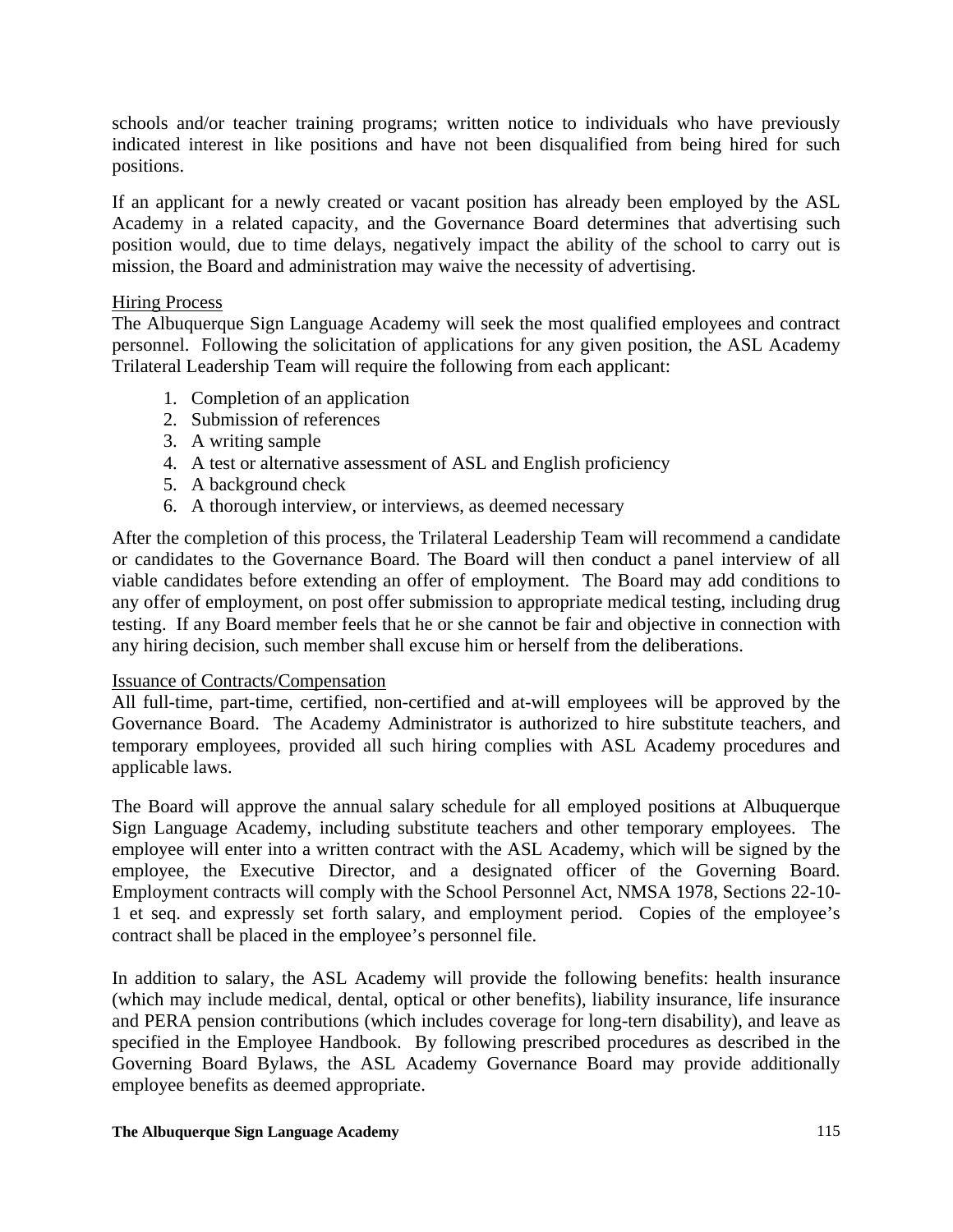schools and/or teacher training programs; written notice to individuals who have previously indicated interest in like positions and have not been disqualified from being hired for such positions.

If an applicant for a newly created or vacant position has already been employed by the ASL Academy in a related capacity, and the Governance Board determines that advertising such position would, due to time delays, negatively impact the ability of the school to carry out is mission, the Board and administration may waive the necessity of advertising.

Hiring Process

The Albuquerque Sign Language Academy will seek the most qualified employees and contract personnel. Following the solicitation of applications for any given position, the ASL Academy Trilateral Leadership Team will require the following from each applicant:

1. Completion of an application
2. Submission of references
3. A writing sample
4. A test or alternative assessment of ASL and English proficiency
5. A background check
6. A thorough interview, or interviews, as deemed necessary

After the completion of this process, the Trilateral Leadership Team will recommend a candidate or candidates to the Governance Board. The Board will then conduct a panel interview of all viable candidates before extending an offer of employment. The Board may add conditions to any offer of employment, on post offer submission to appropriate medical testing, including drug testing. If any Board member feels that he or she cannot be fair and objective in connection with any hiring decision, such member shall excuse him or herself from the deliberations.

Issuance of Contracts/Compensation

All full-time, part-time, certified, non-certified and at-will employees will be approved by the Governance Board. The Academy Administrator is authorized to hire substitute teachers, and temporary employees, provided all such hiring complies with ASL Academy procedures and applicable laws.

The Board will approve the annual salary schedule for all employed positions at Albuquerque Sign Language Academy, including substitute teachers and other temporary employees. The employee will enter into a written contract with the ASL Academy, which will be signed by the employee, the Executive Director, and a designated officer of the Governing Board. Employment contracts will comply with the School Personnel Act, NMSA 1978, Sections 22-10-1 et seq. and expressly set forth salary, and employment period. Copies of the employee's contract shall be placed in the employee's personnel file.

In addition to salary, the ASL Academy will provide the following benefits: health insurance (which may include medical, dental, optical or other benefits), liability insurance, life insurance and PERA pension contributions (which includes coverage for long-tern disability), and leave as specified in the Employee Handbook. By following prescribed procedures as described in the Governing Board Bylaws, the ASL Academy Governance Board may provide additionally employee benefits as deemed appropriate.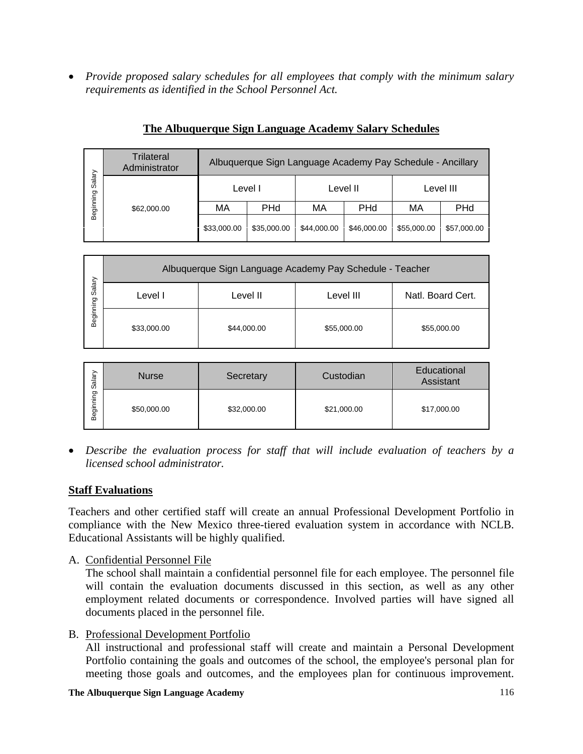- *Provide proposed salary schedules for all employees that comply with the minimum salary requirements as identified in the School Personnel Act.*

## The Albuquerque Sign Language Academy Salary Schedules

| | Trilateral Administrator | Albuquerque Sign Language Academy Pay Schedule - Ancillary | | | | | |
|---|---|---|---|---|---|---|---|
| | | Level I | | Level II | | Level III | |
| Beginning Salary | $62,000.00 | MA | PHd | MA | PHd | MA | PHd |
| | | $33,000.00 | $35,000.00 | $44,000.00 | $46,000.00 | $55,000.00 | $57,000.00 |

| | Albuquerque Sign Language Academy Pay Schedule - Teacher | | | |
|---|---|---|---|---|
| | Level I | Level II | Level III | Natl. Board Cert. |
| Beginning Salary | $33,000.00 | $44,000.00 | $55,000.00 | $55,000.00 |

| | Nurse | Secretary | Custodian | Educational Assistant |
|---|---|---|---|---|
| Beginning Salary | $50,000.00 | $32,000.00 | $21,000.00 | $17,000.00 |

- *Describe the evaluation process for staff that will include evaluation of teachers by a licensed school administrator.*

## Staff Evaluations

Teachers and other certified staff will create an annual Professional Development Portfolio in compliance with the New Mexico three-tiered evaluation system in accordance with NCLB. Educational Assistants will be highly qualified.

A. Confidential Personnel File
The school shall maintain a confidential personnel file for each employee. The personnel file will contain the evaluation documents discussed in this section, as well as any other employment related documents or correspondence. Involved parties will have signed all documents placed in the personnel file.

B. Professional Development Portfolio
All instructional and professional staff will create and maintain a Personal Development Portfolio containing the goals and outcomes of the school, the employee's personal plan for meeting those goals and outcomes, and the employees plan for continuous improvement.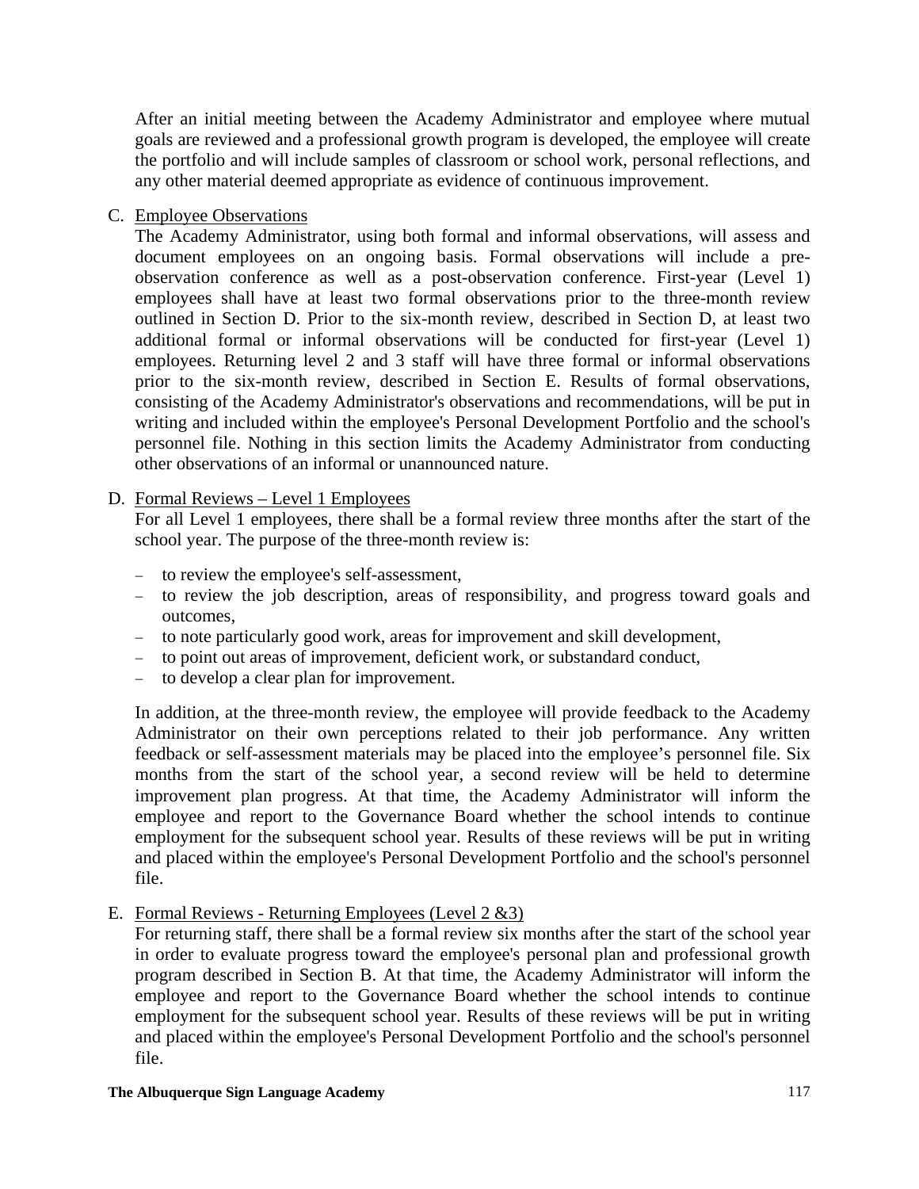After an initial meeting between the Academy Administrator and employee where mutual goals are reviewed and a professional growth program is developed, the employee will create the portfolio and will include samples of classroom or school work, personal reflections, and any other material deemed appropriate as evidence of continuous improvement.

C. Employee Observations

The Academy Administrator, using both formal and informal observations, will assess and document employees on an ongoing basis. Formal observations will include a pre-observation conference as well as a post-observation conference. First-year (Level 1) employees shall have at least two formal observations prior to the three-month review outlined in Section D. Prior to the six-month review, described in Section D, at least two additional formal or informal observations will be conducted for first-year (Level 1) employees. Returning level 2 and 3 staff will have three formal or informal observations prior to the six-month review, described in Section E. Results of formal observations, consisting of the Academy Administrator's observations and recommendations, will be put in writing and included within the employee's Personal Development Portfolio and the school's personnel file. Nothing in this section limits the Academy Administrator from conducting other observations of an informal or unannounced nature.

D. Formal Reviews – Level 1 Employees

For all Level 1 employees, there shall be a formal review three months after the start of the school year. The purpose of the three-month review is:

- to review the employee's self-assessment,
- to review the job description, areas of responsibility, and progress toward goals and outcomes,
- to note particularly good work, areas for improvement and skill development,
- to point out areas of improvement, deficient work, or substandard conduct,
- to develop a clear plan for improvement.

In addition, at the three-month review, the employee will provide feedback to the Academy Administrator on their own perceptions related to their job performance. Any written feedback or self-assessment materials may be placed into the employee's personnel file. Six months from the start of the school year, a second review will be held to determine improvement plan progress. At that time, the Academy Administrator will inform the employee and report to the Governance Board whether the school intends to continue employment for the subsequent school year. Results of these reviews will be put in writing and placed within the employee's Personal Development Portfolio and the school's personnel file.

E. Formal Reviews - Returning Employees (Level 2 &3)

For returning staff, there shall be a formal review six months after the start of the school year in order to evaluate progress toward the employee's personal plan and professional growth program described in Section B. At that time, the Academy Administrator will inform the employee and report to the Governance Board whether the school intends to continue employment for the subsequent school year. Results of these reviews will be put in writing and placed within the employee's Personal Development Portfolio and the school's personnel file.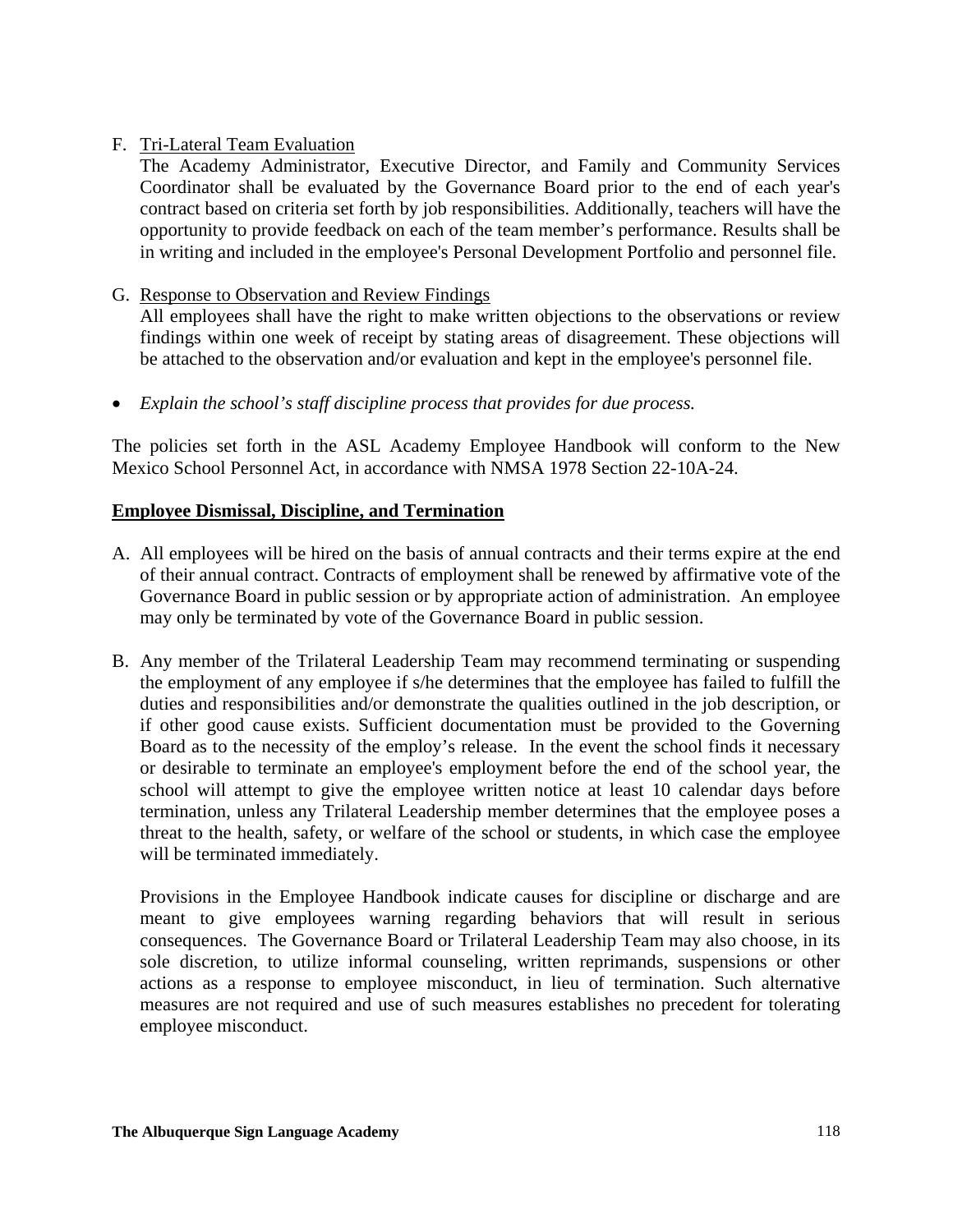F. <u>Tri-Lateral Team Evaluation</u>
   The Academy Administrator, Executive Director, and Family and Community Services Coordinator shall be evaluated by the Governance Board prior to the end of each year's contract based on criteria set forth by job responsibilities. Additionally, teachers will have the opportunity to provide feedback on each of the team member's performance. Results shall be in writing and included in the employee's Personal Development Portfolio and personnel file.

G. <u>Response to Observation and Review Findings</u>
   All employees shall have the right to make written objections to the observations or review findings within one week of receipt by stating areas of disagreement. These objections will be attached to the observation and/or evaluation and kept in the employee's personnel file.

- *Explain the school's staff discipline process that provides for due process.*

The policies set forth in the ASL Academy Employee Handbook will conform to the New Mexico School Personnel Act, in accordance with NMSA 1978 Section 22-10A-24.

**<u>Employee Dismissal, Discipline, and Termination</u>**

A. All employees will be hired on the basis of annual contracts and their terms expire at the end of their annual contract. Contracts of employment shall be renewed by affirmative vote of the Governance Board in public session or by appropriate action of administration. An employee may only be terminated by vote of the Governance Board in public session.

B. Any member of the Trilateral Leadership Team may recommend terminating or suspending the employment of any employee if s/he determines that the employee has failed to fulfill the duties and responsibilities and/or demonstrate the qualities outlined in the job description, or if other good cause exists. Sufficient documentation must be provided to the Governing Board as to the necessity of the employ's release. In the event the school finds it necessary or desirable to terminate an employee's employment before the end of the school year, the school will attempt to give the employee written notice at least 10 calendar days before termination, unless any Trilateral Leadership member determines that the employee poses a threat to the health, safety, or welfare of the school or students, in which case the employee will be terminated immediately.

   Provisions in the Employee Handbook indicate causes for discipline or discharge and are meant to give employees warning regarding behaviors that will result in serious consequences. The Governance Board or Trilateral Leadership Team may also choose, in its sole discretion, to utilize informal counseling, written reprimands, suspensions or other actions as a response to employee misconduct, in lieu of termination. Such alternative measures are not required and use of such measures establishes no precedent for tolerating employee misconduct.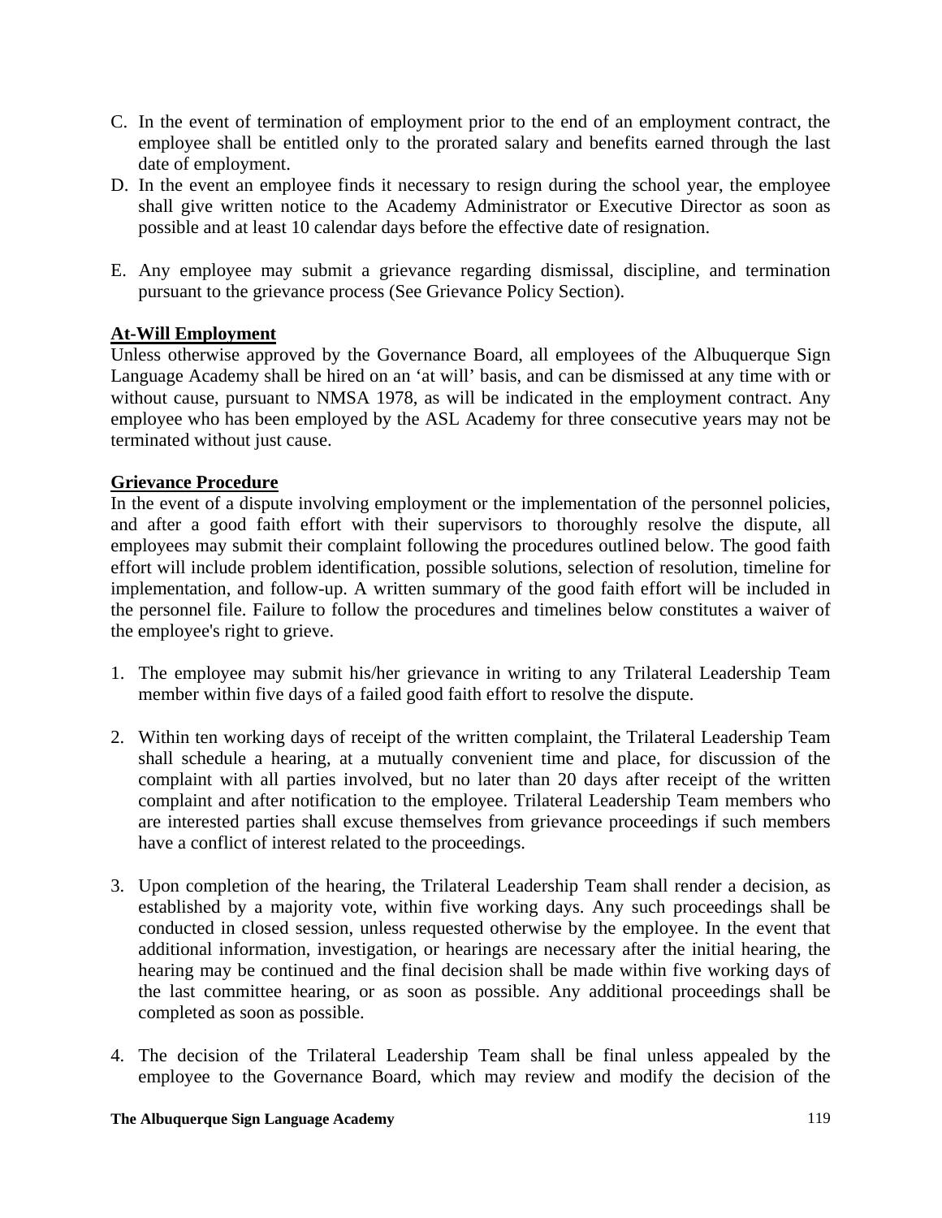C. In the event of termination of employment prior to the end of an employment contract, the employee shall be entitled only to the prorated salary and benefits earned through the last date of employment.
D. In the event an employee finds it necessary to resign during the school year, the employee shall give written notice to the Academy Administrator or Executive Director as soon as possible and at least 10 calendar days before the effective date of resignation.

E. Any employee may submit a grievance regarding dismissal, discipline, and termination pursuant to the grievance process (See Grievance Policy Section).

**At-Will Employment**

Unless otherwise approved by the Governance Board, all employees of the Albuquerque Sign Language Academy shall be hired on an 'at will' basis, and can be dismissed at any time with or without cause, pursuant to NMSA 1978, as will be indicated in the employment contract. Any employee who has been employed by the ASL Academy for three consecutive years may not be terminated without just cause.

**Grievance Procedure**

In the event of a dispute involving employment or the implementation of the personnel policies, and after a good faith effort with their supervisors to thoroughly resolve the dispute, all employees may submit their complaint following the procedures outlined below. The good faith effort will include problem identification, possible solutions, selection of resolution, timeline for implementation, and follow-up. A written summary of the good faith effort will be included in the personnel file. Failure to follow the procedures and timelines below constitutes a waiver of the employee's right to grieve.

1. The employee may submit his/her grievance in writing to any Trilateral Leadership Team member within five days of a failed good faith effort to resolve the dispute.

2. Within ten working days of receipt of the written complaint, the Trilateral Leadership Team shall schedule a hearing, at a mutually convenient time and place, for discussion of the complaint with all parties involved, but no later than 20 days after receipt of the written complaint and after notification to the employee. Trilateral Leadership Team members who are interested parties shall excuse themselves from grievance proceedings if such members have a conflict of interest related to the proceedings.

3. Upon completion of the hearing, the Trilateral Leadership Team shall render a decision, as established by a majority vote, within five working days. Any such proceedings shall be conducted in closed session, unless requested otherwise by the employee. In the event that additional information, investigation, or hearings are necessary after the initial hearing, the hearing may be continued and the final decision shall be made within five working days of the last committee hearing, or as soon as possible. Any additional proceedings shall be completed as soon as possible.

4. The decision of the Trilateral Leadership Team shall be final unless appealed by the employee to the Governance Board, which may review and modify the decision of the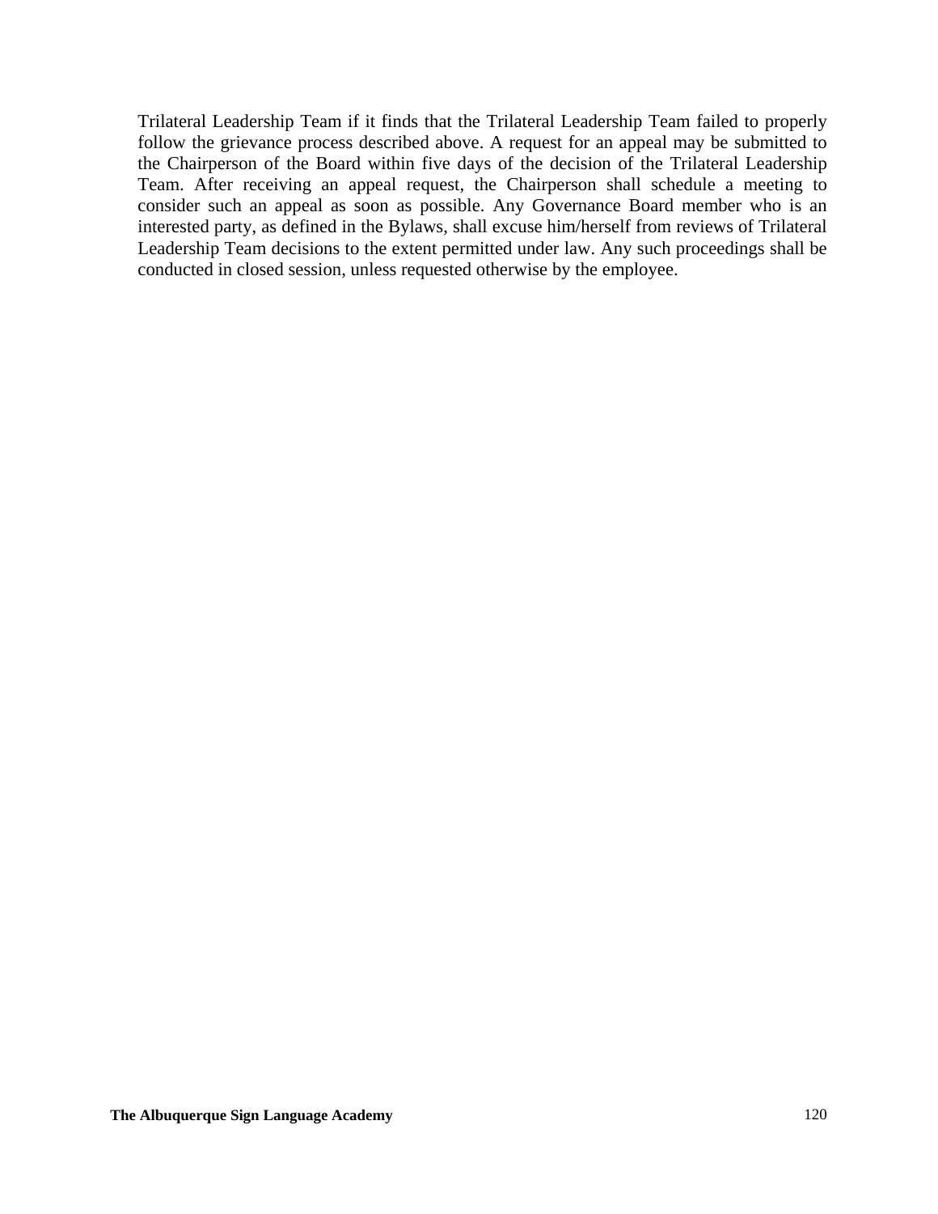Trilateral Leadership Team if it finds that the Trilateral Leadership Team failed to properly follow the grievance process described above. A request for an appeal may be submitted to the Chairperson of the Board within five days of the decision of the Trilateral Leadership Team. After receiving an appeal request, the Chairperson shall schedule a meeting to consider such an appeal as soon as possible. Any Governance Board member who is an interested party, as defined in the Bylaws, shall excuse him/herself from reviews of Trilateral Leadership Team decisions to the extent permitted under law. Any such proceedings shall be conducted in closed session, unless requested otherwise by the employee.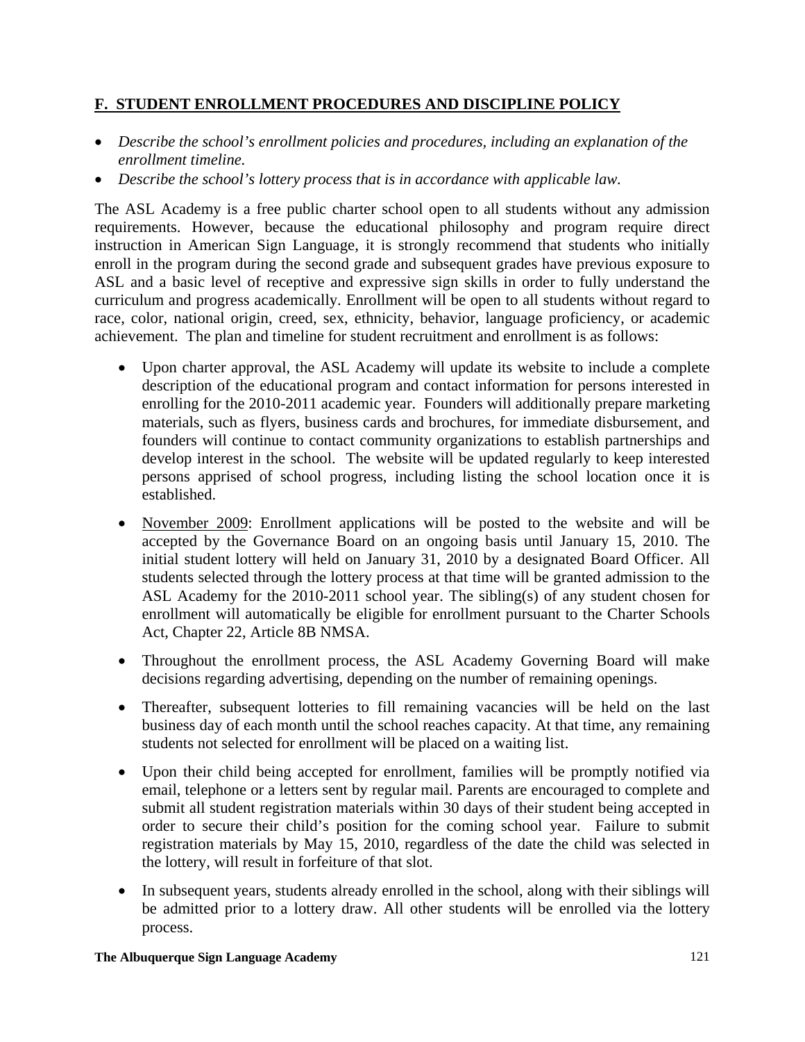## F. STUDENT ENROLLMENT PROCEDURES AND DISCIPLINE POLICY

- *Describe the school's enrollment policies and procedures, including an explanation of the enrollment timeline.*
- *Describe the school's lottery process that is in accordance with applicable law.*

The ASL Academy is a free public charter school open to all students without any admission requirements. However, because the educational philosophy and program require direct instruction in American Sign Language, it is strongly recommend that students who initially enroll in the program during the second grade and subsequent grades have previous exposure to ASL and a basic level of receptive and expressive sign skills in order to fully understand the curriculum and progress academically. Enrollment will be open to all students without regard to race, color, national origin, creed, sex, ethnicity, behavior, language proficiency, or academic achievement. The plan and timeline for student recruitment and enrollment is as follows:

- Upon charter approval, the ASL Academy will update its website to include a complete description of the educational program and contact information for persons interested in enrolling for the 2010-2011 academic year. Founders will additionally prepare marketing materials, such as flyers, business cards and brochures, for immediate disbursement, and founders will continue to contact community organizations to establish partnerships and develop interest in the school. The website will be updated regularly to keep interested persons apprised of school progress, including listing the school location once it is established.
- <u>November 2009</u>: Enrollment applications will be posted to the website and will be accepted by the Governance Board on an ongoing basis until January 15, 2010. The initial student lottery will held on January 31, 2010 by a designated Board Officer. All students selected through the lottery process at that time will be granted admission to the ASL Academy for the 2010-2011 school year. The sibling(s) of any student chosen for enrollment will automatically be eligible for enrollment pursuant to the Charter Schools Act, Chapter 22, Article 8B NMSA.
- Throughout the enrollment process, the ASL Academy Governing Board will make decisions regarding advertising, depending on the number of remaining openings.
- Thereafter, subsequent lotteries to fill remaining vacancies will be held on the last business day of each month until the school reaches capacity. At that time, any remaining students not selected for enrollment will be placed on a waiting list.
- Upon their child being accepted for enrollment, families will be promptly notified via email, telephone or a letters sent by regular mail. Parents are encouraged to complete and submit all student registration materials within 30 days of their student being accepted in order to secure their child's position for the coming school year. Failure to submit registration materials by May 15, 2010, regardless of the date the child was selected in the lottery, will result in forfeiture of that slot.
- In subsequent years, students already enrolled in the school, along with their siblings will be admitted prior to a lottery draw. All other students will be enrolled via the lottery process.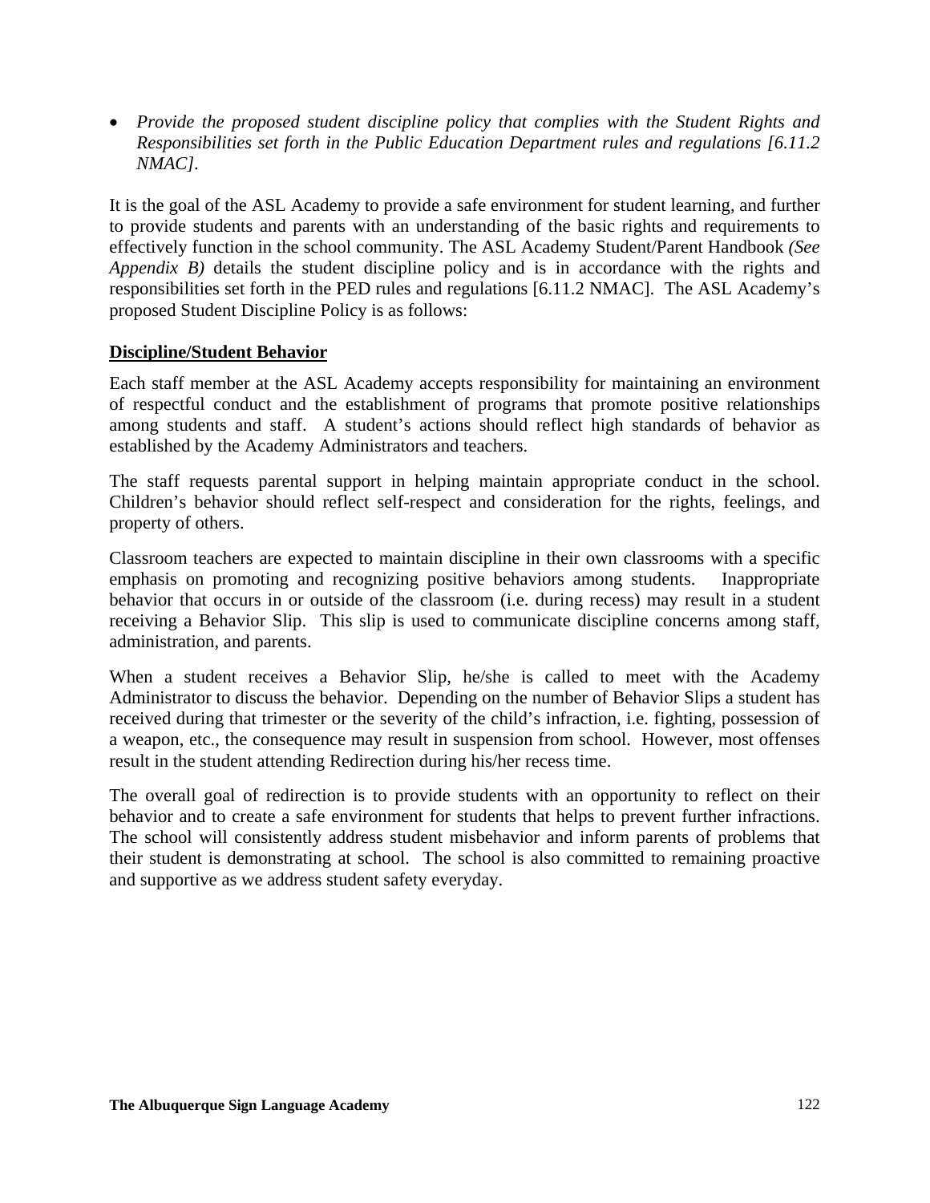- *Provide the proposed student discipline policy that complies with the Student Rights and Responsibilities set forth in the Public Education Department rules and regulations [6.11.2 NMAC].*

It is the goal of the ASL Academy to provide a safe environment for student learning, and further to provide students and parents with an understanding of the basic rights and requirements to effectively function in the school community. The ASL Academy Student/Parent Handbook *(See Appendix B)* details the student discipline policy and is in accordance with the rights and responsibilities set forth in the PED rules and regulations [6.11.2 NMAC]. The ASL Academy's proposed Student Discipline Policy is as follows:

**Discipline/Student Behavior**

Each staff member at the ASL Academy accepts responsibility for maintaining an environment of respectful conduct and the establishment of programs that promote positive relationships among students and staff. A student's actions should reflect high standards of behavior as established by the Academy Administrators and teachers.

The staff requests parental support in helping maintain appropriate conduct in the school. Children's behavior should reflect self-respect and consideration for the rights, feelings, and property of others.

Classroom teachers are expected to maintain discipline in their own classrooms with a specific emphasis on promoting and recognizing positive behaviors among students. Inappropriate behavior that occurs in or outside of the classroom (i.e. during recess) may result in a student receiving a Behavior Slip. This slip is used to communicate discipline concerns among staff, administration, and parents.

When a student receives a Behavior Slip, he/she is called to meet with the Academy Administrator to discuss the behavior. Depending on the number of Behavior Slips a student has received during that trimester or the severity of the child's infraction, i.e. fighting, possession of a weapon, etc., the consequence may result in suspension from school. However, most offenses result in the student attending Redirection during his/her recess time.

The overall goal of redirection is to provide students with an opportunity to reflect on their behavior and to create a safe environment for students that helps to prevent further infractions. The school will consistently address student misbehavior and inform parents of problems that their student is demonstrating at school. The school is also committed to remaining proactive and supportive as we address student safety everyday.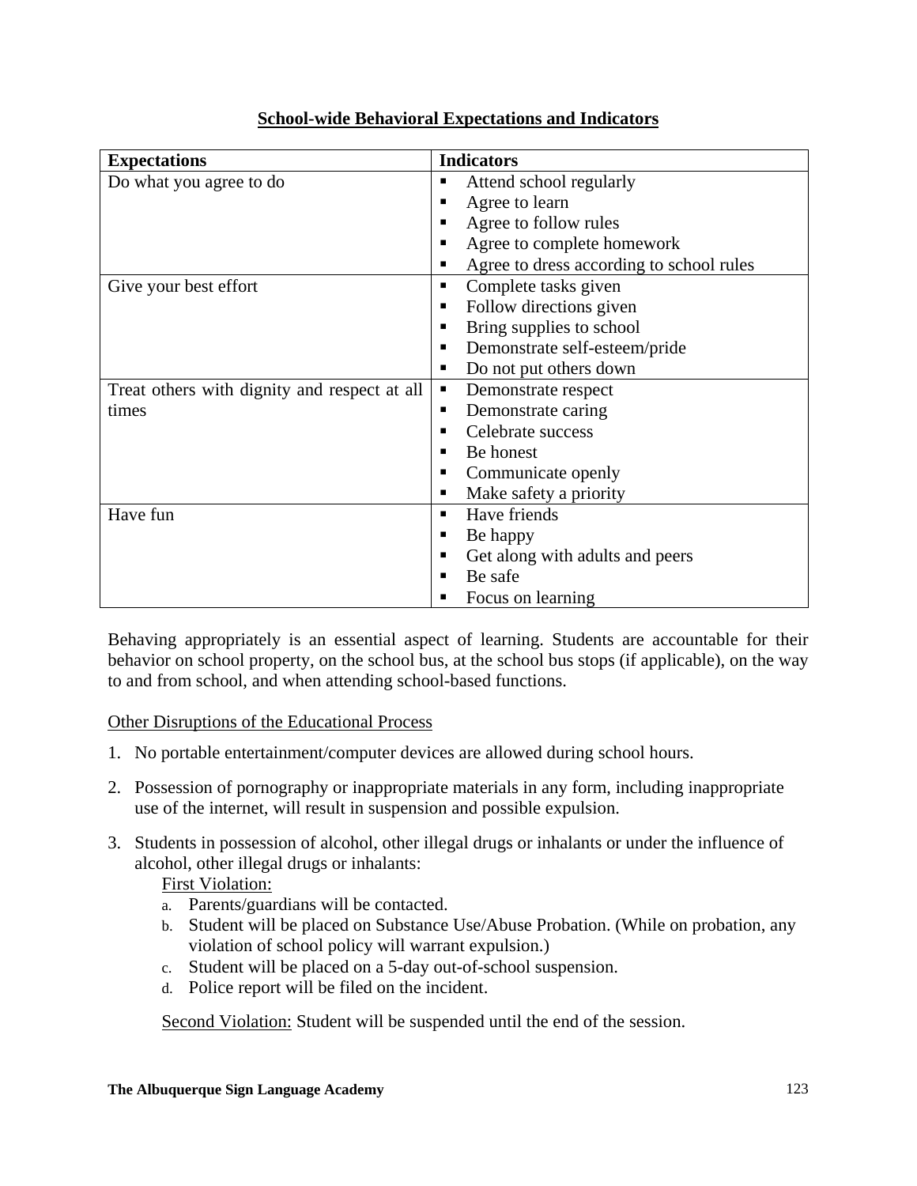## School-wide Behavioral Expectations and Indicators

| Expectations | Indicators |
|---|---|
| Do what you agree to do | ▪ Attend school regularly<br>▪ Agree to learn<br>▪ Agree to follow rules<br>▪ Agree to complete homework<br>▪ Agree to dress according to school rules |
| Give your best effort | ▪ Complete tasks given<br>▪ Follow directions given<br>▪ Bring supplies to school<br>▪ Demonstrate self-esteem/pride<br>▪ Do not put others down |
| Treat others with dignity and respect at all times | ▪ Demonstrate respect<br>▪ Demonstrate caring<br>▪ Celebrate success<br>▪ Be honest<br>▪ Communicate openly<br>▪ Make safety a priority |
| Have fun | ▪ Have friends<br>▪ Be happy<br>▪ Get along with adults and peers<br>▪ Be safe<br>▪ Focus on learning |

Behaving appropriately is an essential aspect of learning. Students are accountable for their behavior on school property, on the school bus, at the school bus stops (if applicable), on the way to and from school, and when attending school-based functions.

Other Disruptions of the Educational Process

1. No portable entertainment/computer devices are allowed during school hours.
2. Possession of pornography or inappropriate materials in any form, including inappropriate use of the internet, will result in suspension and possible expulsion.
3. Students in possession of alcohol, other illegal drugs or inhalants or under the influence of alcohol, other illegal drugs or inhalants:

   First Violation:

   a. Parents/guardians will be contacted.
   b. Student will be placed on Substance Use/Abuse Probation. (While on probation, any violation of school policy will warrant expulsion.)
   c. Student will be placed on a 5-day out-of-school suspension.
   d. Police report will be filed on the incident.

   Second Violation: Student will be suspended until the end of the session.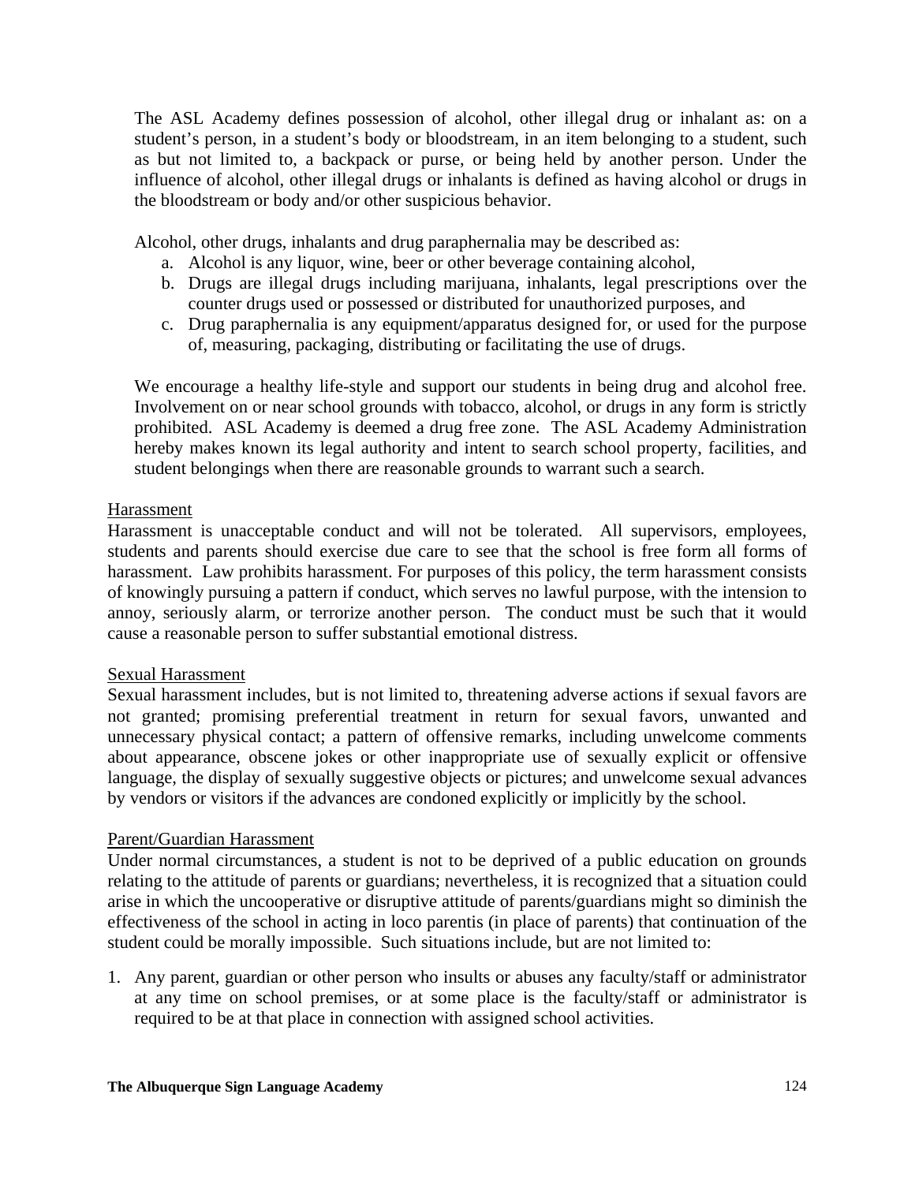The ASL Academy defines possession of alcohol, other illegal drug or inhalant as: on a student's person, in a student's body or bloodstream, in an item belonging to a student, such as but not limited to, a backpack or purse, or being held by another person. Under the influence of alcohol, other illegal drugs or inhalants is defined as having alcohol or drugs in the bloodstream or body and/or other suspicious behavior.

Alcohol, other drugs, inhalants and drug paraphernalia may be described as:

a. Alcohol is any liquor, wine, beer or other beverage containing alcohol,
b. Drugs are illegal drugs including marijuana, inhalants, legal prescriptions over the counter drugs used or possessed or distributed for unauthorized purposes, and
c. Drug paraphernalia is any equipment/apparatus designed for, or used for the purpose of, measuring, packaging, distributing or facilitating the use of drugs.

We encourage a healthy life-style and support our students in being drug and alcohol free. Involvement on or near school grounds with tobacco, alcohol, or drugs in any form is strictly prohibited. ASL Academy is deemed a drug free zone. The ASL Academy Administration hereby makes known its legal authority and intent to search school property, facilities, and student belongings when there are reasonable grounds to warrant such a search.

<u>Harassment</u>

Harassment is unacceptable conduct and will not be tolerated. All supervisors, employees, students and parents should exercise due care to see that the school is free form all forms of harassment. Law prohibits harassment. For purposes of this policy, the term harassment consists of knowingly pursuing a pattern if conduct, which serves no lawful purpose, with the intension to annoy, seriously alarm, or terrorize another person. The conduct must be such that it would cause a reasonable person to suffer substantial emotional distress.

<u>Sexual Harassment</u>

Sexual harassment includes, but is not limited to, threatening adverse actions if sexual favors are not granted; promising preferential treatment in return for sexual favors, unwanted and unnecessary physical contact; a pattern of offensive remarks, including unwelcome comments about appearance, obscene jokes or other inappropriate use of sexually explicit or offensive language, the display of sexually suggestive objects or pictures; and unwelcome sexual advances by vendors or visitors if the advances are condoned explicitly or implicitly by the school.

<u>Parent/Guardian Harassment</u>

Under normal circumstances, a student is not to be deprived of a public education on grounds relating to the attitude of parents or guardians; nevertheless, it is recognized that a situation could arise in which the uncooperative or disruptive attitude of parents/guardians might so diminish the effectiveness of the school in acting in loco parentis (in place of parents) that continuation of the student could be morally impossible. Such situations include, but are not limited to:

1. Any parent, guardian or other person who insults or abuses any faculty/staff or administrator at any time on school premises, or at some place is the faculty/staff or administrator is required to be at that place in connection with assigned school activities.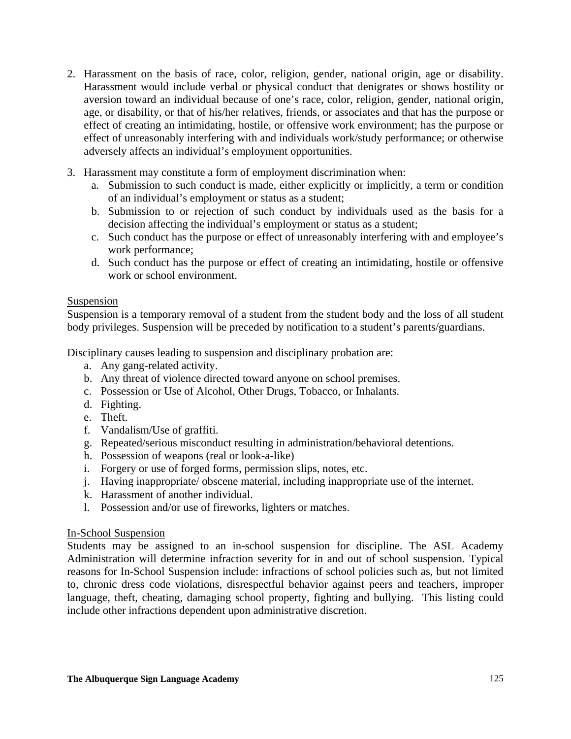2. Harassment on the basis of race, color, religion, gender, national origin, age or disability. Harassment would include verbal or physical conduct that denigrates or shows hostility or aversion toward an individual because of one's race, color, religion, gender, national origin, age, or disability, or that of his/her relatives, friends, or associates and that has the purpose or effect of creating an intimidating, hostile, or offensive work environment; has the purpose or effect of unreasonably interfering with and individuals work/study performance; or otherwise adversely affects an individual's employment opportunities.

3. Harassment may constitute a form of employment discrimination when:
   a. Submission to such conduct is made, either explicitly or implicitly, a term or condition of an individual's employment or status as a student;
   b. Submission to or rejection of such conduct by individuals used as the basis for a decision affecting the individual's employment or status as a student;
   c. Such conduct has the purpose or effect of unreasonably interfering with and employee's work performance;
   d. Such conduct has the purpose or effect of creating an intimidating, hostile or offensive work or school environment.

<u>Suspension</u>

Suspension is a temporary removal of a student from the student body and the loss of all student body privileges. Suspension will be preceded by notification to a student's parents/guardians.

Disciplinary causes leading to suspension and disciplinary probation are:

a. Any gang-related activity.
b. Any threat of violence directed toward anyone on school premises.
c. Possession or Use of Alcohol, Other Drugs, Tobacco, or Inhalants.
d. Fighting.
e. Theft.
f. Vandalism/Use of graffiti.
g. Repeated/serious misconduct resulting in administration/behavioral detentions.
h. Possession of weapons (real or look-a-like)
i. Forgery or use of forged forms, permission slips, notes, etc.
j. Having inappropriate/ obscene material, including inappropriate use of the internet.
k. Harassment of another individual.
l. Possession and/or use of fireworks, lighters or matches.

<u>In-School Suspension</u>

Students may be assigned to an in-school suspension for discipline. The ASL Academy Administration will determine infraction severity for in and out of school suspension. Typical reasons for In-School Suspension include: infractions of school policies such as, but not limited to, chronic dress code violations, disrespectful behavior against peers and teachers, improper language, theft, cheating, damaging school property, fighting and bullying. This listing could include other infractions dependent upon administrative discretion.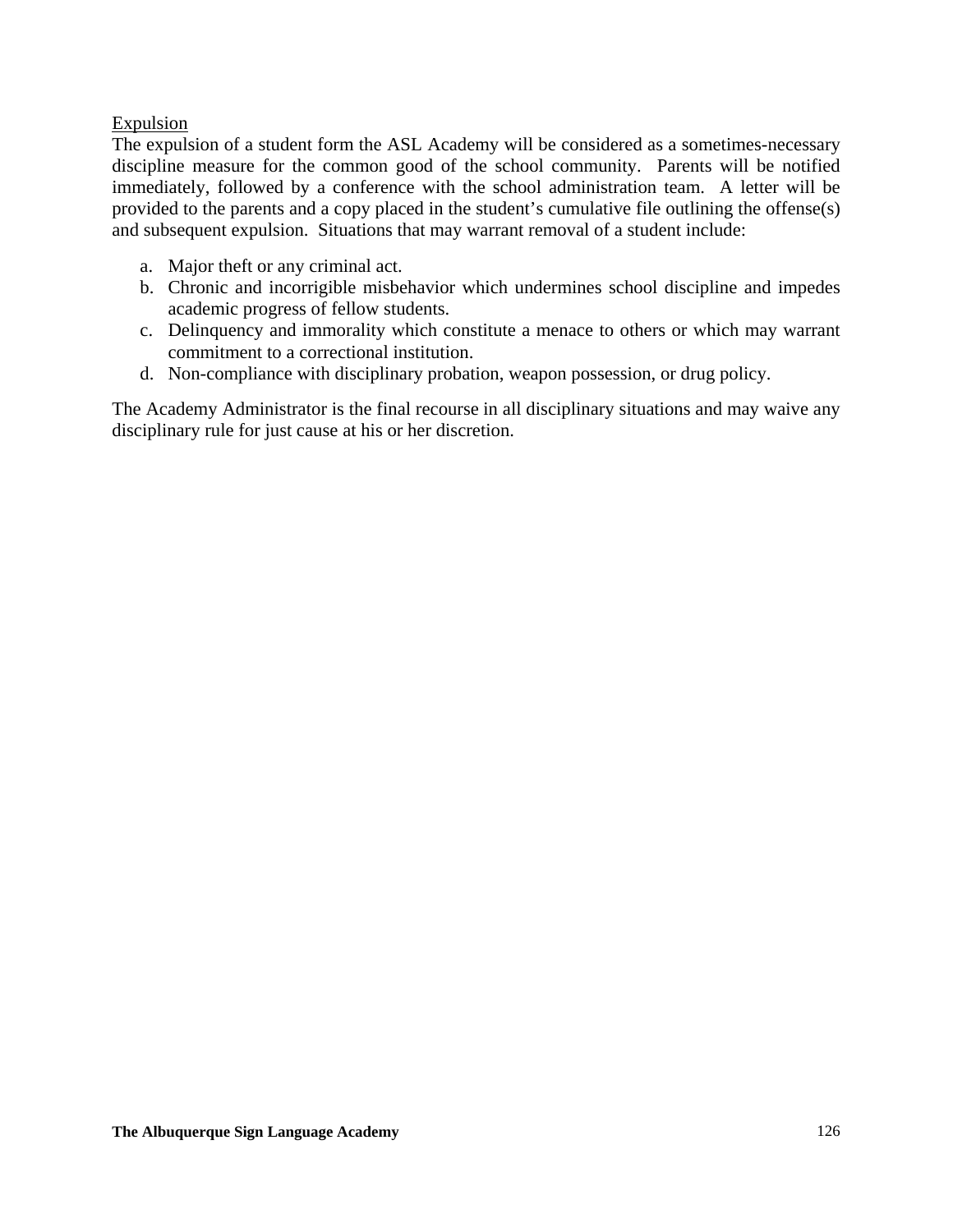Expulsion

The expulsion of a student form the ASL Academy will be considered as a sometimes-necessary discipline measure for the common good of the school community. Parents will be notified immediately, followed by a conference with the school administration team. A letter will be provided to the parents and a copy placed in the student's cumulative file outlining the offense(s) and subsequent expulsion. Situations that may warrant removal of a student include:

a. Major theft or any criminal act.
b. Chronic and incorrigible misbehavior which undermines school discipline and impedes academic progress of fellow students.
c. Delinquency and immorality which constitute a menace to others or which may warrant commitment to a correctional institution.
d. Non-compliance with disciplinary probation, weapon possession, or drug policy.

The Academy Administrator is the final recourse in all disciplinary situations and may waive any disciplinary rule for just cause at his or her discretion.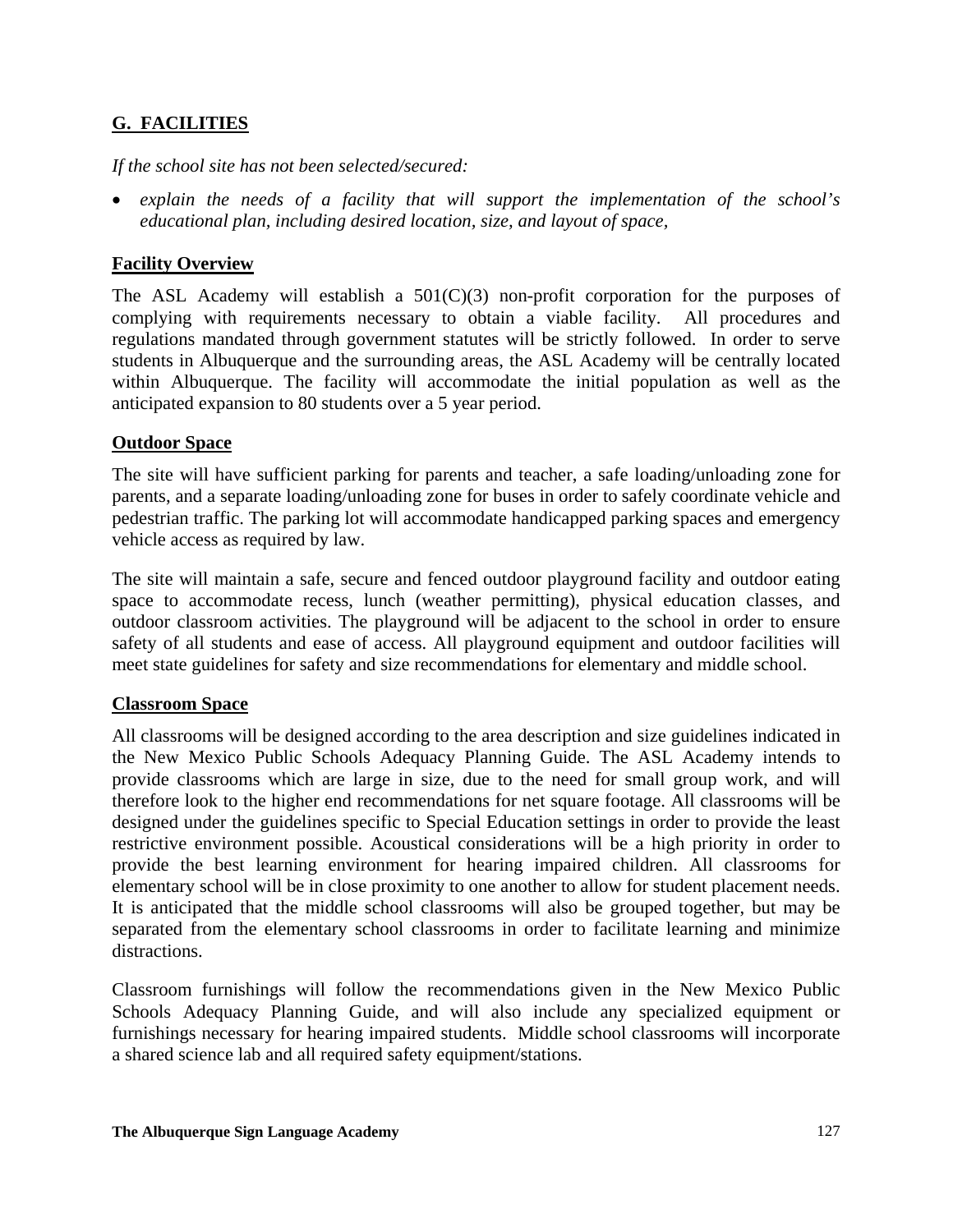## G. FACILITIES

*If the school site has not been selected/secured:*

- *explain the needs of a facility that will support the implementation of the school's educational plan, including desired location, size, and layout of space,*

### Facility Overview

The ASL Academy will establish a 501(C)(3) non-profit corporation for the purposes of complying with requirements necessary to obtain a viable facility. All procedures and regulations mandated through government statutes will be strictly followed. In order to serve students in Albuquerque and the surrounding areas, the ASL Academy will be centrally located within Albuquerque. The facility will accommodate the initial population as well as the anticipated expansion to 80 students over a 5 year period.

### Outdoor Space

The site will have sufficient parking for parents and teacher, a safe loading/unloading zone for parents, and a separate loading/unloading zone for buses in order to safely coordinate vehicle and pedestrian traffic. The parking lot will accommodate handicapped parking spaces and emergency vehicle access as required by law.

The site will maintain a safe, secure and fenced outdoor playground facility and outdoor eating space to accommodate recess, lunch (weather permitting), physical education classes, and outdoor classroom activities. The playground will be adjacent to the school in order to ensure safety of all students and ease of access. All playground equipment and outdoor facilities will meet state guidelines for safety and size recommendations for elementary and middle school.

### Classroom Space

All classrooms will be designed according to the area description and size guidelines indicated in the New Mexico Public Schools Adequacy Planning Guide. The ASL Academy intends to provide classrooms which are large in size, due to the need for small group work, and will therefore look to the higher end recommendations for net square footage. All classrooms will be designed under the guidelines specific to Special Education settings in order to provide the least restrictive environment possible. Acoustical considerations will be a high priority in order to provide the best learning environment for hearing impaired children. All classrooms for elementary school will be in close proximity to one another to allow for student placement needs. It is anticipated that the middle school classrooms will also be grouped together, but may be separated from the elementary school classrooms in order to facilitate learning and minimize distractions.

Classroom furnishings will follow the recommendations given in the New Mexico Public Schools Adequacy Planning Guide, and will also include any specialized equipment or furnishings necessary for hearing impaired students. Middle school classrooms will incorporate a shared science lab and all required safety equipment/stations.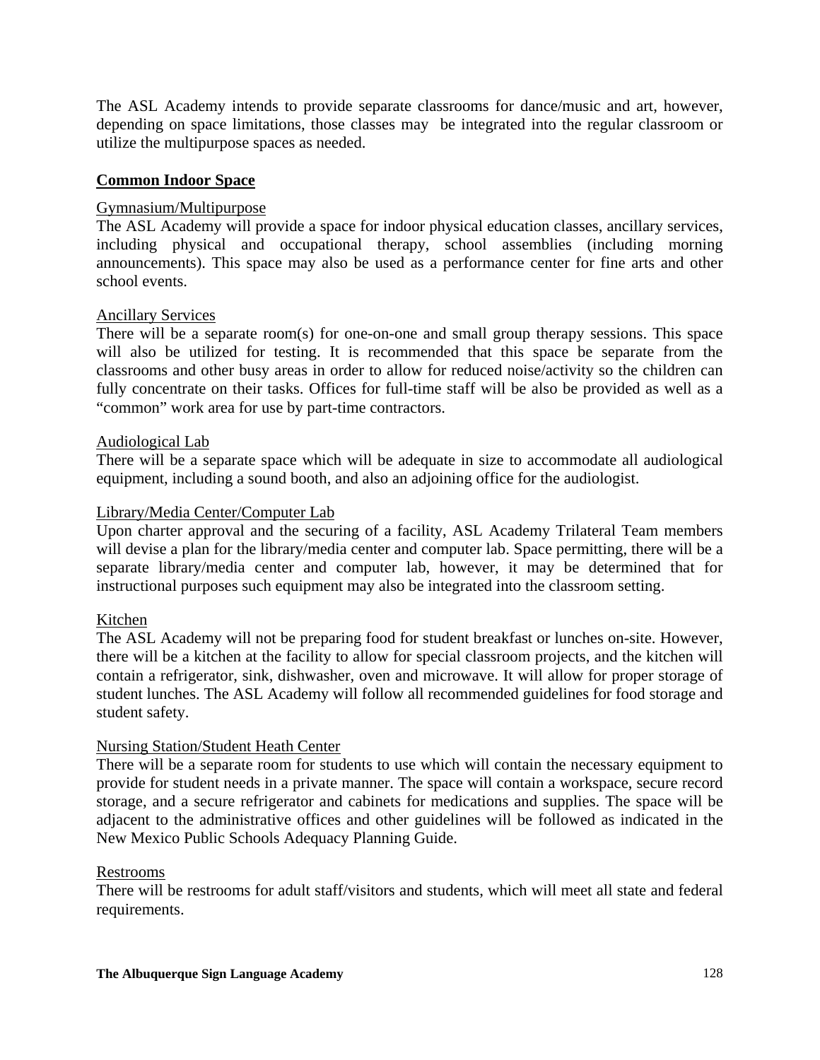The ASL Academy intends to provide separate classrooms for dance/music and art, however, depending on space limitations, those classes may  be integrated into the regular classroom or utilize the multipurpose spaces as needed.

**Common Indoor Space**

Gymnasium/Multipurpose

The ASL Academy will provide a space for indoor physical education classes, ancillary services, including physical and occupational therapy, school assemblies (including morning announcements). This space may also be used as a performance center for fine arts and other school events.

Ancillary Services

There will be a separate room(s) for one-on-one and small group therapy sessions. This space will also be utilized for testing. It is recommended that this space be separate from the classrooms and other busy areas in order to allow for reduced noise/activity so the children can fully concentrate on their tasks. Offices for full-time staff will be also be provided as well as a "common" work area for use by part-time contractors.

Audiological Lab

There will be a separate space which will be adequate in size to accommodate all audiological equipment, including a sound booth, and also an adjoining office for the audiologist.

Library/Media Center/Computer Lab

Upon charter approval and the securing of a facility, ASL Academy Trilateral Team members will devise a plan for the library/media center and computer lab. Space permitting, there will be a separate library/media center and computer lab, however, it may be determined that for instructional purposes such equipment may also be integrated into the classroom setting.

Kitchen

The ASL Academy will not be preparing food for student breakfast or lunches on-site. However, there will be a kitchen at the facility to allow for special classroom projects, and the kitchen will contain a refrigerator, sink, dishwasher, oven and microwave. It will allow for proper storage of student lunches. The ASL Academy will follow all recommended guidelines for food storage and student safety.

Nursing Station/Student Heath Center

There will be a separate room for students to use which will contain the necessary equipment to provide for student needs in a private manner. The space will contain a workspace, secure record storage, and a secure refrigerator and cabinets for medications and supplies. The space will be adjacent to the administrative offices and other guidelines will be followed as indicated in the New Mexico Public Schools Adequacy Planning Guide.

Restrooms

There will be restrooms for adult staff/visitors and students, which will meet all state and federal requirements.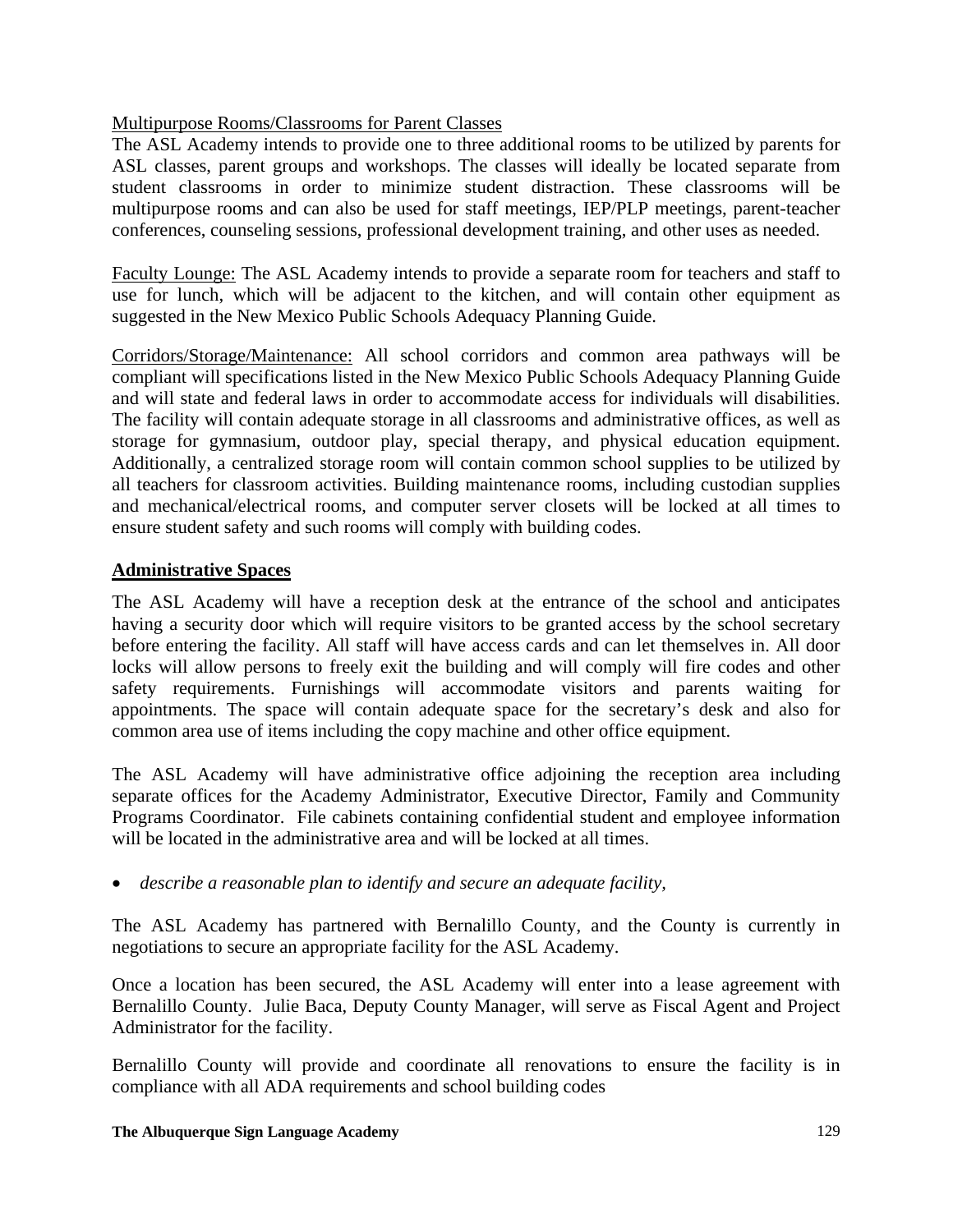Multipurpose Rooms/Classrooms for Parent Classes

The ASL Academy intends to provide one to three additional rooms to be utilized by parents for ASL classes, parent groups and workshops. The classes will ideally be located separate from student classrooms in order to minimize student distraction. These classrooms will be multipurpose rooms and can also be used for staff meetings, IEP/PLP meetings, parent-teacher conferences, counseling sessions, professional development training, and other uses as needed.

Faculty Lounge: The ASL Academy intends to provide a separate room for teachers and staff to use for lunch, which will be adjacent to the kitchen, and will contain other equipment as suggested in the New Mexico Public Schools Adequacy Planning Guide.

Corridors/Storage/Maintenance: All school corridors and common area pathways will be compliant will specifications listed in the New Mexico Public Schools Adequacy Planning Guide and will state and federal laws in order to accommodate access for individuals will disabilities. The facility will contain adequate storage in all classrooms and administrative offices, as well as storage for gymnasium, outdoor play, special therapy, and physical education equipment. Additionally, a centralized storage room will contain common school supplies to be utilized by all teachers for classroom activities. Building maintenance rooms, including custodian supplies and mechanical/electrical rooms, and computer server closets will be locked at all times to ensure student safety and such rooms will comply with building codes.

## Administrative Spaces

The ASL Academy will have a reception desk at the entrance of the school and anticipates having a security door which will require visitors to be granted access by the school secretary before entering the facility. All staff will have access cards and can let themselves in. All door locks will allow persons to freely exit the building and will comply will fire codes and other safety requirements. Furnishings will accommodate visitors and parents waiting for appointments. The space will contain adequate space for the secretary's desk and also for common area use of items including the copy machine and other office equipment.

The ASL Academy will have administrative office adjoining the reception area including separate offices for the Academy Administrator, Executive Director, Family and Community Programs Coordinator. File cabinets containing confidential student and employee information will be located in the administrative area and will be locked at all times.

- *describe a reasonable plan to identify and secure an adequate facility,*

The ASL Academy has partnered with Bernalillo County, and the County is currently in negotiations to secure an appropriate facility for the ASL Academy.

Once a location has been secured, the ASL Academy will enter into a lease agreement with Bernalillo County. Julie Baca, Deputy County Manager, will serve as Fiscal Agent and Project Administrator for the facility.

Bernalillo County will provide and coordinate all renovations to ensure the facility is in compliance with all ADA requirements and school building codes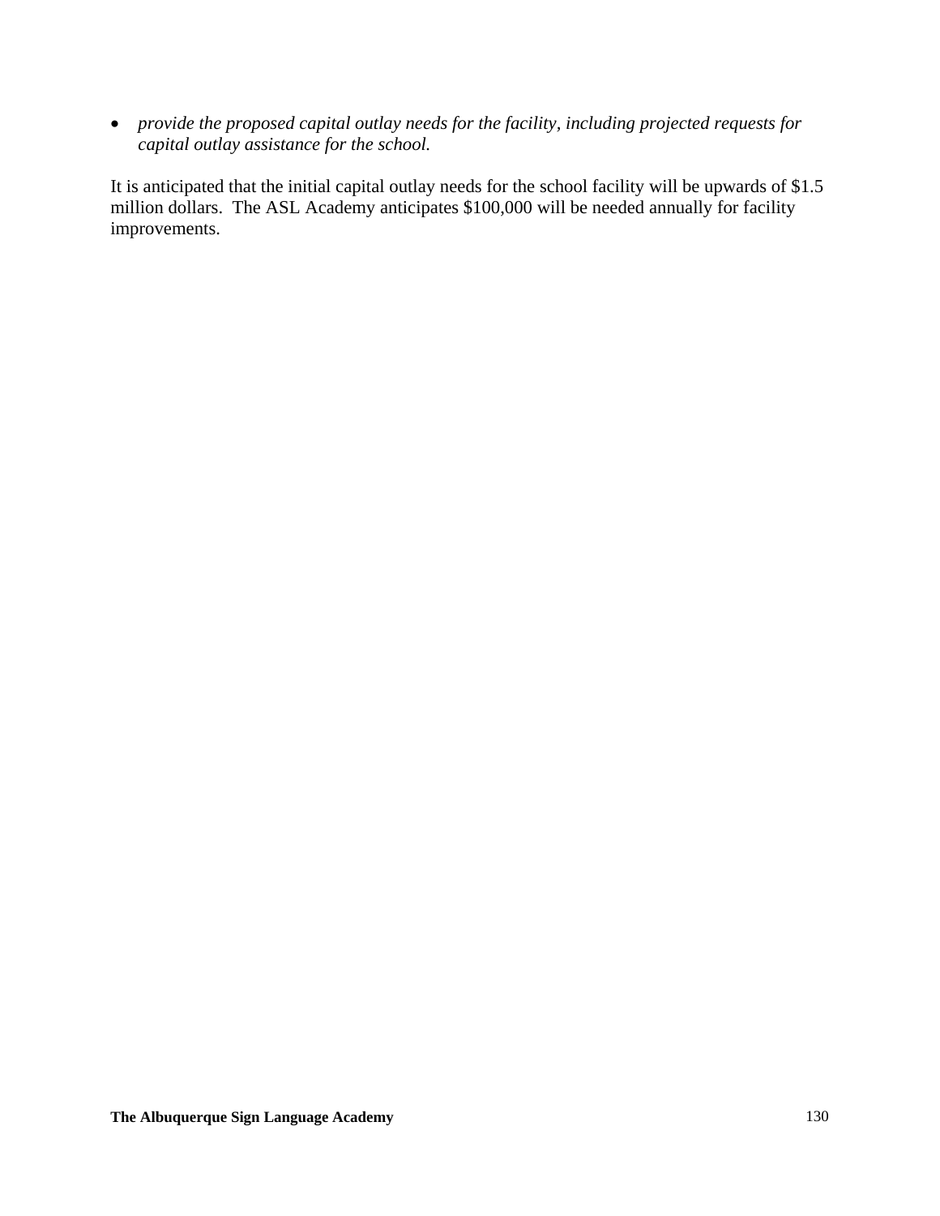- *provide the proposed capital outlay needs for the facility, including projected requests for capital outlay assistance for the school.*

It is anticipated that the initial capital outlay needs for the school facility will be upwards of $1.5 million dollars. The ASL Academy anticipates $100,000 will be needed annually for facility improvements.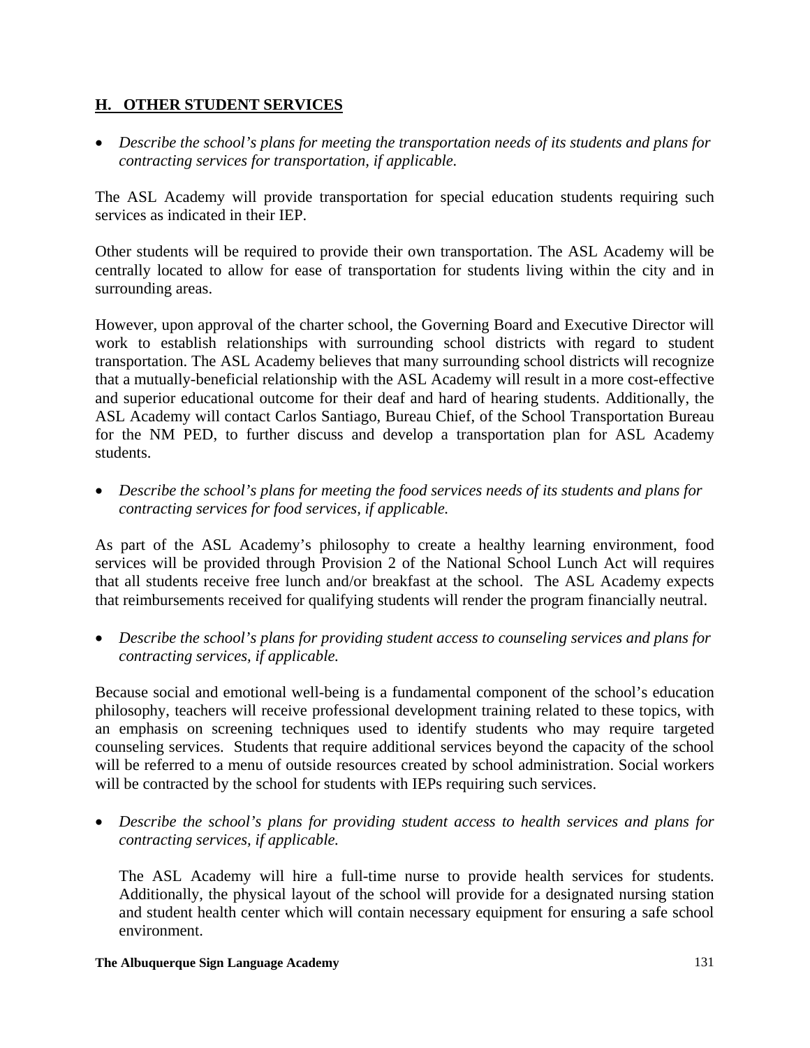## **H. OTHER STUDENT SERVICES**

- *Describe the school's plans for meeting the transportation needs of its students and plans for contracting services for transportation, if applicable.*

The ASL Academy will provide transportation for special education students requiring such services as indicated in their IEP.

Other students will be required to provide their own transportation. The ASL Academy will be centrally located to allow for ease of transportation for students living within the city and in surrounding areas.

However, upon approval of the charter school, the Governing Board and Executive Director will work to establish relationships with surrounding school districts with regard to student transportation. The ASL Academy believes that many surrounding school districts will recognize that a mutually-beneficial relationship with the ASL Academy will result in a more cost-effective and superior educational outcome for their deaf and hard of hearing students. Additionally, the ASL Academy will contact Carlos Santiago, Bureau Chief, of the School Transportation Bureau for the NM PED, to further discuss and develop a transportation plan for ASL Academy students.

- *Describe the school's plans for meeting the food services needs of its students and plans for contracting services for food services, if applicable.*

As part of the ASL Academy's philosophy to create a healthy learning environment, food services will be provided through Provision 2 of the National School Lunch Act will requires that all students receive free lunch and/or breakfast at the school. The ASL Academy expects that reimbursements received for qualifying students will render the program financially neutral.

- *Describe the school's plans for providing student access to counseling services and plans for contracting services, if applicable.*

Because social and emotional well-being is a fundamental component of the school's education philosophy, teachers will receive professional development training related to these topics, with an emphasis on screening techniques used to identify students who may require targeted counseling services. Students that require additional services beyond the capacity of the school will be referred to a menu of outside resources created by school administration. Social workers will be contracted by the school for students with IEPs requiring such services.

- *Describe the school's plans for providing student access to health services and plans for contracting services, if applicable.*

  The ASL Academy will hire a full-time nurse to provide health services for students. Additionally, the physical layout of the school will provide for a designated nursing station and student health center which will contain necessary equipment for ensuring a safe school environment.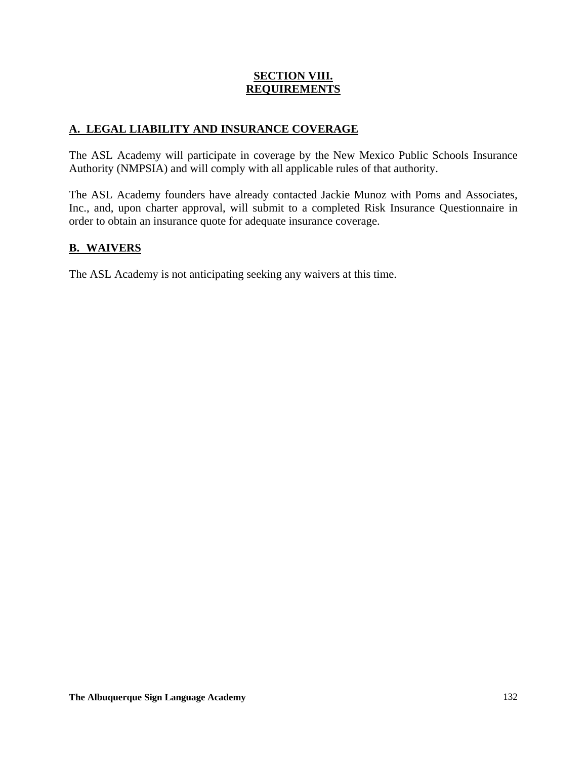# SECTION VIII.
# REQUIREMENTS

## A. LEGAL LIABILITY AND INSURANCE COVERAGE

The ASL Academy will participate in coverage by the New Mexico Public Schools Insurance Authority (NMPSIA) and will comply with all applicable rules of that authority.

The ASL Academy founders have already contacted Jackie Munoz with Poms and Associates, Inc., and, upon charter approval, will submit to a completed Risk Insurance Questionnaire in order to obtain an insurance quote for adequate insurance coverage.

## B. WAIVERS

The ASL Academy is not anticipating seeking any waivers at this time.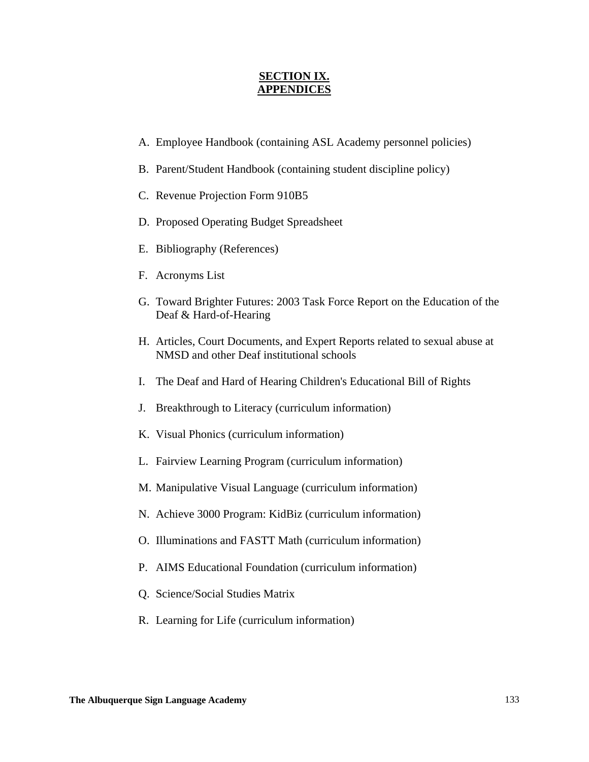# SECTION IX.
# APPENDICES

A. Employee Handbook (containing ASL Academy personnel policies)

B. Parent/Student Handbook (containing student discipline policy)

C. Revenue Projection Form 910B5

D. Proposed Operating Budget Spreadsheet

E. Bibliography (References)

F. Acronyms List

G. Toward Brighter Futures: 2003 Task Force Report on the Education of the Deaf & Hard-of-Hearing

H. Articles, Court Documents, and Expert Reports related to sexual abuse at NMSD and other Deaf institutional schools

I. The Deaf and Hard of Hearing Children's Educational Bill of Rights

J. Breakthrough to Literacy (curriculum information)

K. Visual Phonics (curriculum information)

L. Fairview Learning Program (curriculum information)

M. Manipulative Visual Language (curriculum information)

N. Achieve 3000 Program: KidBiz (curriculum information)

O. Illuminations and FASTT Math (curriculum information)

P. AIMS Educational Foundation (curriculum information)

Q. Science/Social Studies Matrix

R. Learning for Life (curriculum information)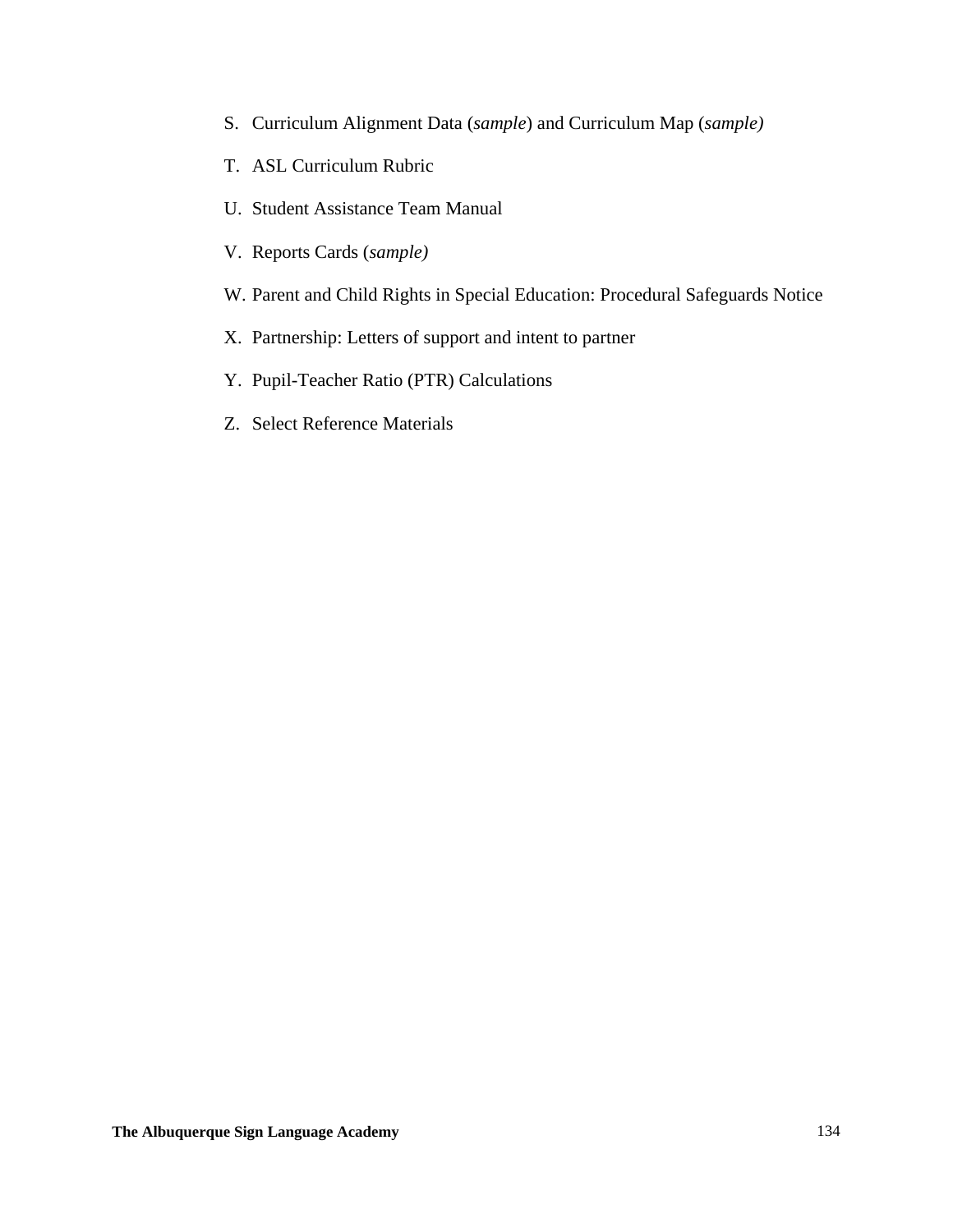S. Curriculum Alignment Data (*sample*) and Curriculum Map (*sample)*

T. ASL Curriculum Rubric

U. Student Assistance Team Manual

V. Reports Cards (*sample)*

W. Parent and Child Rights in Special Education: Procedural Safeguards Notice

X. Partnership: Letters of support and intent to partner

Y. Pupil-Teacher Ratio (PTR) Calculations

Z. Select Reference Materials